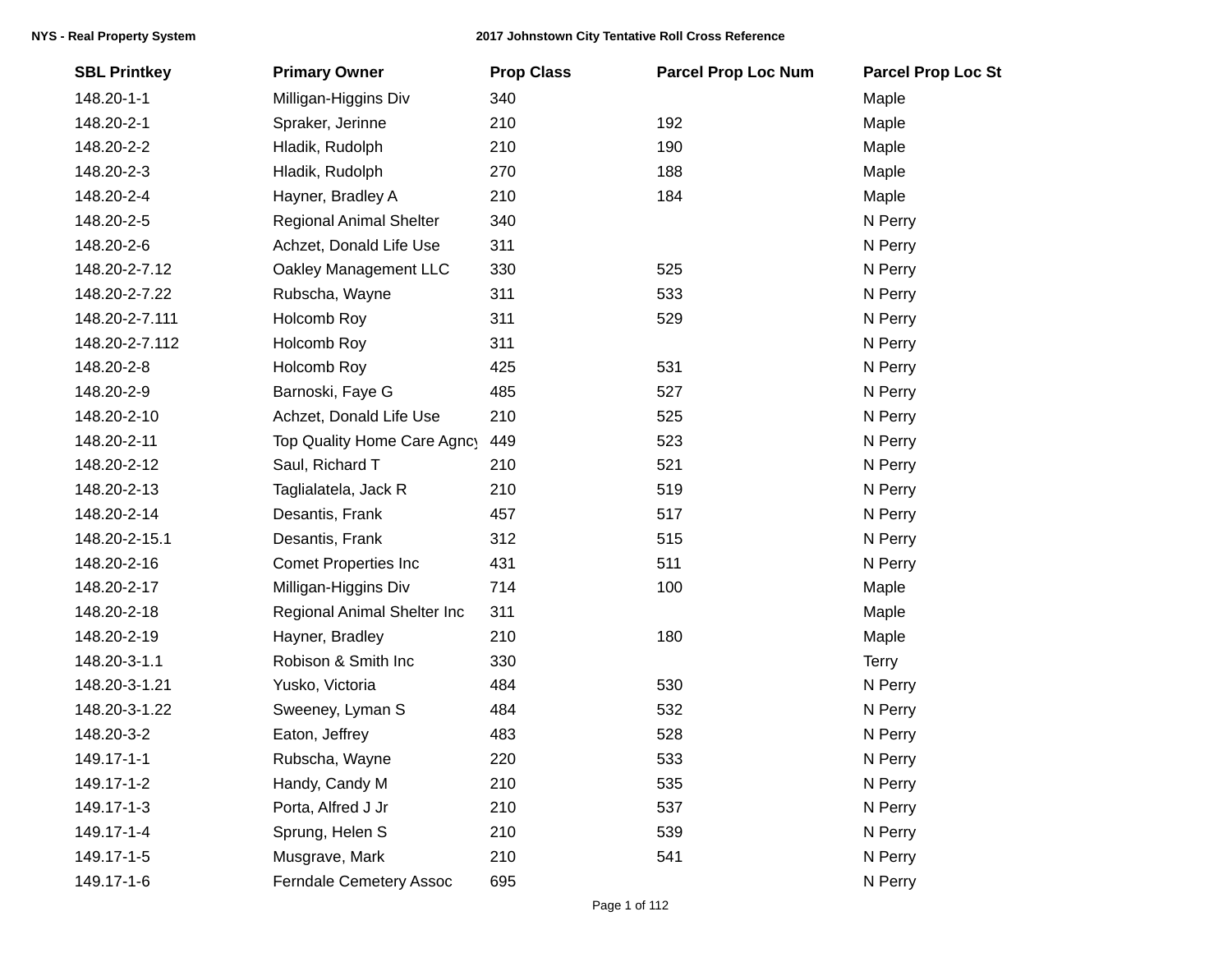| SBL Printkey | Primary Owner | Prop Class | Parcel Prop Loc Num | Parcel Prop Loc St |
|---|---|---|---|---|
| 148.20-1-1 | Milligan-Higgins Div | 340 | | Maple |
| 148.20-2-1 | Spraker, Jerinne | 210 | 192 | Maple |
| 148.20-2-2 | Hladik, Rudolph | 210 | 190 | Maple |
| 148.20-2-3 | Hladik, Rudolph | 270 | 188 | Maple |
| 148.20-2-4 | Hayner, Bradley A | 210 | 184 | Maple |
| 148.20-2-5 | Regional Animal Shelter | 340 | | N Perry |
| 148.20-2-6 | Achzet, Donald Life Use | 311 | | N Perry |
| 148.20-2-7.12 | Oakley Management LLC | 330 | 525 | N Perry |
| 148.20-2-7.22 | Rubscha, Wayne | 311 | 533 | N Perry |
| 148.20-2-7.111 | Holcomb Roy | 311 | 529 | N Perry |
| 148.20-2-7.112 | Holcomb Roy | 311 | | N Perry |
| 148.20-2-8 | Holcomb Roy | 425 | 531 | N Perry |
| 148.20-2-9 | Barnoski, Faye G | 485 | 527 | N Perry |
| 148.20-2-10 | Achzet, Donald Life Use | 210 | 525 | N Perry |
| 148.20-2-11 | Top Quality Home Care Agncy | 449 | 523 | N Perry |
| 148.20-2-12 | Saul, Richard T | 210 | 521 | N Perry |
| 148.20-2-13 | Taglialatela, Jack R | 210 | 519 | N Perry |
| 148.20-2-14 | Desantis, Frank | 457 | 517 | N Perry |
| 148.20-2-15.1 | Desantis, Frank | 312 | 515 | N Perry |
| 148.20-2-16 | Comet Properties Inc | 431 | 511 | N Perry |
| 148.20-2-17 | Milligan-Higgins Div | 714 | 100 | Maple |
| 148.20-2-18 | Regional Animal Shelter Inc | 311 | | Maple |
| 148.20-2-19 | Hayner, Bradley | 210 | 180 | Maple |
| 148.20-3-1.1 | Robison & Smith Inc | 330 | | Terry |
| 148.20-3-1.21 | Yusko, Victoria | 484 | 530 | N Perry |
| 148.20-3-1.22 | Sweeney, Lyman S | 484 | 532 | N Perry |
| 148.20-3-2 | Eaton, Jeffrey | 483 | 528 | N Perry |
| 149.17-1-1 | Rubscha, Wayne | 220 | 533 | N Perry |
| 149.17-1-2 | Handy, Candy M | 210 | 535 | N Perry |
| 149.17-1-3 | Porta, Alfred J Jr | 210 | 537 | N Perry |
| 149.17-1-4 | Sprung, Helen S | 210 | 539 | N Perry |
| 149.17-1-5 | Musgrave, Mark | 210 | 541 | N Perry |
| 149.17-1-6 | Ferndale Cemetery Assoc | 695 | | N Perry |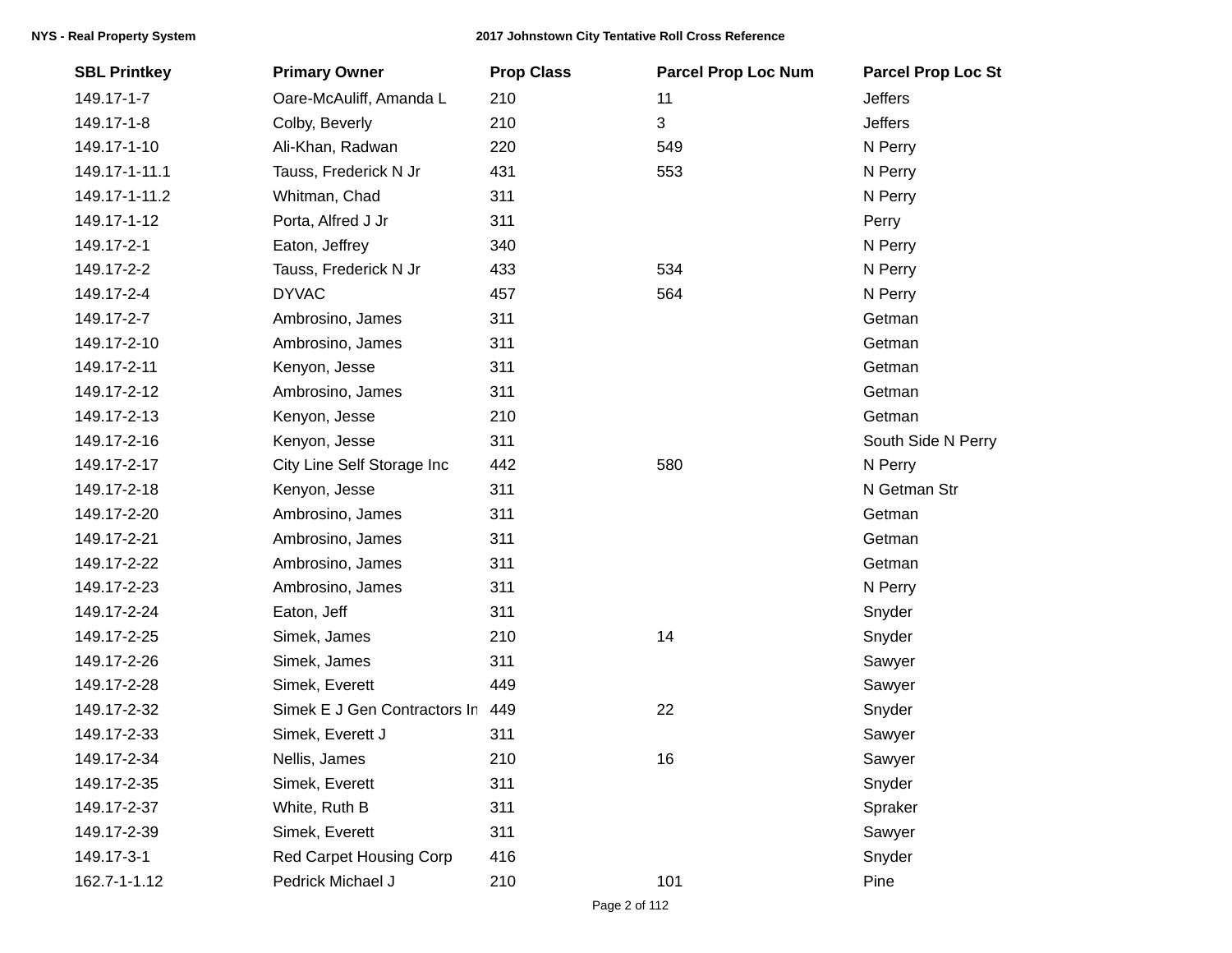| SBL Printkey | Primary Owner | Prop Class | Parcel Prop Loc Num | Parcel Prop Loc St |
|---|---|---|---|---|
| 149.17-1-7 | Oare-McAuliff, Amanda L | 210 | 11 | Jeffers |
| 149.17-1-8 | Colby, Beverly | 210 | 3 | Jeffers |
| 149.17-1-10 | Ali-Khan, Radwan | 220 | 549 | N Perry |
| 149.17-1-11.1 | Tauss, Frederick N Jr | 431 | 553 | N Perry |
| 149.17-1-11.2 | Whitman, Chad | 311 | | N Perry |
| 149.17-1-12 | Porta, Alfred J Jr | 311 | | Perry |
| 149.17-2-1 | Eaton, Jeffrey | 340 | | N Perry |
| 149.17-2-2 | Tauss, Frederick N Jr | 433 | 534 | N Perry |
| 149.17-2-4 | DYVAC | 457 | 564 | N Perry |
| 149.17-2-7 | Ambrosino, James | 311 | | Getman |
| 149.17-2-10 | Ambrosino, James | 311 | | Getman |
| 149.17-2-11 | Kenyon, Jesse | 311 | | Getman |
| 149.17-2-12 | Ambrosino, James | 311 | | Getman |
| 149.17-2-13 | Kenyon, Jesse | 210 | | Getman |
| 149.17-2-16 | Kenyon, Jesse | 311 | | South Side N Perry |
| 149.17-2-17 | City Line Self Storage Inc | 442 | 580 | N Perry |
| 149.17-2-18 | Kenyon, Jesse | 311 | | N Getman Str |
| 149.17-2-20 | Ambrosino, James | 311 | | Getman |
| 149.17-2-21 | Ambrosino, James | 311 | | Getman |
| 149.17-2-22 | Ambrosino, James | 311 | | Getman |
| 149.17-2-23 | Ambrosino, James | 311 | | N Perry |
| 149.17-2-24 | Eaton, Jeff | 311 | | Snyder |
| 149.17-2-25 | Simek, James | 210 | 14 | Snyder |
| 149.17-2-26 | Simek, James | 311 | | Sawyer |
| 149.17-2-28 | Simek, Everett | 449 | | Sawyer |
| 149.17-2-32 | Simek E J Gen Contractors In | 449 | 22 | Snyder |
| 149.17-2-33 | Simek, Everett J | 311 | | Sawyer |
| 149.17-2-34 | Nellis, James | 210 | 16 | Sawyer |
| 149.17-2-35 | Simek, Everett | 311 | | Snyder |
| 149.17-2-37 | White, Ruth B | 311 | | Spraker |
| 149.17-2-39 | Simek, Everett | 311 | | Sawyer |
| 149.17-3-1 | Red Carpet Housing Corp | 416 | | Snyder |
| 162.7-1-1.12 | Pedrick Michael J | 210 | 101 | Pine |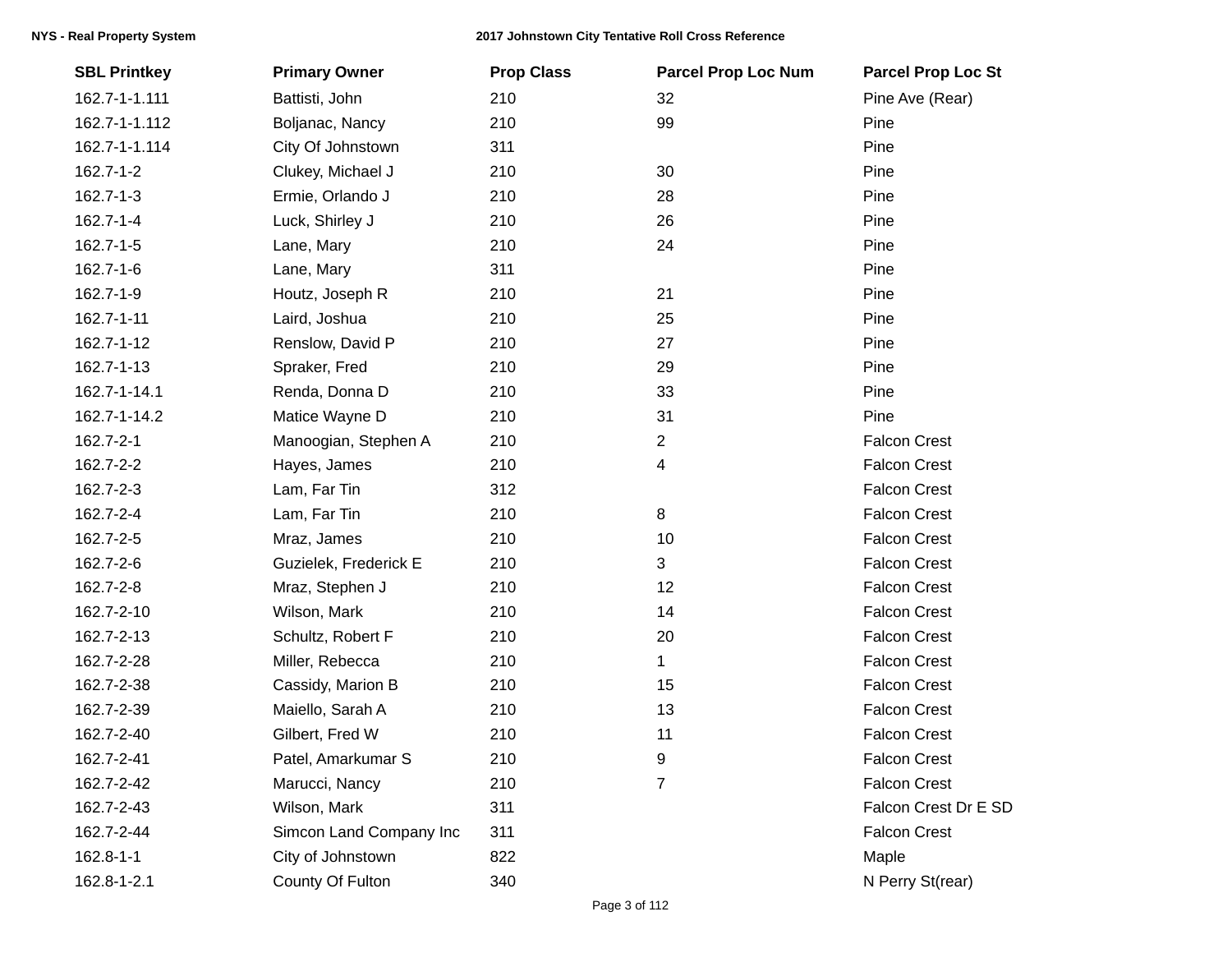| SBL Printkey | Primary Owner | Prop Class | Parcel Prop Loc Num | Parcel Prop Loc St |
|---|---|---|---|---|
| 162.7-1-1.111 | Battisti, John | 210 | 32 | Pine Ave (Rear) |
| 162.7-1-1.112 | Boljanac, Nancy | 210 | 99 | Pine |
| 162.7-1-1.114 | City Of Johnstown | 311 | | Pine |
| 162.7-1-2 | Clukey, Michael J | 210 | 30 | Pine |
| 162.7-1-3 | Ermie, Orlando J | 210 | 28 | Pine |
| 162.7-1-4 | Luck, Shirley J | 210 | 26 | Pine |
| 162.7-1-5 | Lane, Mary | 210 | 24 | Pine |
| 162.7-1-6 | Lane, Mary | 311 | | Pine |
| 162.7-1-9 | Houtz, Joseph R | 210 | 21 | Pine |
| 162.7-1-11 | Laird, Joshua | 210 | 25 | Pine |
| 162.7-1-12 | Renslow, David P | 210 | 27 | Pine |
| 162.7-1-13 | Spraker, Fred | 210 | 29 | Pine |
| 162.7-1-14.1 | Renda, Donna D | 210 | 33 | Pine |
| 162.7-1-14.2 | Matice Wayne D | 210 | 31 | Pine |
| 162.7-2-1 | Manoogian, Stephen A | 210 | 2 | Falcon Crest |
| 162.7-2-2 | Hayes, James | 210 | 4 | Falcon Crest |
| 162.7-2-3 | Lam, Far Tin | 312 | | Falcon Crest |
| 162.7-2-4 | Lam, Far Tin | 210 | 8 | Falcon Crest |
| 162.7-2-5 | Mraz, James | 210 | 10 | Falcon Crest |
| 162.7-2-6 | Guzielek, Frederick E | 210 | 3 | Falcon Crest |
| 162.7-2-8 | Mraz, Stephen J | 210 | 12 | Falcon Crest |
| 162.7-2-10 | Wilson, Mark | 210 | 14 | Falcon Crest |
| 162.7-2-13 | Schultz, Robert F | 210 | 20 | Falcon Crest |
| 162.7-2-28 | Miller, Rebecca | 210 | 1 | Falcon Crest |
| 162.7-2-38 | Cassidy, Marion B | 210 | 15 | Falcon Crest |
| 162.7-2-39 | Maiello, Sarah A | 210 | 13 | Falcon Crest |
| 162.7-2-40 | Gilbert, Fred W | 210 | 11 | Falcon Crest |
| 162.7-2-41 | Patel, Amarkumar S | 210 | 9 | Falcon Crest |
| 162.7-2-42 | Marucci, Nancy | 210 | 7 | Falcon Crest |
| 162.7-2-43 | Wilson, Mark | 311 | | Falcon Crest Dr E SD |
| 162.7-2-44 | Simcon Land Company Inc | 311 | | Falcon Crest |
| 162.8-1-1 | City of Johnstown | 822 | | Maple |
| 162.8-1-2.1 | County Of Fulton | 340 | | N Perry St(rear) |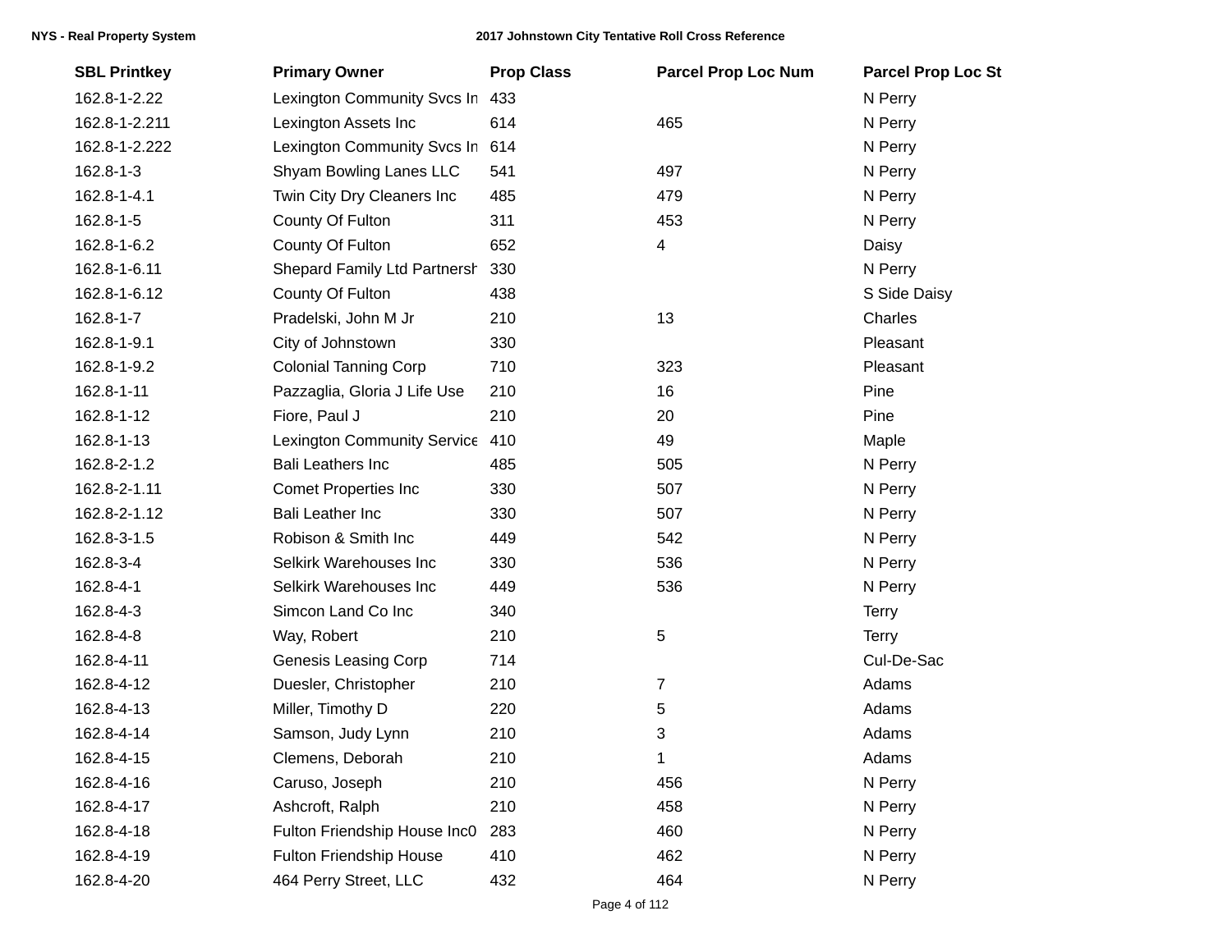| SBL Printkey | Primary Owner | Prop Class | Parcel Prop Loc Num | Parcel Prop Loc St |
|---|---|---|---|---|
| 162.8-1-2.22 | Lexington Community Svcs In | 433 | | N Perry |
| 162.8-1-2.211 | Lexington Assets Inc | 614 | 465 | N Perry |
| 162.8-1-2.222 | Lexington Community Svcs In | 614 | | N Perry |
| 162.8-1-3 | Shyam Bowling Lanes LLC | 541 | 497 | N Perry |
| 162.8-1-4.1 | Twin City Dry Cleaners Inc | 485 | 479 | N Perry |
| 162.8-1-5 | County Of Fulton | 311 | 453 | N Perry |
| 162.8-1-6.2 | County Of Fulton | 652 | 4 | Daisy |
| 162.8-1-6.11 | Shepard Family Ltd Partnersh | 330 | | N Perry |
| 162.8-1-6.12 | County Of Fulton | 438 | | S Side Daisy |
| 162.8-1-7 | Pradelski, John M Jr | 210 | 13 | Charles |
| 162.8-1-9.1 | City of Johnstown | 330 | | Pleasant |
| 162.8-1-9.2 | Colonial Tanning Corp | 710 | 323 | Pleasant |
| 162.8-1-11 | Pazzaglia, Gloria J Life Use | 210 | 16 | Pine |
| 162.8-1-12 | Fiore, Paul J | 210 | 20 | Pine |
| 162.8-1-13 | Lexington Community Service | 410 | 49 | Maple |
| 162.8-2-1.2 | Bali Leathers Inc | 485 | 505 | N Perry |
| 162.8-2-1.11 | Comet Properties Inc | 330 | 507 | N Perry |
| 162.8-2-1.12 | Bali Leather Inc | 330 | 507 | N Perry |
| 162.8-3-1.5 | Robison & Smith Inc | 449 | 542 | N Perry |
| 162.8-3-4 | Selkirk Warehouses Inc | 330 | 536 | N Perry |
| 162.8-4-1 | Selkirk Warehouses Inc | 449 | 536 | N Perry |
| 162.8-4-3 | Simcon Land Co Inc | 340 | | Terry |
| 162.8-4-8 | Way, Robert | 210 | 5 | Terry |
| 162.8-4-11 | Genesis Leasing Corp | 714 | | Cul-De-Sac |
| 162.8-4-12 | Duesler, Christopher | 210 | 7 | Adams |
| 162.8-4-13 | Miller, Timothy D | 220 | 5 | Adams |
| 162.8-4-14 | Samson, Judy Lynn | 210 | 3 | Adams |
| 162.8-4-15 | Clemens, Deborah | 210 | 1 | Adams |
| 162.8-4-16 | Caruso, Joseph | 210 | 456 | N Perry |
| 162.8-4-17 | Ashcroft, Ralph | 210 | 458 | N Perry |
| 162.8-4-18 | Fulton Friendship House Inc0 | 283 | 460 | N Perry |
| 162.8-4-19 | Fulton Friendship House | 410 | 462 | N Perry |
| 162.8-4-20 | 464 Perry Street, LLC | 432 | 464 | N Perry |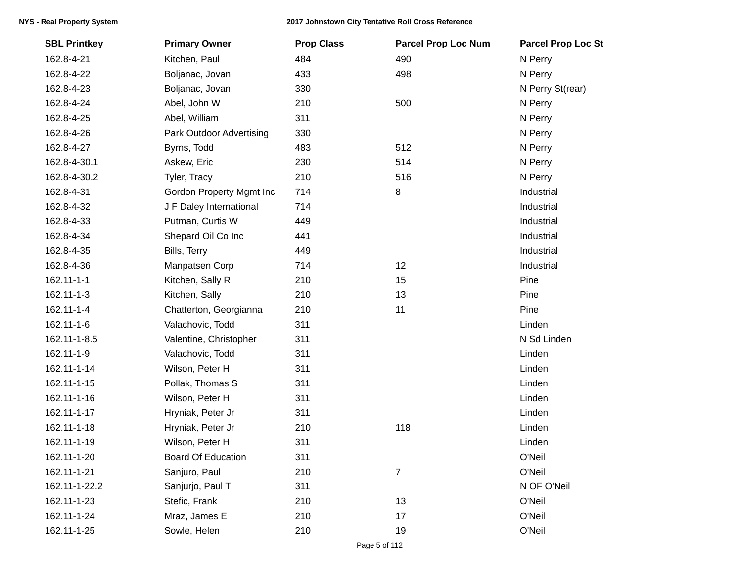| SBL Printkey | Primary Owner | Prop Class | Parcel Prop Loc Num | Parcel Prop Loc St |
|---|---|---|---|---|
| 162.8-4-21 | Kitchen, Paul | 484 | 490 | N Perry |
| 162.8-4-22 | Boljanac, Jovan | 433 | 498 | N Perry |
| 162.8-4-23 | Boljanac, Jovan | 330 | | N Perry St(rear) |
| 162.8-4-24 | Abel, John W | 210 | 500 | N Perry |
| 162.8-4-25 | Abel, William | 311 | | N Perry |
| 162.8-4-26 | Park Outdoor Advertising | 330 | | N Perry |
| 162.8-4-27 | Byrns, Todd | 483 | 512 | N Perry |
| 162.8-4-30.1 | Askew, Eric | 230 | 514 | N Perry |
| 162.8-4-30.2 | Tyler, Tracy | 210 | 516 | N Perry |
| 162.8-4-31 | Gordon Property Mgmt Inc | 714 | 8 | Industrial |
| 162.8-4-32 | J F Daley International | 714 | | Industrial |
| 162.8-4-33 | Putman, Curtis W | 449 | | Industrial |
| 162.8-4-34 | Shepard Oil Co Inc | 441 | | Industrial |
| 162.8-4-35 | Bills, Terry | 449 | | Industrial |
| 162.8-4-36 | Manpatsen Corp | 714 | 12 | Industrial |
| 162.11-1-1 | Kitchen, Sally R | 210 | 15 | Pine |
| 162.11-1-3 | Kitchen, Sally | 210 | 13 | Pine |
| 162.11-1-4 | Chatterton, Georgianna | 210 | 11 | Pine |
| 162.11-1-6 | Valachovic, Todd | 311 | | Linden |
| 162.11-1-8.5 | Valentine, Christopher | 311 | | N Sd Linden |
| 162.11-1-9 | Valachovic, Todd | 311 | | Linden |
| 162.11-1-14 | Wilson, Peter H | 311 | | Linden |
| 162.11-1-15 | Pollak, Thomas S | 311 | | Linden |
| 162.11-1-16 | Wilson, Peter H | 311 | | Linden |
| 162.11-1-17 | Hryniak, Peter Jr | 311 | | Linden |
| 162.11-1-18 | Hryniak, Peter Jr | 210 | 118 | Linden |
| 162.11-1-19 | Wilson, Peter H | 311 | | Linden |
| 162.11-1-20 | Board Of Education | 311 | | O'Neil |
| 162.11-1-21 | Sanjuro, Paul | 210 | 7 | O'Neil |
| 162.11-1-22.2 | Sanjurjo, Paul T | 311 | | N OF O'Neil |
| 162.11-1-23 | Stefic, Frank | 210 | 13 | O'Neil |
| 162.11-1-24 | Mraz, James E | 210 | 17 | O'Neil |
| 162.11-1-25 | Sowle, Helen | 210 | 19 | O'Neil |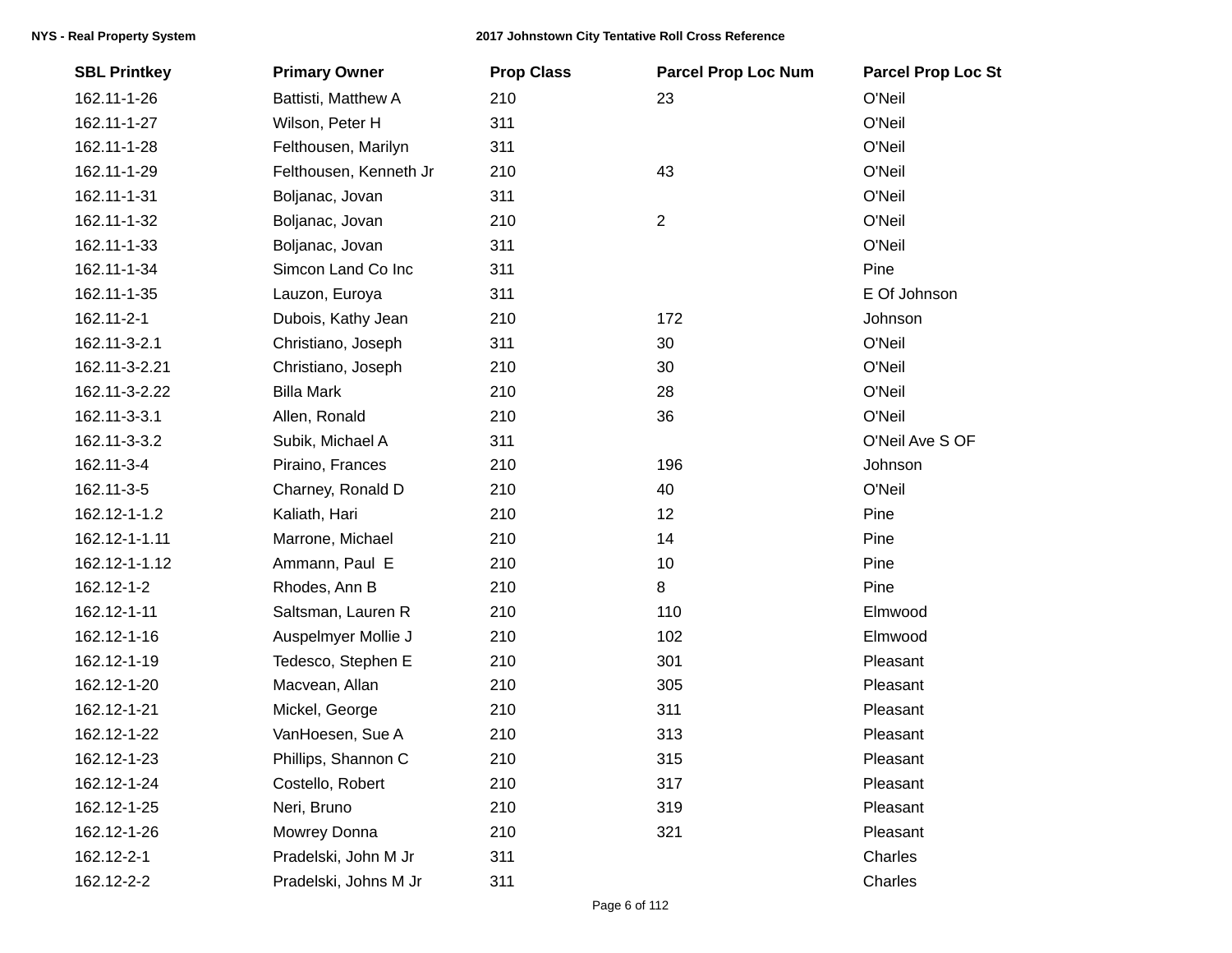| SBL Printkey | Primary Owner | Prop Class | Parcel Prop Loc Num | Parcel Prop Loc St |
|---|---|---|---|---|
| 162.11-1-26 | Battisti, Matthew A | 210 | 23 | O'Neil |
| 162.11-1-27 | Wilson, Peter H | 311 | | O'Neil |
| 162.11-1-28 | Felthousen, Marilyn | 311 | | O'Neil |
| 162.11-1-29 | Felthousen, Kenneth Jr | 210 | 43 | O'Neil |
| 162.11-1-31 | Boljanac, Jovan | 311 | | O'Neil |
| 162.11-1-32 | Boljanac, Jovan | 210 | 2 | O'Neil |
| 162.11-1-33 | Boljanac, Jovan | 311 | | O'Neil |
| 162.11-1-34 | Simcon Land Co Inc | 311 | | Pine |
| 162.11-1-35 | Lauzon, Euroya | 311 | | E Of Johnson |
| 162.11-2-1 | Dubois, Kathy Jean | 210 | 172 | Johnson |
| 162.11-3-2.1 | Christiano, Joseph | 311 | 30 | O'Neil |
| 162.11-3-2.21 | Christiano, Joseph | 210 | 30 | O'Neil |
| 162.11-3-2.22 | Billa Mark | 210 | 28 | O'Neil |
| 162.11-3-3.1 | Allen, Ronald | 210 | 36 | O'Neil |
| 162.11-3-3.2 | Subik, Michael A | 311 | | O'Neil Ave S OF |
| 162.11-3-4 | Piraino, Frances | 210 | 196 | Johnson |
| 162.11-3-5 | Charney, Ronald D | 210 | 40 | O'Neil |
| 162.12-1-1.2 | Kaliath, Hari | 210 | 12 | Pine |
| 162.12-1-1.11 | Marrone, Michael | 210 | 14 | Pine |
| 162.12-1-1.12 | Ammann, Paul E | 210 | 10 | Pine |
| 162.12-1-2 | Rhodes, Ann B | 210 | 8 | Pine |
| 162.12-1-11 | Saltsman, Lauren R | 210 | 110 | Elmwood |
| 162.12-1-16 | Auspelmyer Mollie J | 210 | 102 | Elmwood |
| 162.12-1-19 | Tedesco, Stephen E | 210 | 301 | Pleasant |
| 162.12-1-20 | Macvean, Allan | 210 | 305 | Pleasant |
| 162.12-1-21 | Mickel, George | 210 | 311 | Pleasant |
| 162.12-1-22 | VanHoesen, Sue A | 210 | 313 | Pleasant |
| 162.12-1-23 | Phillips, Shannon C | 210 | 315 | Pleasant |
| 162.12-1-24 | Costello, Robert | 210 | 317 | Pleasant |
| 162.12-1-25 | Neri, Bruno | 210 | 319 | Pleasant |
| 162.12-1-26 | Mowrey Donna | 210 | 321 | Pleasant |
| 162.12-2-1 | Pradelski, John M Jr | 311 | | Charles |
| 162.12-2-2 | Pradelski, Johns M Jr | 311 | | Charles |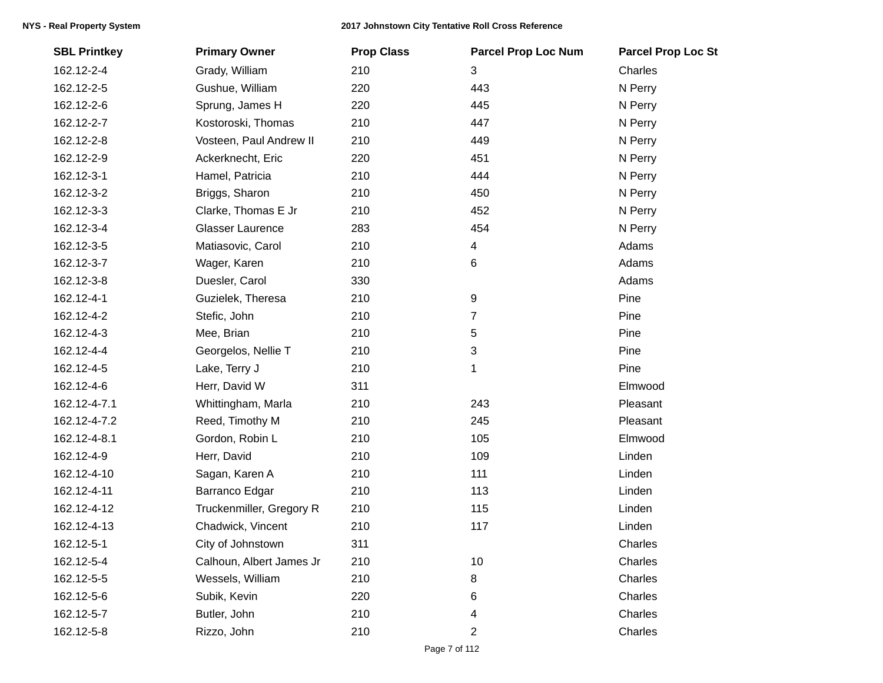| SBL Printkey | Primary Owner | Prop Class | Parcel Prop Loc Num | Parcel Prop Loc St |
|---|---|---|---|---|
| 162.12-2-4 | Grady, William | 210 | 3 | Charles |
| 162.12-2-5 | Gushue, William | 220 | 443 | N Perry |
| 162.12-2-6 | Sprung, James H | 220 | 445 | N Perry |
| 162.12-2-7 | Kostoroski, Thomas | 210 | 447 | N Perry |
| 162.12-2-8 | Vosteen, Paul Andrew II | 210 | 449 | N Perry |
| 162.12-2-9 | Ackerknecht, Eric | 220 | 451 | N Perry |
| 162.12-3-1 | Hamel, Patricia | 210 | 444 | N Perry |
| 162.12-3-2 | Briggs, Sharon | 210 | 450 | N Perry |
| 162.12-3-3 | Clarke, Thomas E Jr | 210 | 452 | N Perry |
| 162.12-3-4 | Glasser Laurence | 283 | 454 | N Perry |
| 162.12-3-5 | Matiasovic, Carol | 210 | 4 | Adams |
| 162.12-3-7 | Wager, Karen | 210 | 6 | Adams |
| 162.12-3-8 | Duesler, Carol | 330 | | Adams |
| 162.12-4-1 | Guzielek, Theresa | 210 | 9 | Pine |
| 162.12-4-2 | Stefic, John | 210 | 7 | Pine |
| 162.12-4-3 | Mee, Brian | 210 | 5 | Pine |
| 162.12-4-4 | Georgelos, Nellie T | 210 | 3 | Pine |
| 162.12-4-5 | Lake, Terry J | 210 | 1 | Pine |
| 162.12-4-6 | Herr, David W | 311 | | Elmwood |
| 162.12-4-7.1 | Whittingham, Marla | 210 | 243 | Pleasant |
| 162.12-4-7.2 | Reed, Timothy M | 210 | 245 | Pleasant |
| 162.12-4-8.1 | Gordon, Robin L | 210 | 105 | Elmwood |
| 162.12-4-9 | Herr, David | 210 | 109 | Linden |
| 162.12-4-10 | Sagan, Karen A | 210 | 111 | Linden |
| 162.12-4-11 | Barranco Edgar | 210 | 113 | Linden |
| 162.12-4-12 | Truckenmiller, Gregory R | 210 | 115 | Linden |
| 162.12-4-13 | Chadwick, Vincent | 210 | 117 | Linden |
| 162.12-5-1 | City of Johnstown | 311 | | Charles |
| 162.12-5-4 | Calhoun, Albert James Jr | 210 | 10 | Charles |
| 162.12-5-5 | Wessels, William | 210 | 8 | Charles |
| 162.12-5-6 | Subik, Kevin | 220 | 6 | Charles |
| 162.12-5-7 | Butler, John | 210 | 4 | Charles |
| 162.12-5-8 | Rizzo, John | 210 | 2 | Charles |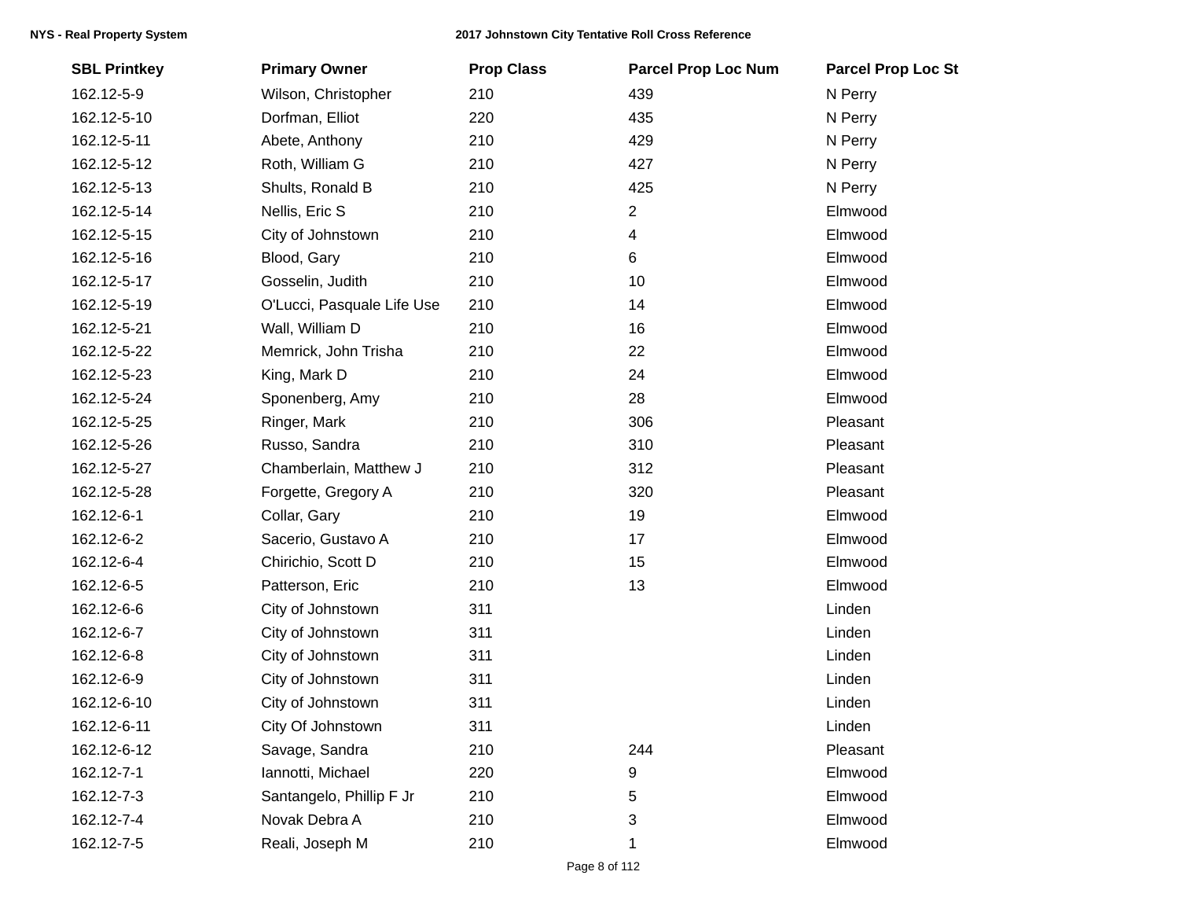| SBL Printkey | Primary Owner | Prop Class | Parcel Prop Loc Num | Parcel Prop Loc St |
|---|---|---|---|---|
| 162.12-5-9 | Wilson, Christopher | 210 | 439 | N Perry |
| 162.12-5-10 | Dorfman, Elliot | 220 | 435 | N Perry |
| 162.12-5-11 | Abete, Anthony | 210 | 429 | N Perry |
| 162.12-5-12 | Roth, William G | 210 | 427 | N Perry |
| 162.12-5-13 | Shults, Ronald B | 210 | 425 | N Perry |
| 162.12-5-14 | Nellis, Eric S | 210 | 2 | Elmwood |
| 162.12-5-15 | City of Johnstown | 210 | 4 | Elmwood |
| 162.12-5-16 | Blood, Gary | 210 | 6 | Elmwood |
| 162.12-5-17 | Gosselin, Judith | 210 | 10 | Elmwood |
| 162.12-5-19 | O'Lucci, Pasquale Life Use | 210 | 14 | Elmwood |
| 162.12-5-21 | Wall, William D | 210 | 16 | Elmwood |
| 162.12-5-22 | Memrick, John Trisha | 210 | 22 | Elmwood |
| 162.12-5-23 | King, Mark D | 210 | 24 | Elmwood |
| 162.12-5-24 | Sponenberg, Amy | 210 | 28 | Elmwood |
| 162.12-5-25 | Ringer, Mark | 210 | 306 | Pleasant |
| 162.12-5-26 | Russo, Sandra | 210 | 310 | Pleasant |
| 162.12-5-27 | Chamberlain, Matthew J | 210 | 312 | Pleasant |
| 162.12-5-28 | Forgette, Gregory A | 210 | 320 | Pleasant |
| 162.12-6-1 | Collar, Gary | 210 | 19 | Elmwood |
| 162.12-6-2 | Sacerio, Gustavo A | 210 | 17 | Elmwood |
| 162.12-6-4 | Chirichio, Scott D | 210 | 15 | Elmwood |
| 162.12-6-5 | Patterson, Eric | 210 | 13 | Elmwood |
| 162.12-6-6 | City of Johnstown | 311 | | Linden |
| 162.12-6-7 | City of Johnstown | 311 | | Linden |
| 162.12-6-8 | City of Johnstown | 311 | | Linden |
| 162.12-6-9 | City of Johnstown | 311 | | Linden |
| 162.12-6-10 | City of Johnstown | 311 | | Linden |
| 162.12-6-11 | City Of Johnstown | 311 | | Linden |
| 162.12-6-12 | Savage, Sandra | 210 | 244 | Pleasant |
| 162.12-7-1 | Iannotti, Michael | 220 | 9 | Elmwood |
| 162.12-7-3 | Santangelo, Phillip F Jr | 210 | 5 | Elmwood |
| 162.12-7-4 | Novak Debra A | 210 | 3 | Elmwood |
| 162.12-7-5 | Reali, Joseph M | 210 | 1 | Elmwood |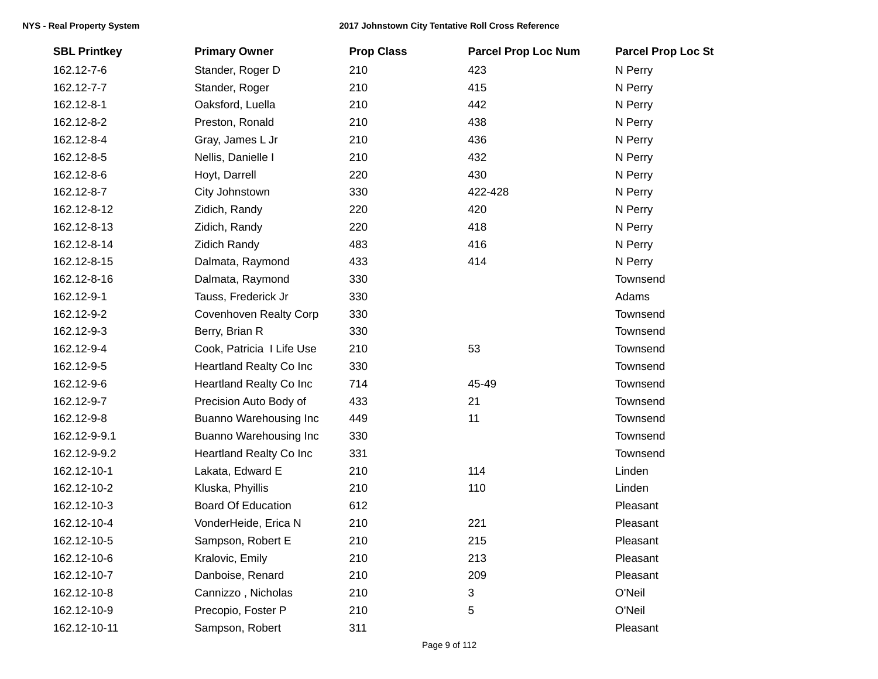| SBL Printkey | Primary Owner | Prop Class | Parcel Prop Loc Num | Parcel Prop Loc St |
|---|---|---|---|---|
| 162.12-7-6 | Stander, Roger D | 210 | 423 | N Perry |
| 162.12-7-7 | Stander, Roger | 210 | 415 | N Perry |
| 162.12-8-1 | Oaksford, Luella | 210 | 442 | N Perry |
| 162.12-8-2 | Preston, Ronald | 210 | 438 | N Perry |
| 162.12-8-4 | Gray, James L Jr | 210 | 436 | N Perry |
| 162.12-8-5 | Nellis, Danielle I | 210 | 432 | N Perry |
| 162.12-8-6 | Hoyt, Darrell | 220 | 430 | N Perry |
| 162.12-8-7 | City Johnstown | 330 | 422-428 | N Perry |
| 162.12-8-12 | Zidich, Randy | 220 | 420 | N Perry |
| 162.12-8-13 | Zidich, Randy | 220 | 418 | N Perry |
| 162.12-8-14 | Zidich Randy | 483 | 416 | N Perry |
| 162.12-8-15 | Dalmata, Raymond | 433 | 414 | N Perry |
| 162.12-8-16 | Dalmata, Raymond | 330 | | Townsend |
| 162.12-9-1 | Tauss, Frederick Jr | 330 | | Adams |
| 162.12-9-2 | Covenhoven Realty Corp | 330 | | Townsend |
| 162.12-9-3 | Berry, Brian R | 330 | | Townsend |
| 162.12-9-4 | Cook, Patricia I Life Use | 210 | 53 | Townsend |
| 162.12-9-5 | Heartland Realty Co Inc | 330 | | Townsend |
| 162.12-9-6 | Heartland Realty Co Inc | 714 | 45-49 | Townsend |
| 162.12-9-7 | Precision Auto Body of | 433 | 21 | Townsend |
| 162.12-9-8 | Buanno Warehousing Inc | 449 | 11 | Townsend |
| 162.12-9-9.1 | Buanno Warehousing Inc | 330 | | Townsend |
| 162.12-9-9.2 | Heartland Realty Co Inc | 331 | | Townsend |
| 162.12-10-1 | Lakata, Edward E | 210 | 114 | Linden |
| 162.12-10-2 | Kluska, Phyillis | 210 | 110 | Linden |
| 162.12-10-3 | Board Of Education | 612 | | Pleasant |
| 162.12-10-4 | VonderHeide, Erica N | 210 | 221 | Pleasant |
| 162.12-10-5 | Sampson, Robert E | 210 | 215 | Pleasant |
| 162.12-10-6 | Kralovic, Emily | 210 | 213 | Pleasant |
| 162.12-10-7 | Danboise, Renard | 210 | 209 | Pleasant |
| 162.12-10-8 | Cannizzo , Nicholas | 210 | 3 | O'Neil |
| 162.12-10-9 | Precopio, Foster P | 210 | 5 | O'Neil |
| 162.12-10-11 | Sampson, Robert | 311 | | Pleasant |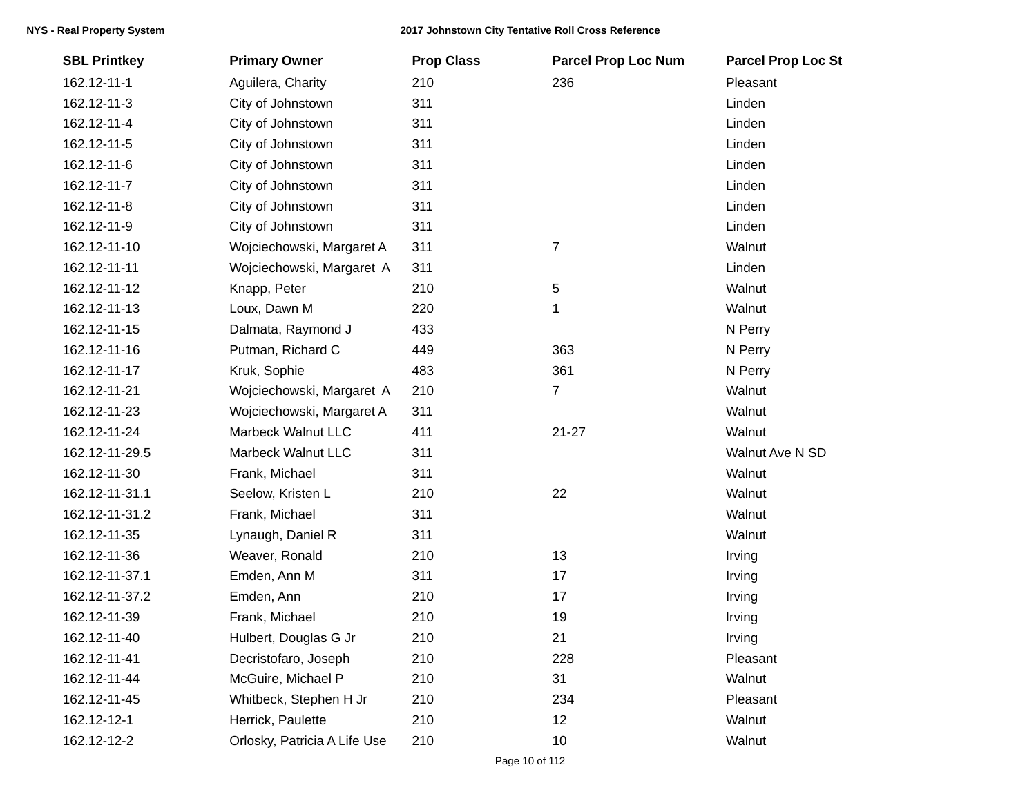| SBL Printkey | Primary Owner | Prop Class | Parcel Prop Loc Num | Parcel Prop Loc St |
|---|---|---|---|---|
| 162.12-11-1 | Aguilera, Charity | 210 | 236 | Pleasant |
| 162.12-11-3 | City of Johnstown | 311 | | Linden |
| 162.12-11-4 | City of Johnstown | 311 | | Linden |
| 162.12-11-5 | City of Johnstown | 311 | | Linden |
| 162.12-11-6 | City of Johnstown | 311 | | Linden |
| 162.12-11-7 | City of Johnstown | 311 | | Linden |
| 162.12-11-8 | City of Johnstown | 311 | | Linden |
| 162.12-11-9 | City of Johnstown | 311 | | Linden |
| 162.12-11-10 | Wojciechowski, Margaret A | 311 | 7 | Walnut |
| 162.12-11-11 | Wojciechowski, Margaret A | 311 | | Linden |
| 162.12-11-12 | Knapp, Peter | 210 | 5 | Walnut |
| 162.12-11-13 | Loux, Dawn M | 220 | 1 | Walnut |
| 162.12-11-15 | Dalmata, Raymond J | 433 | | N Perry |
| 162.12-11-16 | Putman, Richard C | 449 | 363 | N Perry |
| 162.12-11-17 | Kruk, Sophie | 483 | 361 | N Perry |
| 162.12-11-21 | Wojciechowski, Margaret A | 210 | 7 | Walnut |
| 162.12-11-23 | Wojciechowski, Margaret A | 311 | | Walnut |
| 162.12-11-24 | Marbeck Walnut LLC | 411 | 21-27 | Walnut |
| 162.12-11-29.5 | Marbeck Walnut LLC | 311 | | Walnut Ave N SD |
| 162.12-11-30 | Frank, Michael | 311 | | Walnut |
| 162.12-11-31.1 | Seelow, Kristen L | 210 | 22 | Walnut |
| 162.12-11-31.2 | Frank, Michael | 311 | | Walnut |
| 162.12-11-35 | Lynaugh, Daniel R | 311 | | Walnut |
| 162.12-11-36 | Weaver, Ronald | 210 | 13 | Irving |
| 162.12-11-37.1 | Emden, Ann M | 311 | 17 | Irving |
| 162.12-11-37.2 | Emden, Ann | 210 | 17 | Irving |
| 162.12-11-39 | Frank, Michael | 210 | 19 | Irving |
| 162.12-11-40 | Hulbert, Douglas G Jr | 210 | 21 | Irving |
| 162.12-11-41 | Decristofaro, Joseph | 210 | 228 | Pleasant |
| 162.12-11-44 | McGuire, Michael P | 210 | 31 | Walnut |
| 162.12-11-45 | Whitbeck, Stephen H Jr | 210 | 234 | Pleasant |
| 162.12-12-1 | Herrick, Paulette | 210 | 12 | Walnut |
| 162.12-12-2 | Orlosky, Patricia A Life Use | 210 | 10 | Walnut |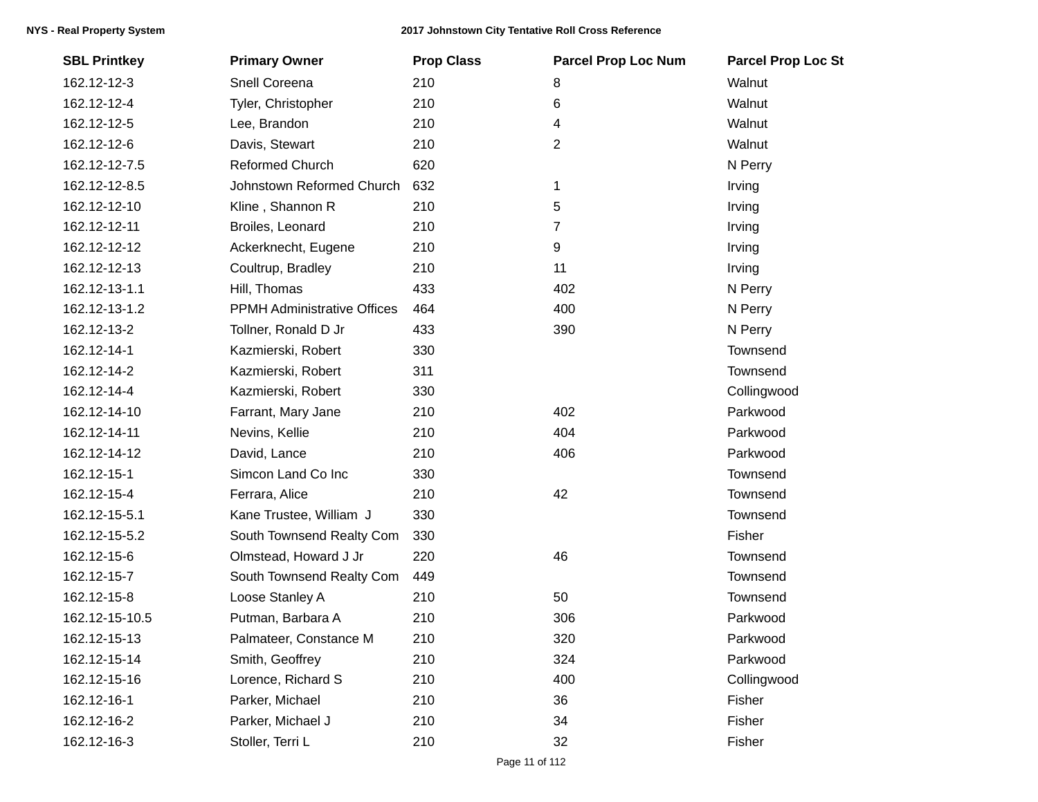| SBL Printkey | Primary Owner | Prop Class | Parcel Prop Loc Num | Parcel Prop Loc St |
|---|---|---|---|---|
| 162.12-12-3 | Snell Coreena | 210 | 8 | Walnut |
| 162.12-12-4 | Tyler, Christopher | 210 | 6 | Walnut |
| 162.12-12-5 | Lee, Brandon | 210 | 4 | Walnut |
| 162.12-12-6 | Davis, Stewart | 210 | 2 | Walnut |
| 162.12-12-7.5 | Reformed Church | 620 | | N Perry |
| 162.12-12-8.5 | Johnstown Reformed Church | 632 | 1 | Irving |
| 162.12-12-10 | Kline , Shannon R | 210 | 5 | Irving |
| 162.12-12-11 | Broiles, Leonard | 210 | 7 | Irving |
| 162.12-12-12 | Ackerknecht, Eugene | 210 | 9 | Irving |
| 162.12-12-13 | Coultrup, Bradley | 210 | 11 | Irving |
| 162.12-13-1.1 | Hill, Thomas | 433 | 402 | N Perry |
| 162.12-13-1.2 | PPMH Administrative Offices | 464 | 400 | N Perry |
| 162.12-13-2 | Tollner, Ronald D Jr | 433 | 390 | N Perry |
| 162.12-14-1 | Kazmierski, Robert | 330 | | Townsend |
| 162.12-14-2 | Kazmierski, Robert | 311 | | Townsend |
| 162.12-14-4 | Kazmierski, Robert | 330 | | Collingwood |
| 162.12-14-10 | Farrant, Mary Jane | 210 | 402 | Parkwood |
| 162.12-14-11 | Nevins, Kellie | 210 | 404 | Parkwood |
| 162.12-14-12 | David, Lance | 210 | 406 | Parkwood |
| 162.12-15-1 | Simcon Land Co Inc | 330 | | Townsend |
| 162.12-15-4 | Ferrara, Alice | 210 | 42 | Townsend |
| 162.12-15-5.1 | Kane Trustee, William J | 330 | | Townsend |
| 162.12-15-5.2 | South Townsend Realty Com | 330 | | Fisher |
| 162.12-15-6 | Olmstead, Howard J Jr | 220 | 46 | Townsend |
| 162.12-15-7 | South Townsend Realty Com | 449 | | Townsend |
| 162.12-15-8 | Loose Stanley A | 210 | 50 | Townsend |
| 162.12-15-10.5 | Putman, Barbara A | 210 | 306 | Parkwood |
| 162.12-15-13 | Palmateer, Constance M | 210 | 320 | Parkwood |
| 162.12-15-14 | Smith, Geoffrey | 210 | 324 | Parkwood |
| 162.12-15-16 | Lorence, Richard S | 210 | 400 | Collingwood |
| 162.12-16-1 | Parker, Michael | 210 | 36 | Fisher |
| 162.12-16-2 | Parker, Michael J | 210 | 34 | Fisher |
| 162.12-16-3 | Stoller, Terri L | 210 | 32 | Fisher |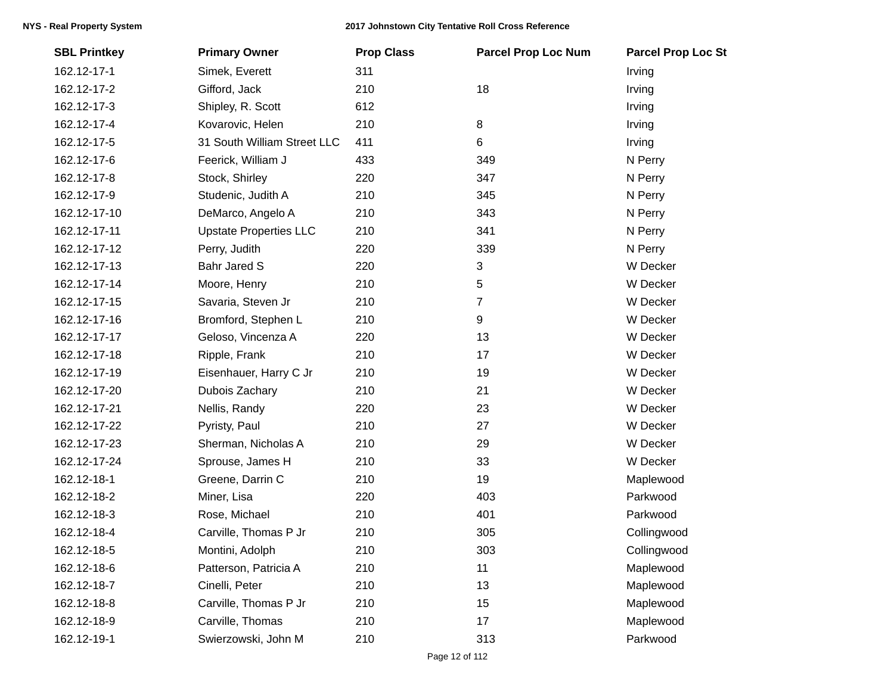| SBL Printkey | Primary Owner | Prop Class | Parcel Prop Loc Num | Parcel Prop Loc St |
|---|---|---|---|---|
| 162.12-17-1 | Simek, Everett | 311 | | Irving |
| 162.12-17-2 | Gifford, Jack | 210 | 18 | Irving |
| 162.12-17-3 | Shipley, R. Scott | 612 | | Irving |
| 162.12-17-4 | Kovarovic, Helen | 210 | 8 | Irving |
| 162.12-17-5 | 31 South William Street LLC | 411 | 6 | Irving |
| 162.12-17-6 | Feerick, William J | 433 | 349 | N Perry |
| 162.12-17-8 | Stock, Shirley | 220 | 347 | N Perry |
| 162.12-17-9 | Studenic, Judith A | 210 | 345 | N Perry |
| 162.12-17-10 | DeMarco, Angelo A | 210 | 343 | N Perry |
| 162.12-17-11 | Upstate Properties LLC | 210 | 341 | N Perry |
| 162.12-17-12 | Perry, Judith | 220 | 339 | N Perry |
| 162.12-17-13 | Bahr Jared S | 220 | 3 | W Decker |
| 162.12-17-14 | Moore, Henry | 210 | 5 | W Decker |
| 162.12-17-15 | Savaria, Steven Jr | 210 | 7 | W Decker |
| 162.12-17-16 | Bromford, Stephen L | 210 | 9 | W Decker |
| 162.12-17-17 | Geloso, Vincenza A | 220 | 13 | W Decker |
| 162.12-17-18 | Ripple, Frank | 210 | 17 | W Decker |
| 162.12-17-19 | Eisenhauer, Harry C Jr | 210 | 19 | W Decker |
| 162.12-17-20 | Dubois Zachary | 210 | 21 | W Decker |
| 162.12-17-21 | Nellis, Randy | 220 | 23 | W Decker |
| 162.12-17-22 | Pyristy, Paul | 210 | 27 | W Decker |
| 162.12-17-23 | Sherman, Nicholas A | 210 | 29 | W Decker |
| 162.12-17-24 | Sprouse, James H | 210 | 33 | W Decker |
| 162.12-18-1 | Greene, Darrin C | 210 | 19 | Maplewood |
| 162.12-18-2 | Miner, Lisa | 220 | 403 | Parkwood |
| 162.12-18-3 | Rose, Michael | 210 | 401 | Parkwood |
| 162.12-18-4 | Carville, Thomas P Jr | 210 | 305 | Collingwood |
| 162.12-18-5 | Montini, Adolph | 210 | 303 | Collingwood |
| 162.12-18-6 | Patterson, Patricia A | 210 | 11 | Maplewood |
| 162.12-18-7 | Cinelli, Peter | 210 | 13 | Maplewood |
| 162.12-18-8 | Carville, Thomas P Jr | 210 | 15 | Maplewood |
| 162.12-18-9 | Carville, Thomas | 210 | 17 | Maplewood |
| 162.12-19-1 | Swierzowski, John M | 210 | 313 | Parkwood |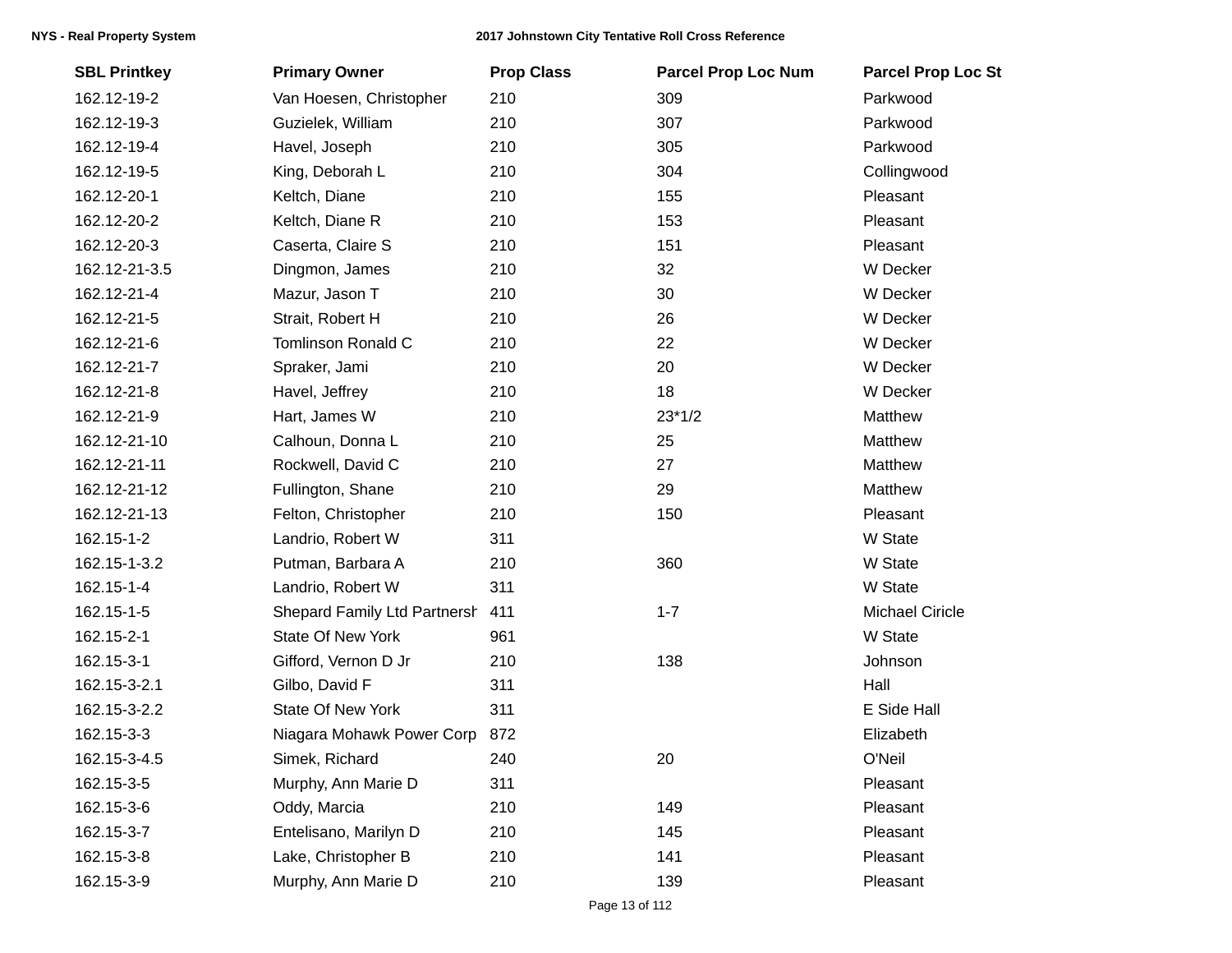| SBL Printkey | Primary Owner | Prop Class | Parcel Prop Loc Num | Parcel Prop Loc St |
|---|---|---|---|---|
| 162.12-19-2 | Van Hoesen, Christopher | 210 | 309 | Parkwood |
| 162.12-19-3 | Guzielek, William | 210 | 307 | Parkwood |
| 162.12-19-4 | Havel, Joseph | 210 | 305 | Parkwood |
| 162.12-19-5 | King, Deborah L | 210 | 304 | Collingwood |
| 162.12-20-1 | Keltch, Diane | 210 | 155 | Pleasant |
| 162.12-20-2 | Keltch, Diane R | 210 | 153 | Pleasant |
| 162.12-20-3 | Caserta, Claire S | 210 | 151 | Pleasant |
| 162.12-21-3.5 | Dingmon, James | 210 | 32 | W Decker |
| 162.12-21-4 | Mazur, Jason T | 210 | 30 | W Decker |
| 162.12-21-5 | Strait, Robert H | 210 | 26 | W Decker |
| 162.12-21-6 | Tomlinson Ronald C | 210 | 22 | W Decker |
| 162.12-21-7 | Spraker, Jami | 210 | 20 | W Decker |
| 162.12-21-8 | Havel, Jeffrey | 210 | 18 | W Decker |
| 162.12-21-9 | Hart, James W | 210 | 23*1/2 | Matthew |
| 162.12-21-10 | Calhoun, Donna L | 210 | 25 | Matthew |
| 162.12-21-11 | Rockwell, David C | 210 | 27 | Matthew |
| 162.12-21-12 | Fullington, Shane | 210 | 29 | Matthew |
| 162.12-21-13 | Felton, Christopher | 210 | 150 | Pleasant |
| 162.15-1-2 | Landrio, Robert W | 311 | | W State |
| 162.15-1-3.2 | Putman, Barbara A | 210 | 360 | W State |
| 162.15-1-4 | Landrio, Robert W | 311 | | W State |
| 162.15-1-5 | Shepard Family Ltd Partnersh | 411 | 1-7 | Michael Ciricle |
| 162.15-2-1 | State Of New York | 961 | | W State |
| 162.15-3-1 | Gifford, Vernon D Jr | 210 | 138 | Johnson |
| 162.15-3-2.1 | Gilbo, David F | 311 | | Hall |
| 162.15-3-2.2 | State Of New York | 311 | | E Side Hall |
| 162.15-3-3 | Niagara Mohawk Power Corp | 872 | | Elizabeth |
| 162.15-3-4.5 | Simek, Richard | 240 | 20 | O'Neil |
| 162.15-3-5 | Murphy, Ann Marie D | 311 | | Pleasant |
| 162.15-3-6 | Oddy, Marcia | 210 | 149 | Pleasant |
| 162.15-3-7 | Entelisano, Marilyn D | 210 | 145 | Pleasant |
| 162.15-3-8 | Lake, Christopher B | 210 | 141 | Pleasant |
| 162.15-3-9 | Murphy, Ann Marie D | 210 | 139 | Pleasant |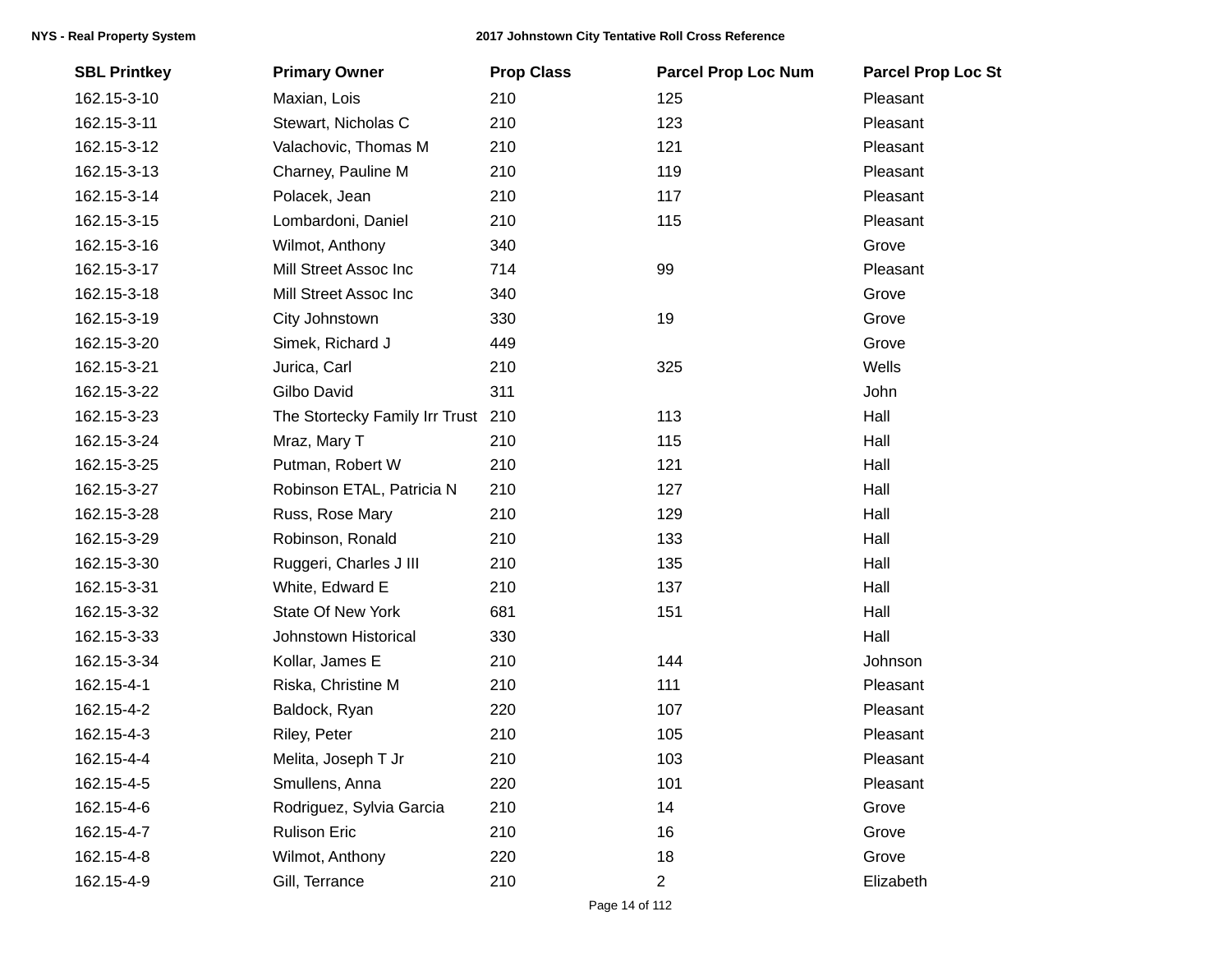| SBL Printkey | Primary Owner | Prop Class | Parcel Prop Loc Num | Parcel Prop Loc St |
|---|---|---|---|---|
| 162.15-3-10 | Maxian, Lois | 210 | 125 | Pleasant |
| 162.15-3-11 | Stewart, Nicholas C | 210 | 123 | Pleasant |
| 162.15-3-12 | Valachovic, Thomas M | 210 | 121 | Pleasant |
| 162.15-3-13 | Charney, Pauline M | 210 | 119 | Pleasant |
| 162.15-3-14 | Polacek, Jean | 210 | 117 | Pleasant |
| 162.15-3-15 | Lombardoni, Daniel | 210 | 115 | Pleasant |
| 162.15-3-16 | Wilmot, Anthony | 340 | | Grove |
| 162.15-3-17 | Mill Street Assoc Inc | 714 | 99 | Pleasant |
| 162.15-3-18 | Mill Street Assoc Inc | 340 | | Grove |
| 162.15-3-19 | City Johnstown | 330 | 19 | Grove |
| 162.15-3-20 | Simek, Richard J | 449 | | Grove |
| 162.15-3-21 | Jurica, Carl | 210 | 325 | Wells |
| 162.15-3-22 | Gilbo David | 311 | | John |
| 162.15-3-23 | The Stortecky Family Irr Trust | 210 | 113 | Hall |
| 162.15-3-24 | Mraz, Mary T | 210 | 115 | Hall |
| 162.15-3-25 | Putman, Robert W | 210 | 121 | Hall |
| 162.15-3-27 | Robinson ETAL, Patricia N | 210 | 127 | Hall |
| 162.15-3-28 | Russ, Rose Mary | 210 | 129 | Hall |
| 162.15-3-29 | Robinson, Ronald | 210 | 133 | Hall |
| 162.15-3-30 | Ruggeri, Charles J III | 210 | 135 | Hall |
| 162.15-3-31 | White, Edward E | 210 | 137 | Hall |
| 162.15-3-32 | State Of New York | 681 | 151 | Hall |
| 162.15-3-33 | Johnstown Historical | 330 | | Hall |
| 162.15-3-34 | Kollar, James E | 210 | 144 | Johnson |
| 162.15-4-1 | Riska, Christine M | 210 | 111 | Pleasant |
| 162.15-4-2 | Baldock, Ryan | 220 | 107 | Pleasant |
| 162.15-4-3 | Riley, Peter | 210 | 105 | Pleasant |
| 162.15-4-4 | Melita, Joseph T Jr | 210 | 103 | Pleasant |
| 162.15-4-5 | Smullens, Anna | 220 | 101 | Pleasant |
| 162.15-4-6 | Rodriguez, Sylvia Garcia | 210 | 14 | Grove |
| 162.15-4-7 | Rulison Eric | 210 | 16 | Grove |
| 162.15-4-8 | Wilmot, Anthony | 220 | 18 | Grove |
| 162.15-4-9 | Gill, Terrance | 210 | 2 | Elizabeth |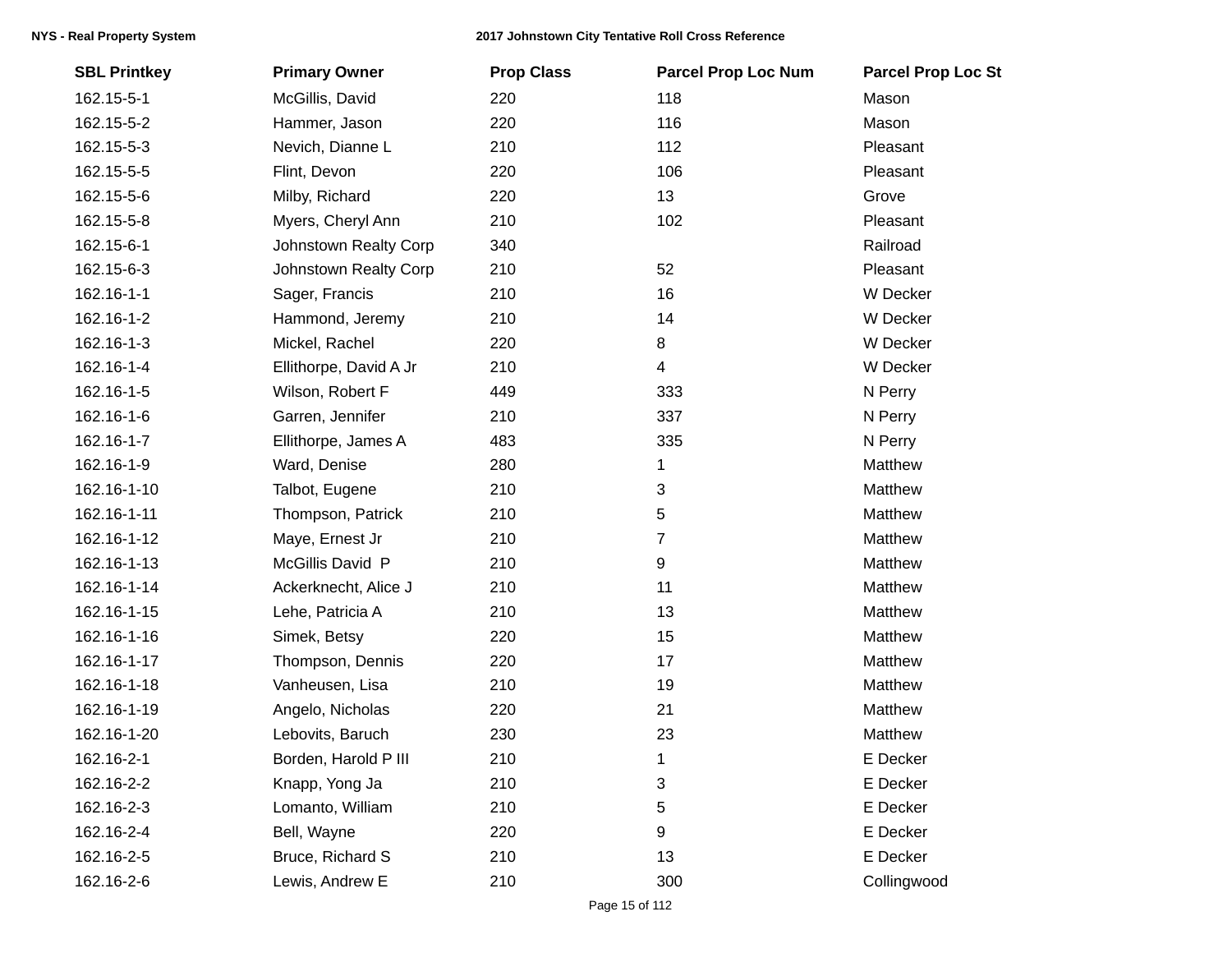| SBL Printkey | Primary Owner | Prop Class | Parcel Prop Loc Num | Parcel Prop Loc St |
| --- | --- | --- | --- | --- |
| 162.15-5-1 | McGillis, David | 220 | 118 | Mason |
| 162.15-5-2 | Hammer, Jason | 220 | 116 | Mason |
| 162.15-5-3 | Nevich, Dianne L | 210 | 112 | Pleasant |
| 162.15-5-5 | Flint, Devon | 220 | 106 | Pleasant |
| 162.15-5-6 | Milby, Richard | 220 | 13 | Grove |
| 162.15-5-8 | Myers, Cheryl Ann | 210 | 102 | Pleasant |
| 162.15-6-1 | Johnstown Realty Corp | 340 | | Railroad |
| 162.15-6-3 | Johnstown Realty Corp | 210 | 52 | Pleasant |
| 162.16-1-1 | Sager, Francis | 210 | 16 | W Decker |
| 162.16-1-2 | Hammond, Jeremy | 210 | 14 | W Decker |
| 162.16-1-3 | Mickel, Rachel | 220 | 8 | W Decker |
| 162.16-1-4 | Ellithorpe, David A Jr | 210 | 4 | W Decker |
| 162.16-1-5 | Wilson, Robert F | 449 | 333 | N Perry |
| 162.16-1-6 | Garren, Jennifer | 210 | 337 | N Perry |
| 162.16-1-7 | Ellithorpe, James A | 483 | 335 | N Perry |
| 162.16-1-9 | Ward, Denise | 280 | 1 | Matthew |
| 162.16-1-10 | Talbot, Eugene | 210 | 3 | Matthew |
| 162.16-1-11 | Thompson, Patrick | 210 | 5 | Matthew |
| 162.16-1-12 | Maye, Ernest Jr | 210 | 7 | Matthew |
| 162.16-1-13 | McGillis David P | 210 | 9 | Matthew |
| 162.16-1-14 | Ackerknecht, Alice J | 210 | 11 | Matthew |
| 162.16-1-15 | Lehe, Patricia A | 210 | 13 | Matthew |
| 162.16-1-16 | Simek, Betsy | 220 | 15 | Matthew |
| 162.16-1-17 | Thompson, Dennis | 220 | 17 | Matthew |
| 162.16-1-18 | Vanheusen, Lisa | 210 | 19 | Matthew |
| 162.16-1-19 | Angelo, Nicholas | 220 | 21 | Matthew |
| 162.16-1-20 | Lebovits, Baruch | 230 | 23 | Matthew |
| 162.16-2-1 | Borden, Harold P III | 210 | 1 | E Decker |
| 162.16-2-2 | Knapp, Yong Ja | 210 | 3 | E Decker |
| 162.16-2-3 | Lomanto, William | 210 | 5 | E Decker |
| 162.16-2-4 | Bell, Wayne | 220 | 9 | E Decker |
| 162.16-2-5 | Bruce, Richard S | 210 | 13 | E Decker |
| 162.16-2-6 | Lewis, Andrew E | 210 | 300 | Collingwood |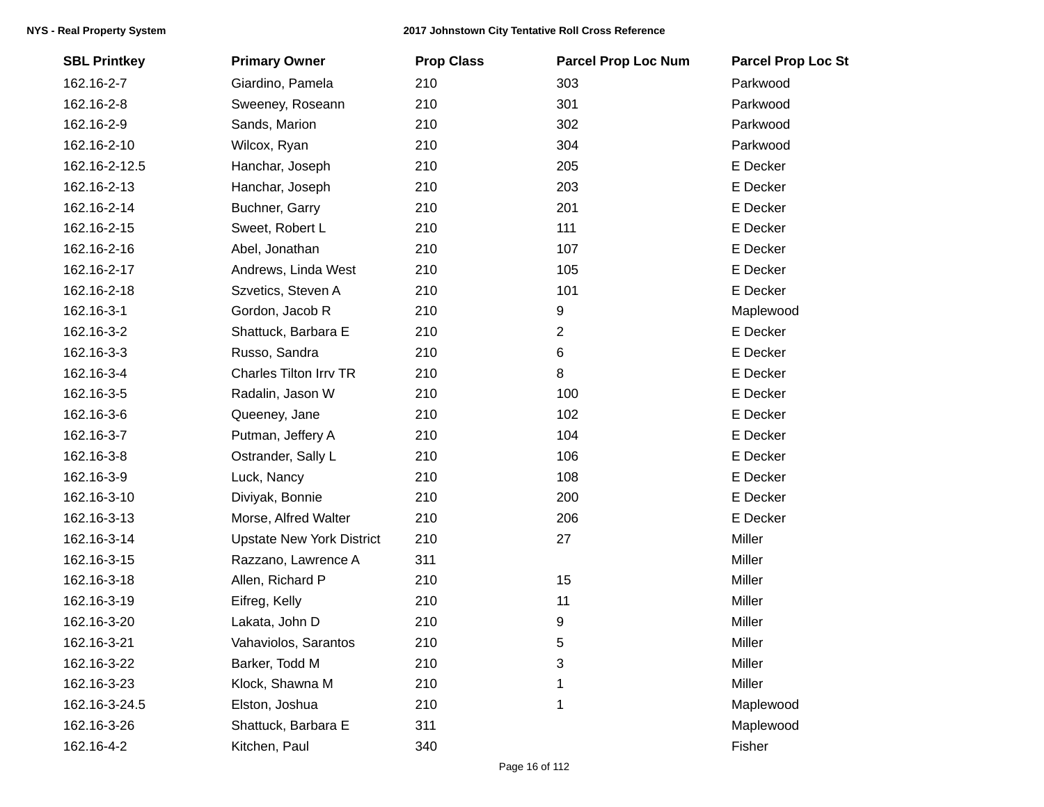| SBL Printkey | Primary Owner | Prop Class | Parcel Prop Loc Num | Parcel Prop Loc St |
|---|---|---|---|---|
| 162.16-2-7 | Giardino, Pamela | 210 | 303 | Parkwood |
| 162.16-2-8 | Sweeney, Roseann | 210 | 301 | Parkwood |
| 162.16-2-9 | Sands, Marion | 210 | 302 | Parkwood |
| 162.16-2-10 | Wilcox, Ryan | 210 | 304 | Parkwood |
| 162.16-2-12.5 | Hanchar, Joseph | 210 | 205 | E Decker |
| 162.16-2-13 | Hanchar, Joseph | 210 | 203 | E Decker |
| 162.16-2-14 | Buchner, Garry | 210 | 201 | E Decker |
| 162.16-2-15 | Sweet, Robert L | 210 | 111 | E Decker |
| 162.16-2-16 | Abel, Jonathan | 210 | 107 | E Decker |
| 162.16-2-17 | Andrews, Linda West | 210 | 105 | E Decker |
| 162.16-2-18 | Szvetics, Steven A | 210 | 101 | E Decker |
| 162.16-3-1 | Gordon, Jacob R | 210 | 9 | Maplewood |
| 162.16-3-2 | Shattuck, Barbara E | 210 | 2 | E Decker |
| 162.16-3-3 | Russo, Sandra | 210 | 6 | E Decker |
| 162.16-3-4 | Charles Tilton Irrv TR | 210 | 8 | E Decker |
| 162.16-3-5 | Radalin, Jason W | 210 | 100 | E Decker |
| 162.16-3-6 | Queeney, Jane | 210 | 102 | E Decker |
| 162.16-3-7 | Putman, Jeffery A | 210 | 104 | E Decker |
| 162.16-3-8 | Ostrander, Sally L | 210 | 106 | E Decker |
| 162.16-3-9 | Luck, Nancy | 210 | 108 | E Decker |
| 162.16-3-10 | Diviyak, Bonnie | 210 | 200 | E Decker |
| 162.16-3-13 | Morse, Alfred Walter | 210 | 206 | E Decker |
| 162.16-3-14 | Upstate New York District | 210 | 27 | Miller |
| 162.16-3-15 | Razzano, Lawrence A | 311 | | Miller |
| 162.16-3-18 | Allen, Richard P | 210 | 15 | Miller |
| 162.16-3-19 | Eifreg, Kelly | 210 | 11 | Miller |
| 162.16-3-20 | Lakata, John D | 210 | 9 | Miller |
| 162.16-3-21 | Vahaviolos, Sarantos | 210 | 5 | Miller |
| 162.16-3-22 | Barker, Todd M | 210 | 3 | Miller |
| 162.16-3-23 | Klock, Shawna M | 210 | 1 | Miller |
| 162.16-3-24.5 | Elston, Joshua | 210 | 1 | Maplewood |
| 162.16-3-26 | Shattuck, Barbara E | 311 | | Maplewood |
| 162.16-4-2 | Kitchen, Paul | 340 | | Fisher |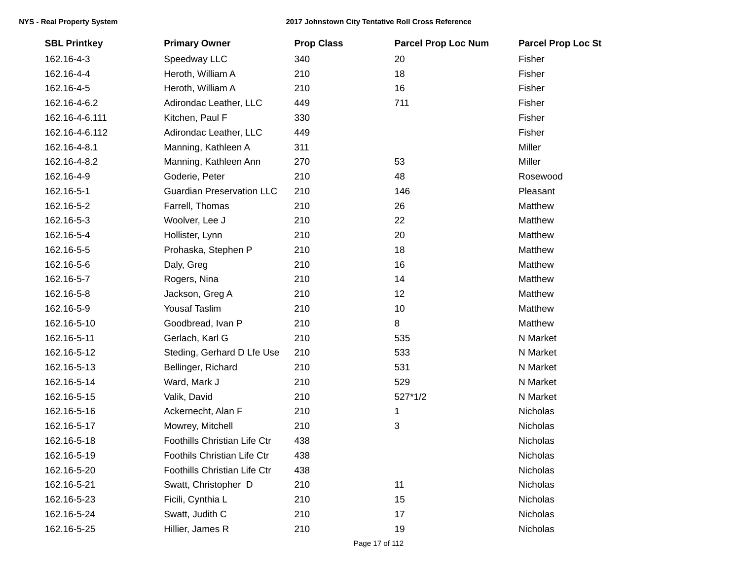| SBL Printkey | Primary Owner | Prop Class | Parcel Prop Loc Num | Parcel Prop Loc St |
|---|---|---|---|---|
| 162.16-4-3 | Speedway LLC | 340 | 20 | Fisher |
| 162.16-4-4 | Heroth, William A | 210 | 18 | Fisher |
| 162.16-4-5 | Heroth, William A | 210 | 16 | Fisher |
| 162.16-4-6.2 | Adirondac Leather, LLC | 449 | 711 | Fisher |
| 162.16-4-6.111 | Kitchen, Paul F | 330 | | Fisher |
| 162.16-4-6.112 | Adirondac Leather, LLC | 449 | | Fisher |
| 162.16-4-8.1 | Manning, Kathleen A | 311 | | Miller |
| 162.16-4-8.2 | Manning, Kathleen Ann | 270 | 53 | Miller |
| 162.16-4-9 | Goderie, Peter | 210 | 48 | Rosewood |
| 162.16-5-1 | Guardian Preservation LLC | 210 | 146 | Pleasant |
| 162.16-5-2 | Farrell, Thomas | 210 | 26 | Matthew |
| 162.16-5-3 | Woolver, Lee J | 210 | 22 | Matthew |
| 162.16-5-4 | Hollister, Lynn | 210 | 20 | Matthew |
| 162.16-5-5 | Prohaska, Stephen P | 210 | 18 | Matthew |
| 162.16-5-6 | Daly, Greg | 210 | 16 | Matthew |
| 162.16-5-7 | Rogers, Nina | 210 | 14 | Matthew |
| 162.16-5-8 | Jackson, Greg A | 210 | 12 | Matthew |
| 162.16-5-9 | Yousaf Taslim | 210 | 10 | Matthew |
| 162.16-5-10 | Goodbread, Ivan P | 210 | 8 | Matthew |
| 162.16-5-11 | Gerlach, Karl G | 210 | 535 | N Market |
| 162.16-5-12 | Steding, Gerhard D Lfe Use | 210 | 533 | N Market |
| 162.16-5-13 | Bellinger, Richard | 210 | 531 | N Market |
| 162.16-5-14 | Ward, Mark J | 210 | 529 | N Market |
| 162.16-5-15 | Valik, David | 210 | 527*1/2 | N Market |
| 162.16-5-16 | Ackernecht, Alan F | 210 | 1 | Nicholas |
| 162.16-5-17 | Mowrey, Mitchell | 210 | 3 | Nicholas |
| 162.16-5-18 | Foothills Christian Life Ctr | 438 | | Nicholas |
| 162.16-5-19 | Foothils Christian Life Ctr | 438 | | Nicholas |
| 162.16-5-20 | Foothills Christian Life Ctr | 438 | | Nicholas |
| 162.16-5-21 | Swatt, Christopher D | 210 | 11 | Nicholas |
| 162.16-5-23 | Ficili, Cynthia L | 210 | 15 | Nicholas |
| 162.16-5-24 | Swatt, Judith C | 210 | 17 | Nicholas |
| 162.16-5-25 | Hillier, James R | 210 | 19 | Nicholas |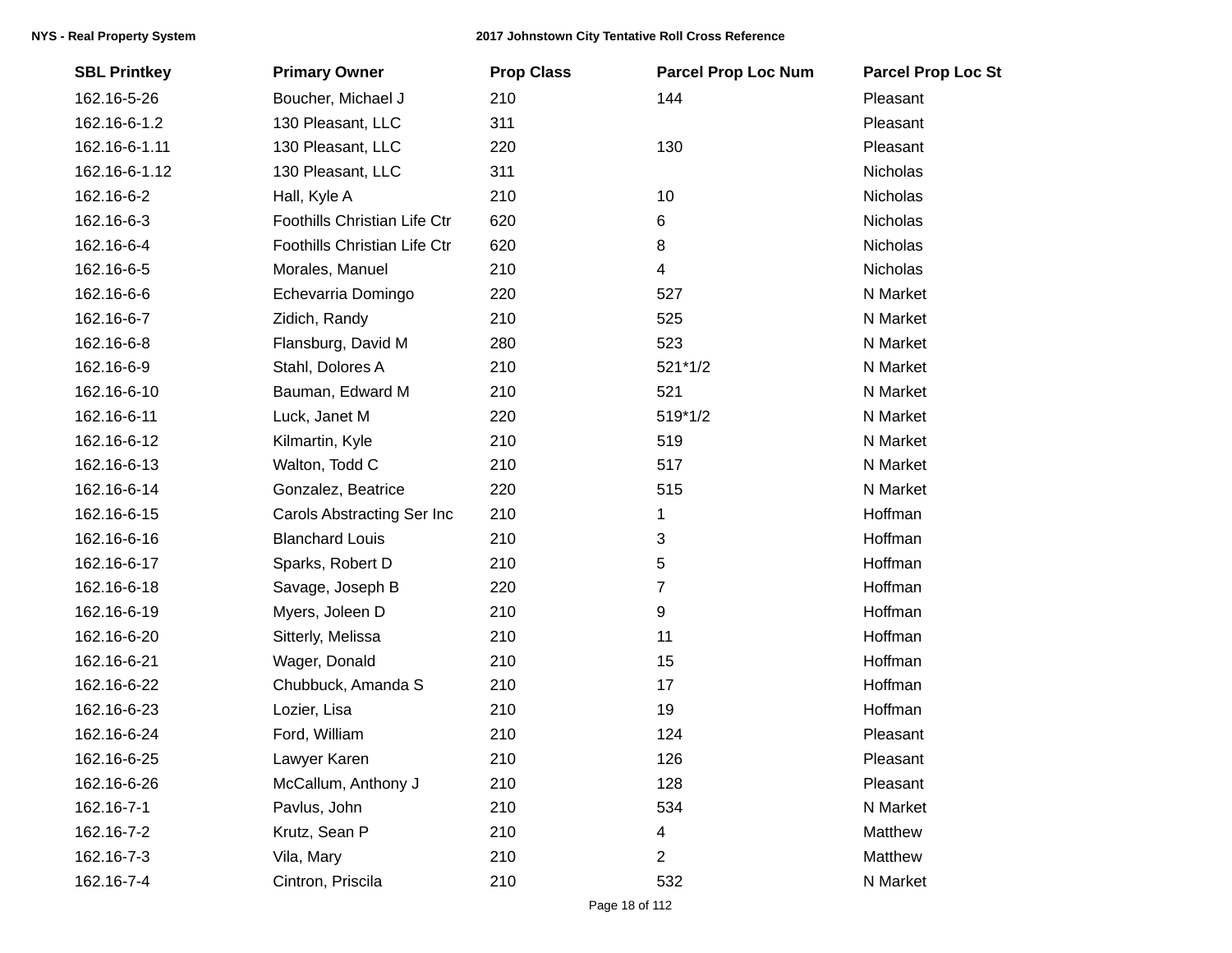| SBL Printkey | Primary Owner | Prop Class | Parcel Prop Loc Num | Parcel Prop Loc St |
|---|---|---|---|---|
| 162.16-5-26 | Boucher, Michael J | 210 | 144 | Pleasant |
| 162.16-6-1.2 | 130 Pleasant, LLC | 311 | | Pleasant |
| 162.16-6-1.11 | 130 Pleasant, LLC | 220 | 130 | Pleasant |
| 162.16-6-1.12 | 130 Pleasant, LLC | 311 | | Nicholas |
| 162.16-6-2 | Hall, Kyle A | 210 | 10 | Nicholas |
| 162.16-6-3 | Foothills Christian Life Ctr | 620 | 6 | Nicholas |
| 162.16-6-4 | Foothills Christian Life Ctr | 620 | 8 | Nicholas |
| 162.16-6-5 | Morales, Manuel | 210 | 4 | Nicholas |
| 162.16-6-6 | Echevarria Domingo | 220 | 527 | N Market |
| 162.16-6-7 | Zidich, Randy | 210 | 525 | N Market |
| 162.16-6-8 | Flansburg, David M | 280 | 523 | N Market |
| 162.16-6-9 | Stahl, Dolores A | 210 | 521*1/2 | N Market |
| 162.16-6-10 | Bauman, Edward M | 210 | 521 | N Market |
| 162.16-6-11 | Luck, Janet M | 220 | 519*1/2 | N Market |
| 162.16-6-12 | Kilmartin, Kyle | 210 | 519 | N Market |
| 162.16-6-13 | Walton, Todd C | 210 | 517 | N Market |
| 162.16-6-14 | Gonzalez, Beatrice | 220 | 515 | N Market |
| 162.16-6-15 | Carols Abstracting Ser Inc | 210 | 1 | Hoffman |
| 162.16-6-16 | Blanchard Louis | 210 | 3 | Hoffman |
| 162.16-6-17 | Sparks, Robert D | 210 | 5 | Hoffman |
| 162.16-6-18 | Savage, Joseph B | 220 | 7 | Hoffman |
| 162.16-6-19 | Myers, Joleen D | 210 | 9 | Hoffman |
| 162.16-6-20 | Sitterly, Melissa | 210 | 11 | Hoffman |
| 162.16-6-21 | Wager, Donald | 210 | 15 | Hoffman |
| 162.16-6-22 | Chubbuck, Amanda S | 210 | 17 | Hoffman |
| 162.16-6-23 | Lozier, Lisa | 210 | 19 | Hoffman |
| 162.16-6-24 | Ford, William | 210 | 124 | Pleasant |
| 162.16-6-25 | Lawyer Karen | 210 | 126 | Pleasant |
| 162.16-6-26 | McCallum, Anthony J | 210 | 128 | Pleasant |
| 162.16-7-1 | Pavlus, John | 210 | 534 | N Market |
| 162.16-7-2 | Krutz, Sean P | 210 | 4 | Matthew |
| 162.16-7-3 | Vila, Mary | 210 | 2 | Matthew |
| 162.16-7-4 | Cintron, Priscila | 210 | 532 | N Market |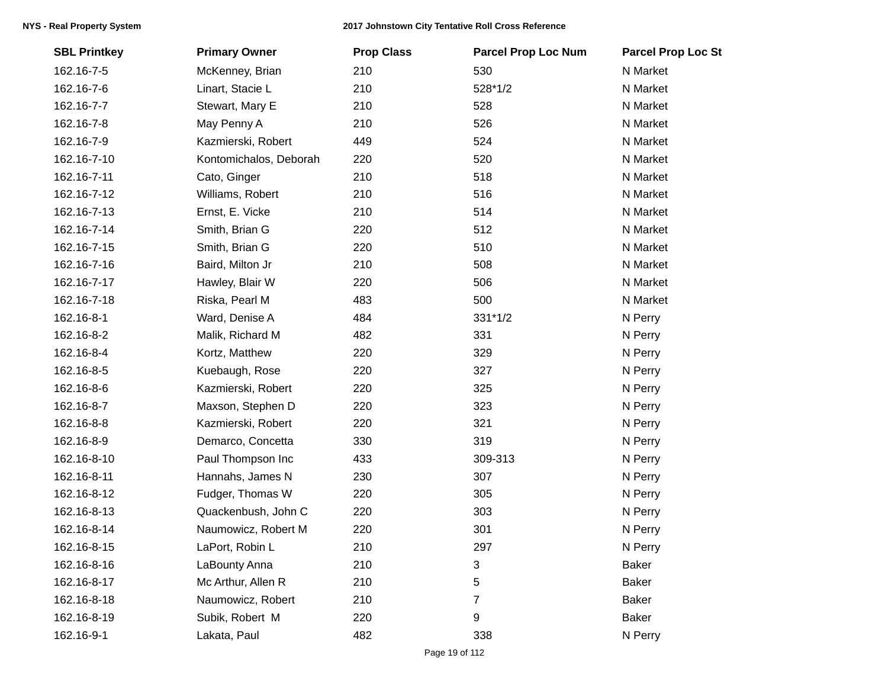| SBL Printkey | Primary Owner | Prop Class | Parcel Prop Loc Num | Parcel Prop Loc St |
| --- | --- | --- | --- | --- |
| 162.16-7-5 | McKenney, Brian | 210 | 530 | N Market |
| 162.16-7-6 | Linart, Stacie L | 210 | 528*1/2 | N Market |
| 162.16-7-7 | Stewart, Mary E | 210 | 528 | N Market |
| 162.16-7-8 | May Penny A | 210 | 526 | N Market |
| 162.16-7-9 | Kazmierski, Robert | 449 | 524 | N Market |
| 162.16-7-10 | Kontomichalos, Deborah | 220 | 520 | N Market |
| 162.16-7-11 | Cato, Ginger | 210 | 518 | N Market |
| 162.16-7-12 | Williams, Robert | 210 | 516 | N Market |
| 162.16-7-13 | Ernst, E. Vicke | 210 | 514 | N Market |
| 162.16-7-14 | Smith, Brian G | 220 | 512 | N Market |
| 162.16-7-15 | Smith, Brian G | 220 | 510 | N Market |
| 162.16-7-16 | Baird, Milton Jr | 210 | 508 | N Market |
| 162.16-7-17 | Hawley, Blair W | 220 | 506 | N Market |
| 162.16-7-18 | Riska, Pearl M | 483 | 500 | N Market |
| 162.16-8-1 | Ward, Denise A | 484 | 331*1/2 | N Perry |
| 162.16-8-2 | Malik, Richard M | 482 | 331 | N Perry |
| 162.16-8-4 | Kortz, Matthew | 220 | 329 | N Perry |
| 162.16-8-5 | Kuebaugh, Rose | 220 | 327 | N Perry |
| 162.16-8-6 | Kazmierski, Robert | 220 | 325 | N Perry |
| 162.16-8-7 | Maxson, Stephen D | 220 | 323 | N Perry |
| 162.16-8-8 | Kazmierski, Robert | 220 | 321 | N Perry |
| 162.16-8-9 | Demarco, Concetta | 330 | 319 | N Perry |
| 162.16-8-10 | Paul Thompson Inc | 433 | 309-313 | N Perry |
| 162.16-8-11 | Hannahs, James N | 230 | 307 | N Perry |
| 162.16-8-12 | Fudger, Thomas W | 220 | 305 | N Perry |
| 162.16-8-13 | Quackenbush, John C | 220 | 303 | N Perry |
| 162.16-8-14 | Naumowicz, Robert M | 220 | 301 | N Perry |
| 162.16-8-15 | LaPort, Robin L | 210 | 297 | N Perry |
| 162.16-8-16 | LaBounty Anna | 210 | 3 | Baker |
| 162.16-8-17 | Mc Arthur, Allen R | 210 | 5 | Baker |
| 162.16-8-18 | Naumowicz, Robert | 210 | 7 | Baker |
| 162.16-8-19 | Subik, Robert M | 220 | 9 | Baker |
| 162.16-9-1 | Lakata, Paul | 482 | 338 | N Perry |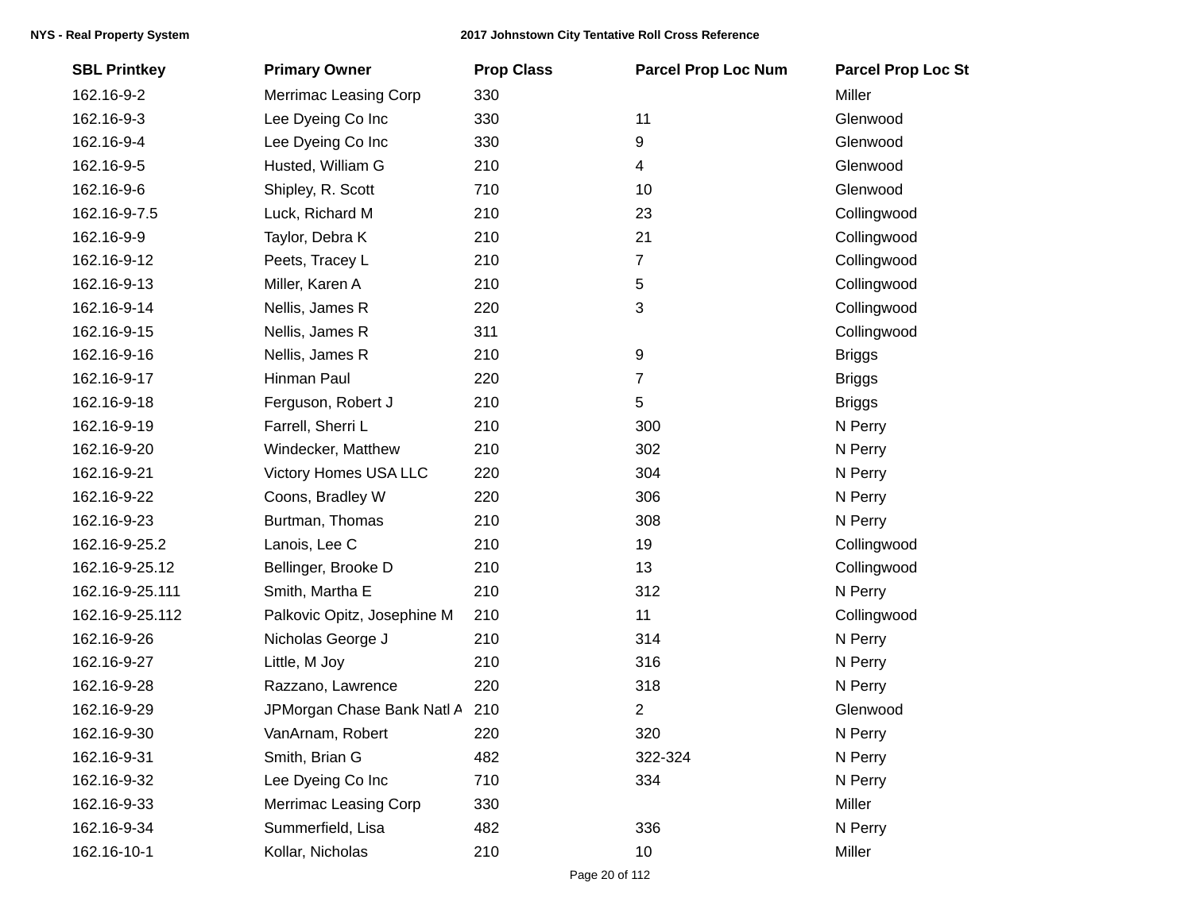| SBL Printkey | Primary Owner | Prop Class | Parcel Prop Loc Num | Parcel Prop Loc St |
|---|---|---|---|---|
| 162.16-9-2 | Merrimac Leasing Corp | 330 | | Miller |
| 162.16-9-3 | Lee Dyeing Co Inc | 330 | 11 | Glenwood |
| 162.16-9-4 | Lee Dyeing Co Inc | 330 | 9 | Glenwood |
| 162.16-9-5 | Husted, William G | 210 | 4 | Glenwood |
| 162.16-9-6 | Shipley, R. Scott | 710 | 10 | Glenwood |
| 162.16-9-7.5 | Luck, Richard M | 210 | 23 | Collingwood |
| 162.16-9-9 | Taylor, Debra K | 210 | 21 | Collingwood |
| 162.16-9-12 | Peets, Tracey L | 210 | 7 | Collingwood |
| 162.16-9-13 | Miller, Karen A | 210 | 5 | Collingwood |
| 162.16-9-14 | Nellis, James R | 220 | 3 | Collingwood |
| 162.16-9-15 | Nellis, James R | 311 | | Collingwood |
| 162.16-9-16 | Nellis, James R | 210 | 9 | Briggs |
| 162.16-9-17 | Hinman Paul | 220 | 7 | Briggs |
| 162.16-9-18 | Ferguson, Robert J | 210 | 5 | Briggs |
| 162.16-9-19 | Farrell, Sherri L | 210 | 300 | N Perry |
| 162.16-9-20 | Windecker, Matthew | 210 | 302 | N Perry |
| 162.16-9-21 | Victory Homes USA LLC | 220 | 304 | N Perry |
| 162.16-9-22 | Coons, Bradley W | 220 | 306 | N Perry |
| 162.16-9-23 | Burtman, Thomas | 210 | 308 | N Perry |
| 162.16-9-25.2 | Lanois, Lee C | 210 | 19 | Collingwood |
| 162.16-9-25.12 | Bellinger, Brooke D | 210 | 13 | Collingwood |
| 162.16-9-25.111 | Smith, Martha E | 210 | 312 | N Perry |
| 162.16-9-25.112 | Palkovic Opitz, Josephine M | 210 | 11 | Collingwood |
| 162.16-9-26 | Nicholas George J | 210 | 314 | N Perry |
| 162.16-9-27 | Little, M Joy | 210 | 316 | N Perry |
| 162.16-9-28 | Razzano, Lawrence | 220 | 318 | N Perry |
| 162.16-9-29 | JPMorgan Chase Bank Natl A | 210 | 2 | Glenwood |
| 162.16-9-30 | VanArnam, Robert | 220 | 320 | N Perry |
| 162.16-9-31 | Smith, Brian G | 482 | 322-324 | N Perry |
| 162.16-9-32 | Lee Dyeing Co Inc | 710 | 334 | N Perry |
| 162.16-9-33 | Merrimac Leasing Corp | 330 | | Miller |
| 162.16-9-34 | Summerfield, Lisa | 482 | 336 | N Perry |
| 162.16-10-1 | Kollar, Nicholas | 210 | 10 | Miller |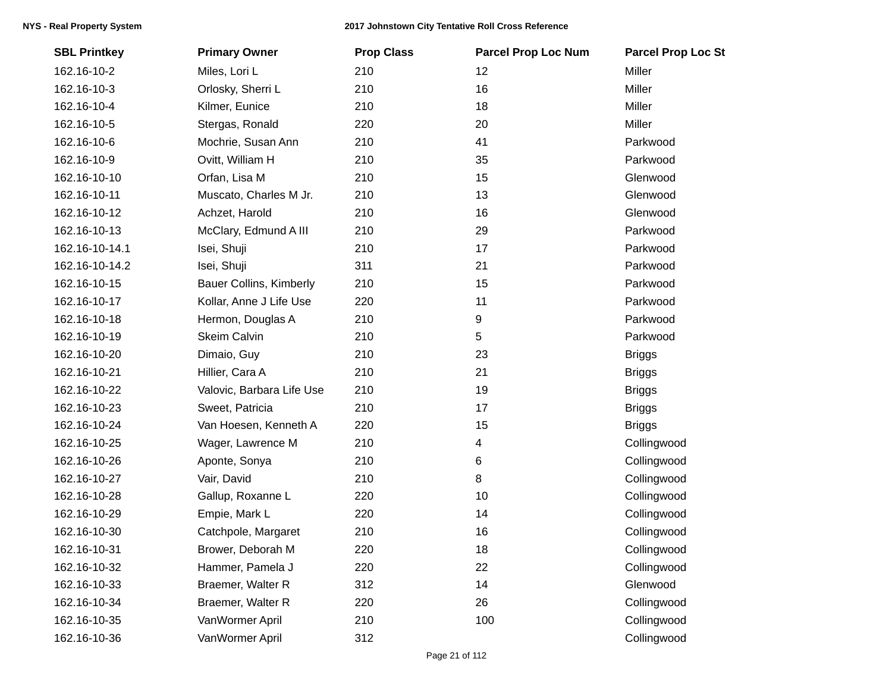| SBL Printkey | Primary Owner | Prop Class | Parcel Prop Loc Num | Parcel Prop Loc St |
|---|---|---|---|---|
| 162.16-10-2 | Miles, Lori L | 210 | 12 | Miller |
| 162.16-10-3 | Orlosky, Sherri L | 210 | 16 | Miller |
| 162.16-10-4 | Kilmer, Eunice | 210 | 18 | Miller |
| 162.16-10-5 | Stergas, Ronald | 220 | 20 | Miller |
| 162.16-10-6 | Mochrie, Susan Ann | 210 | 41 | Parkwood |
| 162.16-10-9 | Ovitt, William H | 210 | 35 | Parkwood |
| 162.16-10-10 | Orfan, Lisa M | 210 | 15 | Glenwood |
| 162.16-10-11 | Muscato, Charles M Jr. | 210 | 13 | Glenwood |
| 162.16-10-12 | Achzet, Harold | 210 | 16 | Glenwood |
| 162.16-10-13 | McClary, Edmund A III | 210 | 29 | Parkwood |
| 162.16-10-14.1 | Isei, Shuji | 210 | 17 | Parkwood |
| 162.16-10-14.2 | Isei, Shuji | 311 | 21 | Parkwood |
| 162.16-10-15 | Bauer Collins, Kimberly | 210 | 15 | Parkwood |
| 162.16-10-17 | Kollar, Anne J Life Use | 220 | 11 | Parkwood |
| 162.16-10-18 | Hermon, Douglas A | 210 | 9 | Parkwood |
| 162.16-10-19 | Skeim Calvin | 210 | 5 | Parkwood |
| 162.16-10-20 | Dimaio, Guy | 210 | 23 | Briggs |
| 162.16-10-21 | Hillier, Cara A | 210 | 21 | Briggs |
| 162.16-10-22 | Valovic, Barbara Life Use | 210 | 19 | Briggs |
| 162.16-10-23 | Sweet, Patricia | 210 | 17 | Briggs |
| 162.16-10-24 | Van Hoesen, Kenneth A | 220 | 15 | Briggs |
| 162.16-10-25 | Wager, Lawrence M | 210 | 4 | Collingwood |
| 162.16-10-26 | Aponte, Sonya | 210 | 6 | Collingwood |
| 162.16-10-27 | Vair, David | 210 | 8 | Collingwood |
| 162.16-10-28 | Gallup, Roxanne L | 220 | 10 | Collingwood |
| 162.16-10-29 | Empie, Mark L | 220 | 14 | Collingwood |
| 162.16-10-30 | Catchpole, Margaret | 210 | 16 | Collingwood |
| 162.16-10-31 | Brower, Deborah M | 220 | 18 | Collingwood |
| 162.16-10-32 | Hammer, Pamela J | 220 | 22 | Collingwood |
| 162.16-10-33 | Braemer, Walter R | 312 | 14 | Glenwood |
| 162.16-10-34 | Braemer, Walter R | 220 | 26 | Collingwood |
| 162.16-10-35 | VanWormer April | 210 | 100 | Collingwood |
| 162.16-10-36 | VanWormer April | 312 | | Collingwood |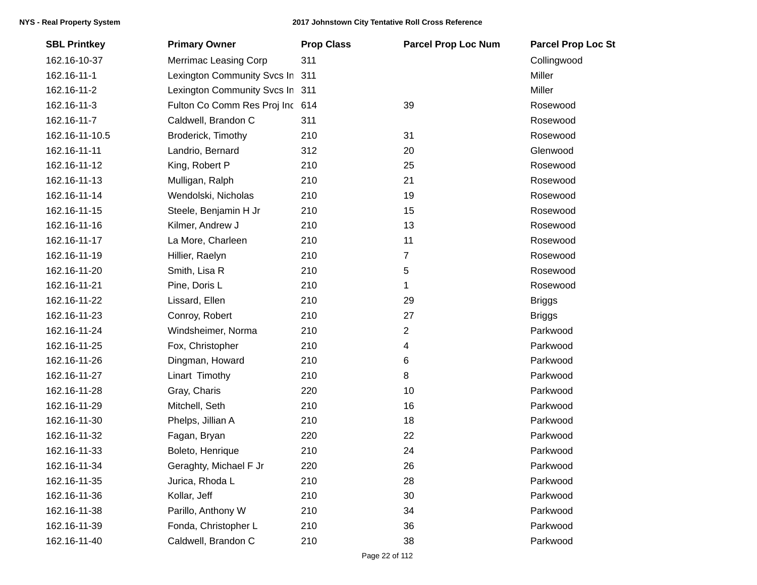| SBL Printkey | Primary Owner | Prop Class | Parcel Prop Loc Num | Parcel Prop Loc St |
|---|---|---|---|---|
| 162.16-10-37 | Merrimac Leasing Corp | 311 | | Collingwood |
| 162.16-11-1 | Lexington Community Svcs In | 311 | | Miller |
| 162.16-11-2 | Lexington Community Svcs In | 311 | | Miller |
| 162.16-11-3 | Fulton Co Comm Res Proj Inc | 614 | 39 | Rosewood |
| 162.16-11-7 | Caldwell, Brandon C | 311 | | Rosewood |
| 162.16-11-10.5 | Broderick, Timothy | 210 | 31 | Rosewood |
| 162.16-11-11 | Landrio, Bernard | 312 | 20 | Glenwood |
| 162.16-11-12 | King, Robert P | 210 | 25 | Rosewood |
| 162.16-11-13 | Mulligan, Ralph | 210 | 21 | Rosewood |
| 162.16-11-14 | Wendolski, Nicholas | 210 | 19 | Rosewood |
| 162.16-11-15 | Steele, Benjamin H Jr | 210 | 15 | Rosewood |
| 162.16-11-16 | Kilmer, Andrew J | 210 | 13 | Rosewood |
| 162.16-11-17 | La More, Charleen | 210 | 11 | Rosewood |
| 162.16-11-19 | Hillier, Raelyn | 210 | 7 | Rosewood |
| 162.16-11-20 | Smith, Lisa R | 210 | 5 | Rosewood |
| 162.16-11-21 | Pine, Doris L | 210 | 1 | Rosewood |
| 162.16-11-22 | Lissard, Ellen | 210 | 29 | Briggs |
| 162.16-11-23 | Conroy, Robert | 210 | 27 | Briggs |
| 162.16-11-24 | Windsheimer, Norma | 210 | 2 | Parkwood |
| 162.16-11-25 | Fox, Christopher | 210 | 4 | Parkwood |
| 162.16-11-26 | Dingman, Howard | 210 | 6 | Parkwood |
| 162.16-11-27 | Linart Timothy | 210 | 8 | Parkwood |
| 162.16-11-28 | Gray, Charis | 220 | 10 | Parkwood |
| 162.16-11-29 | Mitchell, Seth | 210 | 16 | Parkwood |
| 162.16-11-30 | Phelps, Jillian A | 210 | 18 | Parkwood |
| 162.16-11-32 | Fagan, Bryan | 220 | 22 | Parkwood |
| 162.16-11-33 | Boleto, Henrique | 210 | 24 | Parkwood |
| 162.16-11-34 | Geraghty, Michael F Jr | 220 | 26 | Parkwood |
| 162.16-11-35 | Jurica, Rhoda L | 210 | 28 | Parkwood |
| 162.16-11-36 | Kollar, Jeff | 210 | 30 | Parkwood |
| 162.16-11-38 | Parillo, Anthony W | 210 | 34 | Parkwood |
| 162.16-11-39 | Fonda, Christopher L | 210 | 36 | Parkwood |
| 162.16-11-40 | Caldwell, Brandon C | 210 | 38 | Parkwood |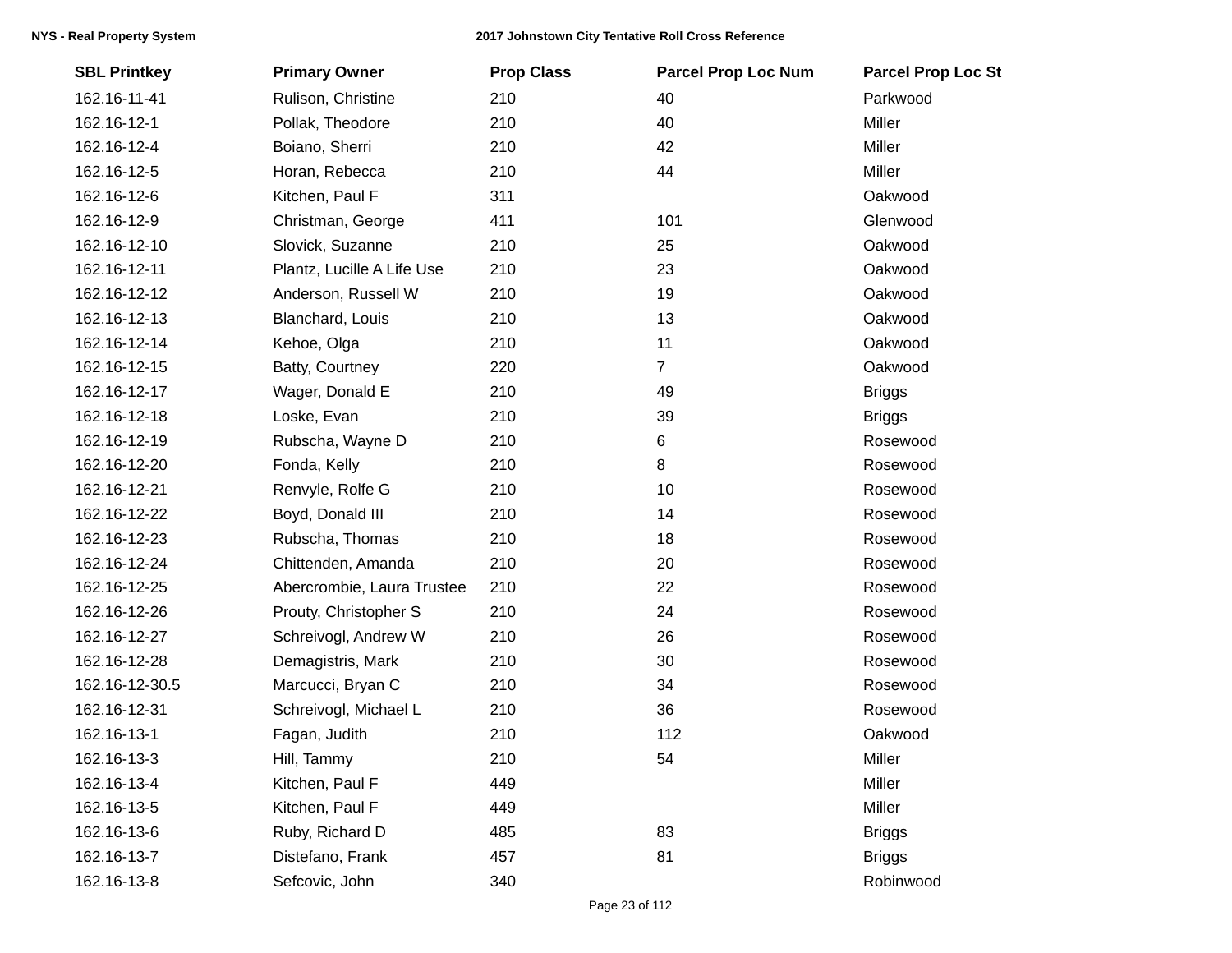| SBL Printkey | Primary Owner | Prop Class | Parcel Prop Loc Num | Parcel Prop Loc St |
|---|---|---|---|---|
| 162.16-11-41 | Rulison, Christine | 210 | 40 | Parkwood |
| 162.16-12-1 | Pollak, Theodore | 210 | 40 | Miller |
| 162.16-12-4 | Boiano, Sherri | 210 | 42 | Miller |
| 162.16-12-5 | Horan, Rebecca | 210 | 44 | Miller |
| 162.16-12-6 | Kitchen, Paul F | 311 | | Oakwood |
| 162.16-12-9 | Christman, George | 411 | 101 | Glenwood |
| 162.16-12-10 | Slovick, Suzanne | 210 | 25 | Oakwood |
| 162.16-12-11 | Plantz, Lucille A Life Use | 210 | 23 | Oakwood |
| 162.16-12-12 | Anderson, Russell W | 210 | 19 | Oakwood |
| 162.16-12-13 | Blanchard, Louis | 210 | 13 | Oakwood |
| 162.16-12-14 | Kehoe, Olga | 210 | 11 | Oakwood |
| 162.16-12-15 | Batty, Courtney | 220 | 7 | Oakwood |
| 162.16-12-17 | Wager, Donald E | 210 | 49 | Briggs |
| 162.16-12-18 | Loske, Evan | 210 | 39 | Briggs |
| 162.16-12-19 | Rubscha, Wayne D | 210 | 6 | Rosewood |
| 162.16-12-20 | Fonda, Kelly | 210 | 8 | Rosewood |
| 162.16-12-21 | Renvyle, Rolfe G | 210 | 10 | Rosewood |
| 162.16-12-22 | Boyd, Donald III | 210 | 14 | Rosewood |
| 162.16-12-23 | Rubscha, Thomas | 210 | 18 | Rosewood |
| 162.16-12-24 | Chittenden, Amanda | 210 | 20 | Rosewood |
| 162.16-12-25 | Abercrombie, Laura Trustee | 210 | 22 | Rosewood |
| 162.16-12-26 | Prouty, Christopher S | 210 | 24 | Rosewood |
| 162.16-12-27 | Schreivogl, Andrew W | 210 | 26 | Rosewood |
| 162.16-12-28 | Demagistris, Mark | 210 | 30 | Rosewood |
| 162.16-12-30.5 | Marcucci, Bryan C | 210 | 34 | Rosewood |
| 162.16-12-31 | Schreivogl, Michael L | 210 | 36 | Rosewood |
| 162.16-13-1 | Fagan, Judith | 210 | 112 | Oakwood |
| 162.16-13-3 | Hill, Tammy | 210 | 54 | Miller |
| 162.16-13-4 | Kitchen, Paul F | 449 | | Miller |
| 162.16-13-5 | Kitchen, Paul F | 449 | | Miller |
| 162.16-13-6 | Ruby, Richard D | 485 | 83 | Briggs |
| 162.16-13-7 | Distefano, Frank | 457 | 81 | Briggs |
| 162.16-13-8 | Sefcovic, John | 340 | | Robinwood |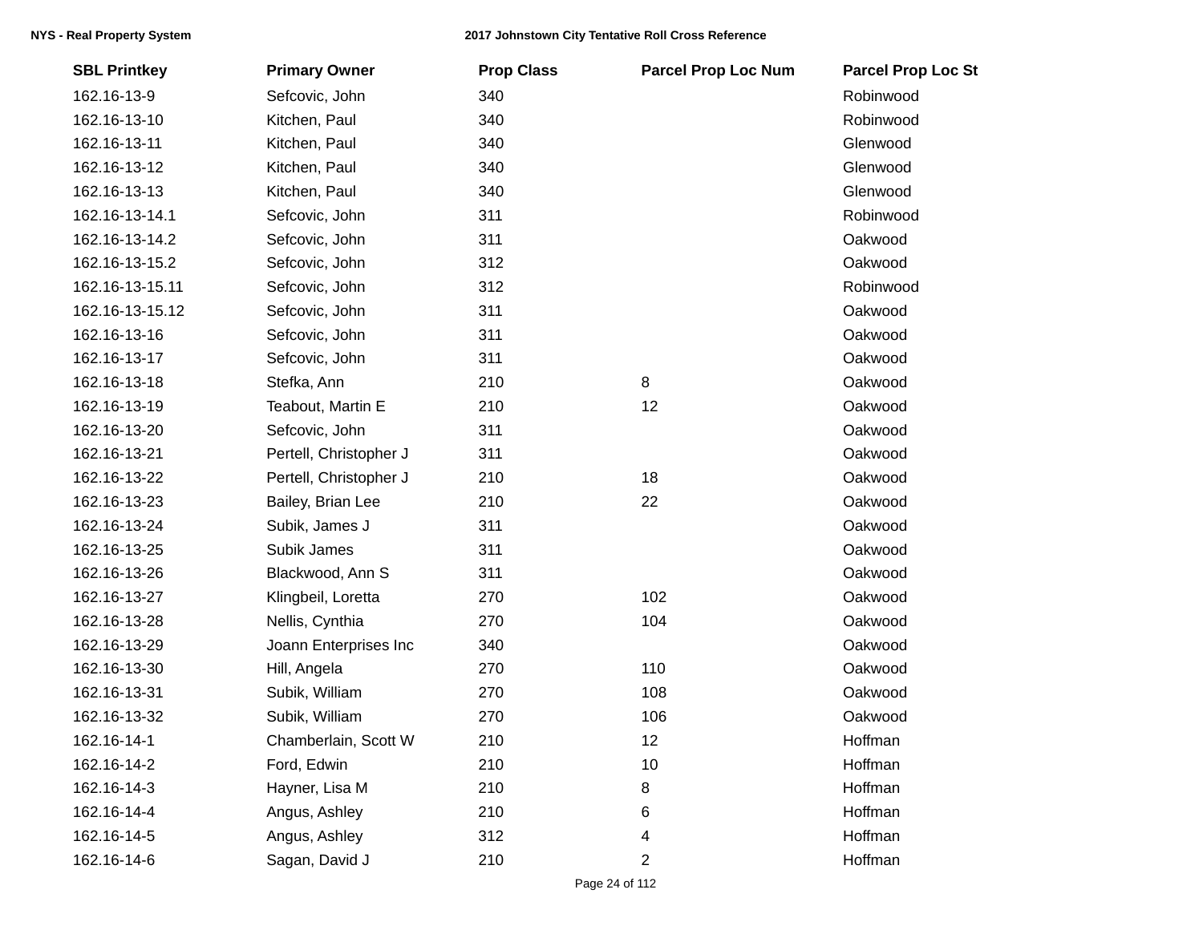| SBL Printkey | Primary Owner | Prop Class | Parcel Prop Loc Num | Parcel Prop Loc St |
|---|---|---|---|---|
| 162.16-13-9 | Sefcovic, John | 340 | | Robinwood |
| 162.16-13-10 | Kitchen, Paul | 340 | | Robinwood |
| 162.16-13-11 | Kitchen, Paul | 340 | | Glenwood |
| 162.16-13-12 | Kitchen, Paul | 340 | | Glenwood |
| 162.16-13-13 | Kitchen, Paul | 340 | | Glenwood |
| 162.16-13-14.1 | Sefcovic, John | 311 | | Robinwood |
| 162.16-13-14.2 | Sefcovic, John | 311 | | Oakwood |
| 162.16-13-15.2 | Sefcovic, John | 312 | | Oakwood |
| 162.16-13-15.11 | Sefcovic, John | 312 | | Robinwood |
| 162.16-13-15.12 | Sefcovic, John | 311 | | Oakwood |
| 162.16-13-16 | Sefcovic, John | 311 | | Oakwood |
| 162.16-13-17 | Sefcovic, John | 311 | | Oakwood |
| 162.16-13-18 | Stefka, Ann | 210 | 8 | Oakwood |
| 162.16-13-19 | Teabout, Martin E | 210 | 12 | Oakwood |
| 162.16-13-20 | Sefcovic, John | 311 | | Oakwood |
| 162.16-13-21 | Pertell, Christopher J | 311 | | Oakwood |
| 162.16-13-22 | Pertell, Christopher J | 210 | 18 | Oakwood |
| 162.16-13-23 | Bailey, Brian Lee | 210 | 22 | Oakwood |
| 162.16-13-24 | Subik, James J | 311 | | Oakwood |
| 162.16-13-25 | Subik James | 311 | | Oakwood |
| 162.16-13-26 | Blackwood, Ann S | 311 | | Oakwood |
| 162.16-13-27 | Klingbeil, Loretta | 270 | 102 | Oakwood |
| 162.16-13-28 | Nellis, Cynthia | 270 | 104 | Oakwood |
| 162.16-13-29 | Joann Enterprises Inc | 340 | | Oakwood |
| 162.16-13-30 | Hill, Angela | 270 | 110 | Oakwood |
| 162.16-13-31 | Subik, William | 270 | 108 | Oakwood |
| 162.16-13-32 | Subik, William | 270 | 106 | Oakwood |
| 162.16-14-1 | Chamberlain, Scott W | 210 | 12 | Hoffman |
| 162.16-14-2 | Ford, Edwin | 210 | 10 | Hoffman |
| 162.16-14-3 | Hayner, Lisa M | 210 | 8 | Hoffman |
| 162.16-14-4 | Angus, Ashley | 210 | 6 | Hoffman |
| 162.16-14-5 | Angus, Ashley | 312 | 4 | Hoffman |
| 162.16-14-6 | Sagan, David J | 210 | 2 | Hoffman |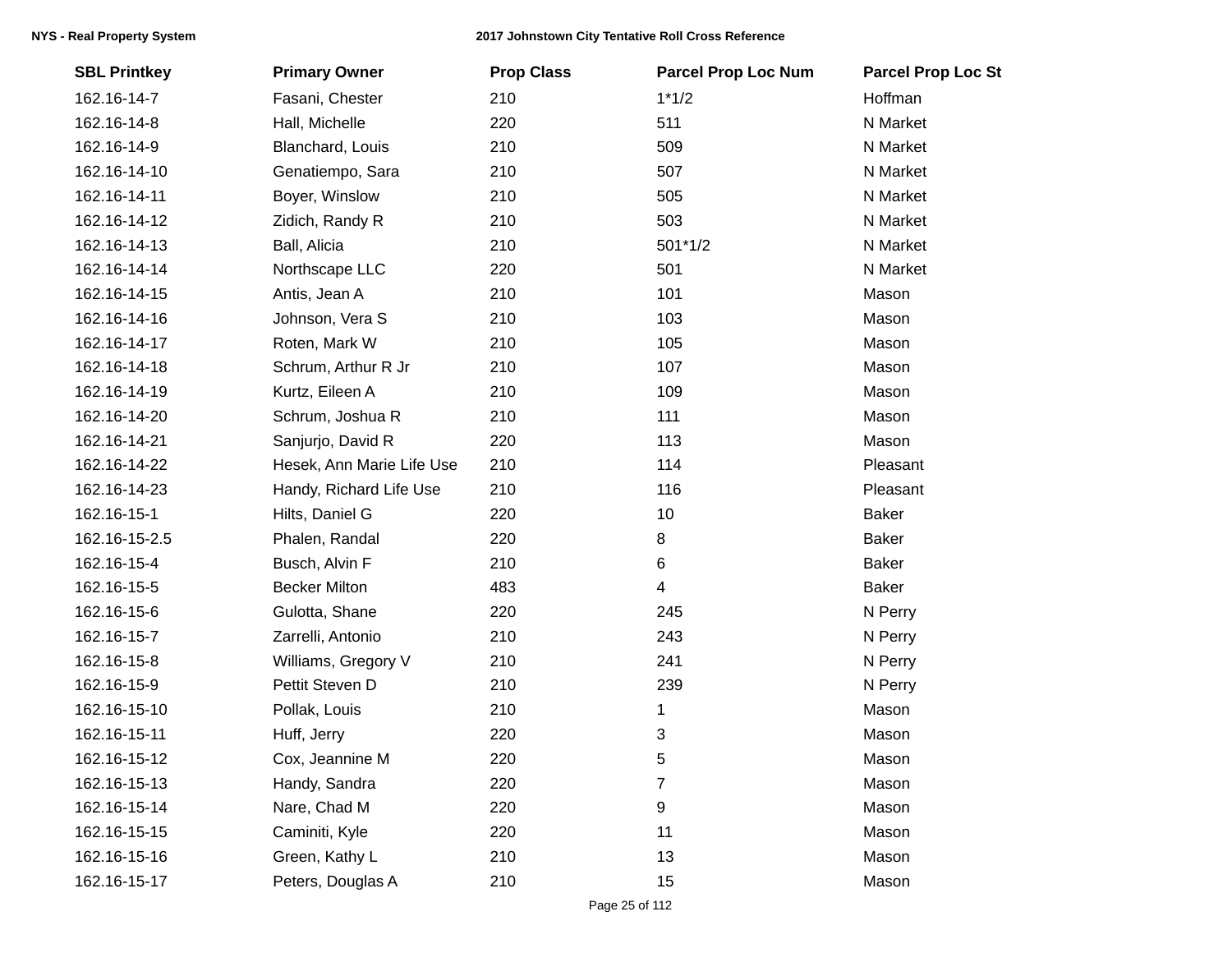| SBL Printkey | Primary Owner | Prop Class | Parcel Prop Loc Num | Parcel Prop Loc St |
|---|---|---|---|---|
| 162.16-14-7 | Fasani, Chester | 210 | 1*1/2 | Hoffman |
| 162.16-14-8 | Hall, Michelle | 220 | 511 | N Market |
| 162.16-14-9 | Blanchard, Louis | 210 | 509 | N Market |
| 162.16-14-10 | Genatiempo, Sara | 210 | 507 | N Market |
| 162.16-14-11 | Boyer, Winslow | 210 | 505 | N Market |
| 162.16-14-12 | Zidich, Randy R | 210 | 503 | N Market |
| 162.16-14-13 | Ball, Alicia | 210 | 501*1/2 | N Market |
| 162.16-14-14 | Northscape LLC | 220 | 501 | N Market |
| 162.16-14-15 | Antis, Jean A | 210 | 101 | Mason |
| 162.16-14-16 | Johnson, Vera S | 210 | 103 | Mason |
| 162.16-14-17 | Roten, Mark W | 210 | 105 | Mason |
| 162.16-14-18 | Schrum, Arthur R Jr | 210 | 107 | Mason |
| 162.16-14-19 | Kurtz, Eileen A | 210 | 109 | Mason |
| 162.16-14-20 | Schrum, Joshua R | 210 | 111 | Mason |
| 162.16-14-21 | Sanjurjo, David R | 220 | 113 | Mason |
| 162.16-14-22 | Hesek, Ann Marie Life Use | 210 | 114 | Pleasant |
| 162.16-14-23 | Handy, Richard Life Use | 210 | 116 | Pleasant |
| 162.16-15-1 | Hilts, Daniel G | 220 | 10 | Baker |
| 162.16-15-2.5 | Phalen, Randal | 220 | 8 | Baker |
| 162.16-15-4 | Busch, Alvin F | 210 | 6 | Baker |
| 162.16-15-5 | Becker Milton | 483 | 4 | Baker |
| 162.16-15-6 | Gulotta, Shane | 220 | 245 | N Perry |
| 162.16-15-7 | Zarrelli, Antonio | 210 | 243 | N Perry |
| 162.16-15-8 | Williams, Gregory V | 210 | 241 | N Perry |
| 162.16-15-9 | Pettit Steven D | 210 | 239 | N Perry |
| 162.16-15-10 | Pollak, Louis | 210 | 1 | Mason |
| 162.16-15-11 | Huff, Jerry | 220 | 3 | Mason |
| 162.16-15-12 | Cox, Jeannine M | 220 | 5 | Mason |
| 162.16-15-13 | Handy, Sandra | 220 | 7 | Mason |
| 162.16-15-14 | Nare, Chad M | 220 | 9 | Mason |
| 162.16-15-15 | Caminiti, Kyle | 220 | 11 | Mason |
| 162.16-15-16 | Green, Kathy L | 210 | 13 | Mason |
| 162.16-15-17 | Peters, Douglas A | 210 | 15 | Mason |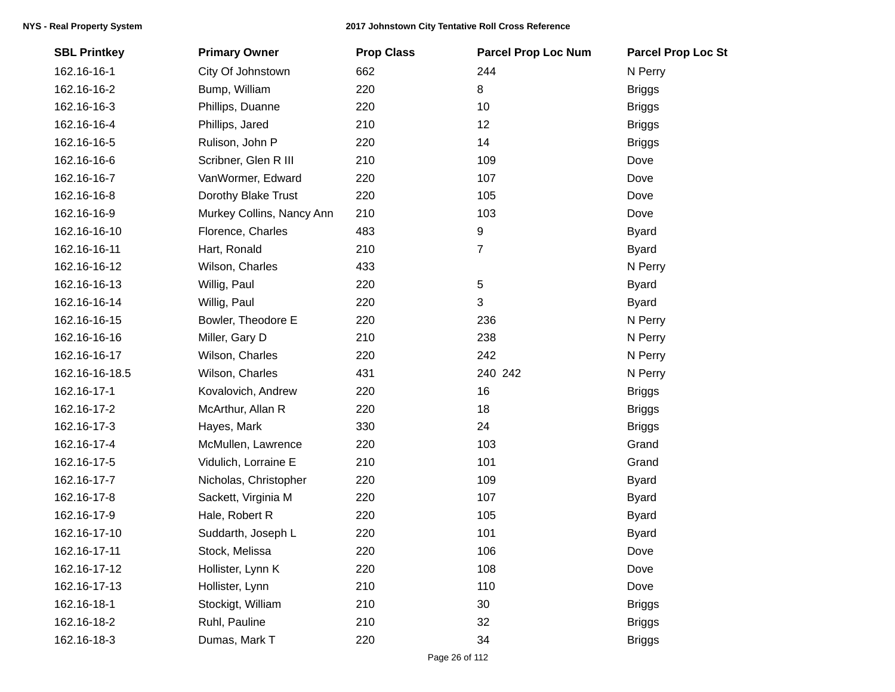| SBL Printkey | Primary Owner | Prop Class | Parcel Prop Loc Num | Parcel Prop Loc St |
|---|---|---|---|---|
| 162.16-16-1 | City Of Johnstown | 662 | 244 | N Perry |
| 162.16-16-2 | Bump, William | 220 | 8 | Briggs |
| 162.16-16-3 | Phillips, Duanne | 220 | 10 | Briggs |
| 162.16-16-4 | Phillips, Jared | 210 | 12 | Briggs |
| 162.16-16-5 | Rulison, John P | 220 | 14 | Briggs |
| 162.16-16-6 | Scribner, Glen R III | 210 | 109 | Dove |
| 162.16-16-7 | VanWormer, Edward | 220 | 107 | Dove |
| 162.16-16-8 | Dorothy Blake Trust | 220 | 105 | Dove |
| 162.16-16-9 | Murkey Collins, Nancy Ann | 210 | 103 | Dove |
| 162.16-16-10 | Florence, Charles | 483 | 9 | Byard |
| 162.16-16-11 | Hart, Ronald | 210 | 7 | Byard |
| 162.16-16-12 | Wilson, Charles | 433 | | N Perry |
| 162.16-16-13 | Willig, Paul | 220 | 5 | Byard |
| 162.16-16-14 | Willig, Paul | 220 | 3 | Byard |
| 162.16-16-15 | Bowler, Theodore E | 220 | 236 | N Perry |
| 162.16-16-16 | Miller, Gary D | 210 | 238 | N Perry |
| 162.16-16-17 | Wilson, Charles | 220 | 242 | N Perry |
| 162.16-16-18.5 | Wilson, Charles | 431 | 240 242 | N Perry |
| 162.16-17-1 | Kovalovich, Andrew | 220 | 16 | Briggs |
| 162.16-17-2 | McArthur, Allan R | 220 | 18 | Briggs |
| 162.16-17-3 | Hayes, Mark | 330 | 24 | Briggs |
| 162.16-17-4 | McMullen, Lawrence | 220 | 103 | Grand |
| 162.16-17-5 | Vidulich, Lorraine E | 210 | 101 | Grand |
| 162.16-17-7 | Nicholas, Christopher | 220 | 109 | Byard |
| 162.16-17-8 | Sackett, Virginia M | 220 | 107 | Byard |
| 162.16-17-9 | Hale, Robert R | 220 | 105 | Byard |
| 162.16-17-10 | Suddarth, Joseph L | 220 | 101 | Byard |
| 162.16-17-11 | Stock, Melissa | 220 | 106 | Dove |
| 162.16-17-12 | Hollister, Lynn K | 220 | 108 | Dove |
| 162.16-17-13 | Hollister, Lynn | 210 | 110 | Dove |
| 162.16-18-1 | Stockigt, William | 210 | 30 | Briggs |
| 162.16-18-2 | Ruhl, Pauline | 210 | 32 | Briggs |
| 162.16-18-3 | Dumas, Mark T | 220 | 34 | Briggs |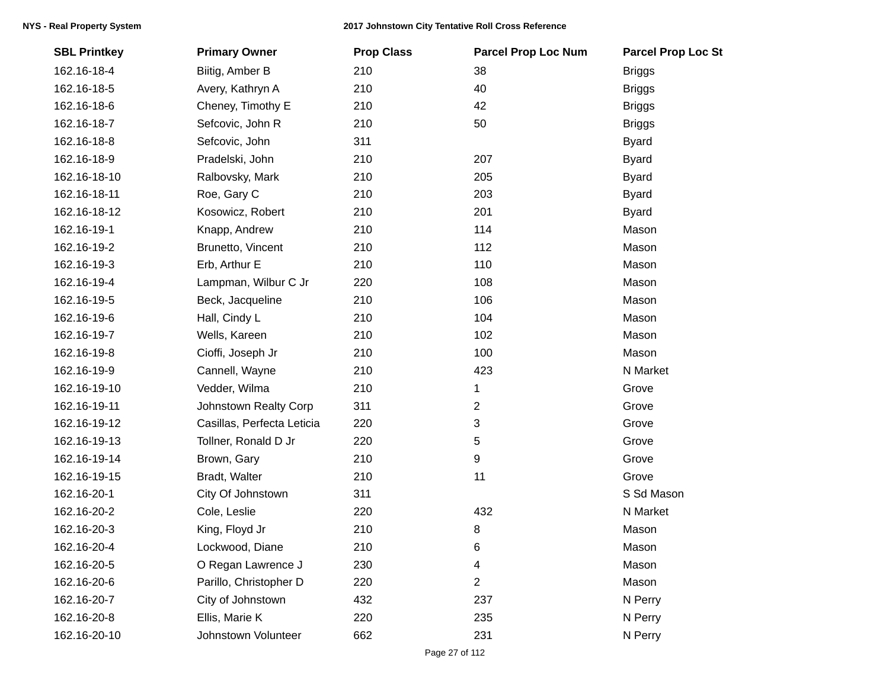| SBL Printkey | Primary Owner | Prop Class | Parcel Prop Loc Num | Parcel Prop Loc St |
|---|---|---|---|---|
| 162.16-18-4 | Biitig, Amber B | 210 | 38 | Briggs |
| 162.16-18-5 | Avery, Kathryn A | 210 | 40 | Briggs |
| 162.16-18-6 | Cheney, Timothy E | 210 | 42 | Briggs |
| 162.16-18-7 | Sefcovic, John R | 210 | 50 | Briggs |
| 162.16-18-8 | Sefcovic, John | 311 | | Byard |
| 162.16-18-9 | Pradelski, John | 210 | 207 | Byard |
| 162.16-18-10 | Ralbovsky, Mark | 210 | 205 | Byard |
| 162.16-18-11 | Roe, Gary C | 210 | 203 | Byard |
| 162.16-18-12 | Kosowicz, Robert | 210 | 201 | Byard |
| 162.16-19-1 | Knapp, Andrew | 210 | 114 | Mason |
| 162.16-19-2 | Brunetto, Vincent | 210 | 112 | Mason |
| 162.16-19-3 | Erb, Arthur E | 210 | 110 | Mason |
| 162.16-19-4 | Lampman, Wilbur C Jr | 220 | 108 | Mason |
| 162.16-19-5 | Beck, Jacqueline | 210 | 106 | Mason |
| 162.16-19-6 | Hall, Cindy L | 210 | 104 | Mason |
| 162.16-19-7 | Wells, Kareen | 210 | 102 | Mason |
| 162.16-19-8 | Cioffi, Joseph Jr | 210 | 100 | Mason |
| 162.16-19-9 | Cannell, Wayne | 210 | 423 | N Market |
| 162.16-19-10 | Vedder, Wilma | 210 | 1 | Grove |
| 162.16-19-11 | Johnstown Realty Corp | 311 | 2 | Grove |
| 162.16-19-12 | Casillas, Perfecta Leticia | 220 | 3 | Grove |
| 162.16-19-13 | Tollner, Ronald D Jr | 220 | 5 | Grove |
| 162.16-19-14 | Brown, Gary | 210 | 9 | Grove |
| 162.16-19-15 | Bradt, Walter | 210 | 11 | Grove |
| 162.16-20-1 | City Of Johnstown | 311 | | S Sd Mason |
| 162.16-20-2 | Cole, Leslie | 220 | 432 | N Market |
| 162.16-20-3 | King, Floyd Jr | 210 | 8 | Mason |
| 162.16-20-4 | Lockwood, Diane | 210 | 6 | Mason |
| 162.16-20-5 | O Regan Lawrence J | 230 | 4 | Mason |
| 162.16-20-6 | Parillo, Christopher D | 220 | 2 | Mason |
| 162.16-20-7 | City of Johnstown | 432 | 237 | N Perry |
| 162.16-20-8 | Ellis, Marie K | 220 | 235 | N Perry |
| 162.16-20-10 | Johnstown Volunteer | 662 | 231 | N Perry |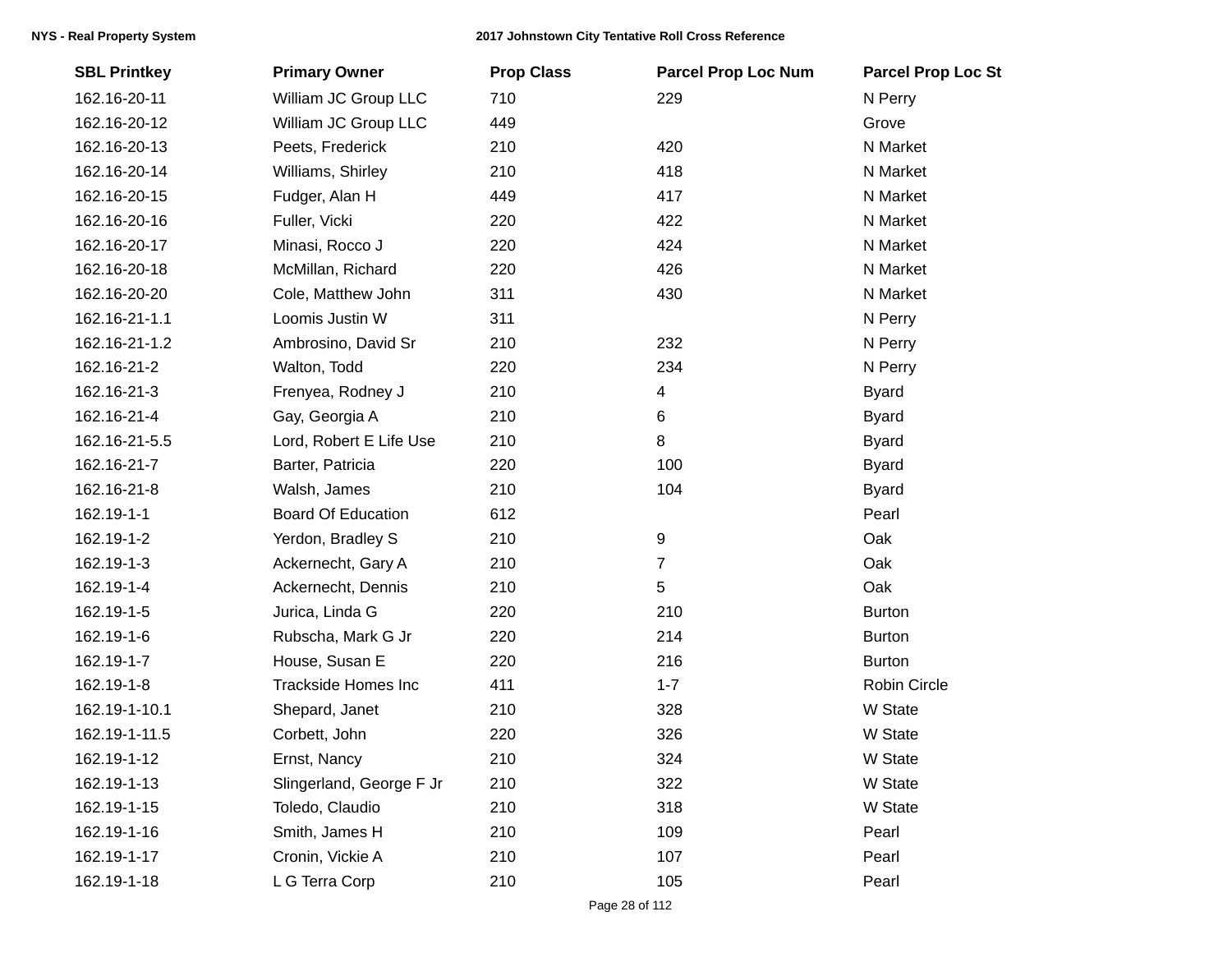| SBL Printkey | Primary Owner | Prop Class | Parcel Prop Loc Num | Parcel Prop Loc St |
|---|---|---|---|---|
| 162.16-20-11 | William JC Group LLC | 710 | 229 | N Perry |
| 162.16-20-12 | William JC Group LLC | 449 | | Grove |
| 162.16-20-13 | Peets, Frederick | 210 | 420 | N Market |
| 162.16-20-14 | Williams, Shirley | 210 | 418 | N Market |
| 162.16-20-15 | Fudger, Alan H | 449 | 417 | N Market |
| 162.16-20-16 | Fuller, Vicki | 220 | 422 | N Market |
| 162.16-20-17 | Minasi, Rocco J | 220 | 424 | N Market |
| 162.16-20-18 | McMillan, Richard | 220 | 426 | N Market |
| 162.16-20-20 | Cole, Matthew John | 311 | 430 | N Market |
| 162.16-21-1.1 | Loomis Justin W | 311 | | N Perry |
| 162.16-21-1.2 | Ambrosino, David Sr | 210 | 232 | N Perry |
| 162.16-21-2 | Walton, Todd | 220 | 234 | N Perry |
| 162.16-21-3 | Frenyea, Rodney J | 210 | 4 | Byard |
| 162.16-21-4 | Gay, Georgia A | 210 | 6 | Byard |
| 162.16-21-5.5 | Lord, Robert E Life Use | 210 | 8 | Byard |
| 162.16-21-7 | Barter, Patricia | 220 | 100 | Byard |
| 162.16-21-8 | Walsh, James | 210 | 104 | Byard |
| 162.19-1-1 | Board Of Education | 612 | | Pearl |
| 162.19-1-2 | Yerdon, Bradley S | 210 | 9 | Oak |
| 162.19-1-3 | Ackernecht, Gary A | 210 | 7 | Oak |
| 162.19-1-4 | Ackernecht, Dennis | 210 | 5 | Oak |
| 162.19-1-5 | Jurica, Linda G | 220 | 210 | Burton |
| 162.19-1-6 | Rubscha, Mark G Jr | 220 | 214 | Burton |
| 162.19-1-7 | House, Susan E | 220 | 216 | Burton |
| 162.19-1-8 | Trackside Homes Inc | 411 | 1-7 | Robin Circle |
| 162.19-1-10.1 | Shepard, Janet | 210 | 328 | W State |
| 162.19-1-11.5 | Corbett, John | 220 | 326 | W State |
| 162.19-1-12 | Ernst, Nancy | 210 | 324 | W State |
| 162.19-1-13 | Slingerland, George F Jr | 210 | 322 | W State |
| 162.19-1-15 | Toledo, Claudio | 210 | 318 | W State |
| 162.19-1-16 | Smith, James H | 210 | 109 | Pearl |
| 162.19-1-17 | Cronin, Vickie A | 210 | 107 | Pearl |
| 162.19-1-18 | L G Terra Corp | 210 | 105 | Pearl |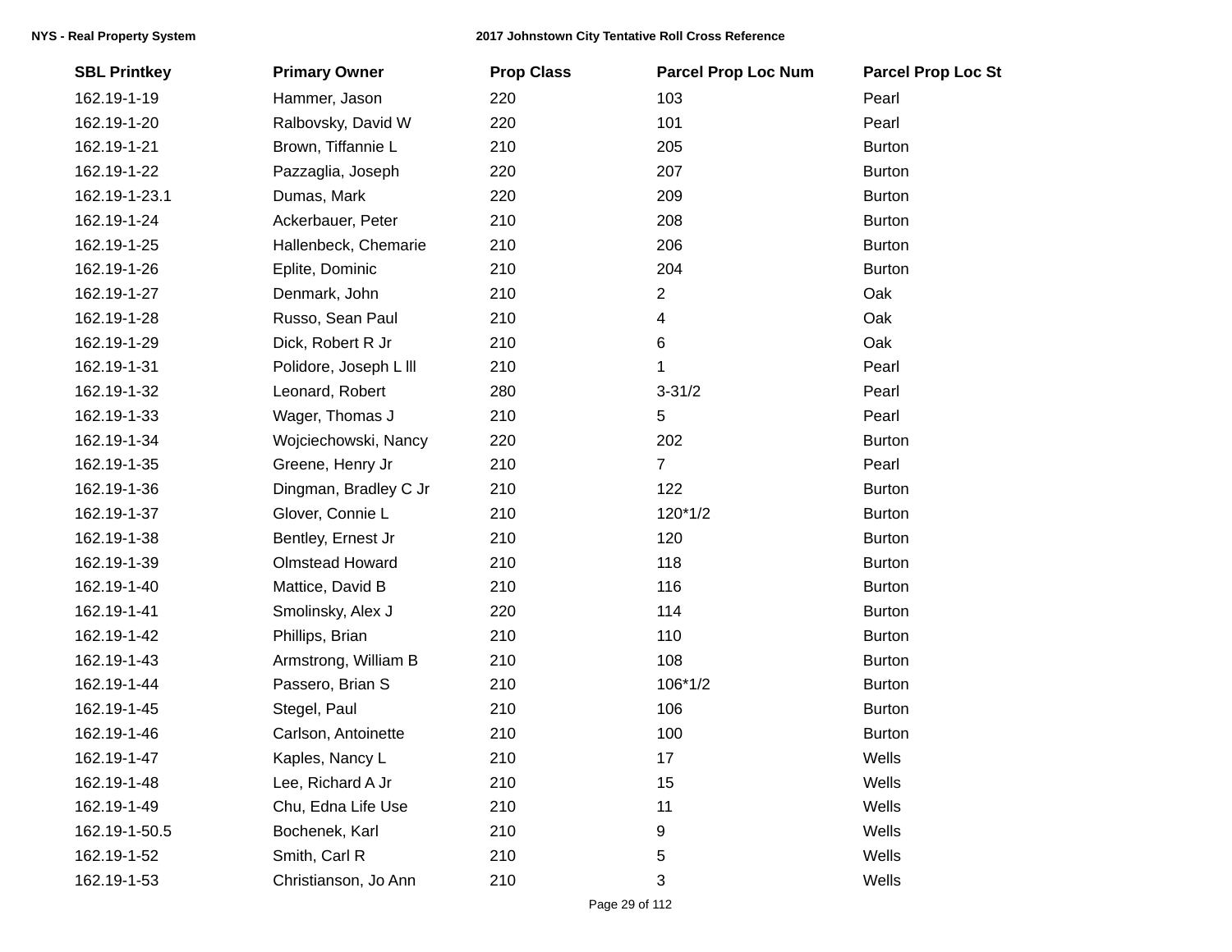| SBL Printkey | Primary Owner | Prop Class | Parcel Prop Loc Num | Parcel Prop Loc St |
|---|---|---|---|---|
| 162.19-1-19 | Hammer, Jason | 220 | 103 | Pearl |
| 162.19-1-20 | Ralbovsky, David W | 220 | 101 | Pearl |
| 162.19-1-21 | Brown, Tiffannie L | 210 | 205 | Burton |
| 162.19-1-22 | Pazzaglia, Joseph | 220 | 207 | Burton |
| 162.19-1-23.1 | Dumas, Mark | 220 | 209 | Burton |
| 162.19-1-24 | Ackerbauer, Peter | 210 | 208 | Burton |
| 162.19-1-25 | Hallenbeck, Chemarie | 210 | 206 | Burton |
| 162.19-1-26 | Eplite, Dominic | 210 | 204 | Burton |
| 162.19-1-27 | Denmark, John | 210 | 2 | Oak |
| 162.19-1-28 | Russo, Sean Paul | 210 | 4 | Oak |
| 162.19-1-29 | Dick, Robert R Jr | 210 | 6 | Oak |
| 162.19-1-31 | Polidore, Joseph L lll | 210 | 1 | Pearl |
| 162.19-1-32 | Leonard, Robert | 280 | 3-31/2 | Pearl |
| 162.19-1-33 | Wager, Thomas J | 210 | 5 | Pearl |
| 162.19-1-34 | Wojciechowski, Nancy | 220 | 202 | Burton |
| 162.19-1-35 | Greene, Henry Jr | 210 | 7 | Pearl |
| 162.19-1-36 | Dingman, Bradley C Jr | 210 | 122 | Burton |
| 162.19-1-37 | Glover, Connie L | 210 | 120*1/2 | Burton |
| 162.19-1-38 | Bentley, Ernest Jr | 210 | 120 | Burton |
| 162.19-1-39 | Olmstead Howard | 210 | 118 | Burton |
| 162.19-1-40 | Mattice, David B | 210 | 116 | Burton |
| 162.19-1-41 | Smolinsky, Alex J | 220 | 114 | Burton |
| 162.19-1-42 | Phillips, Brian | 210 | 110 | Burton |
| 162.19-1-43 | Armstrong, William B | 210 | 108 | Burton |
| 162.19-1-44 | Passero, Brian S | 210 | 106*1/2 | Burton |
| 162.19-1-45 | Stegel, Paul | 210 | 106 | Burton |
| 162.19-1-46 | Carlson, Antoinette | 210 | 100 | Burton |
| 162.19-1-47 | Kaples, Nancy L | 210 | 17 | Wells |
| 162.19-1-48 | Lee, Richard A Jr | 210 | 15 | Wells |
| 162.19-1-49 | Chu, Edna Life Use | 210 | 11 | Wells |
| 162.19-1-50.5 | Bochenek, Karl | 210 | 9 | Wells |
| 162.19-1-52 | Smith, Carl R | 210 | 5 | Wells |
| 162.19-1-53 | Christianson, Jo Ann | 210 | 3 | Wells |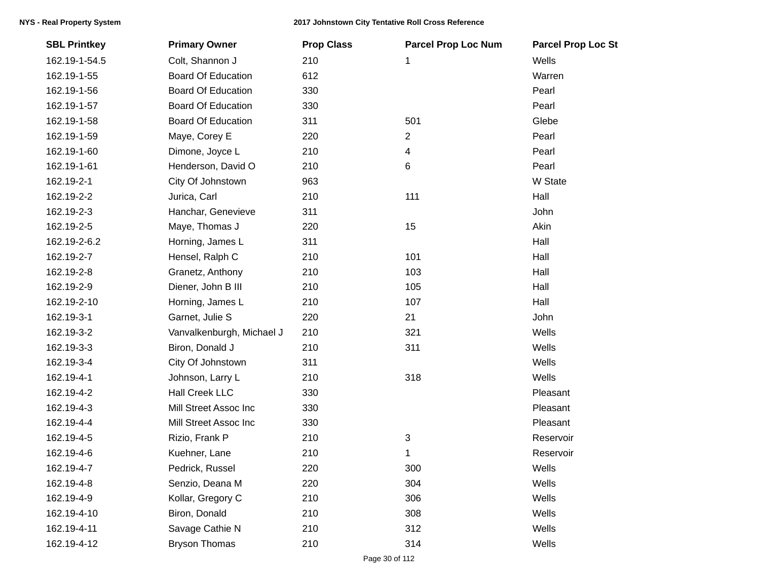| SBL Printkey | Primary Owner | Prop Class | Parcel Prop Loc Num | Parcel Prop Loc St |
|---|---|---|---|---|
| 162.19-1-54.5 | Colt, Shannon J | 210 | 1 | Wells |
| 162.19-1-55 | Board Of Education | 612 | | Warren |
| 162.19-1-56 | Board Of Education | 330 | | Pearl |
| 162.19-1-57 | Board Of Education | 330 | | Pearl |
| 162.19-1-58 | Board Of Education | 311 | 501 | Glebe |
| 162.19-1-59 | Maye, Corey E | 220 | 2 | Pearl |
| 162.19-1-60 | Dimone, Joyce L | 210 | 4 | Pearl |
| 162.19-1-61 | Henderson, David O | 210 | 6 | Pearl |
| 162.19-2-1 | City Of Johnstown | 963 | | W State |
| 162.19-2-2 | Jurica, Carl | 210 | 111 | Hall |
| 162.19-2-3 | Hanchar, Genevieve | 311 | | John |
| 162.19-2-5 | Maye, Thomas J | 220 | 15 | Akin |
| 162.19-2-6.2 | Horning, James L | 311 | | Hall |
| 162.19-2-7 | Hensel, Ralph C | 210 | 101 | Hall |
| 162.19-2-8 | Granetz, Anthony | 210 | 103 | Hall |
| 162.19-2-9 | Diener, John B III | 210 | 105 | Hall |
| 162.19-2-10 | Horning, James L | 210 | 107 | Hall |
| 162.19-3-1 | Garnet, Julie S | 220 | 21 | John |
| 162.19-3-2 | Vanvalkenburgh, Michael J | 210 | 321 | Wells |
| 162.19-3-3 | Biron, Donald J | 210 | 311 | Wells |
| 162.19-3-4 | City Of Johnstown | 311 | | Wells |
| 162.19-4-1 | Johnson, Larry L | 210 | 318 | Wells |
| 162.19-4-2 | Hall Creek LLC | 330 | | Pleasant |
| 162.19-4-3 | Mill Street Assoc Inc | 330 | | Pleasant |
| 162.19-4-4 | Mill Street Assoc Inc | 330 | | Pleasant |
| 162.19-4-5 | Rizio, Frank P | 210 | 3 | Reservoir |
| 162.19-4-6 | Kuehner, Lane | 210 | 1 | Reservoir |
| 162.19-4-7 | Pedrick, Russel | 220 | 300 | Wells |
| 162.19-4-8 | Senzio, Deana M | 220 | 304 | Wells |
| 162.19-4-9 | Kollar, Gregory C | 210 | 306 | Wells |
| 162.19-4-10 | Biron, Donald | 210 | 308 | Wells |
| 162.19-4-11 | Savage Cathie N | 210 | 312 | Wells |
| 162.19-4-12 | Bryson Thomas | 210 | 314 | Wells |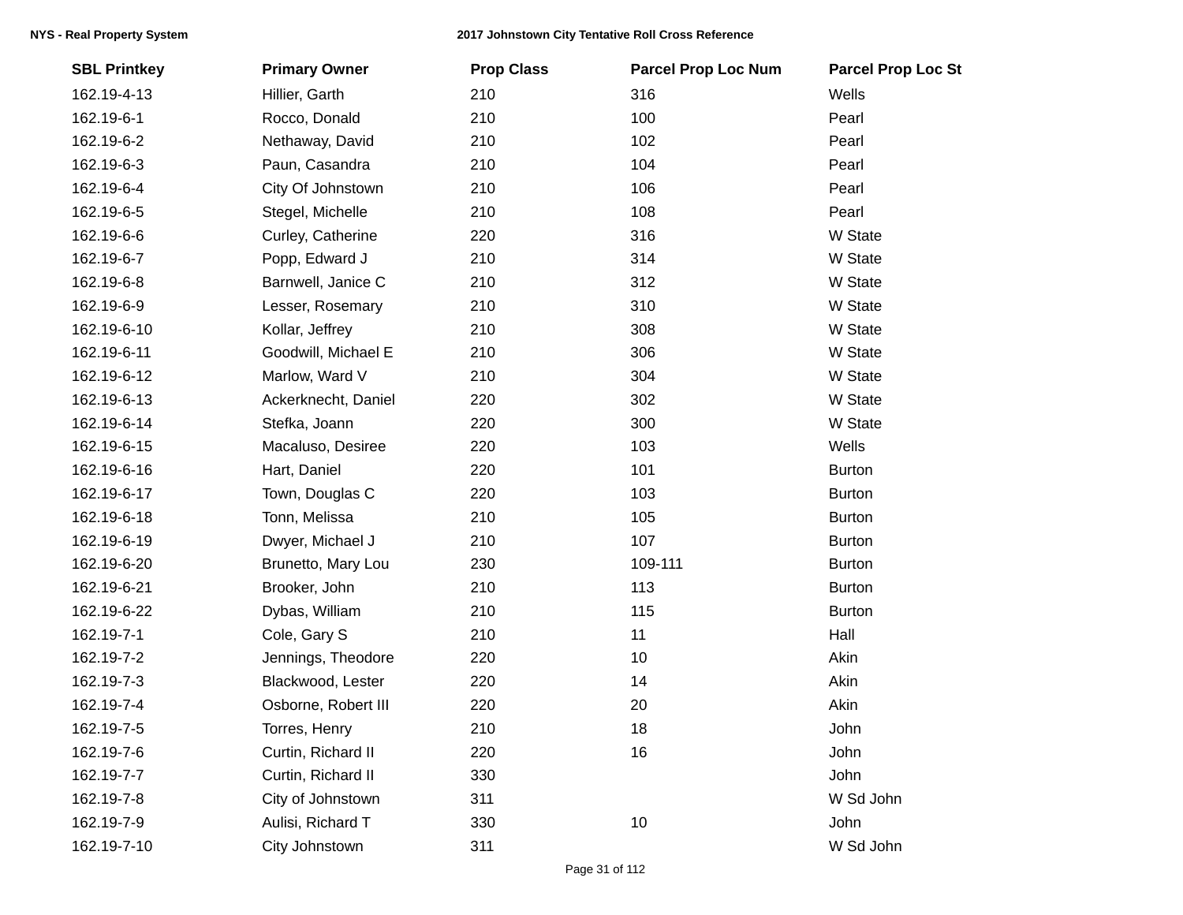| SBL Printkey | Primary Owner | Prop Class | Parcel Prop Loc Num | Parcel Prop Loc St |
|---|---|---|---|---|
| 162.19-4-13 | Hillier, Garth | 210 | 316 | Wells |
| 162.19-6-1 | Rocco, Donald | 210 | 100 | Pearl |
| 162.19-6-2 | Nethaway, David | 210 | 102 | Pearl |
| 162.19-6-3 | Paun, Casandra | 210 | 104 | Pearl |
| 162.19-6-4 | City Of Johnstown | 210 | 106 | Pearl |
| 162.19-6-5 | Stegel, Michelle | 210 | 108 | Pearl |
| 162.19-6-6 | Curley, Catherine | 220 | 316 | W State |
| 162.19-6-7 | Popp, Edward J | 210 | 314 | W State |
| 162.19-6-8 | Barnwell, Janice C | 210 | 312 | W State |
| 162.19-6-9 | Lesser, Rosemary | 210 | 310 | W State |
| 162.19-6-10 | Kollar, Jeffrey | 210 | 308 | W State |
| 162.19-6-11 | Goodwill, Michael E | 210 | 306 | W State |
| 162.19-6-12 | Marlow, Ward V | 210 | 304 | W State |
| 162.19-6-13 | Ackerknecht, Daniel | 220 | 302 | W State |
| 162.19-6-14 | Stefka, Joann | 220 | 300 | W State |
| 162.19-6-15 | Macaluso, Desiree | 220 | 103 | Wells |
| 162.19-6-16 | Hart, Daniel | 220 | 101 | Burton |
| 162.19-6-17 | Town, Douglas C | 220 | 103 | Burton |
| 162.19-6-18 | Tonn, Melissa | 210 | 105 | Burton |
| 162.19-6-19 | Dwyer, Michael J | 210 | 107 | Burton |
| 162.19-6-20 | Brunetto, Mary Lou | 230 | 109-111 | Burton |
| 162.19-6-21 | Brooker, John | 210 | 113 | Burton |
| 162.19-6-22 | Dybas, William | 210 | 115 | Burton |
| 162.19-7-1 | Cole, Gary S | 210 | 11 | Hall |
| 162.19-7-2 | Jennings, Theodore | 220 | 10 | Akin |
| 162.19-7-3 | Blackwood, Lester | 220 | 14 | Akin |
| 162.19-7-4 | Osborne, Robert III | 220 | 20 | Akin |
| 162.19-7-5 | Torres, Henry | 210 | 18 | John |
| 162.19-7-6 | Curtin, Richard II | 220 | 16 | John |
| 162.19-7-7 | Curtin, Richard II | 330 | | John |
| 162.19-7-8 | City of Johnstown | 311 | | W Sd John |
| 162.19-7-9 | Aulisi, Richard T | 330 | 10 | John |
| 162.19-7-10 | City Johnstown | 311 | | W Sd John |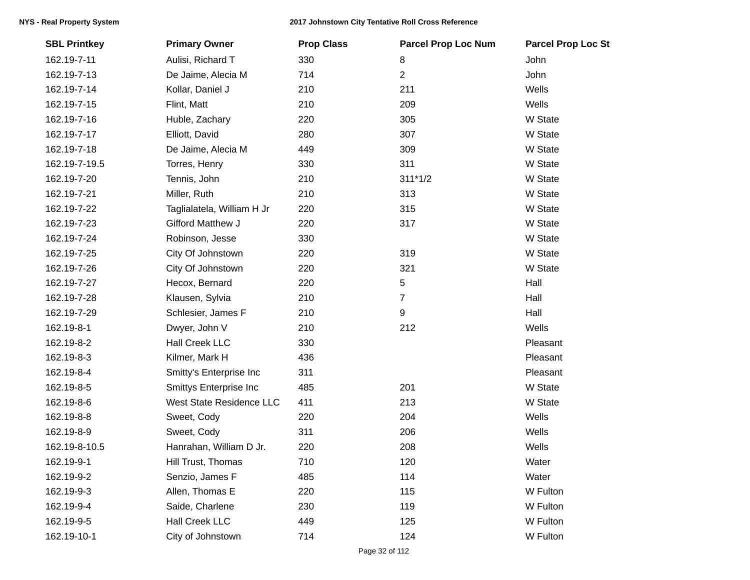| SBL Printkey | Primary Owner | Prop Class | Parcel Prop Loc Num | Parcel Prop Loc St |
|---|---|---|---|---|
| 162.19-7-11 | Aulisi, Richard T | 330 | 8 | John |
| 162.19-7-13 | De Jaime, Alecia M | 714 | 2 | John |
| 162.19-7-14 | Kollar, Daniel J | 210 | 211 | Wells |
| 162.19-7-15 | Flint, Matt | 210 | 209 | Wells |
| 162.19-7-16 | Huble, Zachary | 220 | 305 | W State |
| 162.19-7-17 | Elliott, David | 280 | 307 | W State |
| 162.19-7-18 | De Jaime, Alecia M | 449 | 309 | W State |
| 162.19-7-19.5 | Torres, Henry | 330 | 311 | W State |
| 162.19-7-20 | Tennis, John | 210 | 311*1/2 | W State |
| 162.19-7-21 | Miller, Ruth | 210 | 313 | W State |
| 162.19-7-22 | Taglialatela, William H Jr | 220 | 315 | W State |
| 162.19-7-23 | Gifford Matthew J | 220 | 317 | W State |
| 162.19-7-24 | Robinson, Jesse | 330 | | W State |
| 162.19-7-25 | City Of Johnstown | 220 | 319 | W State |
| 162.19-7-26 | City Of Johnstown | 220 | 321 | W State |
| 162.19-7-27 | Hecox, Bernard | 220 | 5 | Hall |
| 162.19-7-28 | Klausen, Sylvia | 210 | 7 | Hall |
| 162.19-7-29 | Schlesier, James F | 210 | 9 | Hall |
| 162.19-8-1 | Dwyer, John V | 210 | 212 | Wells |
| 162.19-8-2 | Hall Creek LLC | 330 | | Pleasant |
| 162.19-8-3 | Kilmer, Mark H | 436 | | Pleasant |
| 162.19-8-4 | Smitty's Enterprise Inc | 311 | | Pleasant |
| 162.19-8-5 | Smittys Enterprise Inc | 485 | 201 | W State |
| 162.19-8-6 | West State Residence LLC | 411 | 213 | W State |
| 162.19-8-8 | Sweet, Cody | 220 | 204 | Wells |
| 162.19-8-9 | Sweet, Cody | 311 | 206 | Wells |
| 162.19-8-10.5 | Hanrahan, William D Jr. | 220 | 208 | Wells |
| 162.19-9-1 | Hill Trust, Thomas | 710 | 120 | Water |
| 162.19-9-2 | Senzio, James F | 485 | 114 | Water |
| 162.19-9-3 | Allen, Thomas E | 220 | 115 | W Fulton |
| 162.19-9-4 | Saide, Charlene | 230 | 119 | W Fulton |
| 162.19-9-5 | Hall Creek LLC | 449 | 125 | W Fulton |
| 162.19-10-1 | City of Johnstown | 714 | 124 | W Fulton |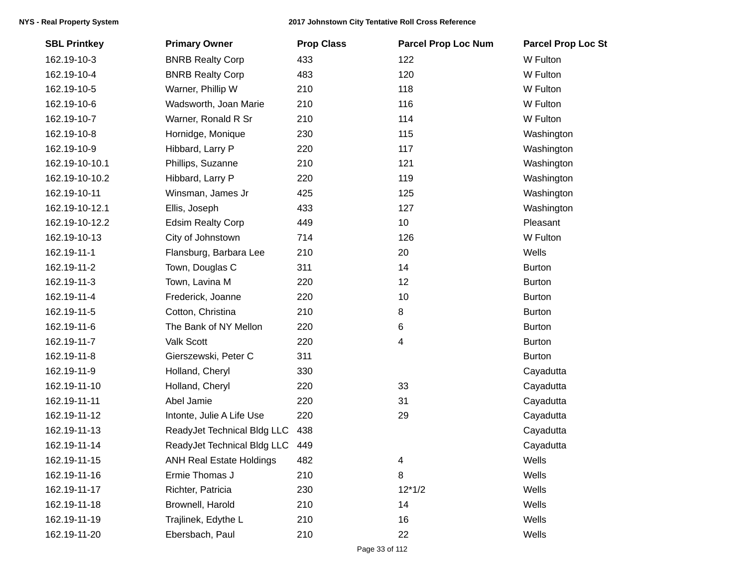| SBL Printkey | Primary Owner | Prop Class | Parcel Prop Loc Num | Parcel Prop Loc St |
|---|---|---|---|---|
| 162.19-10-3 | BNRB Realty Corp | 433 | 122 | W Fulton |
| 162.19-10-4 | BNRB Realty Corp | 483 | 120 | W Fulton |
| 162.19-10-5 | Warner, Phillip W | 210 | 118 | W Fulton |
| 162.19-10-6 | Wadsworth, Joan Marie | 210 | 116 | W Fulton |
| 162.19-10-7 | Warner, Ronald R Sr | 210 | 114 | W Fulton |
| 162.19-10-8 | Hornidge, Monique | 230 | 115 | Washington |
| 162.19-10-9 | Hibbard, Larry P | 220 | 117 | Washington |
| 162.19-10-10.1 | Phillips, Suzanne | 210 | 121 | Washington |
| 162.19-10-10.2 | Hibbard, Larry P | 220 | 119 | Washington |
| 162.19-10-11 | Winsman, James Jr | 425 | 125 | Washington |
| 162.19-10-12.1 | Ellis, Joseph | 433 | 127 | Washington |
| 162.19-10-12.2 | Edsim Realty Corp | 449 | 10 | Pleasant |
| 162.19-10-13 | City of Johnstown | 714 | 126 | W Fulton |
| 162.19-11-1 | Flansburg, Barbara Lee | 210 | 20 | Wells |
| 162.19-11-2 | Town, Douglas C | 311 | 14 | Burton |
| 162.19-11-3 | Town, Lavina M | 220 | 12 | Burton |
| 162.19-11-4 | Frederick, Joanne | 220 | 10 | Burton |
| 162.19-11-5 | Cotton, Christina | 210 | 8 | Burton |
| 162.19-11-6 | The Bank of NY Mellon | 220 | 6 | Burton |
| 162.19-11-7 | Valk Scott | 220 | 4 | Burton |
| 162.19-11-8 | Gierszewski, Peter C | 311 | | Burton |
| 162.19-11-9 | Holland, Cheryl | 330 | | Cayadutta |
| 162.19-11-10 | Holland, Cheryl | 220 | 33 | Cayadutta |
| 162.19-11-11 | Abel Jamie | 220 | 31 | Cayadutta |
| 162.19-11-12 | Intonte, Julie A Life Use | 220 | 29 | Cayadutta |
| 162.19-11-13 | ReadyJet Technical Bldg LLC | 438 | | Cayadutta |
| 162.19-11-14 | ReadyJet Technical Bldg LLC | 449 | | Cayadutta |
| 162.19-11-15 | ANH Real Estate Holdings | 482 | 4 | Wells |
| 162.19-11-16 | Ermie Thomas J | 210 | 8 | Wells |
| 162.19-11-17 | Richter, Patricia | 230 | 12*1/2 | Wells |
| 162.19-11-18 | Brownell, Harold | 210 | 14 | Wells |
| 162.19-11-19 | Trajlinek, Edythe L | 210 | 16 | Wells |
| 162.19-11-20 | Ebersbach, Paul | 210 | 22 | Wells |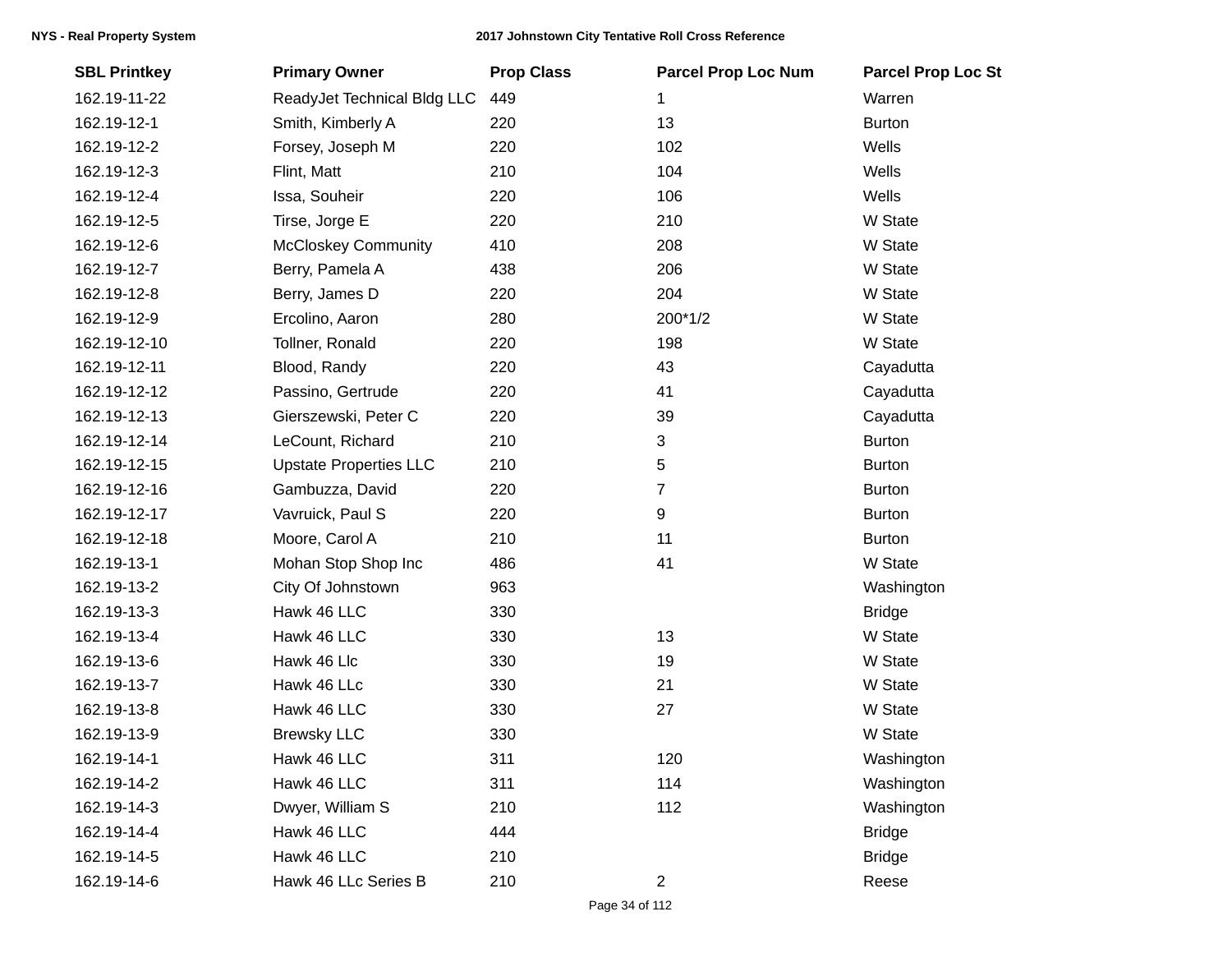| SBL Printkey | Primary Owner | Prop Class | Parcel Prop Loc Num | Parcel Prop Loc St |
|---|---|---|---|---|
| 162.19-11-22 | ReadyJet Technical Bldg LLC | 449 | 1 | Warren |
| 162.19-12-1 | Smith, Kimberly A | 220 | 13 | Burton |
| 162.19-12-2 | Forsey, Joseph M | 220 | 102 | Wells |
| 162.19-12-3 | Flint, Matt | 210 | 104 | Wells |
| 162.19-12-4 | Issa, Souheir | 220 | 106 | Wells |
| 162.19-12-5 | Tirse, Jorge E | 220 | 210 | W State |
| 162.19-12-6 | McCloskey Community | 410 | 208 | W State |
| 162.19-12-7 | Berry, Pamela A | 438 | 206 | W State |
| 162.19-12-8 | Berry, James D | 220 | 204 | W State |
| 162.19-12-9 | Ercolino, Aaron | 280 | 200*1/2 | W State |
| 162.19-12-10 | Tollner, Ronald | 220 | 198 | W State |
| 162.19-12-11 | Blood, Randy | 220 | 43 | Cayadutta |
| 162.19-12-12 | Passino, Gertrude | 220 | 41 | Cayadutta |
| 162.19-12-13 | Gierszewski, Peter C | 220 | 39 | Cayadutta |
| 162.19-12-14 | LeCount, Richard | 210 | 3 | Burton |
| 162.19-12-15 | Upstate Properties LLC | 210 | 5 | Burton |
| 162.19-12-16 | Gambuzza, David | 220 | 7 | Burton |
| 162.19-12-17 | Vavruick, Paul S | 220 | 9 | Burton |
| 162.19-12-18 | Moore, Carol A | 210 | 11 | Burton |
| 162.19-13-1 | Mohan Stop Shop Inc | 486 | 41 | W State |
| 162.19-13-2 | City Of Johnstown | 963 | | Washington |
| 162.19-13-3 | Hawk 46 LLC | 330 | | Bridge |
| 162.19-13-4 | Hawk 46 LLC | 330 | 13 | W State |
| 162.19-13-6 | Hawk 46 Llc | 330 | 19 | W State |
| 162.19-13-7 | Hawk 46 LLc | 330 | 21 | W State |
| 162.19-13-8 | Hawk 46 LLC | 330 | 27 | W State |
| 162.19-13-9 | Brewsky LLC | 330 | | W State |
| 162.19-14-1 | Hawk 46 LLC | 311 | 120 | Washington |
| 162.19-14-2 | Hawk 46 LLC | 311 | 114 | Washington |
| 162.19-14-3 | Dwyer, William S | 210 | 112 | Washington |
| 162.19-14-4 | Hawk 46 LLC | 444 | | Bridge |
| 162.19-14-5 | Hawk 46 LLC | 210 | | Bridge |
| 162.19-14-6 | Hawk 46 LLc Series B | 210 | 2 | Reese |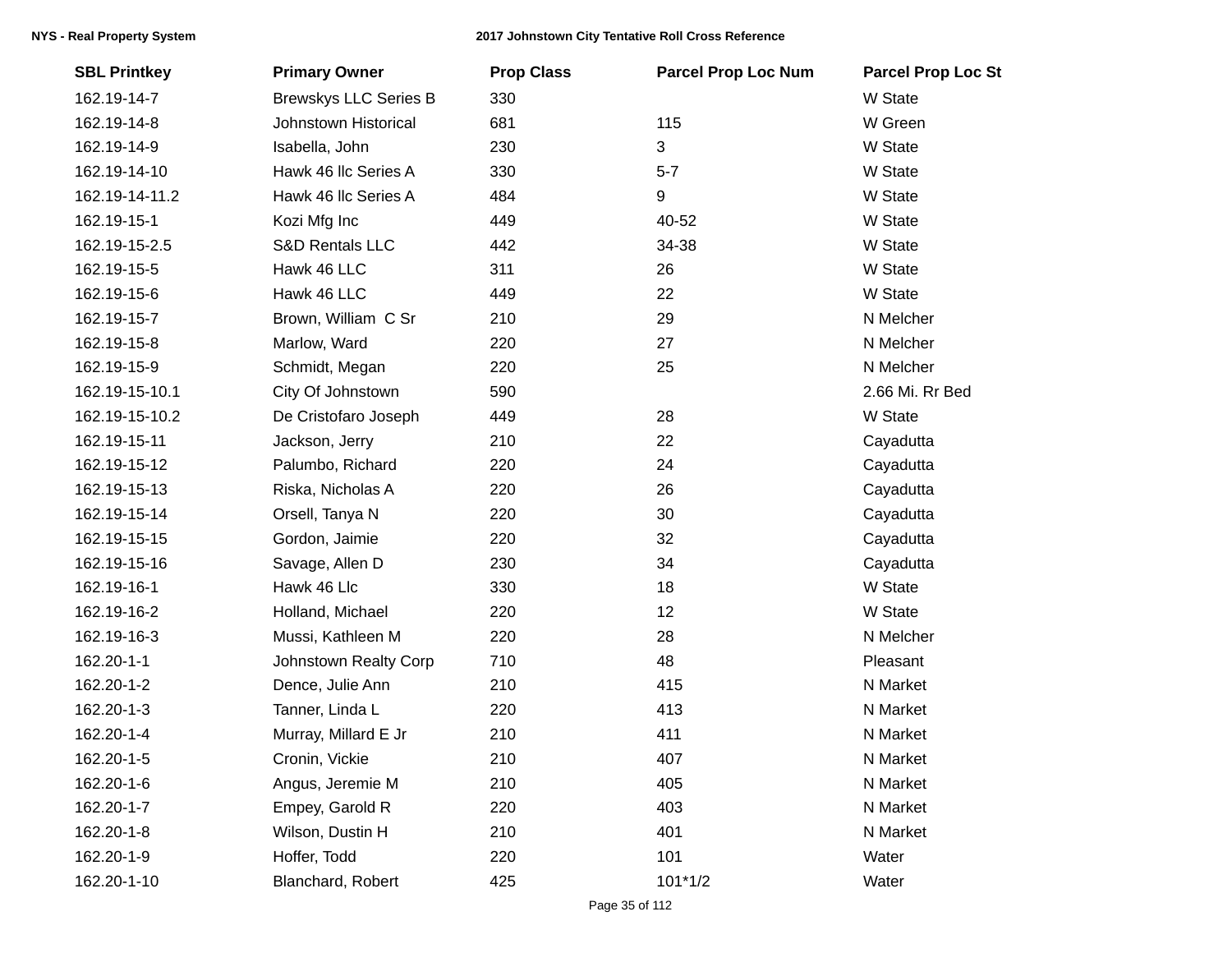| SBL Printkey | Primary Owner | Prop Class | Parcel Prop Loc Num | Parcel Prop Loc St |
|---|---|---|---|---|
| 162.19-14-7 | Brewskys LLC Series B | 330 | | W State |
| 162.19-14-8 | Johnstown Historical | 681 | 115 | W Green |
| 162.19-14-9 | Isabella, John | 230 | 3 | W State |
| 162.19-14-10 | Hawk 46 llc Series A | 330 | 5-7 | W State |
| 162.19-14-11.2 | Hawk 46 llc Series A | 484 | 9 | W State |
| 162.19-15-1 | Kozi Mfg Inc | 449 | 40-52 | W State |
| 162.19-15-2.5 | S&D Rentals LLC | 442 | 34-38 | W State |
| 162.19-15-5 | Hawk 46 LLC | 311 | 26 | W State |
| 162.19-15-6 | Hawk 46 LLC | 449 | 22 | W State |
| 162.19-15-7 | Brown, William C Sr | 210 | 29 | N Melcher |
| 162.19-15-8 | Marlow, Ward | 220 | 27 | N Melcher |
| 162.19-15-9 | Schmidt, Megan | 220 | 25 | N Melcher |
| 162.19-15-10.1 | City Of Johnstown | 590 | | 2.66 Mi. Rr Bed |
| 162.19-15-10.2 | De Cristofaro Joseph | 449 | 28 | W State |
| 162.19-15-11 | Jackson, Jerry | 210 | 22 | Cayadutta |
| 162.19-15-12 | Palumbo, Richard | 220 | 24 | Cayadutta |
| 162.19-15-13 | Riska, Nicholas A | 220 | 26 | Cayadutta |
| 162.19-15-14 | Orsell, Tanya N | 220 | 30 | Cayadutta |
| 162.19-15-15 | Gordon, Jaimie | 220 | 32 | Cayadutta |
| 162.19-15-16 | Savage, Allen D | 230 | 34 | Cayadutta |
| 162.19-16-1 | Hawk 46 Llc | 330 | 18 | W State |
| 162.19-16-2 | Holland, Michael | 220 | 12 | W State |
| 162.19-16-3 | Mussi, Kathleen M | 220 | 28 | N Melcher |
| 162.20-1-1 | Johnstown Realty Corp | 710 | 48 | Pleasant |
| 162.20-1-2 | Dence, Julie Ann | 210 | 415 | N Market |
| 162.20-1-3 | Tanner, Linda L | 220 | 413 | N Market |
| 162.20-1-4 | Murray, Millard E Jr | 210 | 411 | N Market |
| 162.20-1-5 | Cronin, Vickie | 210 | 407 | N Market |
| 162.20-1-6 | Angus, Jeremie M | 210 | 405 | N Market |
| 162.20-1-7 | Empey, Garold R | 220 | 403 | N Market |
| 162.20-1-8 | Wilson, Dustin H | 210 | 401 | N Market |
| 162.20-1-9 | Hoffer, Todd | 220 | 101 | Water |
| 162.20-1-10 | Blanchard, Robert | 425 | 101*1/2 | Water |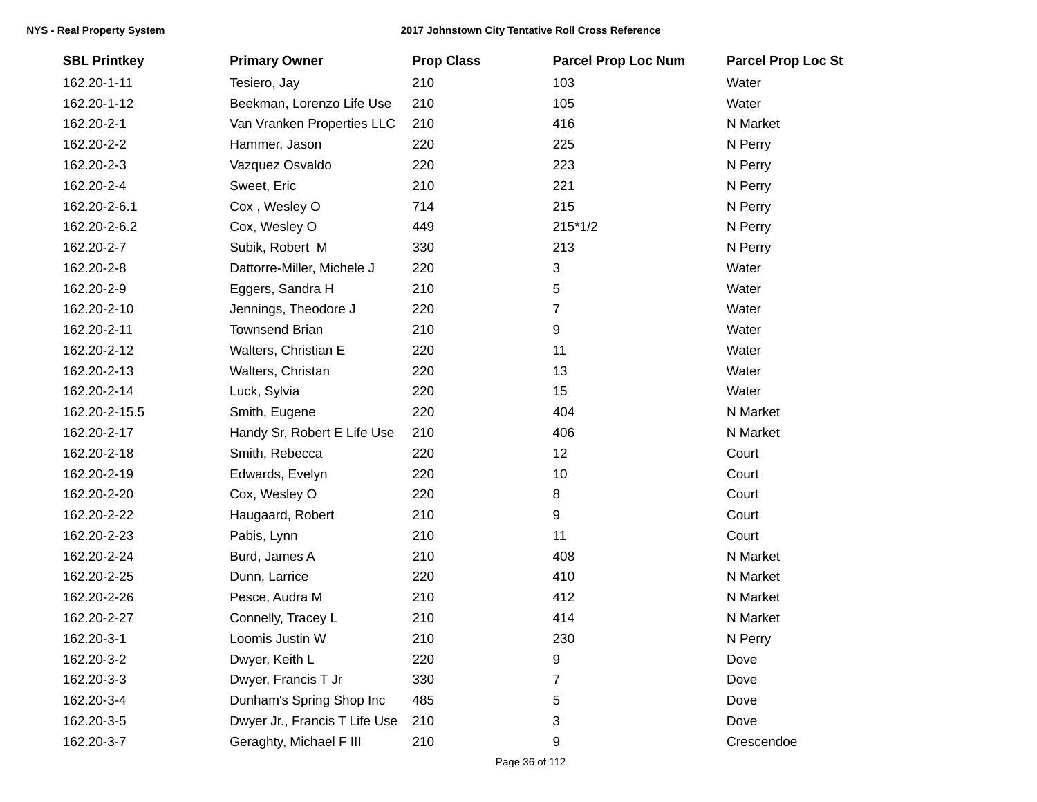| SBL Printkey | Primary Owner | Prop Class | Parcel Prop Loc Num | Parcel Prop Loc St |
|---|---|---|---|---|
| 162.20-1-11 | Tesiero, Jay | 210 | 103 | Water |
| 162.20-1-12 | Beekman, Lorenzo Life Use | 210 | 105 | Water |
| 162.20-2-1 | Van Vranken Properties LLC | 210 | 416 | N Market |
| 162.20-2-2 | Hammer, Jason | 220 | 225 | N Perry |
| 162.20-2-3 | Vazquez Osvaldo | 220 | 223 | N Perry |
| 162.20-2-4 | Sweet, Eric | 210 | 221 | N Perry |
| 162.20-2-6.1 | Cox , Wesley O | 714 | 215 | N Perry |
| 162.20-2-6.2 | Cox, Wesley O | 449 | 215*1/2 | N Perry |
| 162.20-2-7 | Subik, Robert M | 330 | 213 | N Perry |
| 162.20-2-8 | Dattorre-Miller, Michele J | 220 | 3 | Water |
| 162.20-2-9 | Eggers, Sandra H | 210 | 5 | Water |
| 162.20-2-10 | Jennings, Theodore J | 220 | 7 | Water |
| 162.20-2-11 | Townsend Brian | 210 | 9 | Water |
| 162.20-2-12 | Walters, Christian E | 220 | 11 | Water |
| 162.20-2-13 | Walters, Christan | 220 | 13 | Water |
| 162.20-2-14 | Luck, Sylvia | 220 | 15 | Water |
| 162.20-2-15.5 | Smith, Eugene | 220 | 404 | N Market |
| 162.20-2-17 | Handy Sr, Robert E Life Use | 210 | 406 | N Market |
| 162.20-2-18 | Smith, Rebecca | 220 | 12 | Court |
| 162.20-2-19 | Edwards, Evelyn | 220 | 10 | Court |
| 162.20-2-20 | Cox, Wesley O | 220 | 8 | Court |
| 162.20-2-22 | Haugaard, Robert | 210 | 9 | Court |
| 162.20-2-23 | Pabis, Lynn | 210 | 11 | Court |
| 162.20-2-24 | Burd, James A | 210 | 408 | N Market |
| 162.20-2-25 | Dunn, Larrice | 220 | 410 | N Market |
| 162.20-2-26 | Pesce, Audra M | 210 | 412 | N Market |
| 162.20-2-27 | Connelly, Tracey L | 210 | 414 | N Market |
| 162.20-3-1 | Loomis Justin W | 210 | 230 | N Perry |
| 162.20-3-2 | Dwyer, Keith L | 220 | 9 | Dove |
| 162.20-3-3 | Dwyer, Francis T Jr | 330 | 7 | Dove |
| 162.20-3-4 | Dunham's Spring Shop Inc | 485 | 5 | Dove |
| 162.20-3-5 | Dwyer Jr., Francis T Life Use | 210 | 3 | Dove |
| 162.20-3-7 | Geraghty, Michael F III | 210 | 9 | Crescendoe |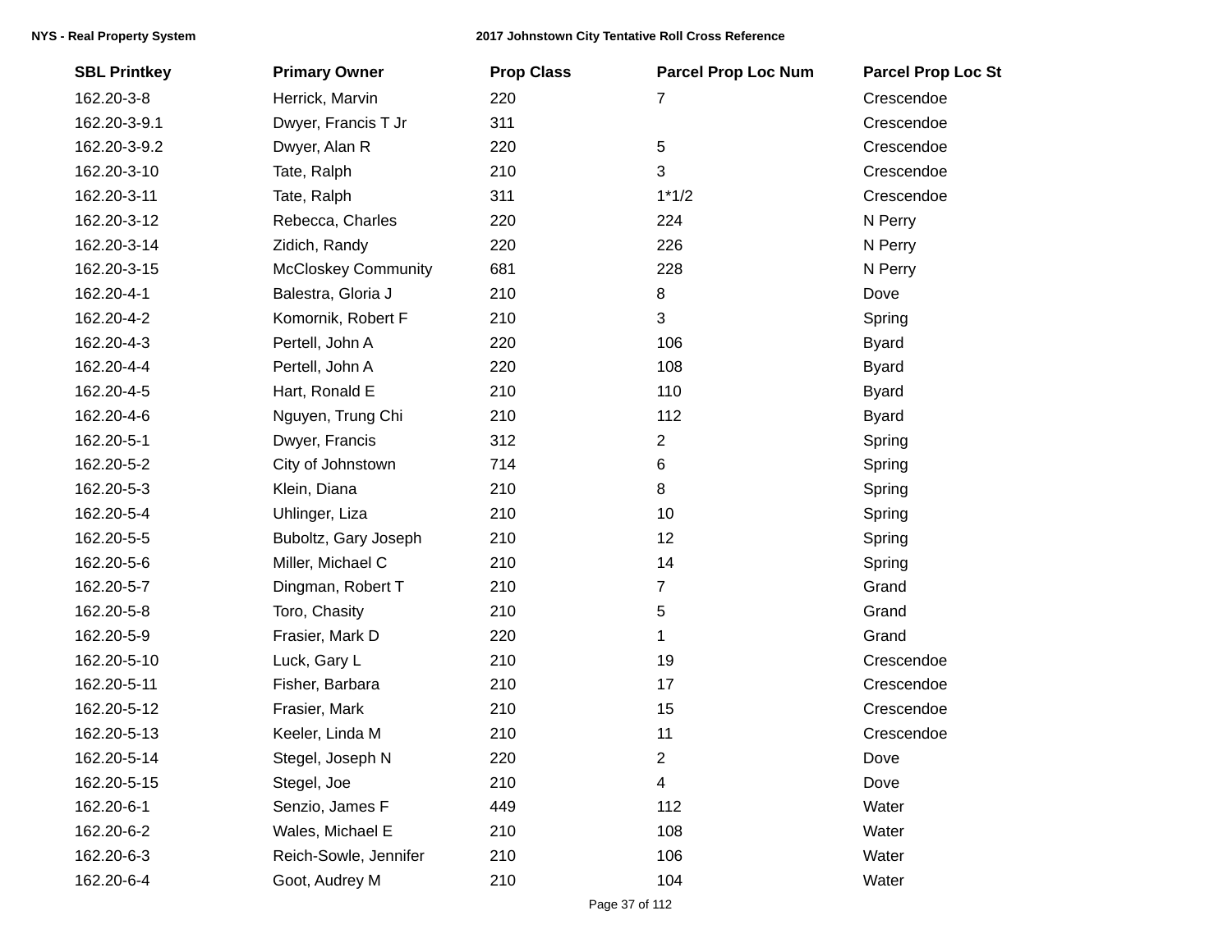| SBL Printkey | Primary Owner | Prop Class | Parcel Prop Loc Num | Parcel Prop Loc St |
|---|---|---|---|---|
| 162.20-3-8 | Herrick, Marvin | 220 | 7 | Crescendoe |
| 162.20-3-9.1 | Dwyer, Francis T Jr | 311 | | Crescendoe |
| 162.20-3-9.2 | Dwyer, Alan R | 220 | 5 | Crescendoe |
| 162.20-3-10 | Tate, Ralph | 210 | 3 | Crescendoe |
| 162.20-3-11 | Tate, Ralph | 311 | 1*1/2 | Crescendoe |
| 162.20-3-12 | Rebecca, Charles | 220 | 224 | N Perry |
| 162.20-3-14 | Zidich, Randy | 220 | 226 | N Perry |
| 162.20-3-15 | McCloskey Community | 681 | 228 | N Perry |
| 162.20-4-1 | Balestra, Gloria J | 210 | 8 | Dove |
| 162.20-4-2 | Komornik, Robert F | 210 | 3 | Spring |
| 162.20-4-3 | Pertell, John A | 220 | 106 | Byard |
| 162.20-4-4 | Pertell, John A | 220 | 108 | Byard |
| 162.20-4-5 | Hart, Ronald E | 210 | 110 | Byard |
| 162.20-4-6 | Nguyen, Trung Chi | 210 | 112 | Byard |
| 162.20-5-1 | Dwyer, Francis | 312 | 2 | Spring |
| 162.20-5-2 | City of Johnstown | 714 | 6 | Spring |
| 162.20-5-3 | Klein, Diana | 210 | 8 | Spring |
| 162.20-5-4 | Uhlinger, Liza | 210 | 10 | Spring |
| 162.20-5-5 | Buboltz, Gary Joseph | 210 | 12 | Spring |
| 162.20-5-6 | Miller, Michael C | 210 | 14 | Spring |
| 162.20-5-7 | Dingman, Robert T | 210 | 7 | Grand |
| 162.20-5-8 | Toro, Chasity | 210 | 5 | Grand |
| 162.20-5-9 | Frasier, Mark D | 220 | 1 | Grand |
| 162.20-5-10 | Luck, Gary L | 210 | 19 | Crescendoe |
| 162.20-5-11 | Fisher, Barbara | 210 | 17 | Crescendoe |
| 162.20-5-12 | Frasier, Mark | 210 | 15 | Crescendoe |
| 162.20-5-13 | Keeler, Linda M | 210 | 11 | Crescendoe |
| 162.20-5-14 | Stegel, Joseph N | 220 | 2 | Dove |
| 162.20-5-15 | Stegel, Joe | 210 | 4 | Dove |
| 162.20-6-1 | Senzio, James F | 449 | 112 | Water |
| 162.20-6-2 | Wales, Michael E | 210 | 108 | Water |
| 162.20-6-3 | Reich-Sowle, Jennifer | 210 | 106 | Water |
| 162.20-6-4 | Goot, Audrey M | 210 | 104 | Water |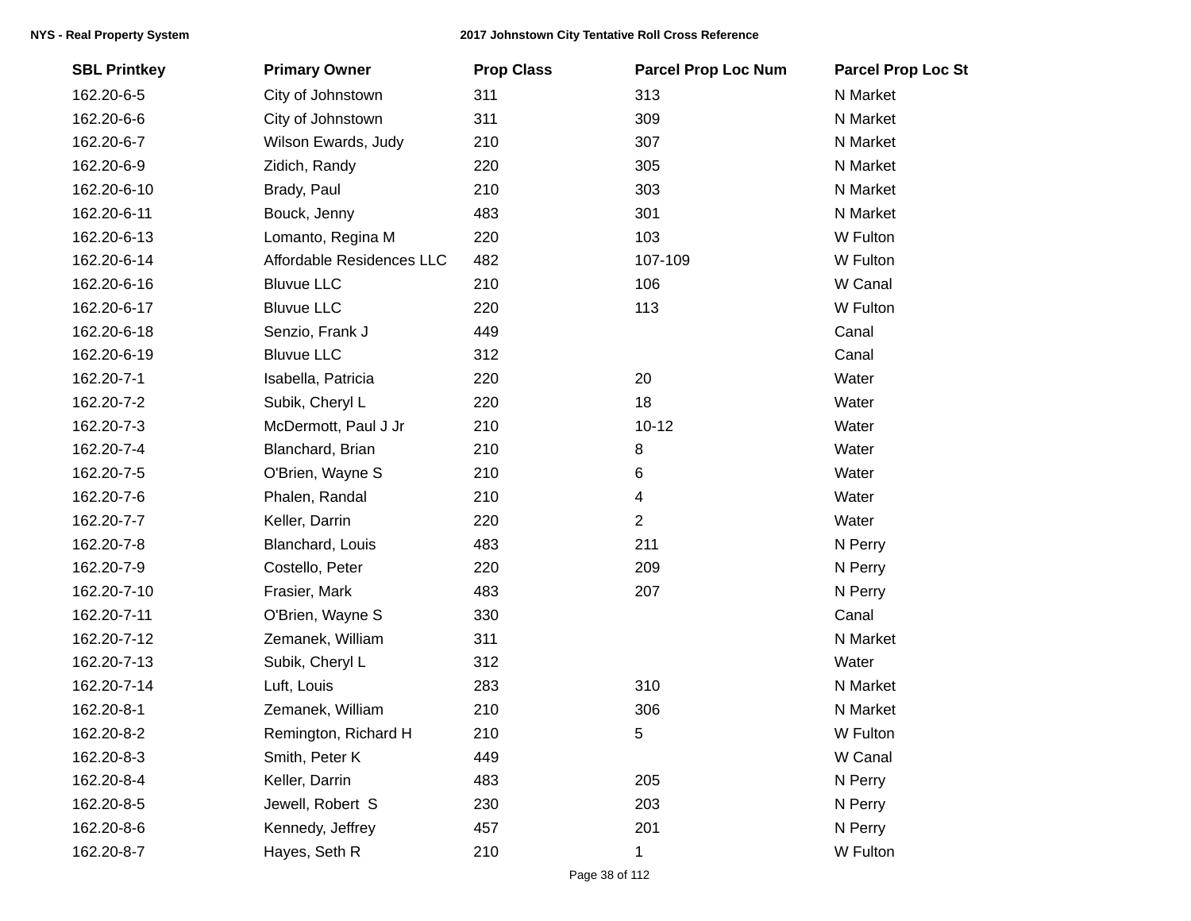| SBL Printkey | Primary Owner | Prop Class | Parcel Prop Loc Num | Parcel Prop Loc St |
|---|---|---|---|---|
| 162.20-6-5 | City of Johnstown | 311 | 313 | N Market |
| 162.20-6-6 | City of Johnstown | 311 | 309 | N Market |
| 162.20-6-7 | Wilson Ewards, Judy | 210 | 307 | N Market |
| 162.20-6-9 | Zidich, Randy | 220 | 305 | N Market |
| 162.20-6-10 | Brady, Paul | 210 | 303 | N Market |
| 162.20-6-11 | Bouck, Jenny | 483 | 301 | N Market |
| 162.20-6-13 | Lomanto, Regina M | 220 | 103 | W Fulton |
| 162.20-6-14 | Affordable Residences LLC | 482 | 107-109 | W Fulton |
| 162.20-6-16 | Bluvue LLC | 210 | 106 | W Canal |
| 162.20-6-17 | Bluvue LLC | 220 | 113 | W Fulton |
| 162.20-6-18 | Senzio, Frank J | 449 | | Canal |
| 162.20-6-19 | Bluvue LLC | 312 | | Canal |
| 162.20-7-1 | Isabella, Patricia | 220 | 20 | Water |
| 162.20-7-2 | Subik, Cheryl L | 220 | 18 | Water |
| 162.20-7-3 | McDermott, Paul J Jr | 210 | 10-12 | Water |
| 162.20-7-4 | Blanchard, Brian | 210 | 8 | Water |
| 162.20-7-5 | O'Brien, Wayne S | 210 | 6 | Water |
| 162.20-7-6 | Phalen, Randal | 210 | 4 | Water |
| 162.20-7-7 | Keller, Darrin | 220 | 2 | Water |
| 162.20-7-8 | Blanchard, Louis | 483 | 211 | N Perry |
| 162.20-7-9 | Costello, Peter | 220 | 209 | N Perry |
| 162.20-7-10 | Frasier, Mark | 483 | 207 | N Perry |
| 162.20-7-11 | O'Brien, Wayne S | 330 | | Canal |
| 162.20-7-12 | Zemanek, William | 311 | | N Market |
| 162.20-7-13 | Subik, Cheryl L | 312 | | Water |
| 162.20-7-14 | Luft, Louis | 283 | 310 | N Market |
| 162.20-8-1 | Zemanek, William | 210 | 306 | N Market |
| 162.20-8-2 | Remington, Richard H | 210 | 5 | W Fulton |
| 162.20-8-3 | Smith, Peter K | 449 | | W Canal |
| 162.20-8-4 | Keller, Darrin | 483 | 205 | N Perry |
| 162.20-8-5 | Jewell, Robert S | 230 | 203 | N Perry |
| 162.20-8-6 | Kennedy, Jeffrey | 457 | 201 | N Perry |
| 162.20-8-7 | Hayes, Seth R | 210 | 1 | W Fulton |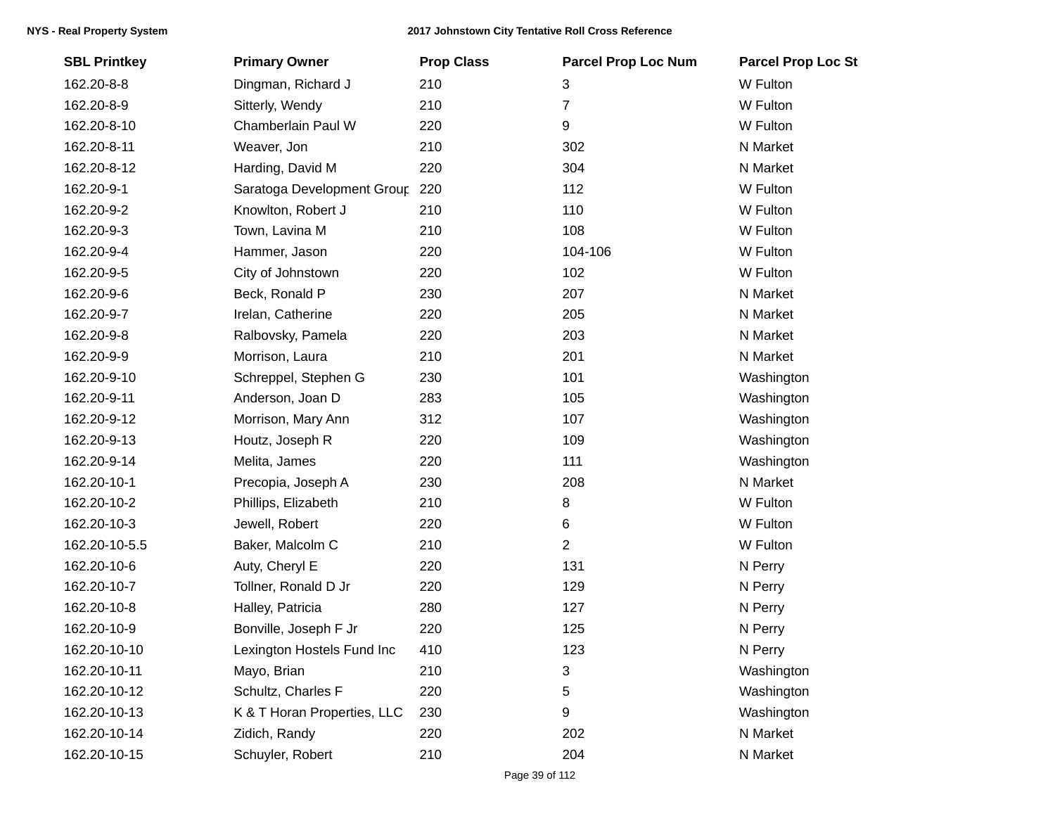| SBL Printkey | Primary Owner | Prop Class | Parcel Prop Loc Num | Parcel Prop Loc St |
|---|---|---|---|---|
| 162.20-8-8 | Dingman, Richard J | 210 | 3 | W Fulton |
| 162.20-8-9 | Sitterly, Wendy | 210 | 7 | W Fulton |
| 162.20-8-10 | Chamberlain Paul W | 220 | 9 | W Fulton |
| 162.20-8-11 | Weaver, Jon | 210 | 302 | N Market |
| 162.20-8-12 | Harding, David M | 220 | 304 | N Market |
| 162.20-9-1 | Saratoga Development Group | 220 | 112 | W Fulton |
| 162.20-9-2 | Knowlton, Robert J | 210 | 110 | W Fulton |
| 162.20-9-3 | Town, Lavina M | 210 | 108 | W Fulton |
| 162.20-9-4 | Hammer, Jason | 220 | 104-106 | W Fulton |
| 162.20-9-5 | City of Johnstown | 220 | 102 | W Fulton |
| 162.20-9-6 | Beck, Ronald P | 230 | 207 | N Market |
| 162.20-9-7 | Irelan, Catherine | 220 | 205 | N Market |
| 162.20-9-8 | Ralbovsky, Pamela | 220 | 203 | N Market |
| 162.20-9-9 | Morrison, Laura | 210 | 201 | N Market |
| 162.20-9-10 | Schreppel, Stephen G | 230 | 101 | Washington |
| 162.20-9-11 | Anderson, Joan D | 283 | 105 | Washington |
| 162.20-9-12 | Morrison, Mary Ann | 312 | 107 | Washington |
| 162.20-9-13 | Houtz, Joseph R | 220 | 109 | Washington |
| 162.20-9-14 | Melita, James | 220 | 111 | Washington |
| 162.20-10-1 | Precopia, Joseph A | 230 | 208 | N Market |
| 162.20-10-2 | Phillips, Elizabeth | 210 | 8 | W Fulton |
| 162.20-10-3 | Jewell, Robert | 220 | 6 | W Fulton |
| 162.20-10-5.5 | Baker, Malcolm C | 210 | 2 | W Fulton |
| 162.20-10-6 | Auty, Cheryl E | 220 | 131 | N Perry |
| 162.20-10-7 | Tollner, Ronald D Jr | 220 | 129 | N Perry |
| 162.20-10-8 | Halley, Patricia | 280 | 127 | N Perry |
| 162.20-10-9 | Bonville, Joseph F Jr | 220 | 125 | N Perry |
| 162.20-10-10 | Lexington Hostels Fund Inc | 410 | 123 | N Perry |
| 162.20-10-11 | Mayo, Brian | 210 | 3 | Washington |
| 162.20-10-12 | Schultz, Charles F | 220 | 5 | Washington |
| 162.20-10-13 | K & T Horan Properties, LLC | 230 | 9 | Washington |
| 162.20-10-14 | Zidich, Randy | 220 | 202 | N Market |
| 162.20-10-15 | Schuyler, Robert | 210 | 204 | N Market |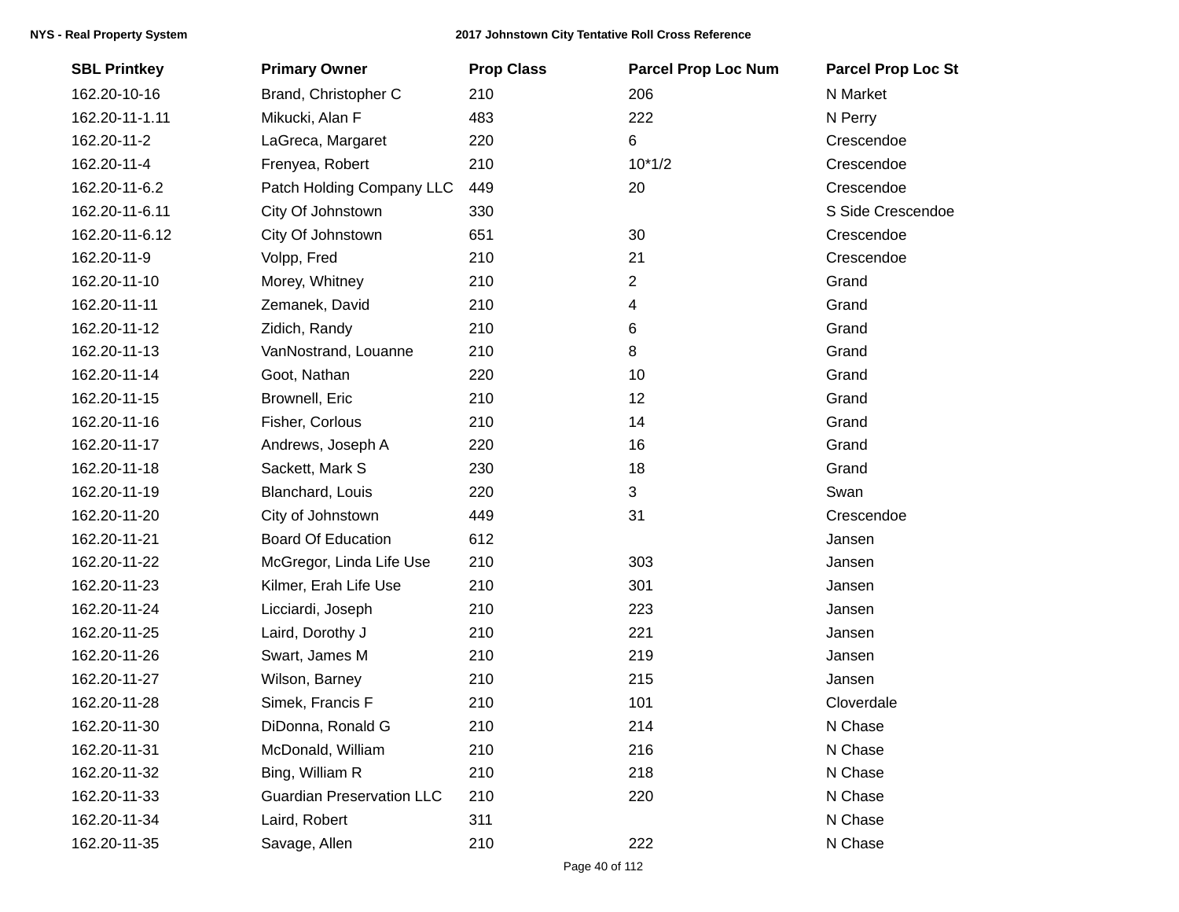| SBL Printkey | Primary Owner | Prop Class | Parcel Prop Loc Num | Parcel Prop Loc St |
|---|---|---|---|---|
| 162.20-10-16 | Brand, Christopher C | 210 | 206 | N Market |
| 162.20-11-1.11 | Mikucki, Alan F | 483 | 222 | N Perry |
| 162.20-11-2 | LaGreca, Margaret | 220 | 6 | Crescendoe |
| 162.20-11-4 | Frenyea, Robert | 210 | 10*1/2 | Crescendoe |
| 162.20-11-6.2 | Patch Holding Company LLC | 449 | 20 | Crescendoe |
| 162.20-11-6.11 | City Of Johnstown | 330 | | S Side Crescendoe |
| 162.20-11-6.12 | City Of Johnstown | 651 | 30 | Crescendoe |
| 162.20-11-9 | Volpp, Fred | 210 | 21 | Crescendoe |
| 162.20-11-10 | Morey, Whitney | 210 | 2 | Grand |
| 162.20-11-11 | Zemanek, David | 210 | 4 | Grand |
| 162.20-11-12 | Zidich, Randy | 210 | 6 | Grand |
| 162.20-11-13 | VanNostrand, Louanne | 210 | 8 | Grand |
| 162.20-11-14 | Goot, Nathan | 220 | 10 | Grand |
| 162.20-11-15 | Brownell, Eric | 210 | 12 | Grand |
| 162.20-11-16 | Fisher, Corlous | 210 | 14 | Grand |
| 162.20-11-17 | Andrews, Joseph A | 220 | 16 | Grand |
| 162.20-11-18 | Sackett, Mark S | 230 | 18 | Grand |
| 162.20-11-19 | Blanchard, Louis | 220 | 3 | Swan |
| 162.20-11-20 | City of Johnstown | 449 | 31 | Crescendoe |
| 162.20-11-21 | Board Of Education | 612 | | Jansen |
| 162.20-11-22 | McGregor, Linda Life Use | 210 | 303 | Jansen |
| 162.20-11-23 | Kilmer, Erah Life Use | 210 | 301 | Jansen |
| 162.20-11-24 | Licciardi, Joseph | 210 | 223 | Jansen |
| 162.20-11-25 | Laird, Dorothy J | 210 | 221 | Jansen |
| 162.20-11-26 | Swart, James M | 210 | 219 | Jansen |
| 162.20-11-27 | Wilson, Barney | 210 | 215 | Jansen |
| 162.20-11-28 | Simek, Francis F | 210 | 101 | Cloverdale |
| 162.20-11-30 | DiDonna, Ronald G | 210 | 214 | N Chase |
| 162.20-11-31 | McDonald, William | 210 | 216 | N Chase |
| 162.20-11-32 | Bing, William R | 210 | 218 | N Chase |
| 162.20-11-33 | Guardian Preservation LLC | 210 | 220 | N Chase |
| 162.20-11-34 | Laird, Robert | 311 | | N Chase |
| 162.20-11-35 | Savage, Allen | 210 | 222 | N Chase |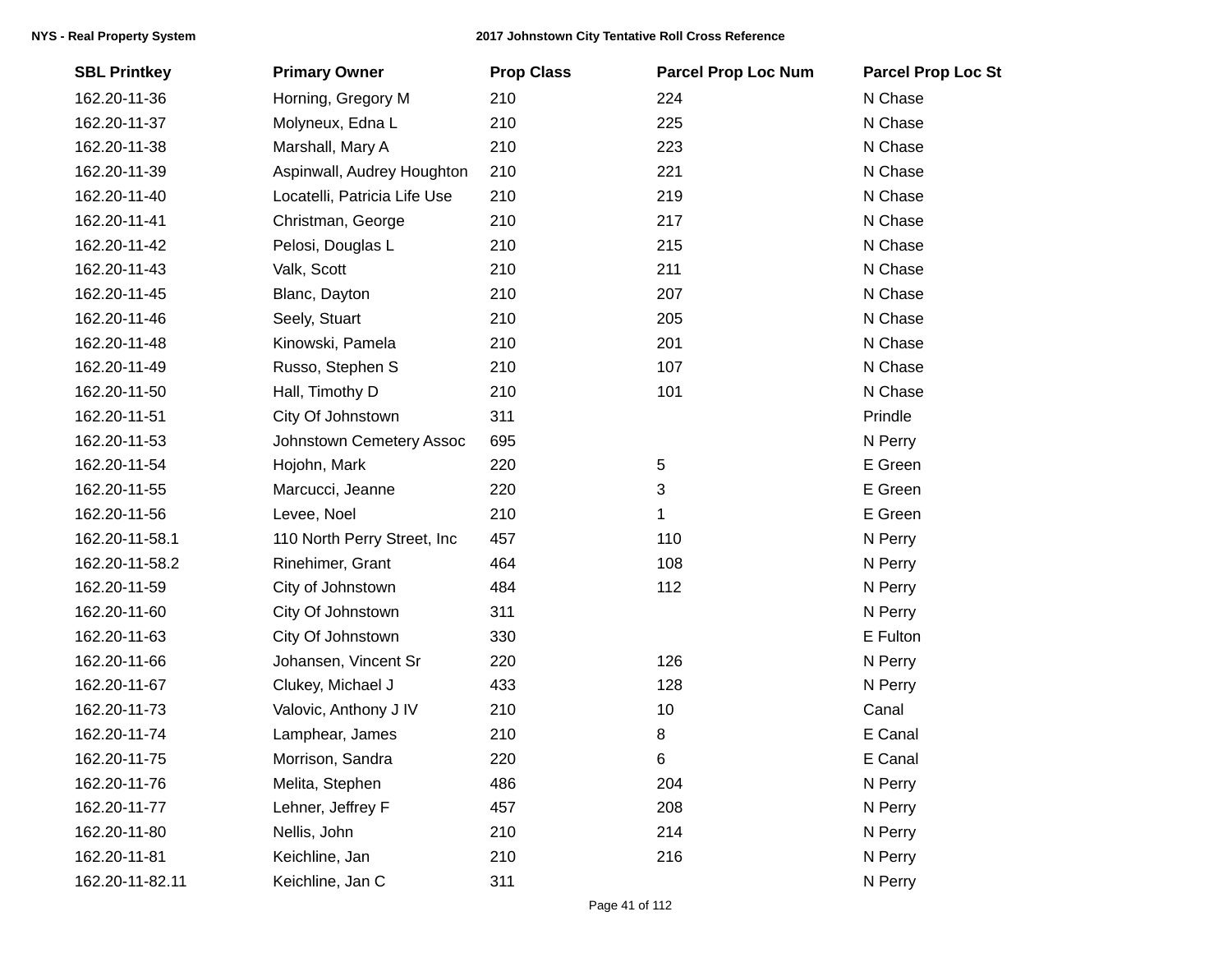| SBL Printkey | Primary Owner | Prop Class | Parcel Prop Loc Num | Parcel Prop Loc St |
|---|---|---|---|---|
| 162.20-11-36 | Horning, Gregory M | 210 | 224 | N Chase |
| 162.20-11-37 | Molyneux, Edna L | 210 | 225 | N Chase |
| 162.20-11-38 | Marshall, Mary A | 210 | 223 | N Chase |
| 162.20-11-39 | Aspinwall, Audrey Houghton | 210 | 221 | N Chase |
| 162.20-11-40 | Locatelli, Patricia Life Use | 210 | 219 | N Chase |
| 162.20-11-41 | Christman, George | 210 | 217 | N Chase |
| 162.20-11-42 | Pelosi, Douglas L | 210 | 215 | N Chase |
| 162.20-11-43 | Valk, Scott | 210 | 211 | N Chase |
| 162.20-11-45 | Blanc, Dayton | 210 | 207 | N Chase |
| 162.20-11-46 | Seely, Stuart | 210 | 205 | N Chase |
| 162.20-11-48 | Kinowski, Pamela | 210 | 201 | N Chase |
| 162.20-11-49 | Russo, Stephen S | 210 | 107 | N Chase |
| 162.20-11-50 | Hall, Timothy D | 210 | 101 | N Chase |
| 162.20-11-51 | City Of Johnstown | 311 | | Prindle |
| 162.20-11-53 | Johnstown Cemetery Assoc | 695 | | N Perry |
| 162.20-11-54 | Hojohn, Mark | 220 | 5 | E Green |
| 162.20-11-55 | Marcucci, Jeanne | 220 | 3 | E Green |
| 162.20-11-56 | Levee, Noel | 210 | 1 | E Green |
| 162.20-11-58.1 | 110 North Perry Street, Inc | 457 | 110 | N Perry |
| 162.20-11-58.2 | Rinehimer, Grant | 464 | 108 | N Perry |
| 162.20-11-59 | City of Johnstown | 484 | 112 | N Perry |
| 162.20-11-60 | City Of Johnstown | 311 | | N Perry |
| 162.20-11-63 | City Of Johnstown | 330 | | E Fulton |
| 162.20-11-66 | Johansen, Vincent Sr | 220 | 126 | N Perry |
| 162.20-11-67 | Clukey, Michael J | 433 | 128 | N Perry |
| 162.20-11-73 | Valovic, Anthony J IV | 210 | 10 | Canal |
| 162.20-11-74 | Lamphear, James | 210 | 8 | E Canal |
| 162.20-11-75 | Morrison, Sandra | 220 | 6 | E Canal |
| 162.20-11-76 | Melita, Stephen | 486 | 204 | N Perry |
| 162.20-11-77 | Lehner, Jeffrey F | 457 | 208 | N Perry |
| 162.20-11-80 | Nellis, John | 210 | 214 | N Perry |
| 162.20-11-81 | Keichline, Jan | 210 | 216 | N Perry |
| 162.20-11-82.11 | Keichline, Jan C | 311 | | N Perry |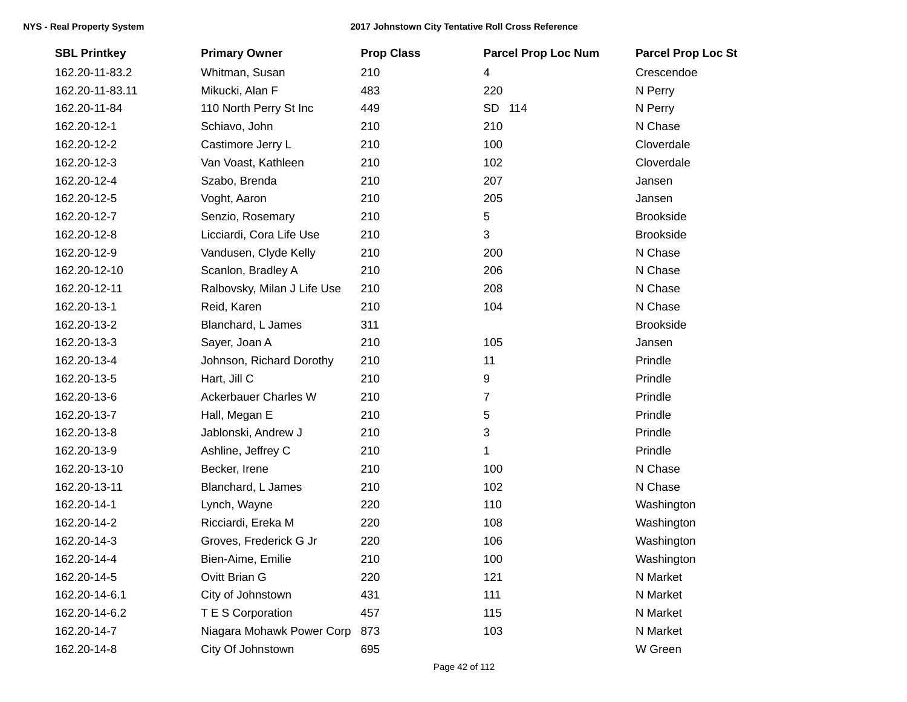| SBL Printkey | Primary Owner | Prop Class | Parcel Prop Loc Num | Parcel Prop Loc St |
|---|---|---|---|---|
| 162.20-11-83.2 | Whitman, Susan | 210 | 4 | Crescendoe |
| 162.20-11-83.11 | Mikucki, Alan F | 483 | 220 | N Perry |
| 162.20-11-84 | 110 North Perry St Inc | 449 | SD 114 | N Perry |
| 162.20-12-1 | Schiavo, John | 210 | 210 | N Chase |
| 162.20-12-2 | Castimore Jerry L | 210 | 100 | Cloverdale |
| 162.20-12-3 | Van Voast, Kathleen | 210 | 102 | Cloverdale |
| 162.20-12-4 | Szabo, Brenda | 210 | 207 | Jansen |
| 162.20-12-5 | Voght, Aaron | 210 | 205 | Jansen |
| 162.20-12-7 | Senzio, Rosemary | 210 | 5 | Brookside |
| 162.20-12-8 | Licciardi, Cora Life Use | 210 | 3 | Brookside |
| 162.20-12-9 | Vandusen, Clyde Kelly | 210 | 200 | N Chase |
| 162.20-12-10 | Scanlon, Bradley A | 210 | 206 | N Chase |
| 162.20-12-11 | Ralbovsky, Milan J Life Use | 210 | 208 | N Chase |
| 162.20-13-1 | Reid, Karen | 210 | 104 | N Chase |
| 162.20-13-2 | Blanchard, L James | 311 | | Brookside |
| 162.20-13-3 | Sayer, Joan A | 210 | 105 | Jansen |
| 162.20-13-4 | Johnson, Richard Dorothy | 210 | 11 | Prindle |
| 162.20-13-5 | Hart, Jill C | 210 | 9 | Prindle |
| 162.20-13-6 | Ackerbauer Charles W | 210 | 7 | Prindle |
| 162.20-13-7 | Hall, Megan E | 210 | 5 | Prindle |
| 162.20-13-8 | Jablonski, Andrew J | 210 | 3 | Prindle |
| 162.20-13-9 | Ashline, Jeffrey C | 210 | 1 | Prindle |
| 162.20-13-10 | Becker, Irene | 210 | 100 | N Chase |
| 162.20-13-11 | Blanchard, L James | 210 | 102 | N Chase |
| 162.20-14-1 | Lynch, Wayne | 220 | 110 | Washington |
| 162.20-14-2 | Ricciardi, Ereka M | 220 | 108 | Washington |
| 162.20-14-3 | Groves, Frederick G Jr | 220 | 106 | Washington |
| 162.20-14-4 | Bien-Aime, Emilie | 210 | 100 | Washington |
| 162.20-14-5 | Ovitt Brian G | 220 | 121 | N Market |
| 162.20-14-6.1 | City of Johnstown | 431 | 111 | N Market |
| 162.20-14-6.2 | T E S Corporation | 457 | 115 | N Market |
| 162.20-14-7 | Niagara Mohawk Power Corp | 873 | 103 | N Market |
| 162.20-14-8 | City Of Johnstown | 695 | | W Green |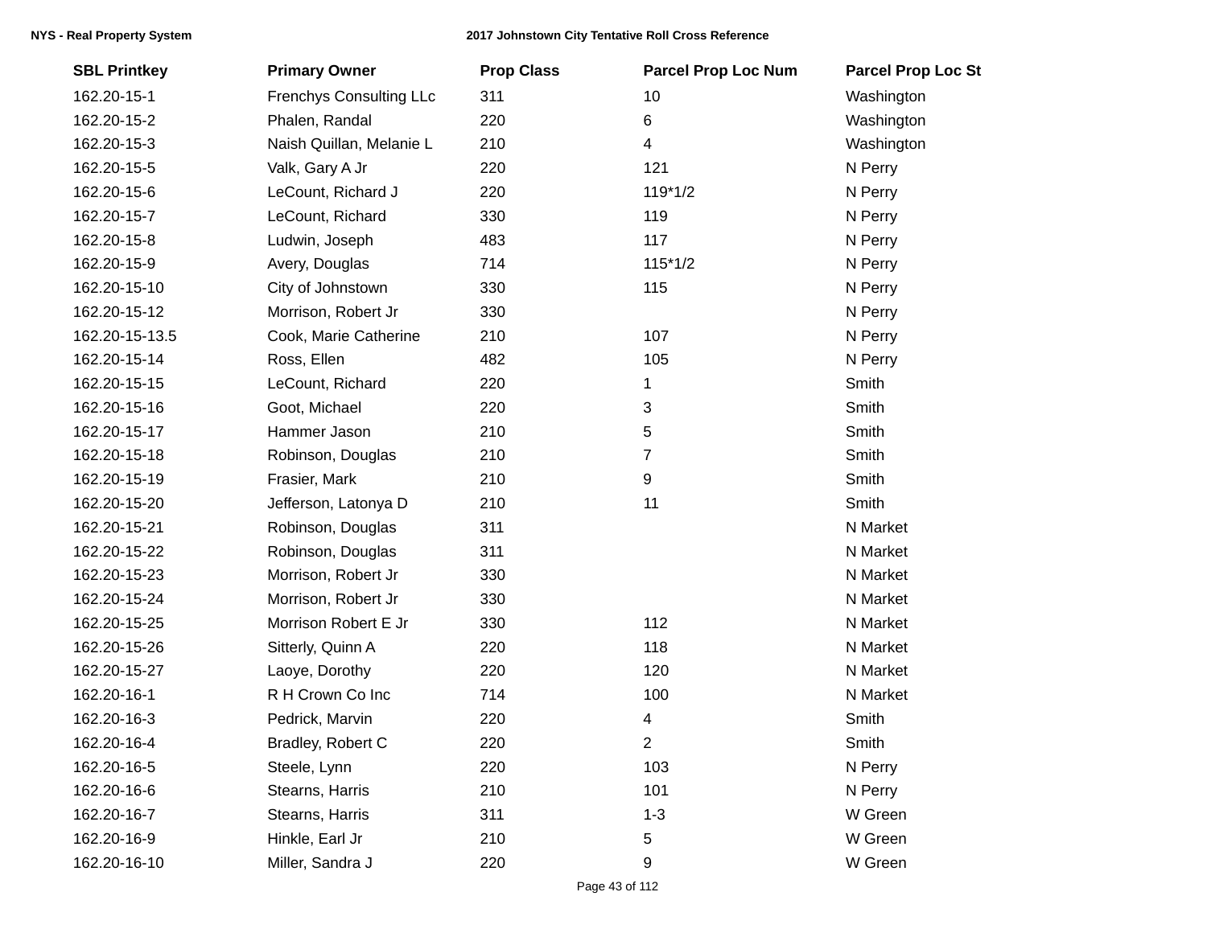| SBL Printkey | Primary Owner | Prop Class | Parcel Prop Loc Num | Parcel Prop Loc St |
|---|---|---|---|---|
| 162.20-15-1 | Frenchys Consulting LLc | 311 | 10 | Washington |
| 162.20-15-2 | Phalen, Randal | 220 | 6 | Washington |
| 162.20-15-3 | Naish Quillan, Melanie L | 210 | 4 | Washington |
| 162.20-15-5 | Valk, Gary A Jr | 220 | 121 | N Perry |
| 162.20-15-6 | LeCount, Richard J | 220 | 119*1/2 | N Perry |
| 162.20-15-7 | LeCount, Richard | 330 | 119 | N Perry |
| 162.20-15-8 | Ludwin, Joseph | 483 | 117 | N Perry |
| 162.20-15-9 | Avery, Douglas | 714 | 115*1/2 | N Perry |
| 162.20-15-10 | City of Johnstown | 330 | 115 | N Perry |
| 162.20-15-12 | Morrison, Robert Jr | 330 | | N Perry |
| 162.20-15-13.5 | Cook, Marie Catherine | 210 | 107 | N Perry |
| 162.20-15-14 | Ross, Ellen | 482 | 105 | N Perry |
| 162.20-15-15 | LeCount, Richard | 220 | 1 | Smith |
| 162.20-15-16 | Goot, Michael | 220 | 3 | Smith |
| 162.20-15-17 | Hammer Jason | 210 | 5 | Smith |
| 162.20-15-18 | Robinson, Douglas | 210 | 7 | Smith |
| 162.20-15-19 | Frasier, Mark | 210 | 9 | Smith |
| 162.20-15-20 | Jefferson, Latonya D | 210 | 11 | Smith |
| 162.20-15-21 | Robinson, Douglas | 311 | | N Market |
| 162.20-15-22 | Robinson, Douglas | 311 | | N Market |
| 162.20-15-23 | Morrison, Robert Jr | 330 | | N Market |
| 162.20-15-24 | Morrison, Robert Jr | 330 | | N Market |
| 162.20-15-25 | Morrison Robert E Jr | 330 | 112 | N Market |
| 162.20-15-26 | Sitterly, Quinn A | 220 | 118 | N Market |
| 162.20-15-27 | Laoye, Dorothy | 220 | 120 | N Market |
| 162.20-16-1 | R H Crown Co Inc | 714 | 100 | N Market |
| 162.20-16-3 | Pedrick, Marvin | 220 | 4 | Smith |
| 162.20-16-4 | Bradley, Robert C | 220 | 2 | Smith |
| 162.20-16-5 | Steele, Lynn | 220 | 103 | N Perry |
| 162.20-16-6 | Stearns, Harris | 210 | 101 | N Perry |
| 162.20-16-7 | Stearns, Harris | 311 | 1-3 | W Green |
| 162.20-16-9 | Hinkle, Earl Jr | 210 | 5 | W Green |
| 162.20-16-10 | Miller, Sandra J | 220 | 9 | W Green |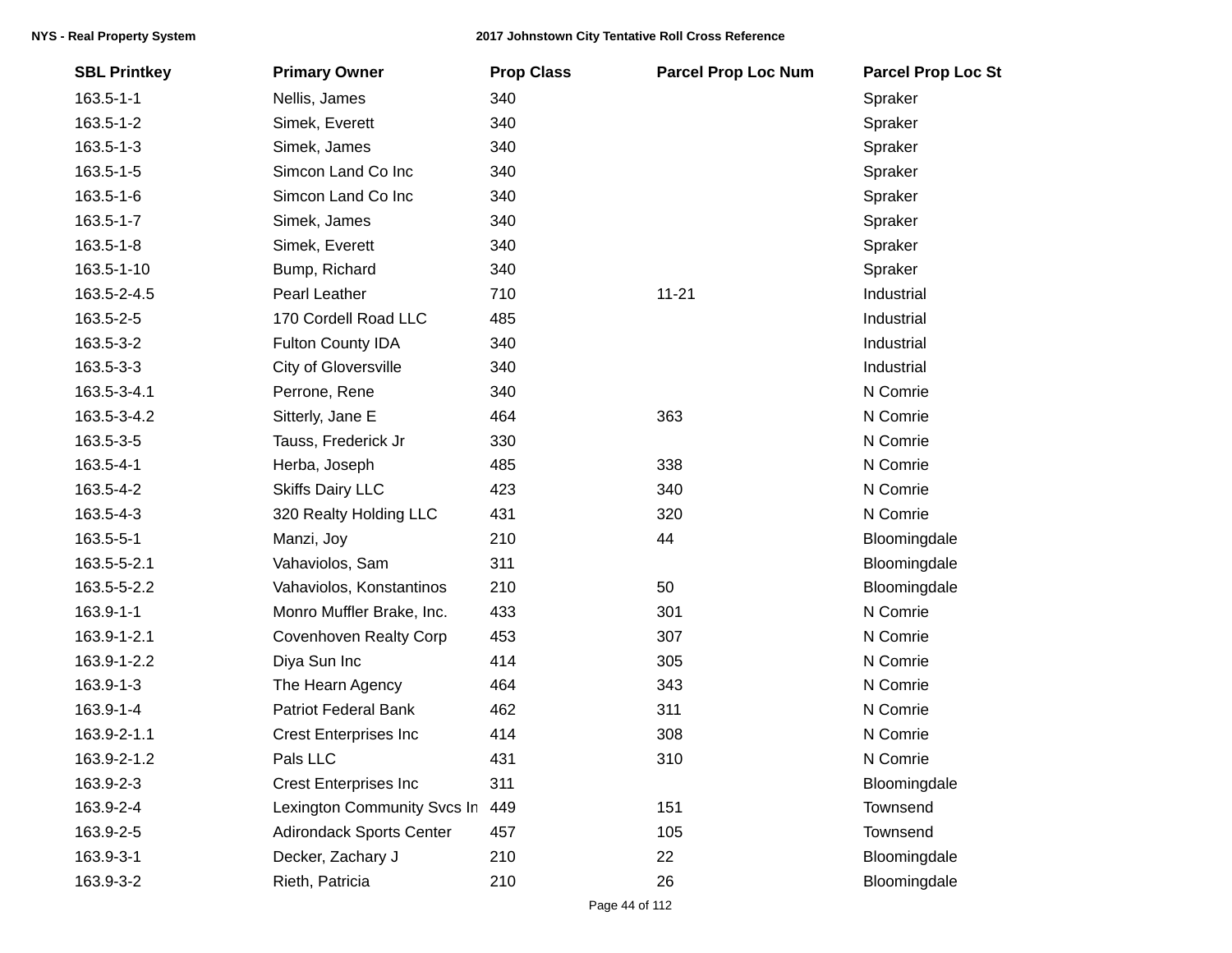| SBL Printkey | Primary Owner | Prop Class | Parcel Prop Loc Num | Parcel Prop Loc St |
|---|---|---|---|---|
| 163.5-1-1 | Nellis, James | 340 | | Spraker |
| 163.5-1-2 | Simek, Everett | 340 | | Spraker |
| 163.5-1-3 | Simek, James | 340 | | Spraker |
| 163.5-1-5 | Simcon Land Co Inc | 340 | | Spraker |
| 163.5-1-6 | Simcon Land Co Inc | 340 | | Spraker |
| 163.5-1-7 | Simek, James | 340 | | Spraker |
| 163.5-1-8 | Simek, Everett | 340 | | Spraker |
| 163.5-1-10 | Bump, Richard | 340 | | Spraker |
| 163.5-2-4.5 | Pearl Leather | 710 | 11-21 | Industrial |
| 163.5-2-5 | 170 Cordell Road LLC | 485 | | Industrial |
| 163.5-3-2 | Fulton County IDA | 340 | | Industrial |
| 163.5-3-3 | City of Gloversville | 340 | | Industrial |
| 163.5-3-4.1 | Perrone, Rene | 340 | | N Comrie |
| 163.5-3-4.2 | Sitterly, Jane E | 464 | 363 | N Comrie |
| 163.5-3-5 | Tauss, Frederick Jr | 330 | | N Comrie |
| 163.5-4-1 | Herba, Joseph | 485 | 338 | N Comrie |
| 163.5-4-2 | Skiffs Dairy LLC | 423 | 340 | N Comrie |
| 163.5-4-3 | 320 Realty Holding LLC | 431 | 320 | N Comrie |
| 163.5-5-1 | Manzi, Joy | 210 | 44 | Bloomingdale |
| 163.5-5-2.1 | Vahaviolos, Sam | 311 | | Bloomingdale |
| 163.5-5-2.2 | Vahaviolos, Konstantinos | 210 | 50 | Bloomingdale |
| 163.9-1-1 | Monro Muffler Brake, Inc. | 433 | 301 | N Comrie |
| 163.9-1-2.1 | Covenhoven Realty Corp | 453 | 307 | N Comrie |
| 163.9-1-2.2 | Diya Sun Inc | 414 | 305 | N Comrie |
| 163.9-1-3 | The Hearn Agency | 464 | 343 | N Comrie |
| 163.9-1-4 | Patriot Federal Bank | 462 | 311 | N Comrie |
| 163.9-2-1.1 | Crest Enterprises Inc | 414 | 308 | N Comrie |
| 163.9-2-1.2 | Pals LLC | 431 | 310 | N Comrie |
| 163.9-2-3 | Crest Enterprises Inc | 311 | | Bloomingdale |
| 163.9-2-4 | Lexington Community Svcs In | 449 | 151 | Townsend |
| 163.9-2-5 | Adirondack Sports Center | 457 | 105 | Townsend |
| 163.9-3-1 | Decker, Zachary J | 210 | 22 | Bloomingdale |
| 163.9-3-2 | Rieth, Patricia | 210 | 26 | Bloomingdale |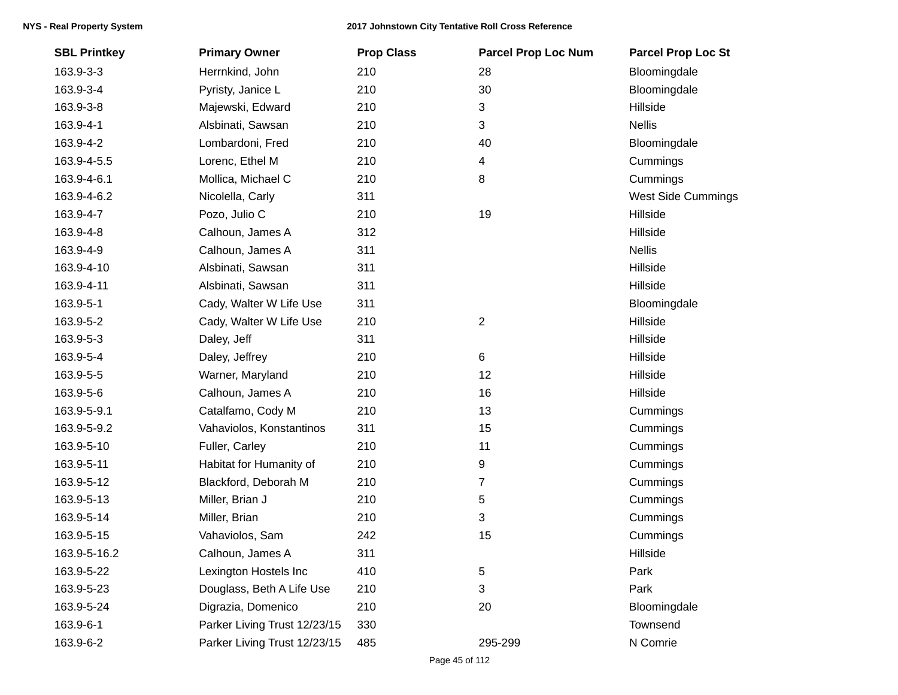| SBL Printkey | Primary Owner | Prop Class | Parcel Prop Loc Num | Parcel Prop Loc St |
|---|---|---|---|---|
| 163.9-3-3 | Herrnkind, John | 210 | 28 | Bloomingdale |
| 163.9-3-4 | Pyristy, Janice L | 210 | 30 | Bloomingdale |
| 163.9-3-8 | Majewski, Edward | 210 | 3 | Hillside |
| 163.9-4-1 | Alsbinati, Sawsan | 210 | 3 | Nellis |
| 163.9-4-2 | Lombardoni, Fred | 210 | 40 | Bloomingdale |
| 163.9-4-5.5 | Lorenc, Ethel M | 210 | 4 | Cummings |
| 163.9-4-6.1 | Mollica, Michael C | 210 | 8 | Cummings |
| 163.9-4-6.2 | Nicolella, Carly | 311 | | West Side Cummings |
| 163.9-4-7 | Pozo, Julio C | 210 | 19 | Hillside |
| 163.9-4-8 | Calhoun, James A | 312 | | Hillside |
| 163.9-4-9 | Calhoun, James A | 311 | | Nellis |
| 163.9-4-10 | Alsbinati, Sawsan | 311 | | Hillside |
| 163.9-4-11 | Alsbinati, Sawsan | 311 | | Hillside |
| 163.9-5-1 | Cady, Walter W Life Use | 311 | | Bloomingdale |
| 163.9-5-2 | Cady, Walter W Life Use | 210 | 2 | Hillside |
| 163.9-5-3 | Daley, Jeff | 311 | | Hillside |
| 163.9-5-4 | Daley, Jeffrey | 210 | 6 | Hillside |
| 163.9-5-5 | Warner, Maryland | 210 | 12 | Hillside |
| 163.9-5-6 | Calhoun, James A | 210 | 16 | Hillside |
| 163.9-5-9.1 | Catalfamo, Cody M | 210 | 13 | Cummings |
| 163.9-5-9.2 | Vahaviolos, Konstantinos | 311 | 15 | Cummings |
| 163.9-5-10 | Fuller, Carley | 210 | 11 | Cummings |
| 163.9-5-11 | Habitat for Humanity of | 210 | 9 | Cummings |
| 163.9-5-12 | Blackford, Deborah M | 210 | 7 | Cummings |
| 163.9-5-13 | Miller, Brian J | 210 | 5 | Cummings |
| 163.9-5-14 | Miller, Brian | 210 | 3 | Cummings |
| 163.9-5-15 | Vahaviolos, Sam | 242 | 15 | Cummings |
| 163.9-5-16.2 | Calhoun, James A | 311 | | Hillside |
| 163.9-5-22 | Lexington Hostels Inc | 410 | 5 | Park |
| 163.9-5-23 | Douglass, Beth A Life Use | 210 | 3 | Park |
| 163.9-5-24 | Digrazia, Domenico | 210 | 20 | Bloomingdale |
| 163.9-6-1 | Parker Living Trust 12/23/15 | 330 | | Townsend |
| 163.9-6-2 | Parker Living Trust 12/23/15 | 485 | 295-299 | N Comrie |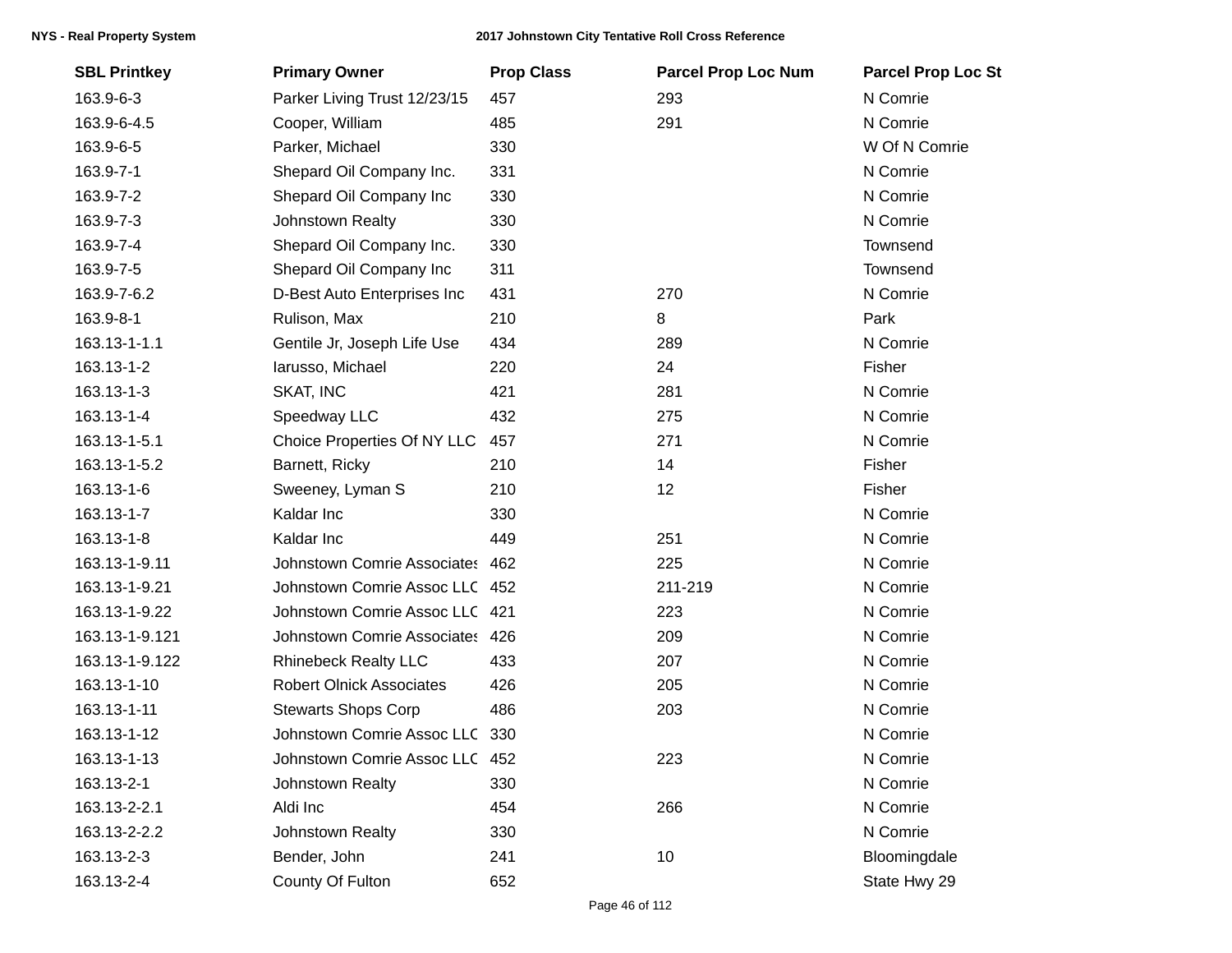| SBL Printkey | Primary Owner | Prop Class | Parcel Prop Loc Num | Parcel Prop Loc St |
|---|---|---|---|---|
| 163.9-6-3 | Parker Living Trust 12/23/15 | 457 | 293 | N Comrie |
| 163.9-6-4.5 | Cooper, William | 485 | 291 | N Comrie |
| 163.9-6-5 | Parker, Michael | 330 | | W Of N Comrie |
| 163.9-7-1 | Shepard Oil Company Inc. | 331 | | N Comrie |
| 163.9-7-2 | Shepard Oil Company Inc | 330 | | N Comrie |
| 163.9-7-3 | Johnstown Realty | 330 | | N Comrie |
| 163.9-7-4 | Shepard Oil Company Inc. | 330 | | Townsend |
| 163.9-7-5 | Shepard Oil Company Inc | 311 | | Townsend |
| 163.9-7-6.2 | D-Best Auto Enterprises Inc | 431 | 270 | N Comrie |
| 163.9-8-1 | Rulison, Max | 210 | 8 | Park |
| 163.13-1-1.1 | Gentile Jr, Joseph Life Use | 434 | 289 | N Comrie |
| 163.13-1-2 | Iarusso, Michael | 220 | 24 | Fisher |
| 163.13-1-3 | SKAT, INC | 421 | 281 | N Comrie |
| 163.13-1-4 | Speedway LLC | 432 | 275 | N Comrie |
| 163.13-1-5.1 | Choice Properties Of NY LLC | 457 | 271 | N Comrie |
| 163.13-1-5.2 | Barnett, Ricky | 210 | 14 | Fisher |
| 163.13-1-6 | Sweeney, Lyman S | 210 | 12 | Fisher |
| 163.13-1-7 | Kaldar Inc | 330 | | N Comrie |
| 163.13-1-8 | Kaldar Inc | 449 | 251 | N Comrie |
| 163.13-1-9.11 | Johnstown Comrie Associates | 462 | 225 | N Comrie |
| 163.13-1-9.21 | Johnstown Comrie Assoc LLC | 452 | 211-219 | N Comrie |
| 163.13-1-9.22 | Johnstown Comrie Assoc LLC | 421 | 223 | N Comrie |
| 163.13-1-9.121 | Johnstown Comrie Associates | 426 | 209 | N Comrie |
| 163.13-1-9.122 | Rhinebeck Realty LLC | 433 | 207 | N Comrie |
| 163.13-1-10 | Robert Olnick Associates | 426 | 205 | N Comrie |
| 163.13-1-11 | Stewarts Shops Corp | 486 | 203 | N Comrie |
| 163.13-1-12 | Johnstown Comrie Assoc LLC | 330 | | N Comrie |
| 163.13-1-13 | Johnstown Comrie Assoc LLC | 452 | 223 | N Comrie |
| 163.13-2-1 | Johnstown Realty | 330 | | N Comrie |
| 163.13-2-2.1 | Aldi Inc | 454 | 266 | N Comrie |
| 163.13-2-2.2 | Johnstown Realty | 330 | | N Comrie |
| 163.13-2-3 | Bender, John | 241 | 10 | Bloomingdale |
| 163.13-2-4 | County Of Fulton | 652 | | State Hwy 29 |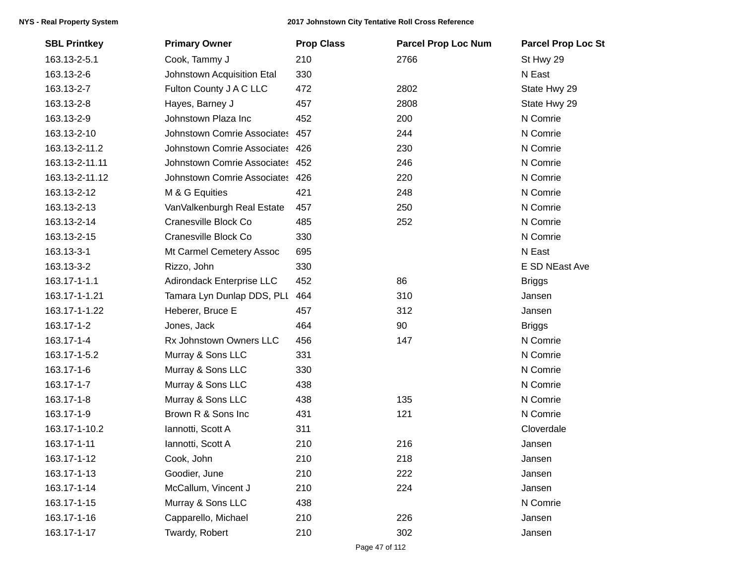| SBL Printkey | Primary Owner | Prop Class | Parcel Prop Loc Num | Parcel Prop Loc St |
|---|---|---|---|---|
| 163.13-2-5.1 | Cook, Tammy J | 210 | 2766 | St Hwy 29 |
| 163.13-2-6 | Johnstown Acquisition Etal | 330 | | N East |
| 163.13-2-7 | Fulton County J A C LLC | 472 | 2802 | State Hwy 29 |
| 163.13-2-8 | Hayes, Barney J | 457 | 2808 | State Hwy 29 |
| 163.13-2-9 | Johnstown Plaza Inc | 452 | 200 | N Comrie |
| 163.13-2-10 | Johnstown Comrie Associates | 457 | 244 | N Comrie |
| 163.13-2-11.2 | Johnstown Comrie Associates | 426 | 230 | N Comrie |
| 163.13-2-11.11 | Johnstown Comrie Associates | 452 | 246 | N Comrie |
| 163.13-2-11.12 | Johnstown Comrie Associates | 426 | 220 | N Comrie |
| 163.13-2-12 | M & G Equities | 421 | 248 | N Comrie |
| 163.13-2-13 | VanValkenburgh Real Estate | 457 | 250 | N Comrie |
| 163.13-2-14 | Cranesville Block Co | 485 | 252 | N Comrie |
| 163.13-2-15 | Cranesville Block Co | 330 | | N Comrie |
| 163.13-3-1 | Mt Carmel Cemetery Assoc | 695 | | N East |
| 163.13-3-2 | Rizzo, John | 330 | | E SD NEast Ave |
| 163.17-1-1.1 | Adirondack Enterprise LLC | 452 | 86 | Briggs |
| 163.17-1-1.21 | Tamara Lyn Dunlap DDS, PLL | 464 | 310 | Jansen |
| 163.17-1-1.22 | Heberer, Bruce E | 457 | 312 | Jansen |
| 163.17-1-2 | Jones, Jack | 464 | 90 | Briggs |
| 163.17-1-4 | Rx Johnstown Owners LLC | 456 | 147 | N Comrie |
| 163.17-1-5.2 | Murray & Sons LLC | 331 | | N Comrie |
| 163.17-1-6 | Murray & Sons LLC | 330 | | N Comrie |
| 163.17-1-7 | Murray & Sons LLC | 438 | | N Comrie |
| 163.17-1-8 | Murray & Sons LLC | 438 | 135 | N Comrie |
| 163.17-1-9 | Brown R & Sons Inc | 431 | 121 | N Comrie |
| 163.17-1-10.2 | Iannotti, Scott A | 311 | | Cloverdale |
| 163.17-1-11 | Iannotti, Scott A | 210 | 216 | Jansen |
| 163.17-1-12 | Cook, John | 210 | 218 | Jansen |
| 163.17-1-13 | Goodier, June | 210 | 222 | Jansen |
| 163.17-1-14 | McCallum, Vincent J | 210 | 224 | Jansen |
| 163.17-1-15 | Murray & Sons LLC | 438 | | N Comrie |
| 163.17-1-16 | Capparello, Michael | 210 | 226 | Jansen |
| 163.17-1-17 | Twardy, Robert | 210 | 302 | Jansen |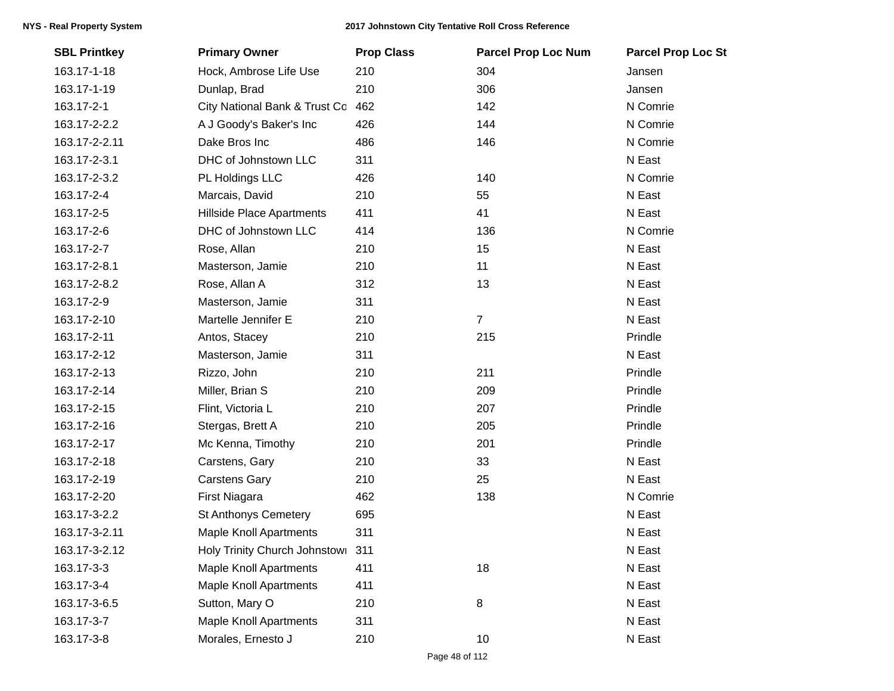| SBL Printkey | Primary Owner | Prop Class | Parcel Prop Loc Num | Parcel Prop Loc St |
|---|---|---|---|---|
| 163.17-1-18 | Hock, Ambrose Life Use | 210 | 304 | Jansen |
| 163.17-1-19 | Dunlap, Brad | 210 | 306 | Jansen |
| 163.17-2-1 | City National Bank & Trust Co | 462 | 142 | N Comrie |
| 163.17-2-2.2 | A J Goody's Baker's Inc | 426 | 144 | N Comrie |
| 163.17-2-2.11 | Dake Bros Inc | 486 | 146 | N Comrie |
| 163.17-2-3.1 | DHC of Johnstown LLC | 311 | | N East |
| 163.17-2-3.2 | PL Holdings LLC | 426 | 140 | N Comrie |
| 163.17-2-4 | Marcais, David | 210 | 55 | N East |
| 163.17-2-5 | Hillside Place Apartments | 411 | 41 | N East |
| 163.17-2-6 | DHC of Johnstown LLC | 414 | 136 | N Comrie |
| 163.17-2-7 | Rose, Allan | 210 | 15 | N East |
| 163.17-2-8.1 | Masterson, Jamie | 210 | 11 | N East |
| 163.17-2-8.2 | Rose, Allan A | 312 | 13 | N East |
| 163.17-2-9 | Masterson, Jamie | 311 | | N East |
| 163.17-2-10 | Martelle Jennifer E | 210 | 7 | N East |
| 163.17-2-11 | Antos, Stacey | 210 | 215 | Prindle |
| 163.17-2-12 | Masterson, Jamie | 311 | | N East |
| 163.17-2-13 | Rizzo, John | 210 | 211 | Prindle |
| 163.17-2-14 | Miller, Brian S | 210 | 209 | Prindle |
| 163.17-2-15 | Flint, Victoria L | 210 | 207 | Prindle |
| 163.17-2-16 | Stergas, Brett A | 210 | 205 | Prindle |
| 163.17-2-17 | Mc Kenna, Timothy | 210 | 201 | Prindle |
| 163.17-2-18 | Carstens, Gary | 210 | 33 | N East |
| 163.17-2-19 | Carstens Gary | 210 | 25 | N East |
| 163.17-2-20 | First Niagara | 462 | 138 | N Comrie |
| 163.17-3-2.2 | St Anthonys Cemetery | 695 | | N East |
| 163.17-3-2.11 | Maple Knoll Apartments | 311 | | N East |
| 163.17-3-2.12 | Holy Trinity Church Johnstowi | 311 | | N East |
| 163.17-3-3 | Maple Knoll Apartments | 411 | 18 | N East |
| 163.17-3-4 | Maple Knoll Apartments | 411 | | N East |
| 163.17-3-6.5 | Sutton, Mary O | 210 | 8 | N East |
| 163.17-3-7 | Maple Knoll Apartments | 311 | | N East |
| 163.17-3-8 | Morales, Ernesto J | 210 | 10 | N East |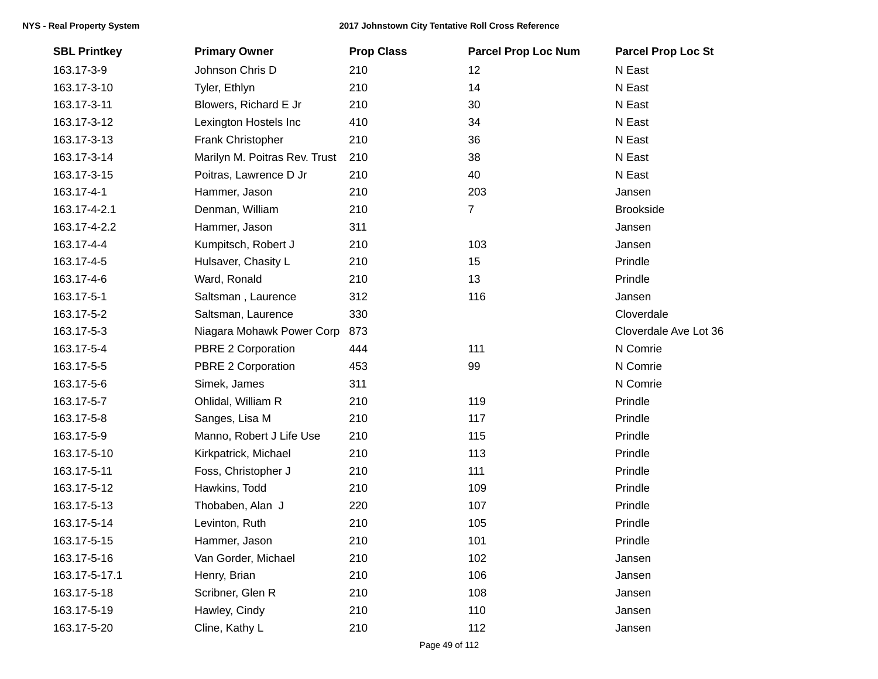| SBL Printkey | Primary Owner | Prop Class | Parcel Prop Loc Num | Parcel Prop Loc St |
| --- | --- | --- | --- | --- |
| 163.17-3-9 | Johnson Chris D | 210 | 12 | N East |
| 163.17-3-10 | Tyler, Ethlyn | 210 | 14 | N East |
| 163.17-3-11 | Blowers, Richard E Jr | 210 | 30 | N East |
| 163.17-3-12 | Lexington Hostels Inc | 410 | 34 | N East |
| 163.17-3-13 | Frank Christopher | 210 | 36 | N East |
| 163.17-3-14 | Marilyn M. Poitras Rev. Trust | 210 | 38 | N East |
| 163.17-3-15 | Poitras, Lawrence D Jr | 210 | 40 | N East |
| 163.17-4-1 | Hammer, Jason | 210 | 203 | Jansen |
| 163.17-4-2.1 | Denman, William | 210 | 7 | Brookside |
| 163.17-4-2.2 | Hammer, Jason | 311 | | Jansen |
| 163.17-4-4 | Kumpitsch, Robert J | 210 | 103 | Jansen |
| 163.17-4-5 | Hulsaver, Chasity L | 210 | 15 | Prindle |
| 163.17-4-6 | Ward, Ronald | 210 | 13 | Prindle |
| 163.17-5-1 | Saltsman , Laurence | 312 | 116 | Jansen |
| 163.17-5-2 | Saltsman, Laurence | 330 | | Cloverdale |
| 163.17-5-3 | Niagara Mohawk Power Corp | 873 | | Cloverdale Ave Lot 36 |
| 163.17-5-4 | PBRE 2 Corporation | 444 | 111 | N Comrie |
| 163.17-5-5 | PBRE 2 Corporation | 453 | 99 | N Comrie |
| 163.17-5-6 | Simek, James | 311 | | N Comrie |
| 163.17-5-7 | Ohlidal, William R | 210 | 119 | Prindle |
| 163.17-5-8 | Sanges, Lisa M | 210 | 117 | Prindle |
| 163.17-5-9 | Manno, Robert J Life Use | 210 | 115 | Prindle |
| 163.17-5-10 | Kirkpatrick, Michael | 210 | 113 | Prindle |
| 163.17-5-11 | Foss, Christopher J | 210 | 111 | Prindle |
| 163.17-5-12 | Hawkins, Todd | 210 | 109 | Prindle |
| 163.17-5-13 | Thobaben, Alan J | 220 | 107 | Prindle |
| 163.17-5-14 | Levinton, Ruth | 210 | 105 | Prindle |
| 163.17-5-15 | Hammer, Jason | 210 | 101 | Prindle |
| 163.17-5-16 | Van Gorder, Michael | 210 | 102 | Jansen |
| 163.17-5-17.1 | Henry, Brian | 210 | 106 | Jansen |
| 163.17-5-18 | Scribner, Glen R | 210 | 108 | Jansen |
| 163.17-5-19 | Hawley, Cindy | 210 | 110 | Jansen |
| 163.17-5-20 | Cline, Kathy L | 210 | 112 | Jansen |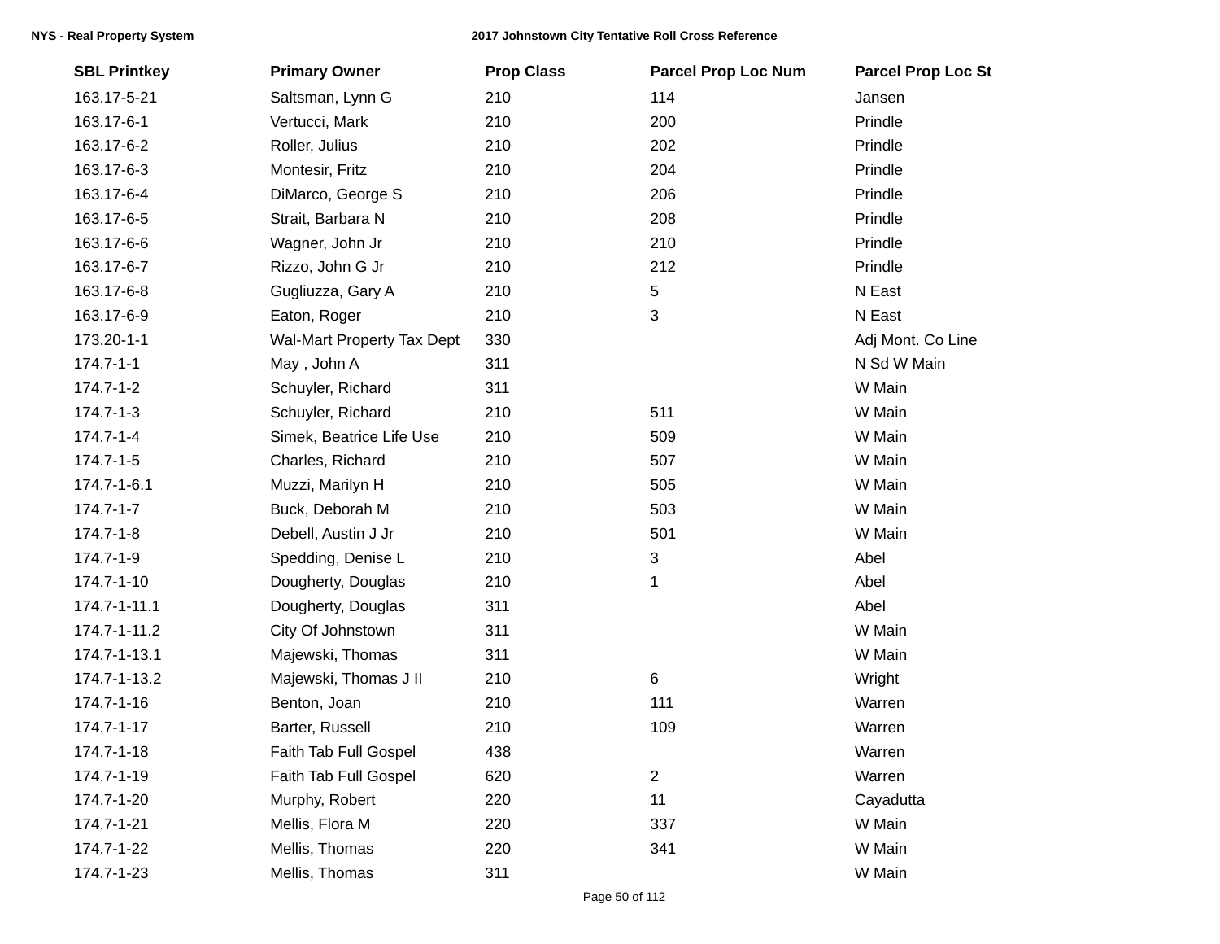| SBL Printkey | Primary Owner | Prop Class | Parcel Prop Loc Num | Parcel Prop Loc St |
|---|---|---|---|---|
| 163.17-5-21 | Saltsman, Lynn G | 210 | 114 | Jansen |
| 163.17-6-1 | Vertucci, Mark | 210 | 200 | Prindle |
| 163.17-6-2 | Roller, Julius | 210 | 202 | Prindle |
| 163.17-6-3 | Montesir, Fritz | 210 | 204 | Prindle |
| 163.17-6-4 | DiMarco, George S | 210 | 206 | Prindle |
| 163.17-6-5 | Strait, Barbara N | 210 | 208 | Prindle |
| 163.17-6-6 | Wagner, John Jr | 210 | 210 | Prindle |
| 163.17-6-7 | Rizzo, John G Jr | 210 | 212 | Prindle |
| 163.17-6-8 | Gugliuzza, Gary A | 210 | 5 | N East |
| 163.17-6-9 | Eaton, Roger | 210 | 3 | N East |
| 173.20-1-1 | Wal-Mart Property Tax Dept | 330 | | Adj Mont. Co Line |
| 174.7-1-1 | May , John A | 311 | | N Sd W Main |
| 174.7-1-2 | Schuyler, Richard | 311 | | W Main |
| 174.7-1-3 | Schuyler, Richard | 210 | 511 | W Main |
| 174.7-1-4 | Simek, Beatrice Life Use | 210 | 509 | W Main |
| 174.7-1-5 | Charles, Richard | 210 | 507 | W Main |
| 174.7-1-6.1 | Muzzi, Marilyn H | 210 | 505 | W Main |
| 174.7-1-7 | Buck, Deborah M | 210 | 503 | W Main |
| 174.7-1-8 | Debell, Austin J Jr | 210 | 501 | W Main |
| 174.7-1-9 | Spedding, Denise L | 210 | 3 | Abel |
| 174.7-1-10 | Dougherty, Douglas | 210 | 1 | Abel |
| 174.7-1-11.1 | Dougherty, Douglas | 311 | | Abel |
| 174.7-1-11.2 | City Of Johnstown | 311 | | W Main |
| 174.7-1-13.1 | Majewski, Thomas | 311 | | W Main |
| 174.7-1-13.2 | Majewski, Thomas J II | 210 | 6 | Wright |
| 174.7-1-16 | Benton, Joan | 210 | 111 | Warren |
| 174.7-1-17 | Barter, Russell | 210 | 109 | Warren |
| 174.7-1-18 | Faith Tab Full Gospel | 438 | | Warren |
| 174.7-1-19 | Faith Tab Full Gospel | 620 | 2 | Warren |
| 174.7-1-20 | Murphy, Robert | 220 | 11 | Cayadutta |
| 174.7-1-21 | Mellis, Flora M | 220 | 337 | W Main |
| 174.7-1-22 | Mellis, Thomas | 220 | 341 | W Main |
| 174.7-1-23 | Mellis, Thomas | 311 | | W Main |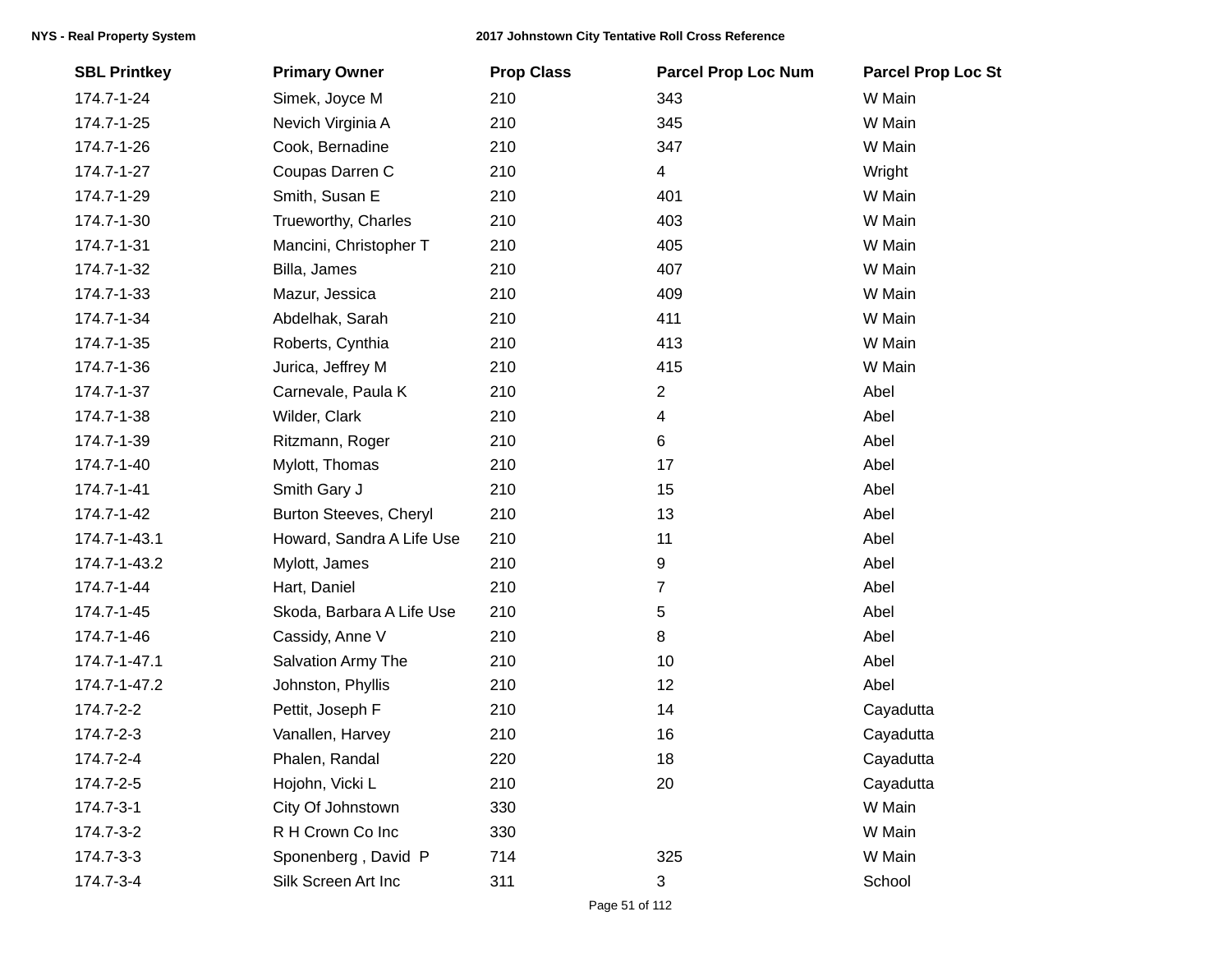| SBL Printkey | Primary Owner | Prop Class | Parcel Prop Loc Num | Parcel Prop Loc St |
|---|---|---|---|---|
| 174.7-1-24 | Simek, Joyce M | 210 | 343 | W Main |
| 174.7-1-25 | Nevich Virginia A | 210 | 345 | W Main |
| 174.7-1-26 | Cook, Bernadine | 210 | 347 | W Main |
| 174.7-1-27 | Coupas Darren C | 210 | 4 | Wright |
| 174.7-1-29 | Smith, Susan E | 210 | 401 | W Main |
| 174.7-1-30 | Trueworthy, Charles | 210 | 403 | W Main |
| 174.7-1-31 | Mancini, Christopher T | 210 | 405 | W Main |
| 174.7-1-32 | Billa, James | 210 | 407 | W Main |
| 174.7-1-33 | Mazur, Jessica | 210 | 409 | W Main |
| 174.7-1-34 | Abdelhak, Sarah | 210 | 411 | W Main |
| 174.7-1-35 | Roberts, Cynthia | 210 | 413 | W Main |
| 174.7-1-36 | Jurica, Jeffrey M | 210 | 415 | W Main |
| 174.7-1-37 | Carnevale, Paula K | 210 | 2 | Abel |
| 174.7-1-38 | Wilder, Clark | 210 | 4 | Abel |
| 174.7-1-39 | Ritzmann, Roger | 210 | 6 | Abel |
| 174.7-1-40 | Mylott, Thomas | 210 | 17 | Abel |
| 174.7-1-41 | Smith Gary J | 210 | 15 | Abel |
| 174.7-1-42 | Burton Steeves, Cheryl | 210 | 13 | Abel |
| 174.7-1-43.1 | Howard, Sandra A Life Use | 210 | 11 | Abel |
| 174.7-1-43.2 | Mylott, James | 210 | 9 | Abel |
| 174.7-1-44 | Hart, Daniel | 210 | 7 | Abel |
| 174.7-1-45 | Skoda, Barbara A Life Use | 210 | 5 | Abel |
| 174.7-1-46 | Cassidy, Anne V | 210 | 8 | Abel |
| 174.7-1-47.1 | Salvation Army The | 210 | 10 | Abel |
| 174.7-1-47.2 | Johnston, Phyllis | 210 | 12 | Abel |
| 174.7-2-2 | Pettit, Joseph F | 210 | 14 | Cayadutta |
| 174.7-2-3 | Vanallen, Harvey | 210 | 16 | Cayadutta |
| 174.7-2-4 | Phalen, Randal | 220 | 18 | Cayadutta |
| 174.7-2-5 | Hojohn, Vicki L | 210 | 20 | Cayadutta |
| 174.7-3-1 | City Of Johnstown | 330 | | W Main |
| 174.7-3-2 | R H Crown Co Inc | 330 | | W Main |
| 174.7-3-3 | Sponenberg , David P | 714 | 325 | W Main |
| 174.7-3-4 | Silk Screen Art Inc | 311 | 3 | School |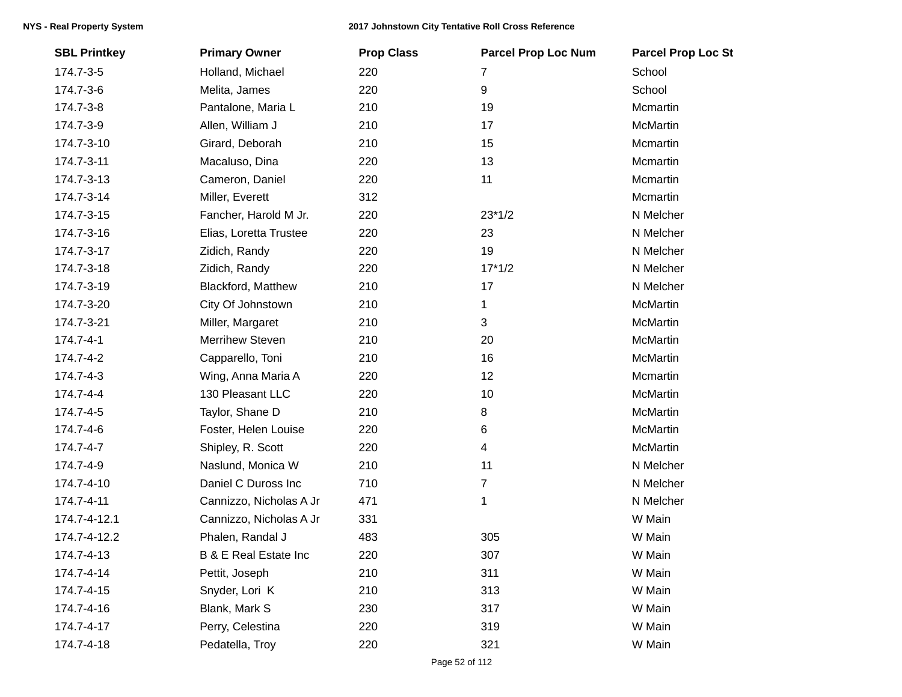| SBL Printkey | Primary Owner | Prop Class | Parcel Prop Loc Num | Parcel Prop Loc St |
|---|---|---|---|---|
| 174.7-3-5 | Holland, Michael | 220 | 7 | School |
| 174.7-3-6 | Melita, James | 220 | 9 | School |
| 174.7-3-8 | Pantalone, Maria L | 210 | 19 | Mcmartin |
| 174.7-3-9 | Allen, William J | 210 | 17 | McMartin |
| 174.7-3-10 | Girard, Deborah | 210 | 15 | Mcmartin |
| 174.7-3-11 | Macaluso, Dina | 220 | 13 | Mcmartin |
| 174.7-3-13 | Cameron, Daniel | 220 | 11 | Mcmartin |
| 174.7-3-14 | Miller, Everett | 312 | | Mcmartin |
| 174.7-3-15 | Fancher, Harold M Jr. | 220 | 23*1/2 | N Melcher |
| 174.7-3-16 | Elias, Loretta Trustee | 220 | 23 | N Melcher |
| 174.7-3-17 | Zidich, Randy | 220 | 19 | N Melcher |
| 174.7-3-18 | Zidich, Randy | 220 | 17*1/2 | N Melcher |
| 174.7-3-19 | Blackford, Matthew | 210 | 17 | N Melcher |
| 174.7-3-20 | City Of Johnstown | 210 | 1 | McMartin |
| 174.7-3-21 | Miller, Margaret | 210 | 3 | McMartin |
| 174.7-4-1 | Merrihew Steven | 210 | 20 | McMartin |
| 174.7-4-2 | Capparello, Toni | 210 | 16 | McMartin |
| 174.7-4-3 | Wing, Anna Maria A | 220 | 12 | Mcmartin |
| 174.7-4-4 | 130 Pleasant LLC | 220 | 10 | McMartin |
| 174.7-4-5 | Taylor, Shane D | 210 | 8 | McMartin |
| 174.7-4-6 | Foster, Helen Louise | 220 | 6 | McMartin |
| 174.7-4-7 | Shipley, R. Scott | 220 | 4 | McMartin |
| 174.7-4-9 | Naslund, Monica W | 210 | 11 | N Melcher |
| 174.7-4-10 | Daniel C Duross Inc | 710 | 7 | N Melcher |
| 174.7-4-11 | Cannizzo, Nicholas A Jr | 471 | 1 | N Melcher |
| 174.7-4-12.1 | Cannizzo, Nicholas A Jr | 331 | | W Main |
| 174.7-4-12.2 | Phalen, Randal J | 483 | 305 | W Main |
| 174.7-4-13 | B & E Real Estate Inc | 220 | 307 | W Main |
| 174.7-4-14 | Pettit, Joseph | 210 | 311 | W Main |
| 174.7-4-15 | Snyder, Lori K | 210 | 313 | W Main |
| 174.7-4-16 | Blank, Mark S | 230 | 317 | W Main |
| 174.7-4-17 | Perry, Celestina | 220 | 319 | W Main |
| 174.7-4-18 | Pedatella, Troy | 220 | 321 | W Main |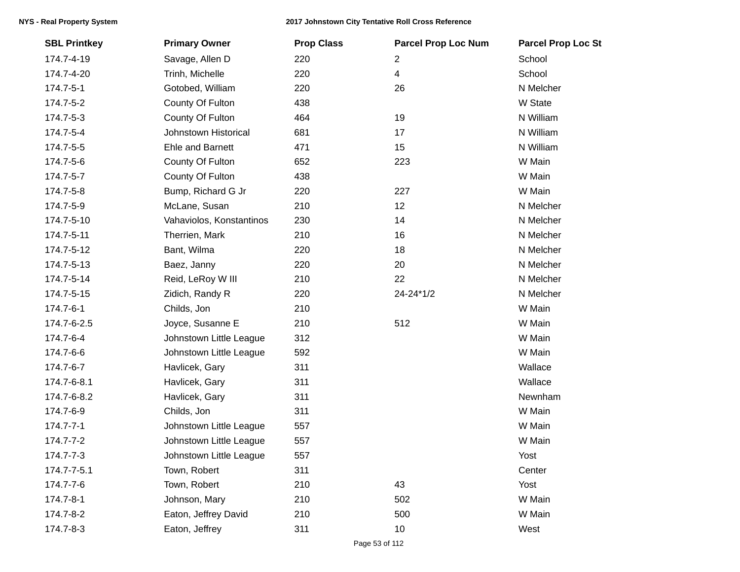| SBL Printkey | Primary Owner | Prop Class | Parcel Prop Loc Num | Parcel Prop Loc St |
|---|---|---|---|---|
| 174.7-4-19 | Savage, Allen D | 220 | 2 | School |
| 174.7-4-20 | Trinh, Michelle | 220 | 4 | School |
| 174.7-5-1 | Gotobed, William | 220 | 26 | N Melcher |
| 174.7-5-2 | County Of Fulton | 438 | | W State |
| 174.7-5-3 | County Of Fulton | 464 | 19 | N William |
| 174.7-5-4 | Johnstown Historical | 681 | 17 | N William |
| 174.7-5-5 | Ehle and Barnett | 471 | 15 | N William |
| 174.7-5-6 | County Of Fulton | 652 | 223 | W Main |
| 174.7-5-7 | County Of Fulton | 438 | | W Main |
| 174.7-5-8 | Bump, Richard G Jr | 220 | 227 | W Main |
| 174.7-5-9 | McLane, Susan | 210 | 12 | N Melcher |
| 174.7-5-10 | Vahaviolos, Konstantinos | 230 | 14 | N Melcher |
| 174.7-5-11 | Therrien, Mark | 210 | 16 | N Melcher |
| 174.7-5-12 | Bant, Wilma | 220 | 18 | N Melcher |
| 174.7-5-13 | Baez, Janny | 220 | 20 | N Melcher |
| 174.7-5-14 | Reid, LeRoy W III | 210 | 22 | N Melcher |
| 174.7-5-15 | Zidich, Randy R | 220 | 24-24*1/2 | N Melcher |
| 174.7-6-1 | Childs, Jon | 210 | | W Main |
| 174.7-6-2.5 | Joyce, Susanne E | 210 | 512 | W Main |
| 174.7-6-4 | Johnstown Little League | 312 | | W Main |
| 174.7-6-6 | Johnstown Little League | 592 | | W Main |
| 174.7-6-7 | Havlicek, Gary | 311 | | Wallace |
| 174.7-6-8.1 | Havlicek, Gary | 311 | | Wallace |
| 174.7-6-8.2 | Havlicek, Gary | 311 | | Newnham |
| 174.7-6-9 | Childs, Jon | 311 | | W Main |
| 174.7-7-1 | Johnstown Little League | 557 | | W Main |
| 174.7-7-2 | Johnstown Little League | 557 | | W Main |
| 174.7-7-3 | Johnstown Little League | 557 | | Yost |
| 174.7-7-5.1 | Town, Robert | 311 | | Center |
| 174.7-7-6 | Town, Robert | 210 | 43 | Yost |
| 174.7-8-1 | Johnson, Mary | 210 | 502 | W Main |
| 174.7-8-2 | Eaton, Jeffrey David | 210 | 500 | W Main |
| 174.7-8-3 | Eaton, Jeffrey | 311 | 10 | West |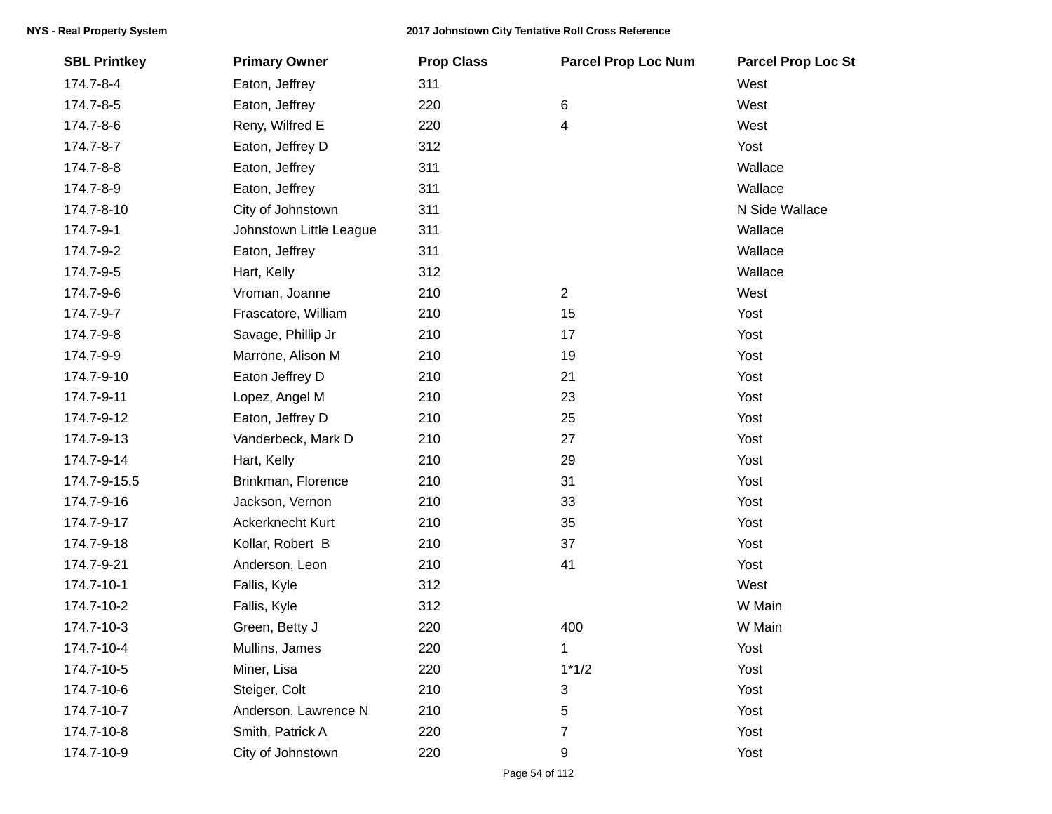| SBL Printkey | Primary Owner | Prop Class | Parcel Prop Loc Num | Parcel Prop Loc St |
|---|---|---|---|---|
| 174.7-8-4 | Eaton, Jeffrey | 311 | | West |
| 174.7-8-5 | Eaton, Jeffrey | 220 | 6 | West |
| 174.7-8-6 | Reny, Wilfred E | 220 | 4 | West |
| 174.7-8-7 | Eaton, Jeffrey D | 312 | | Yost |
| 174.7-8-8 | Eaton, Jeffrey | 311 | | Wallace |
| 174.7-8-9 | Eaton, Jeffrey | 311 | | Wallace |
| 174.7-8-10 | City of Johnstown | 311 | | N Side Wallace |
| 174.7-9-1 | Johnstown Little League | 311 | | Wallace |
| 174.7-9-2 | Eaton, Jeffrey | 311 | | Wallace |
| 174.7-9-5 | Hart, Kelly | 312 | | Wallace |
| 174.7-9-6 | Vroman, Joanne | 210 | 2 | West |
| 174.7-9-7 | Frascatore, William | 210 | 15 | Yost |
| 174.7-9-8 | Savage, Phillip Jr | 210 | 17 | Yost |
| 174.7-9-9 | Marrone, Alison M | 210 | 19 | Yost |
| 174.7-9-10 | Eaton Jeffrey D | 210 | 21 | Yost |
| 174.7-9-11 | Lopez, Angel M | 210 | 23 | Yost |
| 174.7-9-12 | Eaton, Jeffrey D | 210 | 25 | Yost |
| 174.7-9-13 | Vanderbeck, Mark D | 210 | 27 | Yost |
| 174.7-9-14 | Hart, Kelly | 210 | 29 | Yost |
| 174.7-9-15.5 | Brinkman, Florence | 210 | 31 | Yost |
| 174.7-9-16 | Jackson, Vernon | 210 | 33 | Yost |
| 174.7-9-17 | Ackerknecht Kurt | 210 | 35 | Yost |
| 174.7-9-18 | Kollar, Robert B | 210 | 37 | Yost |
| 174.7-9-21 | Anderson, Leon | 210 | 41 | Yost |
| 174.7-10-1 | Fallis, Kyle | 312 | | West |
| 174.7-10-2 | Fallis, Kyle | 312 | | W Main |
| 174.7-10-3 | Green, Betty J | 220 | 400 | W Main |
| 174.7-10-4 | Mullins, James | 220 | 1 | Yost |
| 174.7-10-5 | Miner, Lisa | 220 | 1*1/2 | Yost |
| 174.7-10-6 | Steiger, Colt | 210 | 3 | Yost |
| 174.7-10-7 | Anderson, Lawrence N | 210 | 5 | Yost |
| 174.7-10-8 | Smith, Patrick A | 220 | 7 | Yost |
| 174.7-10-9 | City of Johnstown | 220 | 9 | Yost |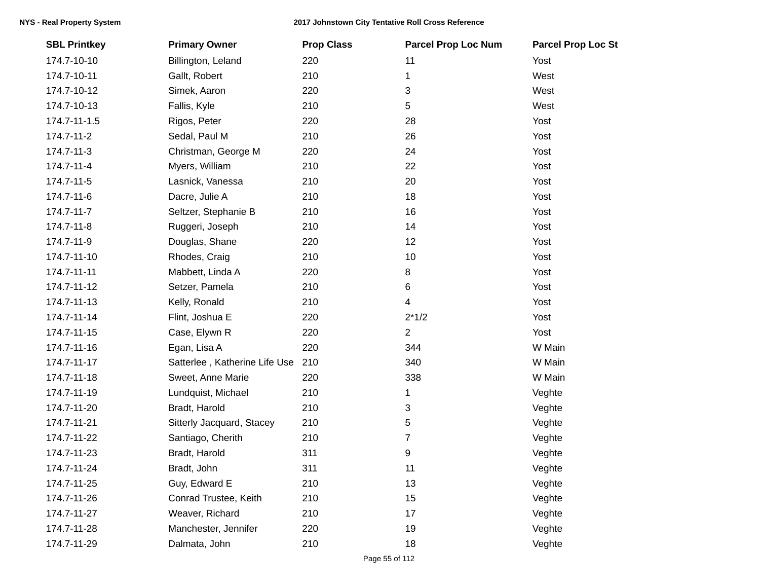| SBL Printkey | Primary Owner | Prop Class | Parcel Prop Loc Num | Parcel Prop Loc St |
|---|---|---|---|---|
| 174.7-10-10 | Billington, Leland | 220 | 11 | Yost |
| 174.7-10-11 | Gallt, Robert | 210 | 1 | West |
| 174.7-10-12 | Simek, Aaron | 220 | 3 | West |
| 174.7-10-13 | Fallis, Kyle | 210 | 5 | West |
| 174.7-11-1.5 | Rigos, Peter | 220 | 28 | Yost |
| 174.7-11-2 | Sedal, Paul M | 210 | 26 | Yost |
| 174.7-11-3 | Christman, George M | 220 | 24 | Yost |
| 174.7-11-4 | Myers, William | 210 | 22 | Yost |
| 174.7-11-5 | Lasnick, Vanessa | 210 | 20 | Yost |
| 174.7-11-6 | Dacre, Julie A | 210 | 18 | Yost |
| 174.7-11-7 | Seltzer, Stephanie B | 210 | 16 | Yost |
| 174.7-11-8 | Ruggeri, Joseph | 210 | 14 | Yost |
| 174.7-11-9 | Douglas, Shane | 220 | 12 | Yost |
| 174.7-11-10 | Rhodes, Craig | 210 | 10 | Yost |
| 174.7-11-11 | Mabbett, Linda A | 220 | 8 | Yost |
| 174.7-11-12 | Setzer, Pamela | 210 | 6 | Yost |
| 174.7-11-13 | Kelly, Ronald | 210 | 4 | Yost |
| 174.7-11-14 | Flint, Joshua E | 220 | 2*1/2 | Yost |
| 174.7-11-15 | Case, Elywn R | 220 | 2 | Yost |
| 174.7-11-16 | Egan, Lisa A | 220 | 344 | W Main |
| 174.7-11-17 | Satterlee , Katherine Life Use | 210 | 340 | W Main |
| 174.7-11-18 | Sweet, Anne Marie | 220 | 338 | W Main |
| 174.7-11-19 | Lundquist, Michael | 210 | 1 | Veghte |
| 174.7-11-20 | Bradt, Harold | 210 | 3 | Veghte |
| 174.7-11-21 | Sitterly Jacquard, Stacey | 210 | 5 | Veghte |
| 174.7-11-22 | Santiago, Cherith | 210 | 7 | Veghte |
| 174.7-11-23 | Bradt, Harold | 311 | 9 | Veghte |
| 174.7-11-24 | Bradt, John | 311 | 11 | Veghte |
| 174.7-11-25 | Guy, Edward E | 210 | 13 | Veghte |
| 174.7-11-26 | Conrad Trustee, Keith | 210 | 15 | Veghte |
| 174.7-11-27 | Weaver, Richard | 210 | 17 | Veghte |
| 174.7-11-28 | Manchester, Jennifer | 220 | 19 | Veghte |
| 174.7-11-29 | Dalmata, John | 210 | 18 | Veghte |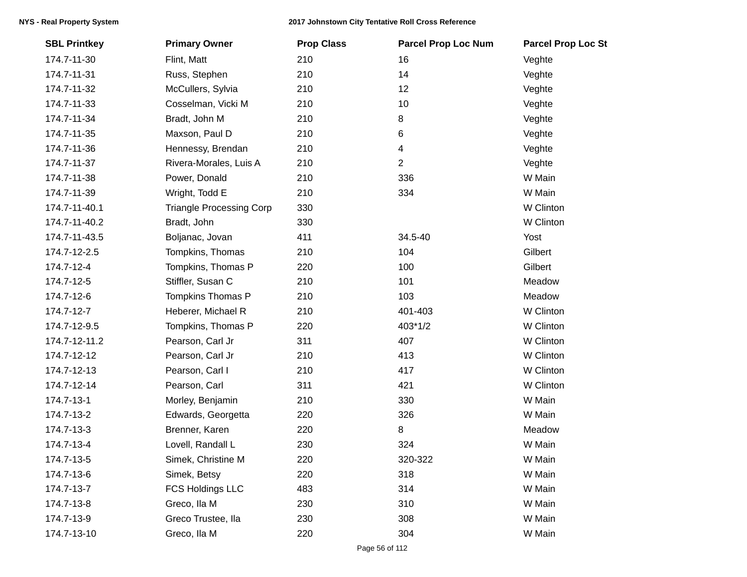| SBL Printkey | Primary Owner | Prop Class | Parcel Prop Loc Num | Parcel Prop Loc St |
| --- | --- | --- | --- | --- |
| 174.7-11-30 | Flint, Matt | 210 | 16 | Veghte |
| 174.7-11-31 | Russ, Stephen | 210 | 14 | Veghte |
| 174.7-11-32 | McCullers, Sylvia | 210 | 12 | Veghte |
| 174.7-11-33 | Cosselman, Vicki M | 210 | 10 | Veghte |
| 174.7-11-34 | Bradt, John M | 210 | 8 | Veghte |
| 174.7-11-35 | Maxson, Paul D | 210 | 6 | Veghte |
| 174.7-11-36 | Hennessy, Brendan | 210 | 4 | Veghte |
| 174.7-11-37 | Rivera-Morales, Luis A | 210 | 2 | Veghte |
| 174.7-11-38 | Power, Donald | 210 | 336 | W Main |
| 174.7-11-39 | Wright, Todd E | 210 | 334 | W Main |
| 174.7-11-40.1 | Triangle Processing Corp | 330 | | W Clinton |
| 174.7-11-40.2 | Bradt, John | 330 | | W Clinton |
| 174.7-11-43.5 | Boljanac, Jovan | 411 | 34.5-40 | Yost |
| 174.7-12-2.5 | Tompkins, Thomas | 210 | 104 | Gilbert |
| 174.7-12-4 | Tompkins, Thomas P | 220 | 100 | Gilbert |
| 174.7-12-5 | Stiffler, Susan C | 210 | 101 | Meadow |
| 174.7-12-6 | Tompkins Thomas P | 210 | 103 | Meadow |
| 174.7-12-7 | Heberer, Michael R | 210 | 401-403 | W Clinton |
| 174.7-12-9.5 | Tompkins, Thomas P | 220 | 403*1/2 | W Clinton |
| 174.7-12-11.2 | Pearson, Carl Jr | 311 | 407 | W Clinton |
| 174.7-12-12 | Pearson, Carl Jr | 210 | 413 | W Clinton |
| 174.7-12-13 | Pearson, Carl I | 210 | 417 | W Clinton |
| 174.7-12-14 | Pearson, Carl | 311 | 421 | W Clinton |
| 174.7-13-1 | Morley, Benjamin | 210 | 330 | W Main |
| 174.7-13-2 | Edwards, Georgetta | 220 | 326 | W Main |
| 174.7-13-3 | Brenner, Karen | 220 | 8 | Meadow |
| 174.7-13-4 | Lovell, Randall L | 230 | 324 | W Main |
| 174.7-13-5 | Simek, Christine M | 220 | 320-322 | W Main |
| 174.7-13-6 | Simek, Betsy | 220 | 318 | W Main |
| 174.7-13-7 | FCS Holdings LLC | 483 | 314 | W Main |
| 174.7-13-8 | Greco, Ila M | 230 | 310 | W Main |
| 174.7-13-9 | Greco Trustee, Ila | 230 | 308 | W Main |
| 174.7-13-10 | Greco, Ila M | 220 | 304 | W Main |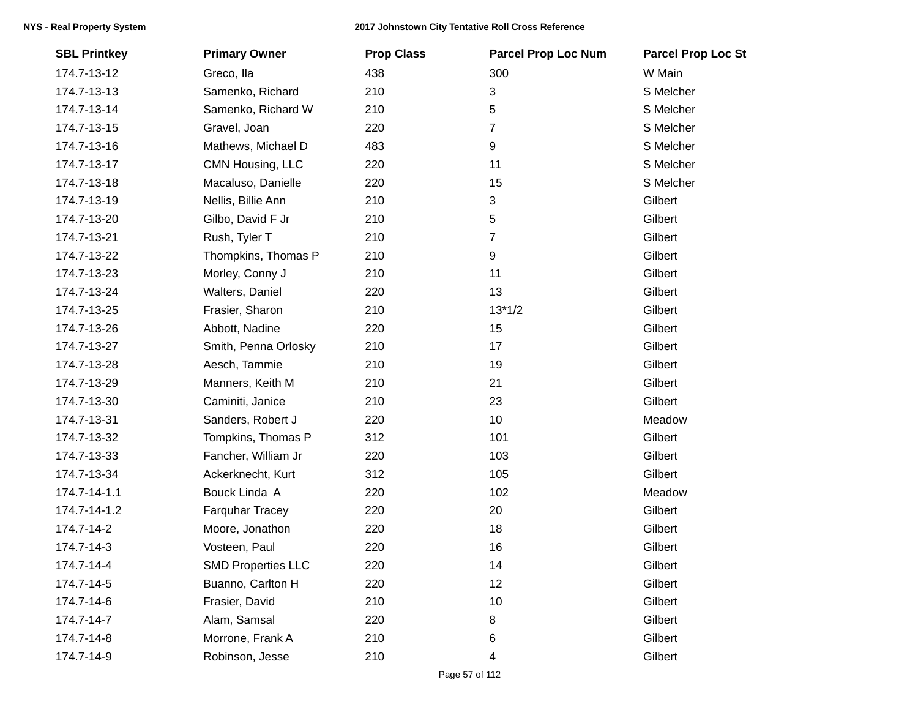| SBL Printkey | Primary Owner | Prop Class | Parcel Prop Loc Num | Parcel Prop Loc St |
|---|---|---|---|---|
| 174.7-13-12 | Greco, Ila | 438 | 300 | W Main |
| 174.7-13-13 | Samenko, Richard | 210 | 3 | S Melcher |
| 174.7-13-14 | Samenko, Richard W | 210 | 5 | S Melcher |
| 174.7-13-15 | Gravel, Joan | 220 | 7 | S Melcher |
| 174.7-13-16 | Mathews, Michael D | 483 | 9 | S Melcher |
| 174.7-13-17 | CMN Housing, LLC | 220 | 11 | S Melcher |
| 174.7-13-18 | Macaluso, Danielle | 220 | 15 | S Melcher |
| 174.7-13-19 | Nellis, Billie Ann | 210 | 3 | Gilbert |
| 174.7-13-20 | Gilbo, David F Jr | 210 | 5 | Gilbert |
| 174.7-13-21 | Rush, Tyler T | 210 | 7 | Gilbert |
| 174.7-13-22 | Thompkins, Thomas P | 210 | 9 | Gilbert |
| 174.7-13-23 | Morley, Conny J | 210 | 11 | Gilbert |
| 174.7-13-24 | Walters, Daniel | 220 | 13 | Gilbert |
| 174.7-13-25 | Frasier, Sharon | 210 | 13*1/2 | Gilbert |
| 174.7-13-26 | Abbott, Nadine | 220 | 15 | Gilbert |
| 174.7-13-27 | Smith, Penna Orlosky | 210 | 17 | Gilbert |
| 174.7-13-28 | Aesch, Tammie | 210 | 19 | Gilbert |
| 174.7-13-29 | Manners, Keith M | 210 | 21 | Gilbert |
| 174.7-13-30 | Caminiti, Janice | 210 | 23 | Gilbert |
| 174.7-13-31 | Sanders, Robert J | 220 | 10 | Meadow |
| 174.7-13-32 | Tompkins, Thomas P | 312 | 101 | Gilbert |
| 174.7-13-33 | Fancher, William Jr | 220 | 103 | Gilbert |
| 174.7-13-34 | Ackerknecht, Kurt | 312 | 105 | Gilbert |
| 174.7-14-1.1 | Bouck Linda A | 220 | 102 | Meadow |
| 174.7-14-1.2 | Farquhar Tracey | 220 | 20 | Gilbert |
| 174.7-14-2 | Moore, Jonathon | 220 | 18 | Gilbert |
| 174.7-14-3 | Vosteen, Paul | 220 | 16 | Gilbert |
| 174.7-14-4 | SMD Properties LLC | 220 | 14 | Gilbert |
| 174.7-14-5 | Buanno, Carlton H | 220 | 12 | Gilbert |
| 174.7-14-6 | Frasier, David | 210 | 10 | Gilbert |
| 174.7-14-7 | Alam, Samsal | 220 | 8 | Gilbert |
| 174.7-14-8 | Morrone, Frank A | 210 | 6 | Gilbert |
| 174.7-14-9 | Robinson, Jesse | 210 | 4 | Gilbert |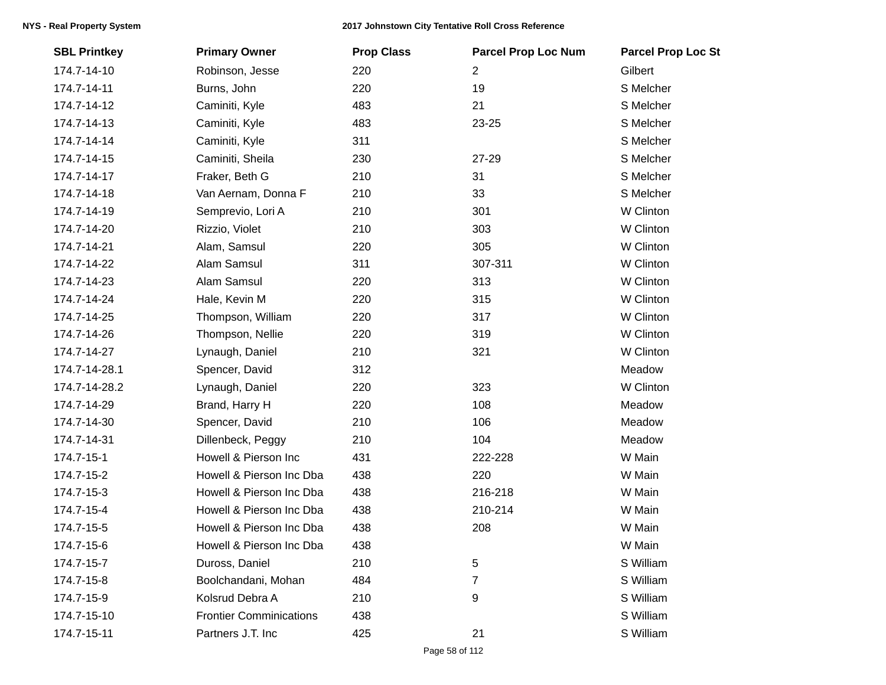| SBL Printkey | Primary Owner | Prop Class | Parcel Prop Loc Num | Parcel Prop Loc St |
|---|---|---|---|---|
| 174.7-14-10 | Robinson, Jesse | 220 | 2 | Gilbert |
| 174.7-14-11 | Burns, John | 220 | 19 | S Melcher |
| 174.7-14-12 | Caminiti, Kyle | 483 | 21 | S Melcher |
| 174.7-14-13 | Caminiti, Kyle | 483 | 23-25 | S Melcher |
| 174.7-14-14 | Caminiti, Kyle | 311 | | S Melcher |
| 174.7-14-15 | Caminiti, Sheila | 230 | 27-29 | S Melcher |
| 174.7-14-17 | Fraker, Beth G | 210 | 31 | S Melcher |
| 174.7-14-18 | Van Aernam, Donna F | 210 | 33 | S Melcher |
| 174.7-14-19 | Semprevio, Lori A | 210 | 301 | W Clinton |
| 174.7-14-20 | Rizzio, Violet | 210 | 303 | W Clinton |
| 174.7-14-21 | Alam, Samsul | 220 | 305 | W Clinton |
| 174.7-14-22 | Alam Samsul | 311 | 307-311 | W Clinton |
| 174.7-14-23 | Alam Samsul | 220 | 313 | W Clinton |
| 174.7-14-24 | Hale, Kevin M | 220 | 315 | W Clinton |
| 174.7-14-25 | Thompson, William | 220 | 317 | W Clinton |
| 174.7-14-26 | Thompson, Nellie | 220 | 319 | W Clinton |
| 174.7-14-27 | Lynaugh, Daniel | 210 | 321 | W Clinton |
| 174.7-14-28.1 | Spencer, David | 312 | | Meadow |
| 174.7-14-28.2 | Lynaugh, Daniel | 220 | 323 | W Clinton |
| 174.7-14-29 | Brand, Harry H | 220 | 108 | Meadow |
| 174.7-14-30 | Spencer, David | 210 | 106 | Meadow |
| 174.7-14-31 | Dillenbeck, Peggy | 210 | 104 | Meadow |
| 174.7-15-1 | Howell & Pierson Inc | 431 | 222-228 | W Main |
| 174.7-15-2 | Howell & Pierson Inc Dba | 438 | 220 | W Main |
| 174.7-15-3 | Howell & Pierson Inc Dba | 438 | 216-218 | W Main |
| 174.7-15-4 | Howell & Pierson Inc Dba | 438 | 210-214 | W Main |
| 174.7-15-5 | Howell & Pierson Inc Dba | 438 | 208 | W Main |
| 174.7-15-6 | Howell & Pierson Inc Dba | 438 | | W Main |
| 174.7-15-7 | Duross, Daniel | 210 | 5 | S William |
| 174.7-15-8 | Boolchandani, Mohan | 484 | 7 | S William |
| 174.7-15-9 | Kolsrud Debra A | 210 | 9 | S William |
| 174.7-15-10 | Frontier Comminications | 438 | | S William |
| 174.7-15-11 | Partners J.T. Inc | 425 | 21 | S William |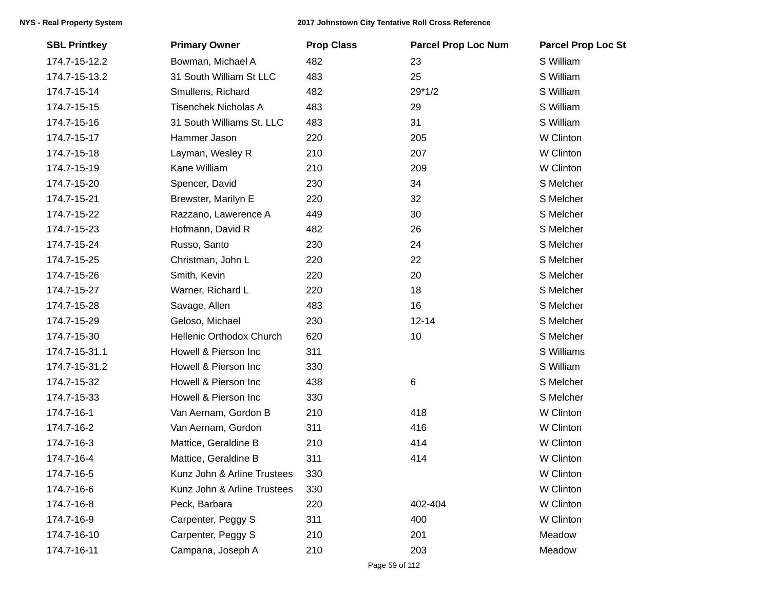| SBL Printkey | Primary Owner | Prop Class | Parcel Prop Loc Num | Parcel Prop Loc St |
|---|---|---|---|---|
| 174.7-15-12.2 | Bowman, Michael A | 482 | 23 | S William |
| 174.7-15-13.2 | 31 South William St LLC | 483 | 25 | S William |
| 174.7-15-14 | Smullens, Richard | 482 | 29*1/2 | S William |
| 174.7-15-15 | Tisenchek Nicholas A | 483 | 29 | S William |
| 174.7-15-16 | 31 South Williams St. LLC | 483 | 31 | S William |
| 174.7-15-17 | Hammer Jason | 220 | 205 | W Clinton |
| 174.7-15-18 | Layman, Wesley R | 210 | 207 | W Clinton |
| 174.7-15-19 | Kane William | 210 | 209 | W Clinton |
| 174.7-15-20 | Spencer, David | 230 | 34 | S Melcher |
| 174.7-15-21 | Brewster, Marilyn E | 220 | 32 | S Melcher |
| 174.7-15-22 | Razzano, Lawerence A | 449 | 30 | S Melcher |
| 174.7-15-23 | Hofmann, David R | 482 | 26 | S Melcher |
| 174.7-15-24 | Russo, Santo | 230 | 24 | S Melcher |
| 174.7-15-25 | Christman, John L | 220 | 22 | S Melcher |
| 174.7-15-26 | Smith, Kevin | 220 | 20 | S Melcher |
| 174.7-15-27 | Warner, Richard L | 220 | 18 | S Melcher |
| 174.7-15-28 | Savage, Allen | 483 | 16 | S Melcher |
| 174.7-15-29 | Geloso, Michael | 230 | 12-14 | S Melcher |
| 174.7-15-30 | Hellenic Orthodox Church | 620 | 10 | S Melcher |
| 174.7-15-31.1 | Howell & Pierson Inc | 311 | | S Williams |
| 174.7-15-31.2 | Howell & Pierson Inc | 330 | | S William |
| 174.7-15-32 | Howell & Pierson Inc | 438 | 6 | S Melcher |
| 174.7-15-33 | Howell & Pierson Inc | 330 | | S Melcher |
| 174.7-16-1 | Van Aernam, Gordon B | 210 | 418 | W Clinton |
| 174.7-16-2 | Van Aernam, Gordon | 311 | 416 | W Clinton |
| 174.7-16-3 | Mattice, Geraldine B | 210 | 414 | W Clinton |
| 174.7-16-4 | Mattice, Geraldine B | 311 | 414 | W Clinton |
| 174.7-16-5 | Kunz John & Arline Trustees | 330 | | W Clinton |
| 174.7-16-6 | Kunz John & Arline Trustees | 330 | | W Clinton |
| 174.7-16-8 | Peck, Barbara | 220 | 402-404 | W Clinton |
| 174.7-16-9 | Carpenter, Peggy S | 311 | 400 | W Clinton |
| 174.7-16-10 | Carpenter, Peggy S | 210 | 201 | Meadow |
| 174.7-16-11 | Campana, Joseph A | 210 | 203 | Meadow |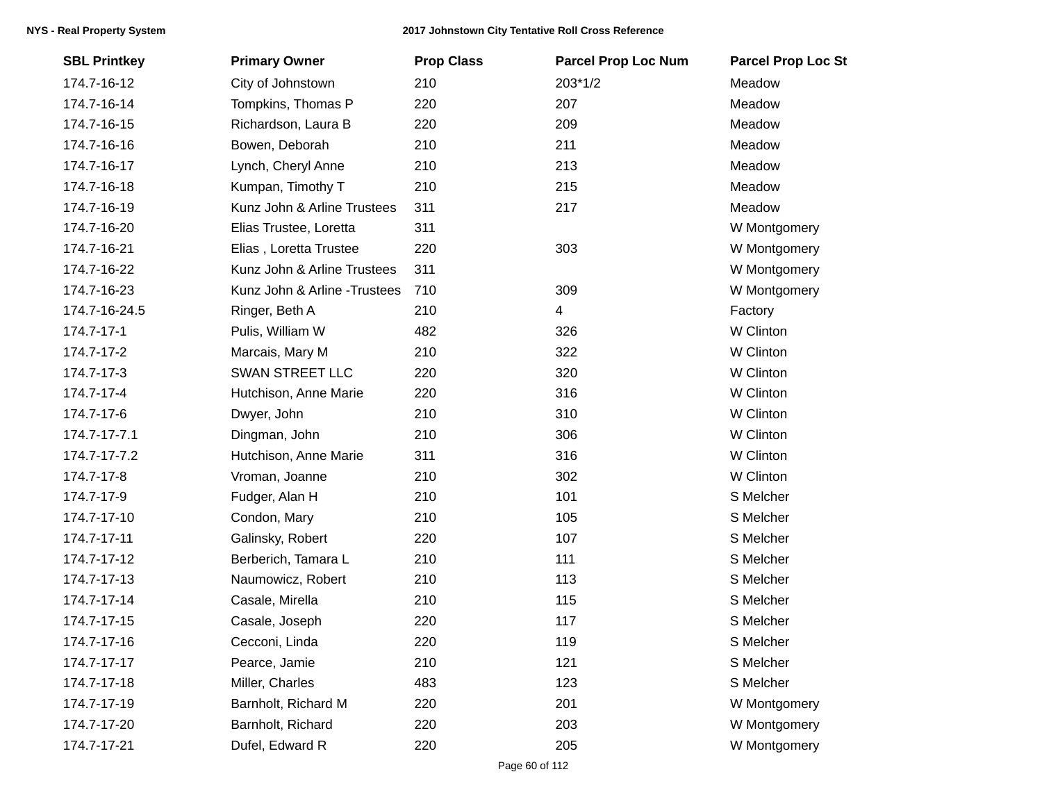| SBL Printkey | Primary Owner | Prop Class | Parcel Prop Loc Num | Parcel Prop Loc St |
|---|---|---|---|---|
| 174.7-16-12 | City of Johnstown | 210 | 203*1/2 | Meadow |
| 174.7-16-14 | Tompkins, Thomas P | 220 | 207 | Meadow |
| 174.7-16-15 | Richardson, Laura B | 220 | 209 | Meadow |
| 174.7-16-16 | Bowen, Deborah | 210 | 211 | Meadow |
| 174.7-16-17 | Lynch, Cheryl Anne | 210 | 213 | Meadow |
| 174.7-16-18 | Kumpan, Timothy T | 210 | 215 | Meadow |
| 174.7-16-19 | Kunz John & Arline Trustees | 311 | 217 | Meadow |
| 174.7-16-20 | Elias Trustee, Loretta | 311 | | W Montgomery |
| 174.7-16-21 | Elias , Loretta Trustee | 220 | 303 | W Montgomery |
| 174.7-16-22 | Kunz John & Arline Trustees | 311 | | W Montgomery |
| 174.7-16-23 | Kunz John & Arline -Trustees | 710 | 309 | W Montgomery |
| 174.7-16-24.5 | Ringer, Beth A | 210 | 4 | Factory |
| 174.7-17-1 | Pulis, William W | 482 | 326 | W Clinton |
| 174.7-17-2 | Marcais, Mary M | 210 | 322 | W Clinton |
| 174.7-17-3 | SWAN STREET LLC | 220 | 320 | W Clinton |
| 174.7-17-4 | Hutchison, Anne Marie | 220 | 316 | W Clinton |
| 174.7-17-6 | Dwyer, John | 210 | 310 | W Clinton |
| 174.7-17-7.1 | Dingman, John | 210 | 306 | W Clinton |
| 174.7-17-7.2 | Hutchison, Anne Marie | 311 | 316 | W Clinton |
| 174.7-17-8 | Vroman, Joanne | 210 | 302 | W Clinton |
| 174.7-17-9 | Fudger, Alan H | 210 | 101 | S Melcher |
| 174.7-17-10 | Condon, Mary | 210 | 105 | S Melcher |
| 174.7-17-11 | Galinsky, Robert | 220 | 107 | S Melcher |
| 174.7-17-12 | Berberich, Tamara L | 210 | 111 | S Melcher |
| 174.7-17-13 | Naumowicz, Robert | 210 | 113 | S Melcher |
| 174.7-17-14 | Casale, Mirella | 210 | 115 | S Melcher |
| 174.7-17-15 | Casale, Joseph | 220 | 117 | S Melcher |
| 174.7-17-16 | Cecconi, Linda | 220 | 119 | S Melcher |
| 174.7-17-17 | Pearce, Jamie | 210 | 121 | S Melcher |
| 174.7-17-18 | Miller, Charles | 483 | 123 | S Melcher |
| 174.7-17-19 | Barnholt, Richard M | 220 | 201 | W Montgomery |
| 174.7-17-20 | Barnholt, Richard | 220 | 203 | W Montgomery |
| 174.7-17-21 | Dufel, Edward R | 220 | 205 | W Montgomery |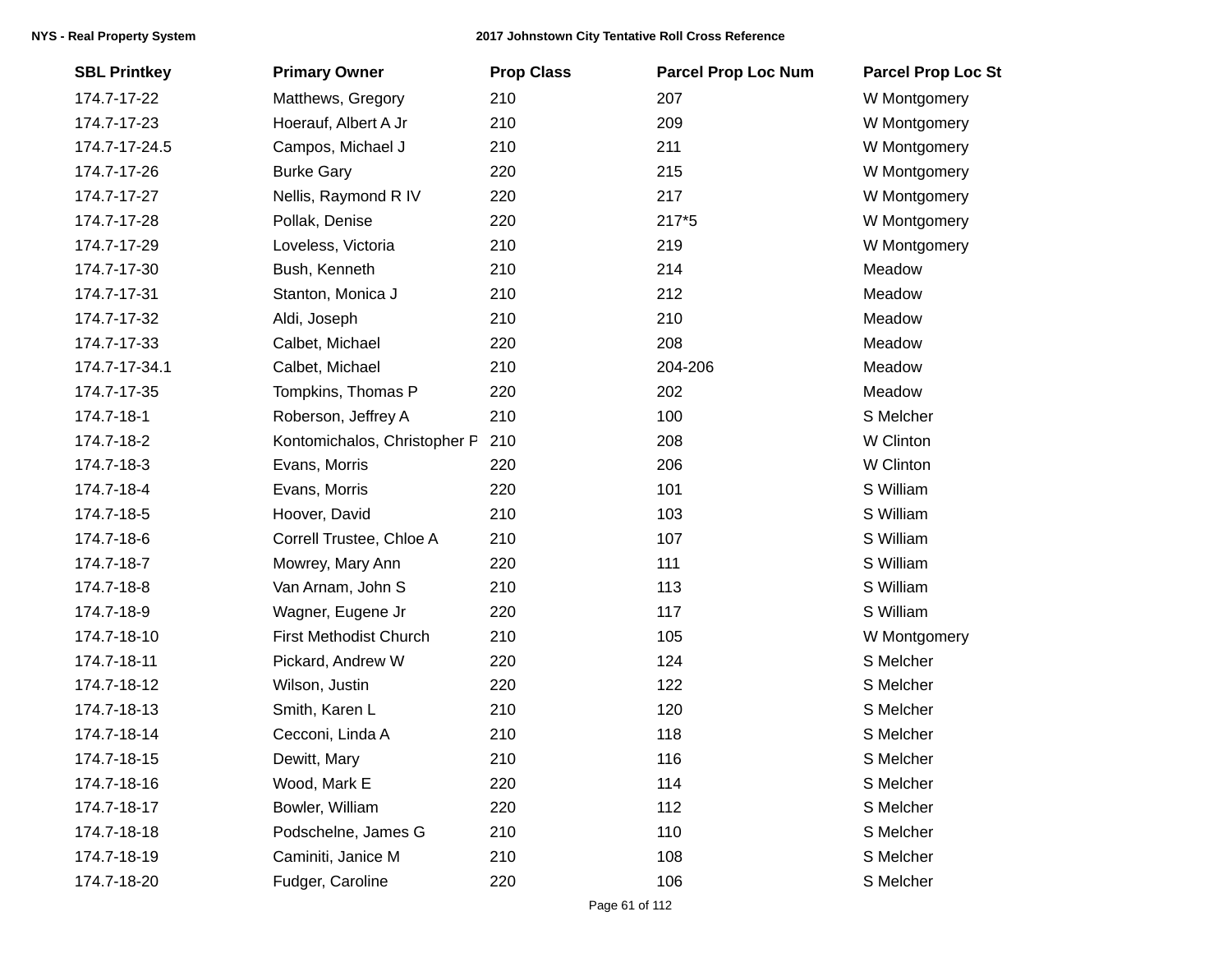| SBL Printkey | Primary Owner | Prop Class | Parcel Prop Loc Num | Parcel Prop Loc St |
|---|---|---|---|---|
| 174.7-17-22 | Matthews, Gregory | 210 | 207 | W Montgomery |
| 174.7-17-23 | Hoerauf, Albert A Jr | 210 | 209 | W Montgomery |
| 174.7-17-24.5 | Campos, Michael J | 210 | 211 | W Montgomery |
| 174.7-17-26 | Burke Gary | 220 | 215 | W Montgomery |
| 174.7-17-27 | Nellis, Raymond R IV | 220 | 217 | W Montgomery |
| 174.7-17-28 | Pollak, Denise | 220 | 217*5 | W Montgomery |
| 174.7-17-29 | Loveless, Victoria | 210 | 219 | W Montgomery |
| 174.7-17-30 | Bush, Kenneth | 210 | 214 | Meadow |
| 174.7-17-31 | Stanton, Monica J | 210 | 212 | Meadow |
| 174.7-17-32 | Aldi, Joseph | 210 | 210 | Meadow |
| 174.7-17-33 | Calbet, Michael | 220 | 208 | Meadow |
| 174.7-17-34.1 | Calbet, Michael | 210 | 204-206 | Meadow |
| 174.7-17-35 | Tompkins, Thomas P | 220 | 202 | Meadow |
| 174.7-18-1 | Roberson, Jeffrey A | 210 | 100 | S Melcher |
| 174.7-18-2 | Kontomichalos, Christopher P | 210 | 208 | W Clinton |
| 174.7-18-3 | Evans, Morris | 220 | 206 | W Clinton |
| 174.7-18-4 | Evans, Morris | 220 | 101 | S William |
| 174.7-18-5 | Hoover, David | 210 | 103 | S William |
| 174.7-18-6 | Correll Trustee, Chloe A | 210 | 107 | S William |
| 174.7-18-7 | Mowrey, Mary Ann | 220 | 111 | S William |
| 174.7-18-8 | Van Arnam, John S | 210 | 113 | S William |
| 174.7-18-9 | Wagner, Eugene Jr | 220 | 117 | S William |
| 174.7-18-10 | First Methodist Church | 210 | 105 | W Montgomery |
| 174.7-18-11 | Pickard, Andrew W | 220 | 124 | S Melcher |
| 174.7-18-12 | Wilson, Justin | 220 | 122 | S Melcher |
| 174.7-18-13 | Smith, Karen L | 210 | 120 | S Melcher |
| 174.7-18-14 | Cecconi, Linda A | 210 | 118 | S Melcher |
| 174.7-18-15 | Dewitt, Mary | 210 | 116 | S Melcher |
| 174.7-18-16 | Wood, Mark E | 220 | 114 | S Melcher |
| 174.7-18-17 | Bowler, William | 220 | 112 | S Melcher |
| 174.7-18-18 | Podschelne, James G | 210 | 110 | S Melcher |
| 174.7-18-19 | Caminiti, Janice M | 210 | 108 | S Melcher |
| 174.7-18-20 | Fudger, Caroline | 220 | 106 | S Melcher |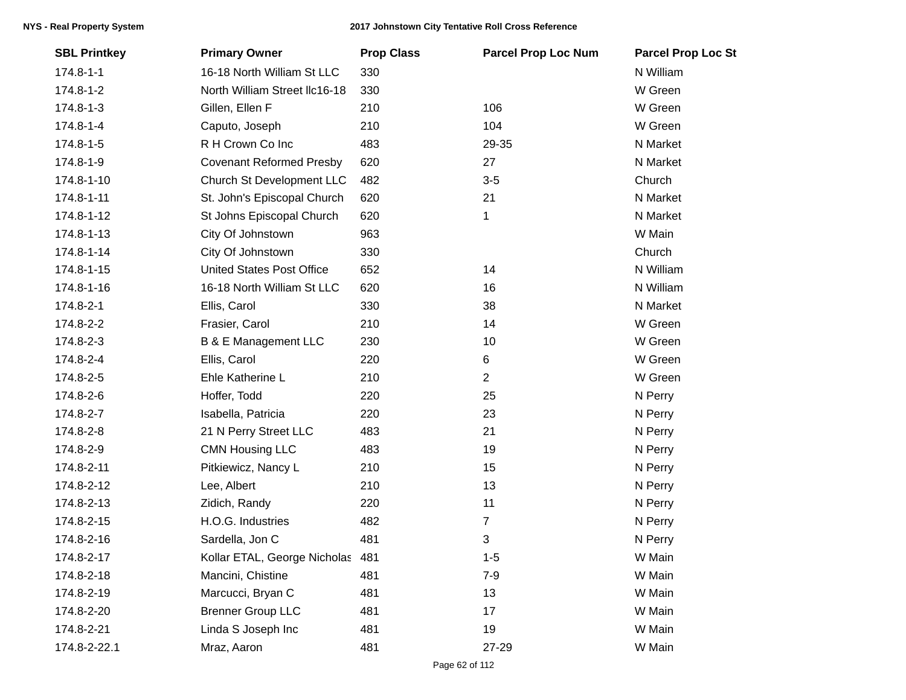| SBL Printkey | Primary Owner | Prop Class | Parcel Prop Loc Num | Parcel Prop Loc St |
|---|---|---|---|---|
| 174.8-1-1 | 16-18 North William St LLC | 330 | | N William |
| 174.8-1-2 | North William Street llc16-18 | 330 | | W Green |
| 174.8-1-3 | Gillen, Ellen F | 210 | 106 | W Green |
| 174.8-1-4 | Caputo, Joseph | 210 | 104 | W Green |
| 174.8-1-5 | R H Crown Co Inc | 483 | 29-35 | N Market |
| 174.8-1-9 | Covenant Reformed Presby | 620 | 27 | N Market |
| 174.8-1-10 | Church St Development LLC | 482 | 3-5 | Church |
| 174.8-1-11 | St. John's Episcopal Church | 620 | 21 | N Market |
| 174.8-1-12 | St Johns Episcopal Church | 620 | 1 | N Market |
| 174.8-1-13 | City Of Johnstown | 963 | | W Main |
| 174.8-1-14 | City Of Johnstown | 330 | | Church |
| 174.8-1-15 | United States Post Office | 652 | 14 | N William |
| 174.8-1-16 | 16-18 North William St LLC | 620 | 16 | N William |
| 174.8-2-1 | Ellis, Carol | 330 | 38 | N Market |
| 174.8-2-2 | Frasier, Carol | 210 | 14 | W Green |
| 174.8-2-3 | B & E Management LLC | 230 | 10 | W Green |
| 174.8-2-4 | Ellis, Carol | 220 | 6 | W Green |
| 174.8-2-5 | Ehle Katherine L | 210 | 2 | W Green |
| 174.8-2-6 | Hoffer, Todd | 220 | 25 | N Perry |
| 174.8-2-7 | Isabella, Patricia | 220 | 23 | N Perry |
| 174.8-2-8 | 21 N Perry Street LLC | 483 | 21 | N Perry |
| 174.8-2-9 | CMN Housing LLC | 483 | 19 | N Perry |
| 174.8-2-11 | Pitkiewicz, Nancy L | 210 | 15 | N Perry |
| 174.8-2-12 | Lee, Albert | 210 | 13 | N Perry |
| 174.8-2-13 | Zidich, Randy | 220 | 11 | N Perry |
| 174.8-2-15 | H.O.G. Industries | 482 | 7 | N Perry |
| 174.8-2-16 | Sardella, Jon C | 481 | 3 | N Perry |
| 174.8-2-17 | Kollar ETAL, George Nicholas | 481 | 1-5 | W Main |
| 174.8-2-18 | Mancini, Chistine | 481 | 7-9 | W Main |
| 174.8-2-19 | Marcucci, Bryan C | 481 | 13 | W Main |
| 174.8-2-20 | Brenner Group LLC | 481 | 17 | W Main |
| 174.8-2-21 | Linda S Joseph Inc | 481 | 19 | W Main |
| 174.8-2-22.1 | Mraz, Aaron | 481 | 27-29 | W Main |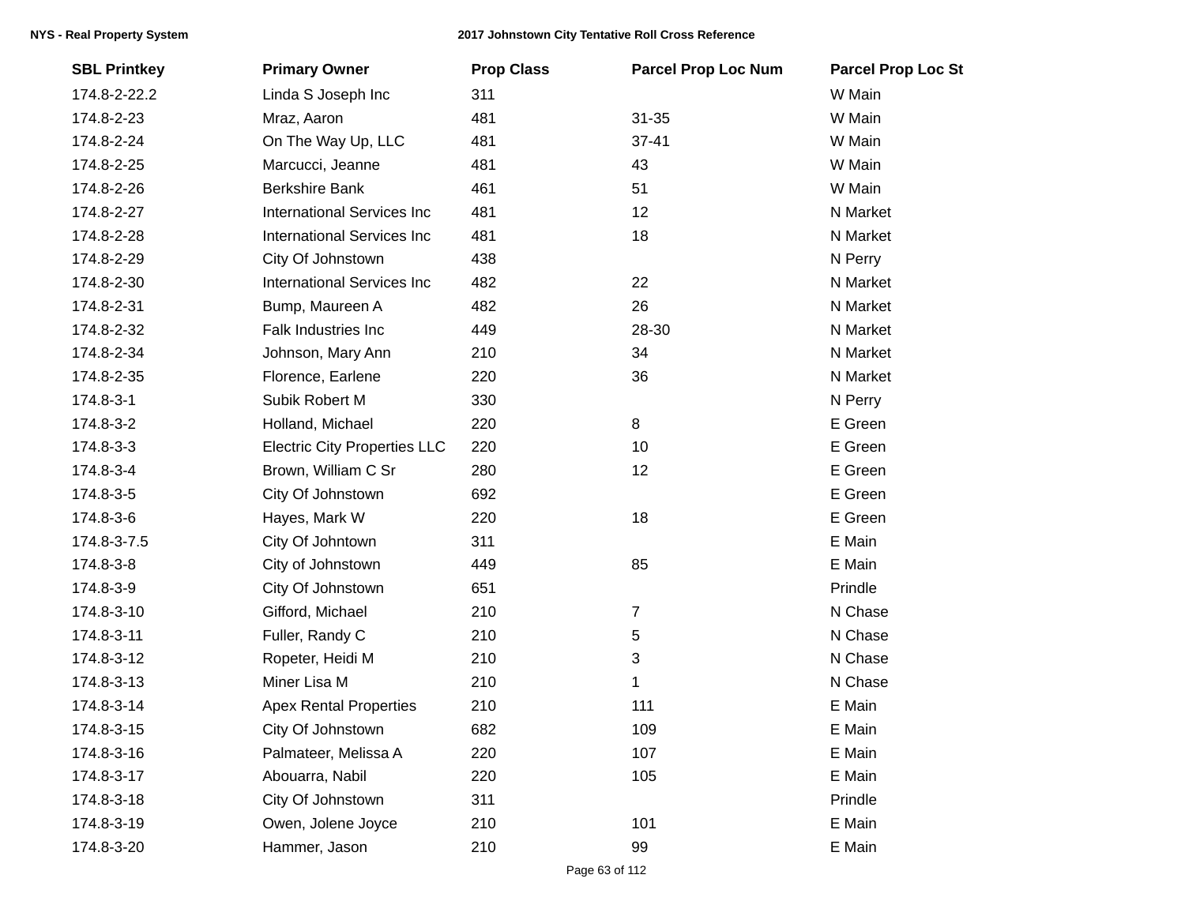| SBL Printkey | Primary Owner | Prop Class | Parcel Prop Loc Num | Parcel Prop Loc St |
|---|---|---|---|---|
| 174.8-2-22.2 | Linda S Joseph Inc | 311 | | W Main |
| 174.8-2-23 | Mraz, Aaron | 481 | 31-35 | W Main |
| 174.8-2-24 | On The Way Up, LLC | 481 | 37-41 | W Main |
| 174.8-2-25 | Marcucci, Jeanne | 481 | 43 | W Main |
| 174.8-2-26 | Berkshire Bank | 461 | 51 | W Main |
| 174.8-2-27 | International Services Inc | 481 | 12 | N Market |
| 174.8-2-28 | International Services Inc | 481 | 18 | N Market |
| 174.8-2-29 | City Of Johnstown | 438 | | N Perry |
| 174.8-2-30 | International Services Inc | 482 | 22 | N Market |
| 174.8-2-31 | Bump, Maureen A | 482 | 26 | N Market |
| 174.8-2-32 | Falk Industries Inc | 449 | 28-30 | N Market |
| 174.8-2-34 | Johnson, Mary Ann | 210 | 34 | N Market |
| 174.8-2-35 | Florence, Earlene | 220 | 36 | N Market |
| 174.8-3-1 | Subik Robert M | 330 | | N Perry |
| 174.8-3-2 | Holland, Michael | 220 | 8 | E Green |
| 174.8-3-3 | Electric City Properties LLC | 220 | 10 | E Green |
| 174.8-3-4 | Brown, William C Sr | 280 | 12 | E Green |
| 174.8-3-5 | City Of Johnstown | 692 | | E Green |
| 174.8-3-6 | Hayes, Mark W | 220 | 18 | E Green |
| 174.8-3-7.5 | City Of Johntown | 311 | | E Main |
| 174.8-3-8 | City of Johnstown | 449 | 85 | E Main |
| 174.8-3-9 | City Of Johnstown | 651 | | Prindle |
| 174.8-3-10 | Gifford, Michael | 210 | 7 | N Chase |
| 174.8-3-11 | Fuller, Randy C | 210 | 5 | N Chase |
| 174.8-3-12 | Ropeter, Heidi M | 210 | 3 | N Chase |
| 174.8-3-13 | Miner Lisa M | 210 | 1 | N Chase |
| 174.8-3-14 | Apex Rental Properties | 210 | 111 | E Main |
| 174.8-3-15 | City Of Johnstown | 682 | 109 | E Main |
| 174.8-3-16 | Palmateer, Melissa A | 220 | 107 | E Main |
| 174.8-3-17 | Abouarra, Nabil | 220 | 105 | E Main |
| 174.8-3-18 | City Of Johnstown | 311 | | Prindle |
| 174.8-3-19 | Owen, Jolene Joyce | 210 | 101 | E Main |
| 174.8-3-20 | Hammer, Jason | 210 | 99 | E Main |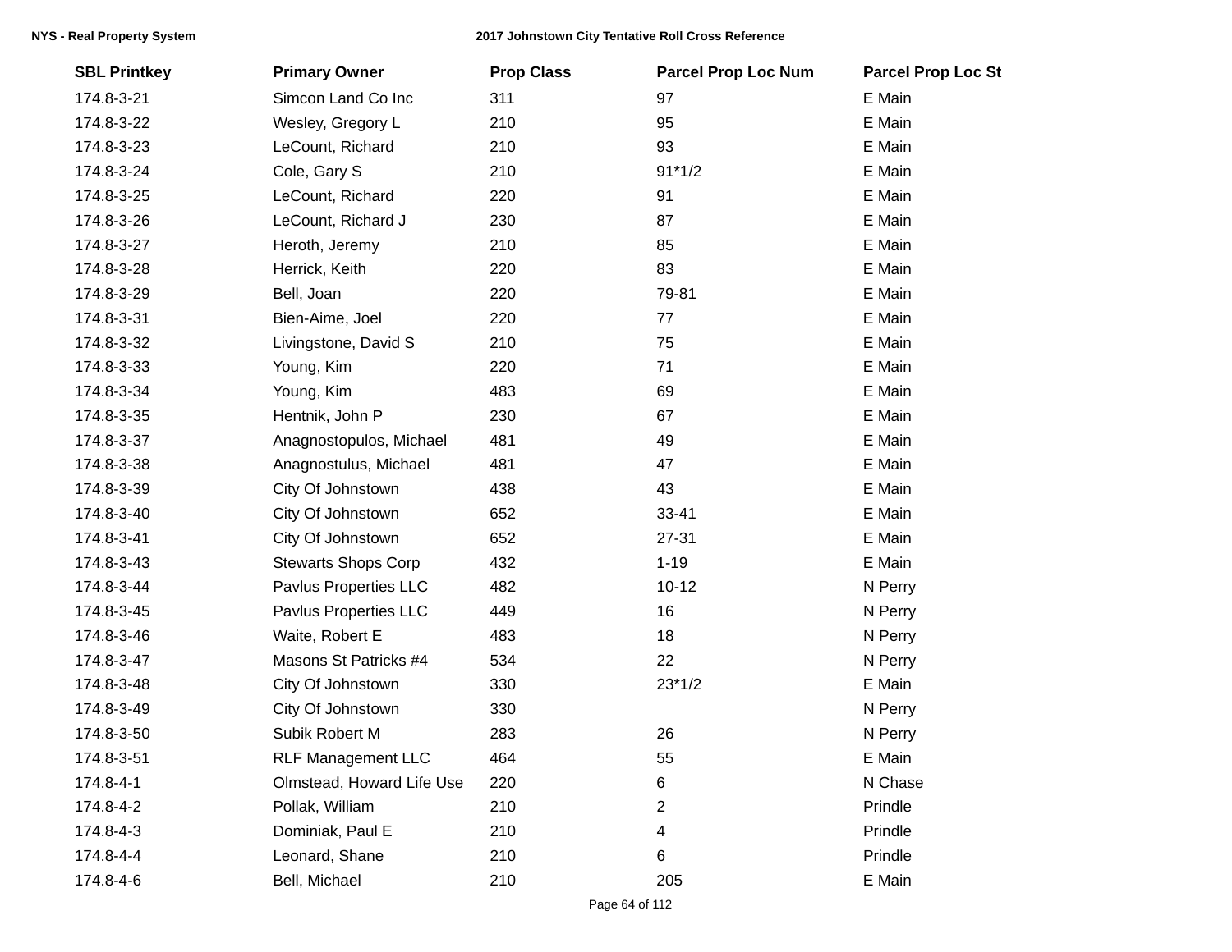| SBL Printkey | Primary Owner | Prop Class | Parcel Prop Loc Num | Parcel Prop Loc St |
|---|---|---|---|---|
| 174.8-3-21 | Simcon Land Co Inc | 311 | 97 | E Main |
| 174.8-3-22 | Wesley, Gregory L | 210 | 95 | E Main |
| 174.8-3-23 | LeCount, Richard | 210 | 93 | E Main |
| 174.8-3-24 | Cole, Gary S | 210 | 91*1/2 | E Main |
| 174.8-3-25 | LeCount, Richard | 220 | 91 | E Main |
| 174.8-3-26 | LeCount, Richard J | 230 | 87 | E Main |
| 174.8-3-27 | Heroth, Jeremy | 210 | 85 | E Main |
| 174.8-3-28 | Herrick, Keith | 220 | 83 | E Main |
| 174.8-3-29 | Bell, Joan | 220 | 79-81 | E Main |
| 174.8-3-31 | Bien-Aime, Joel | 220 | 77 | E Main |
| 174.8-3-32 | Livingstone, David S | 210 | 75 | E Main |
| 174.8-3-33 | Young, Kim | 220 | 71 | E Main |
| 174.8-3-34 | Young, Kim | 483 | 69 | E Main |
| 174.8-3-35 | Hentnik, John P | 230 | 67 | E Main |
| 174.8-3-37 | Anagnostopulos, Michael | 481 | 49 | E Main |
| 174.8-3-38 | Anagnostulus, Michael | 481 | 47 | E Main |
| 174.8-3-39 | City Of Johnstown | 438 | 43 | E Main |
| 174.8-3-40 | City Of Johnstown | 652 | 33-41 | E Main |
| 174.8-3-41 | City Of Johnstown | 652 | 27-31 | E Main |
| 174.8-3-43 | Stewarts Shops Corp | 432 | 1-19 | E Main |
| 174.8-3-44 | Pavlus Properties LLC | 482 | 10-12 | N Perry |
| 174.8-3-45 | Pavlus Properties LLC | 449 | 16 | N Perry |
| 174.8-3-46 | Waite, Robert E | 483 | 18 | N Perry |
| 174.8-3-47 | Masons St Patricks #4 | 534 | 22 | N Perry |
| 174.8-3-48 | City Of Johnstown | 330 | 23*1/2 | E Main |
| 174.8-3-49 | City Of Johnstown | 330 | | N Perry |
| 174.8-3-50 | Subik Robert M | 283 | 26 | N Perry |
| 174.8-3-51 | RLF Management LLC | 464 | 55 | E Main |
| 174.8-4-1 | Olmstead, Howard Life Use | 220 | 6 | N Chase |
| 174.8-4-2 | Pollak, William | 210 | 2 | Prindle |
| 174.8-4-3 | Dominiak, Paul E | 210 | 4 | Prindle |
| 174.8-4-4 | Leonard, Shane | 210 | 6 | Prindle |
| 174.8-4-6 | Bell, Michael | 210 | 205 | E Main |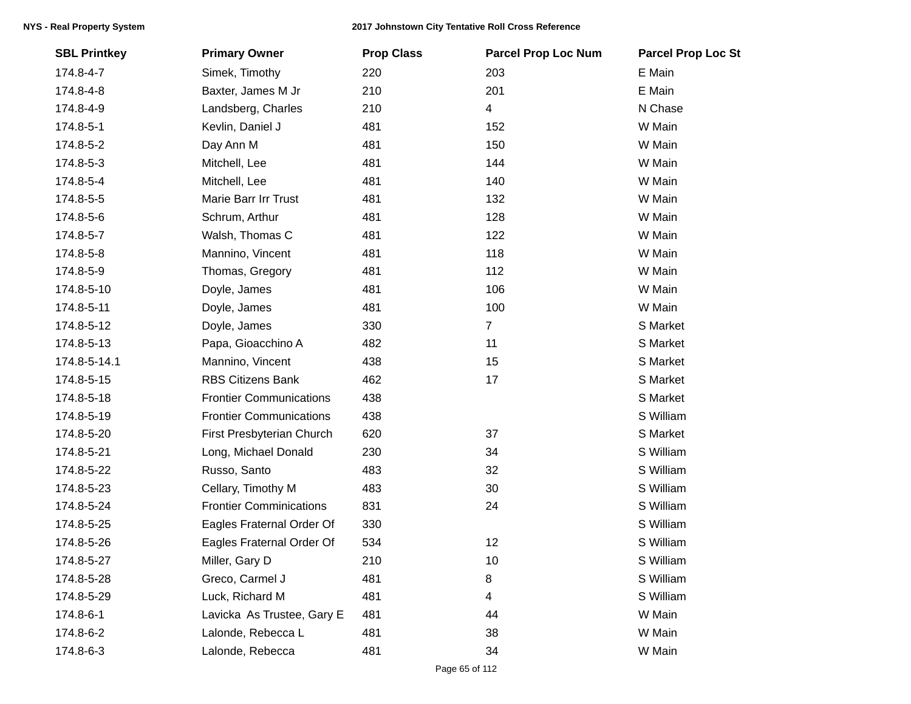| SBL Printkey | Primary Owner | Prop Class | Parcel Prop Loc Num | Parcel Prop Loc St |
|---|---|---|---|---|
| 174.8-4-7 | Simek, Timothy | 220 | 203 | E Main |
| 174.8-4-8 | Baxter, James M Jr | 210 | 201 | E Main |
| 174.8-4-9 | Landsberg, Charles | 210 | 4 | N Chase |
| 174.8-5-1 | Kevlin, Daniel J | 481 | 152 | W Main |
| 174.8-5-2 | Day Ann M | 481 | 150 | W Main |
| 174.8-5-3 | Mitchell, Lee | 481 | 144 | W Main |
| 174.8-5-4 | Mitchell, Lee | 481 | 140 | W Main |
| 174.8-5-5 | Marie Barr Irr Trust | 481 | 132 | W Main |
| 174.8-5-6 | Schrum, Arthur | 481 | 128 | W Main |
| 174.8-5-7 | Walsh, Thomas C | 481 | 122 | W Main |
| 174.8-5-8 | Mannino, Vincent | 481 | 118 | W Main |
| 174.8-5-9 | Thomas, Gregory | 481 | 112 | W Main |
| 174.8-5-10 | Doyle, James | 481 | 106 | W Main |
| 174.8-5-11 | Doyle, James | 481 | 100 | W Main |
| 174.8-5-12 | Doyle, James | 330 | 7 | S Market |
| 174.8-5-13 | Papa, Gioacchino A | 482 | 11 | S Market |
| 174.8-5-14.1 | Mannino, Vincent | 438 | 15 | S Market |
| 174.8-5-15 | RBS Citizens Bank | 462 | 17 | S Market |
| 174.8-5-18 | Frontier Communications | 438 | | S Market |
| 174.8-5-19 | Frontier Communications | 438 | | S William |
| 174.8-5-20 | First Presbyterian Church | 620 | 37 | S Market |
| 174.8-5-21 | Long, Michael Donald | 230 | 34 | S William |
| 174.8-5-22 | Russo, Santo | 483 | 32 | S William |
| 174.8-5-23 | Cellary, Timothy M | 483 | 30 | S William |
| 174.8-5-24 | Frontier Comminications | 831 | 24 | S William |
| 174.8-5-25 | Eagles Fraternal Order Of | 330 | | S William |
| 174.8-5-26 | Eagles Fraternal Order Of | 534 | 12 | S William |
| 174.8-5-27 | Miller, Gary D | 210 | 10 | S William |
| 174.8-5-28 | Greco, Carmel J | 481 | 8 | S William |
| 174.8-5-29 | Luck, Richard M | 481 | 4 | S William |
| 174.8-6-1 | Lavicka As Trustee, Gary E | 481 | 44 | W Main |
| 174.8-6-2 | Lalonde, Rebecca L | 481 | 38 | W Main |
| 174.8-6-3 | Lalonde, Rebecca | 481 | 34 | W Main |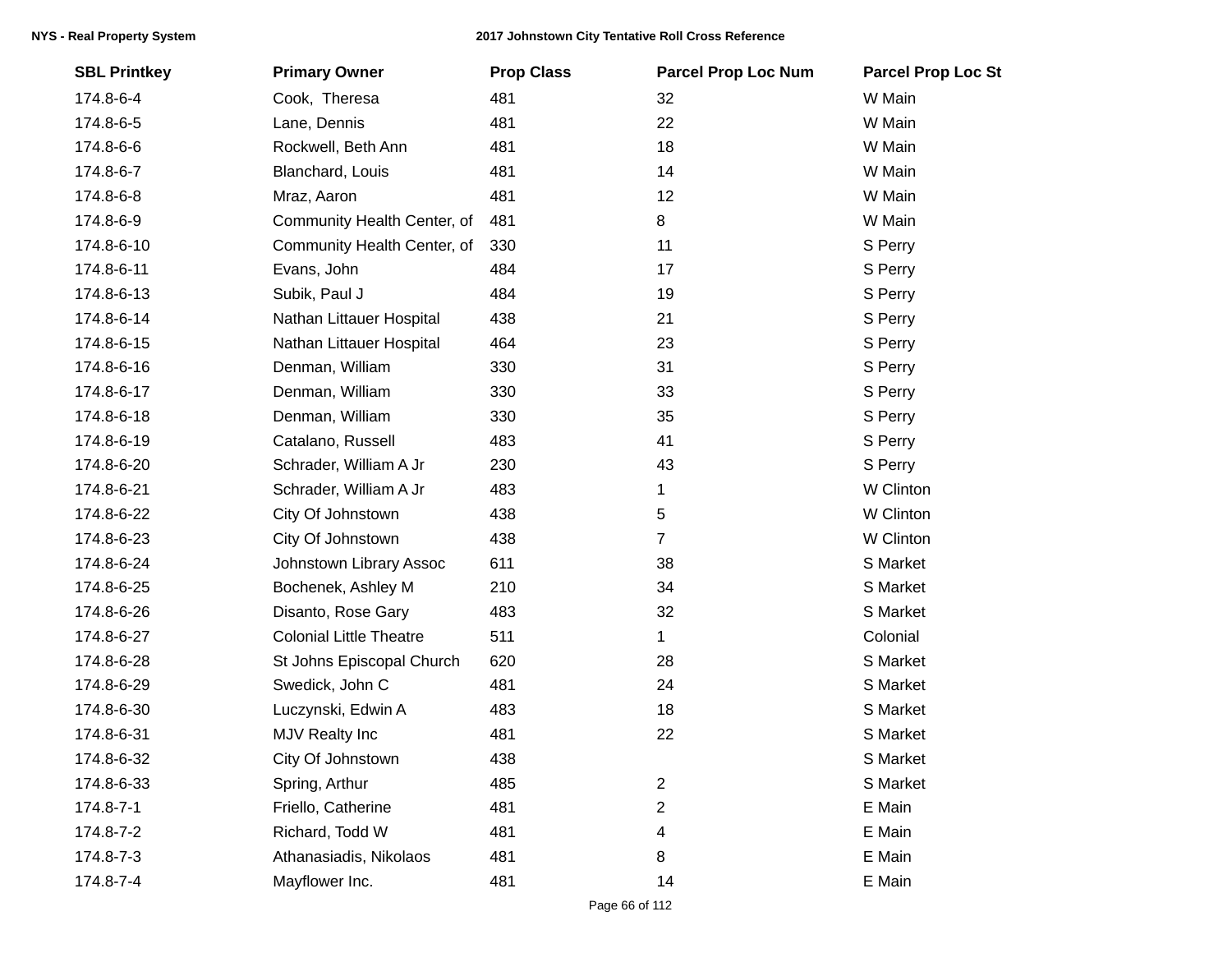| SBL Printkey | Primary Owner | Prop Class | Parcel Prop Loc Num | Parcel Prop Loc St |
|---|---|---|---|---|
| 174.8-6-4 | Cook, Theresa | 481 | 32 | W Main |
| 174.8-6-5 | Lane, Dennis | 481 | 22 | W Main |
| 174.8-6-6 | Rockwell, Beth Ann | 481 | 18 | W Main |
| 174.8-6-7 | Blanchard, Louis | 481 | 14 | W Main |
| 174.8-6-8 | Mraz, Aaron | 481 | 12 | W Main |
| 174.8-6-9 | Community Health Center, of | 481 | 8 | W Main |
| 174.8-6-10 | Community Health Center, of | 330 | 11 | S Perry |
| 174.8-6-11 | Evans, John | 484 | 17 | S Perry |
| 174.8-6-13 | Subik, Paul J | 484 | 19 | S Perry |
| 174.8-6-14 | Nathan Littauer Hospital | 438 | 21 | S Perry |
| 174.8-6-15 | Nathan Littauer Hospital | 464 | 23 | S Perry |
| 174.8-6-16 | Denman, William | 330 | 31 | S Perry |
| 174.8-6-17 | Denman, William | 330 | 33 | S Perry |
| 174.8-6-18 | Denman, William | 330 | 35 | S Perry |
| 174.8-6-19 | Catalano, Russell | 483 | 41 | S Perry |
| 174.8-6-20 | Schrader, William A Jr | 230 | 43 | S Perry |
| 174.8-6-21 | Schrader, William A Jr | 483 | 1 | W Clinton |
| 174.8-6-22 | City Of Johnstown | 438 | 5 | W Clinton |
| 174.8-6-23 | City Of Johnstown | 438 | 7 | W Clinton |
| 174.8-6-24 | Johnstown Library Assoc | 611 | 38 | S Market |
| 174.8-6-25 | Bochenek, Ashley M | 210 | 34 | S Market |
| 174.8-6-26 | Disanto, Rose Gary | 483 | 32 | S Market |
| 174.8-6-27 | Colonial Little Theatre | 511 | 1 | Colonial |
| 174.8-6-28 | St Johns Episcopal Church | 620 | 28 | S Market |
| 174.8-6-29 | Swedick, John C | 481 | 24 | S Market |
| 174.8-6-30 | Luczynski, Edwin A | 483 | 18 | S Market |
| 174.8-6-31 | MJV Realty Inc | 481 | 22 | S Market |
| 174.8-6-32 | City Of Johnstown | 438 | | S Market |
| 174.8-6-33 | Spring, Arthur | 485 | 2 | S Market |
| 174.8-7-1 | Friello, Catherine | 481 | 2 | E Main |
| 174.8-7-2 | Richard, Todd W | 481 | 4 | E Main |
| 174.8-7-3 | Athanasiadis, Nikolaos | 481 | 8 | E Main |
| 174.8-7-4 | Mayflower Inc. | 481 | 14 | E Main |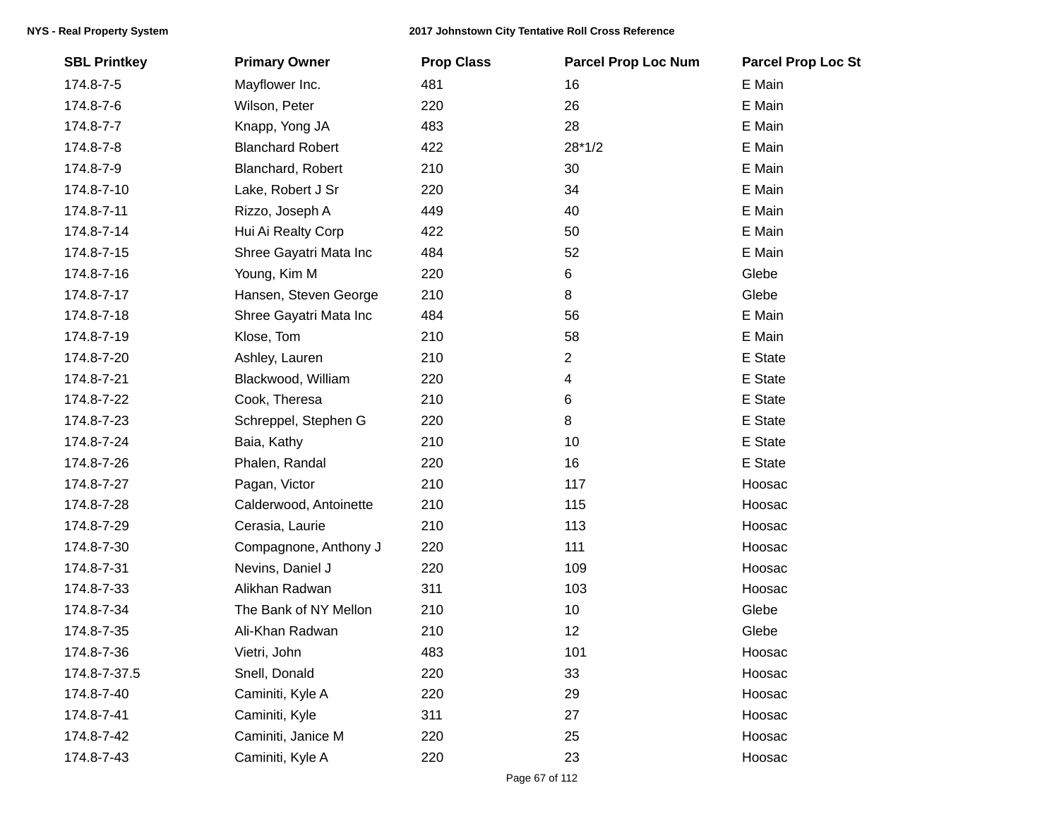| SBL Printkey | Primary Owner | Prop Class | Parcel Prop Loc Num | Parcel Prop Loc St |
|---|---|---|---|---|
| 174.8-7-5 | Mayflower Inc. | 481 | 16 | E Main |
| 174.8-7-6 | Wilson, Peter | 220 | 26 | E Main |
| 174.8-7-7 | Knapp, Yong JA | 483 | 28 | E Main |
| 174.8-7-8 | Blanchard Robert | 422 | 28*1/2 | E Main |
| 174.8-7-9 | Blanchard, Robert | 210 | 30 | E Main |
| 174.8-7-10 | Lake, Robert J Sr | 220 | 34 | E Main |
| 174.8-7-11 | Rizzo, Joseph A | 449 | 40 | E Main |
| 174.8-7-14 | Hui Ai Realty Corp | 422 | 50 | E Main |
| 174.8-7-15 | Shree Gayatri Mata Inc | 484 | 52 | E Main |
| 174.8-7-16 | Young, Kim M | 220 | 6 | Glebe |
| 174.8-7-17 | Hansen, Steven George | 210 | 8 | Glebe |
| 174.8-7-18 | Shree Gayatri Mata Inc | 484 | 56 | E Main |
| 174.8-7-19 | Klose, Tom | 210 | 58 | E Main |
| 174.8-7-20 | Ashley, Lauren | 210 | 2 | E State |
| 174.8-7-21 | Blackwood, William | 220 | 4 | E State |
| 174.8-7-22 | Cook, Theresa | 210 | 6 | E State |
| 174.8-7-23 | Schreppel, Stephen G | 220 | 8 | E State |
| 174.8-7-24 | Baia, Kathy | 210 | 10 | E State |
| 174.8-7-26 | Phalen, Randal | 220 | 16 | E State |
| 174.8-7-27 | Pagan, Victor | 210 | 117 | Hoosac |
| 174.8-7-28 | Calderwood, Antoinette | 210 | 115 | Hoosac |
| 174.8-7-29 | Cerasia, Laurie | 210 | 113 | Hoosac |
| 174.8-7-30 | Compagnone, Anthony J | 220 | 111 | Hoosac |
| 174.8-7-31 | Nevins, Daniel J | 220 | 109 | Hoosac |
| 174.8-7-33 | Alikhan Radwan | 311 | 103 | Hoosac |
| 174.8-7-34 | The Bank of NY Mellon | 210 | 10 | Glebe |
| 174.8-7-35 | Ali-Khan Radwan | 210 | 12 | Glebe |
| 174.8-7-36 | Vietri, John | 483 | 101 | Hoosac |
| 174.8-7-37.5 | Snell, Donald | 220 | 33 | Hoosac |
| 174.8-7-40 | Caminiti, Kyle A | 220 | 29 | Hoosac |
| 174.8-7-41 | Caminiti, Kyle | 311 | 27 | Hoosac |
| 174.8-7-42 | Caminiti, Janice M | 220 | 25 | Hoosac |
| 174.8-7-43 | Caminiti, Kyle A | 220 | 23 | Hoosac |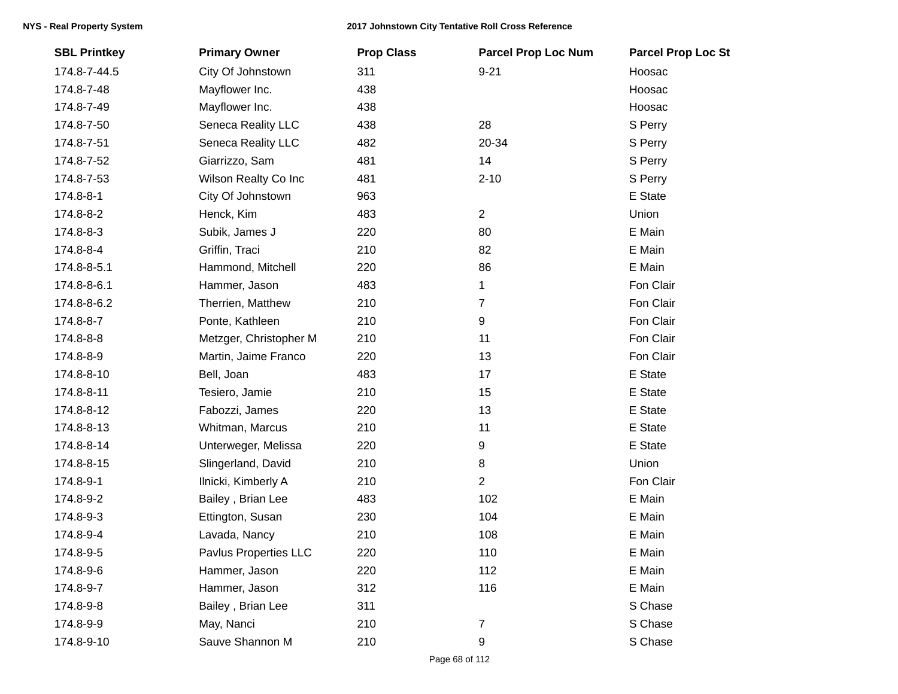| SBL Printkey | Primary Owner | Prop Class | Parcel Prop Loc Num | Parcel Prop Loc St |
|---|---|---|---|---|
| 174.8-7-44.5 | City Of Johnstown | 311 | 9-21 | Hoosac |
| 174.8-7-48 | Mayflower Inc. | 438 | | Hoosac |
| 174.8-7-49 | Mayflower Inc. | 438 | | Hoosac |
| 174.8-7-50 | Seneca Reality LLC | 438 | 28 | S Perry |
| 174.8-7-51 | Seneca Reality LLC | 482 | 20-34 | S Perry |
| 174.8-7-52 | Giarrizzo, Sam | 481 | 14 | S Perry |
| 174.8-7-53 | Wilson Realty Co Inc | 481 | 2-10 | S Perry |
| 174.8-8-1 | City Of Johnstown | 963 | | E State |
| 174.8-8-2 | Henck, Kim | 483 | 2 | Union |
| 174.8-8-3 | Subik, James J | 220 | 80 | E Main |
| 174.8-8-4 | Griffin, Traci | 210 | 82 | E Main |
| 174.8-8-5.1 | Hammond, Mitchell | 220 | 86 | E Main |
| 174.8-8-6.1 | Hammer, Jason | 483 | 1 | Fon Clair |
| 174.8-8-6.2 | Therrien, Matthew | 210 | 7 | Fon Clair |
| 174.8-8-7 | Ponte, Kathleen | 210 | 9 | Fon Clair |
| 174.8-8-8 | Metzger, Christopher M | 210 | 11 | Fon Clair |
| 174.8-8-9 | Martin, Jaime Franco | 220 | 13 | Fon Clair |
| 174.8-8-10 | Bell, Joan | 483 | 17 | E State |
| 174.8-8-11 | Tesiero, Jamie | 210 | 15 | E State |
| 174.8-8-12 | Fabozzi, James | 220 | 13 | E State |
| 174.8-8-13 | Whitman, Marcus | 210 | 11 | E State |
| 174.8-8-14 | Unterweger, Melissa | 220 | 9 | E State |
| 174.8-8-15 | Slingerland, David | 210 | 8 | Union |
| 174.8-9-1 | Ilnicki, Kimberly A | 210 | 2 | Fon Clair |
| 174.8-9-2 | Bailey , Brian Lee | 483 | 102 | E Main |
| 174.8-9-3 | Ettington, Susan | 230 | 104 | E Main |
| 174.8-9-4 | Lavada, Nancy | 210 | 108 | E Main |
| 174.8-9-5 | Pavlus Properties LLC | 220 | 110 | E Main |
| 174.8-9-6 | Hammer, Jason | 220 | 112 | E Main |
| 174.8-9-7 | Hammer, Jason | 312 | 116 | E Main |
| 174.8-9-8 | Bailey , Brian Lee | 311 | | S Chase |
| 174.8-9-9 | May, Nanci | 210 | 7 | S Chase |
| 174.8-9-10 | Sauve Shannon M | 210 | 9 | S Chase |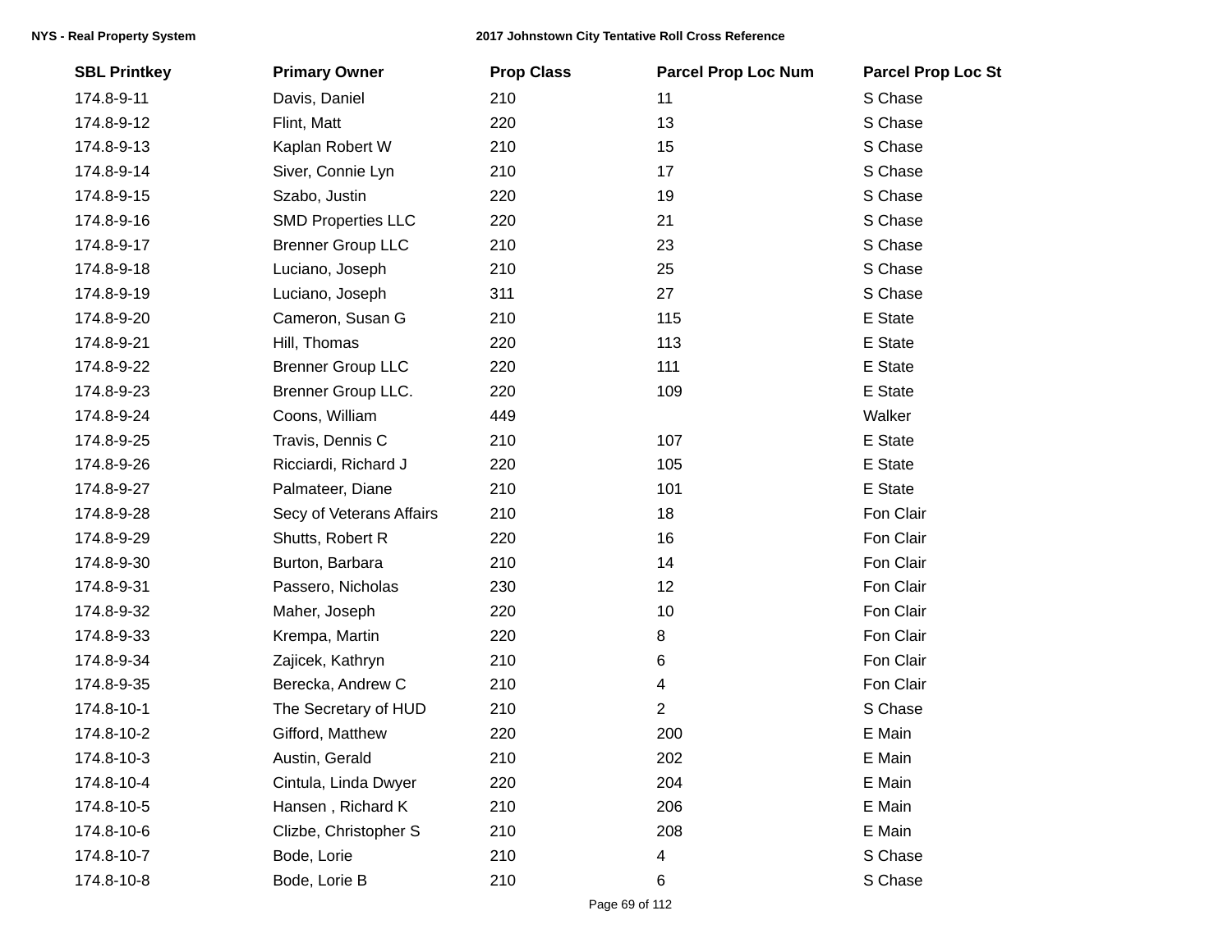| SBL Printkey | Primary Owner | Prop Class | Parcel Prop Loc Num | Parcel Prop Loc St |
|---|---|---|---|---|
| 174.8-9-11 | Davis, Daniel | 210 | 11 | S Chase |
| 174.8-9-12 | Flint, Matt | 220 | 13 | S Chase |
| 174.8-9-13 | Kaplan Robert W | 210 | 15 | S Chase |
| 174.8-9-14 | Siver, Connie Lyn | 210 | 17 | S Chase |
| 174.8-9-15 | Szabo, Justin | 220 | 19 | S Chase |
| 174.8-9-16 | SMD Properties LLC | 220 | 21 | S Chase |
| 174.8-9-17 | Brenner Group LLC | 210 | 23 | S Chase |
| 174.8-9-18 | Luciano, Joseph | 210 | 25 | S Chase |
| 174.8-9-19 | Luciano, Joseph | 311 | 27 | S Chase |
| 174.8-9-20 | Cameron, Susan G | 210 | 115 | E State |
| 174.8-9-21 | Hill, Thomas | 220 | 113 | E State |
| 174.8-9-22 | Brenner Group LLC | 220 | 111 | E State |
| 174.8-9-23 | Brenner Group LLC. | 220 | 109 | E State |
| 174.8-9-24 | Coons, William | 449 | | Walker |
| 174.8-9-25 | Travis, Dennis C | 210 | 107 | E State |
| 174.8-9-26 | Ricciardi, Richard J | 220 | 105 | E State |
| 174.8-9-27 | Palmateer, Diane | 210 | 101 | E State |
| 174.8-9-28 | Secy of Veterans Affairs | 210 | 18 | Fon Clair |
| 174.8-9-29 | Shutts, Robert R | 220 | 16 | Fon Clair |
| 174.8-9-30 | Burton, Barbara | 210 | 14 | Fon Clair |
| 174.8-9-31 | Passero, Nicholas | 230 | 12 | Fon Clair |
| 174.8-9-32 | Maher, Joseph | 220 | 10 | Fon Clair |
| 174.8-9-33 | Krempa, Martin | 220 | 8 | Fon Clair |
| 174.8-9-34 | Zajicek, Kathryn | 210 | 6 | Fon Clair |
| 174.8-9-35 | Berecka, Andrew C | 210 | 4 | Fon Clair |
| 174.8-10-1 | The Secretary of HUD | 210 | 2 | S Chase |
| 174.8-10-2 | Gifford, Matthew | 220 | 200 | E Main |
| 174.8-10-3 | Austin, Gerald | 210 | 202 | E Main |
| 174.8-10-4 | Cintula, Linda Dwyer | 220 | 204 | E Main |
| 174.8-10-5 | Hansen , Richard K | 210 | 206 | E Main |
| 174.8-10-6 | Clizbe, Christopher S | 210 | 208 | E Main |
| 174.8-10-7 | Bode, Lorie | 210 | 4 | S Chase |
| 174.8-10-8 | Bode, Lorie B | 210 | 6 | S Chase |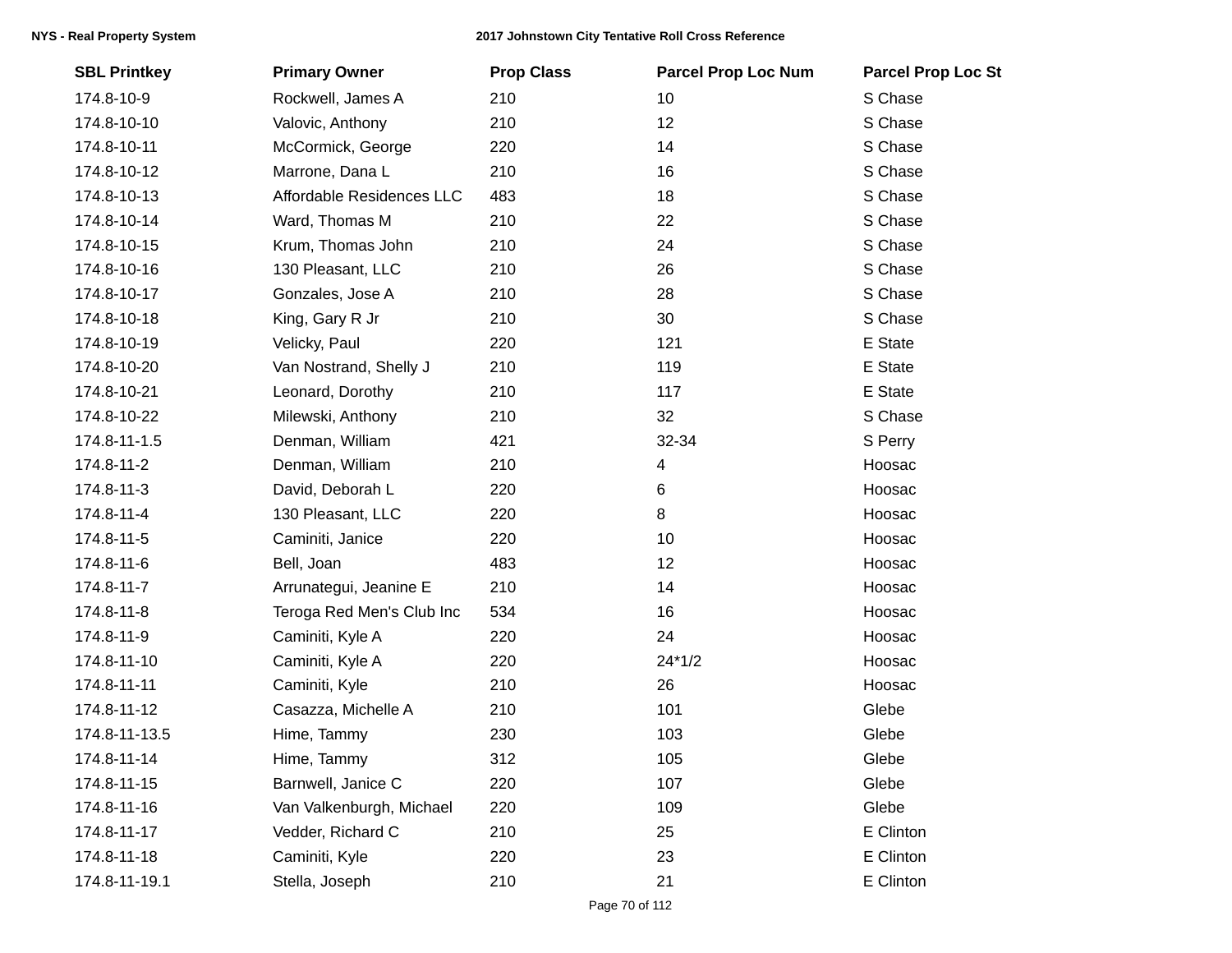| SBL Printkey | Primary Owner | Prop Class | Parcel Prop Loc Num | Parcel Prop Loc St |
|---|---|---|---|---|
| 174.8-10-9 | Rockwell, James A | 210 | 10 | S Chase |
| 174.8-10-10 | Valovic, Anthony | 210 | 12 | S Chase |
| 174.8-10-11 | McCormick, George | 220 | 14 | S Chase |
| 174.8-10-12 | Marrone, Dana L | 210 | 16 | S Chase |
| 174.8-10-13 | Affordable Residences LLC | 483 | 18 | S Chase |
| 174.8-10-14 | Ward, Thomas M | 210 | 22 | S Chase |
| 174.8-10-15 | Krum, Thomas John | 210 | 24 | S Chase |
| 174.8-10-16 | 130 Pleasant, LLC | 210 | 26 | S Chase |
| 174.8-10-17 | Gonzales, Jose A | 210 | 28 | S Chase |
| 174.8-10-18 | King, Gary R Jr | 210 | 30 | S Chase |
| 174.8-10-19 | Velicky, Paul | 220 | 121 | E State |
| 174.8-10-20 | Van Nostrand, Shelly J | 210 | 119 | E State |
| 174.8-10-21 | Leonard, Dorothy | 210 | 117 | E State |
| 174.8-10-22 | Milewski, Anthony | 210 | 32 | S Chase |
| 174.8-11-1.5 | Denman, William | 421 | 32-34 | S Perry |
| 174.8-11-2 | Denman, William | 210 | 4 | Hoosac |
| 174.8-11-3 | David, Deborah L | 220 | 6 | Hoosac |
| 174.8-11-4 | 130 Pleasant, LLC | 220 | 8 | Hoosac |
| 174.8-11-5 | Caminiti, Janice | 220 | 10 | Hoosac |
| 174.8-11-6 | Bell, Joan | 483 | 12 | Hoosac |
| 174.8-11-7 | Arrunategui, Jeanine E | 210 | 14 | Hoosac |
| 174.8-11-8 | Teroga Red Men's Club Inc | 534 | 16 | Hoosac |
| 174.8-11-9 | Caminiti, Kyle A | 220 | 24 | Hoosac |
| 174.8-11-10 | Caminiti, Kyle A | 220 | 24*1/2 | Hoosac |
| 174.8-11-11 | Caminiti, Kyle | 210 | 26 | Hoosac |
| 174.8-11-12 | Casazza, Michelle A | 210 | 101 | Glebe |
| 174.8-11-13.5 | Hime, Tammy | 230 | 103 | Glebe |
| 174.8-11-14 | Hime, Tammy | 312 | 105 | Glebe |
| 174.8-11-15 | Barnwell, Janice C | 220 | 107 | Glebe |
| 174.8-11-16 | Van Valkenburgh, Michael | 220 | 109 | Glebe |
| 174.8-11-17 | Vedder, Richard C | 210 | 25 | E Clinton |
| 174.8-11-18 | Caminiti, Kyle | 220 | 23 | E Clinton |
| 174.8-11-19.1 | Stella, Joseph | 210 | 21 | E Clinton |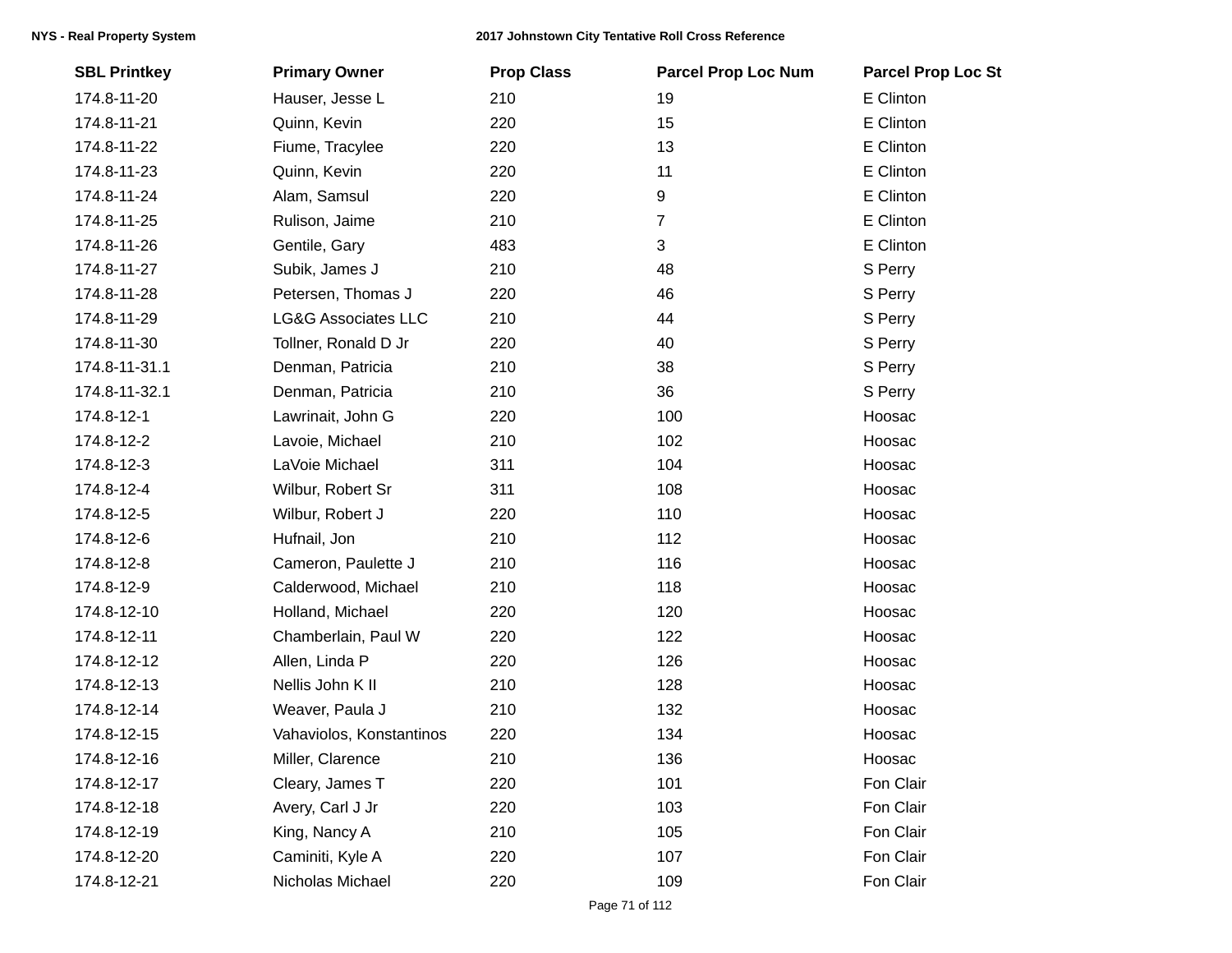| SBL Printkey | Primary Owner | Prop Class | Parcel Prop Loc Num | Parcel Prop Loc St |
|---|---|---|---|---|
| 174.8-11-20 | Hauser, Jesse L | 210 | 19 | E Clinton |
| 174.8-11-21 | Quinn, Kevin | 220 | 15 | E Clinton |
| 174.8-11-22 | Fiume, Tracylee | 220 | 13 | E Clinton |
| 174.8-11-23 | Quinn, Kevin | 220 | 11 | E Clinton |
| 174.8-11-24 | Alam, Samsul | 220 | 9 | E Clinton |
| 174.8-11-25 | Rulison, Jaime | 210 | 7 | E Clinton |
| 174.8-11-26 | Gentile, Gary | 483 | 3 | E Clinton |
| 174.8-11-27 | Subik, James J | 210 | 48 | S Perry |
| 174.8-11-28 | Petersen, Thomas J | 220 | 46 | S Perry |
| 174.8-11-29 | LG&G Associates LLC | 210 | 44 | S Perry |
| 174.8-11-30 | Tollner, Ronald D Jr | 220 | 40 | S Perry |
| 174.8-11-31.1 | Denman, Patricia | 210 | 38 | S Perry |
| 174.8-11-32.1 | Denman, Patricia | 210 | 36 | S Perry |
| 174.8-12-1 | Lawrinait, John G | 220 | 100 | Hoosac |
| 174.8-12-2 | Lavoie, Michael | 210 | 102 | Hoosac |
| 174.8-12-3 | LaVoie Michael | 311 | 104 | Hoosac |
| 174.8-12-4 | Wilbur, Robert Sr | 311 | 108 | Hoosac |
| 174.8-12-5 | Wilbur, Robert J | 220 | 110 | Hoosac |
| 174.8-12-6 | Hufnail, Jon | 210 | 112 | Hoosac |
| 174.8-12-8 | Cameron, Paulette J | 210 | 116 | Hoosac |
| 174.8-12-9 | Calderwood, Michael | 210 | 118 | Hoosac |
| 174.8-12-10 | Holland, Michael | 220 | 120 | Hoosac |
| 174.8-12-11 | Chamberlain, Paul W | 220 | 122 | Hoosac |
| 174.8-12-12 | Allen, Linda P | 220 | 126 | Hoosac |
| 174.8-12-13 | Nellis John K II | 210 | 128 | Hoosac |
| 174.8-12-14 | Weaver, Paula J | 210 | 132 | Hoosac |
| 174.8-12-15 | Vahaviolos, Konstantinos | 220 | 134 | Hoosac |
| 174.8-12-16 | Miller, Clarence | 210 | 136 | Hoosac |
| 174.8-12-17 | Cleary, James T | 220 | 101 | Fon Clair |
| 174.8-12-18 | Avery, Carl J Jr | 220 | 103 | Fon Clair |
| 174.8-12-19 | King, Nancy A | 210 | 105 | Fon Clair |
| 174.8-12-20 | Caminiti, Kyle A | 220 | 107 | Fon Clair |
| 174.8-12-21 | Nicholas Michael | 220 | 109 | Fon Clair |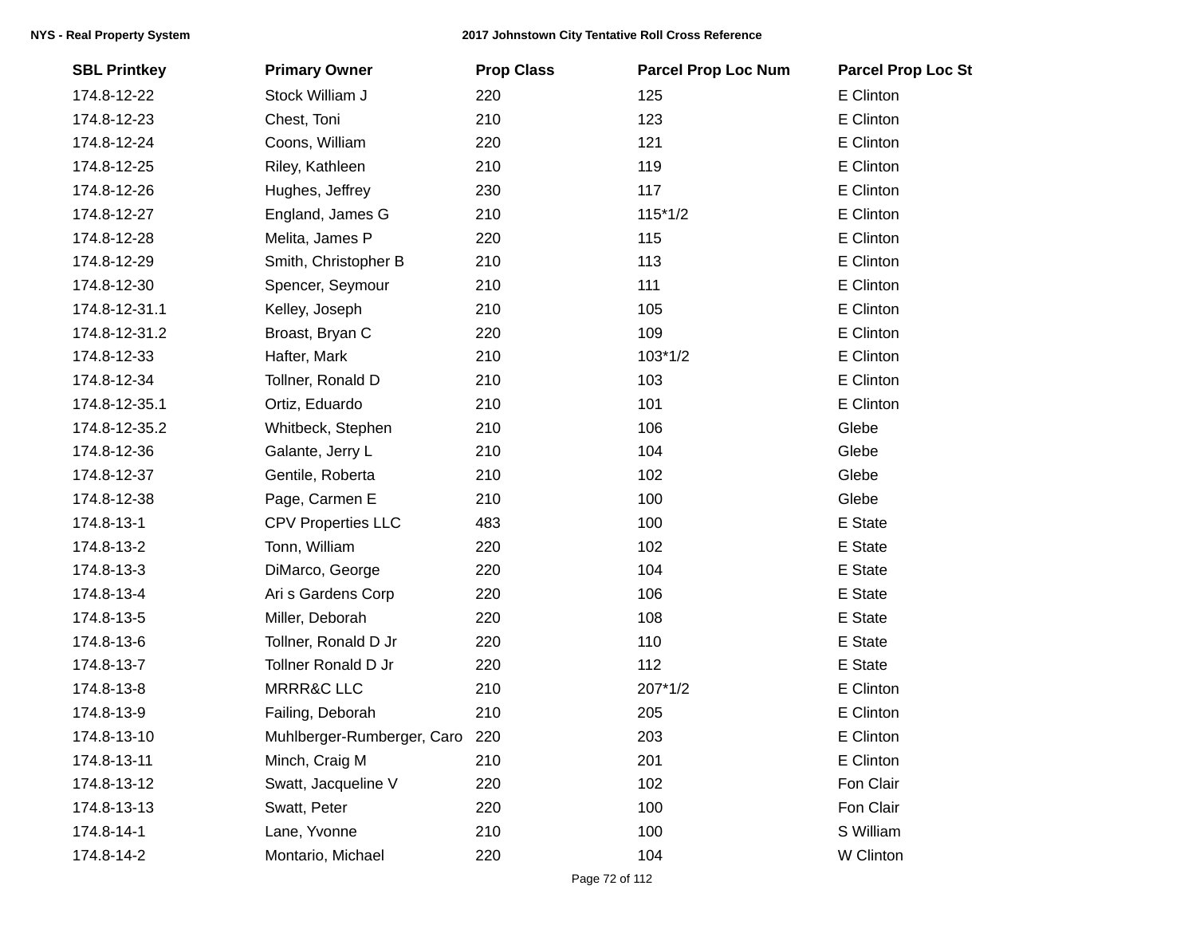| SBL Printkey | Primary Owner | Prop Class | Parcel Prop Loc Num | Parcel Prop Loc St |
|---|---|---|---|---|
| 174.8-12-22 | Stock William J | 220 | 125 | E Clinton |
| 174.8-12-23 | Chest, Toni | 210 | 123 | E Clinton |
| 174.8-12-24 | Coons, William | 220 | 121 | E Clinton |
| 174.8-12-25 | Riley, Kathleen | 210 | 119 | E Clinton |
| 174.8-12-26 | Hughes, Jeffrey | 230 | 117 | E Clinton |
| 174.8-12-27 | England, James G | 210 | 115*1/2 | E Clinton |
| 174.8-12-28 | Melita, James P | 220 | 115 | E Clinton |
| 174.8-12-29 | Smith, Christopher B | 210 | 113 | E Clinton |
| 174.8-12-30 | Spencer, Seymour | 210 | 111 | E Clinton |
| 174.8-12-31.1 | Kelley, Joseph | 210 | 105 | E Clinton |
| 174.8-12-31.2 | Broast, Bryan C | 220 | 109 | E Clinton |
| 174.8-12-33 | Hafter, Mark | 210 | 103*1/2 | E Clinton |
| 174.8-12-34 | Tollner, Ronald D | 210 | 103 | E Clinton |
| 174.8-12-35.1 | Ortiz, Eduardo | 210 | 101 | E Clinton |
| 174.8-12-35.2 | Whitbeck, Stephen | 210 | 106 | Glebe |
| 174.8-12-36 | Galante, Jerry L | 210 | 104 | Glebe |
| 174.8-12-37 | Gentile, Roberta | 210 | 102 | Glebe |
| 174.8-12-38 | Page, Carmen E | 210 | 100 | Glebe |
| 174.8-13-1 | CPV Properties LLC | 483 | 100 | E State |
| 174.8-13-2 | Tonn, William | 220 | 102 | E State |
| 174.8-13-3 | DiMarco, George | 220 | 104 | E State |
| 174.8-13-4 | Ari s Gardens Corp | 220 | 106 | E State |
| 174.8-13-5 | Miller, Deborah | 220 | 108 | E State |
| 174.8-13-6 | Tollner, Ronald D Jr | 220 | 110 | E State |
| 174.8-13-7 | Tollner Ronald D Jr | 220 | 112 | E State |
| 174.8-13-8 | MRRR&C LLC | 210 | 207*1/2 | E Clinton |
| 174.8-13-9 | Failing, Deborah | 210 | 205 | E Clinton |
| 174.8-13-10 | Muhlberger-Rumberger, Caro | 220 | 203 | E Clinton |
| 174.8-13-11 | Minch, Craig M | 210 | 201 | E Clinton |
| 174.8-13-12 | Swatt, Jacqueline V | 220 | 102 | Fon Clair |
| 174.8-13-13 | Swatt, Peter | 220 | 100 | Fon Clair |
| 174.8-14-1 | Lane, Yvonne | 210 | 100 | S William |
| 174.8-14-2 | Montario, Michael | 220 | 104 | W Clinton |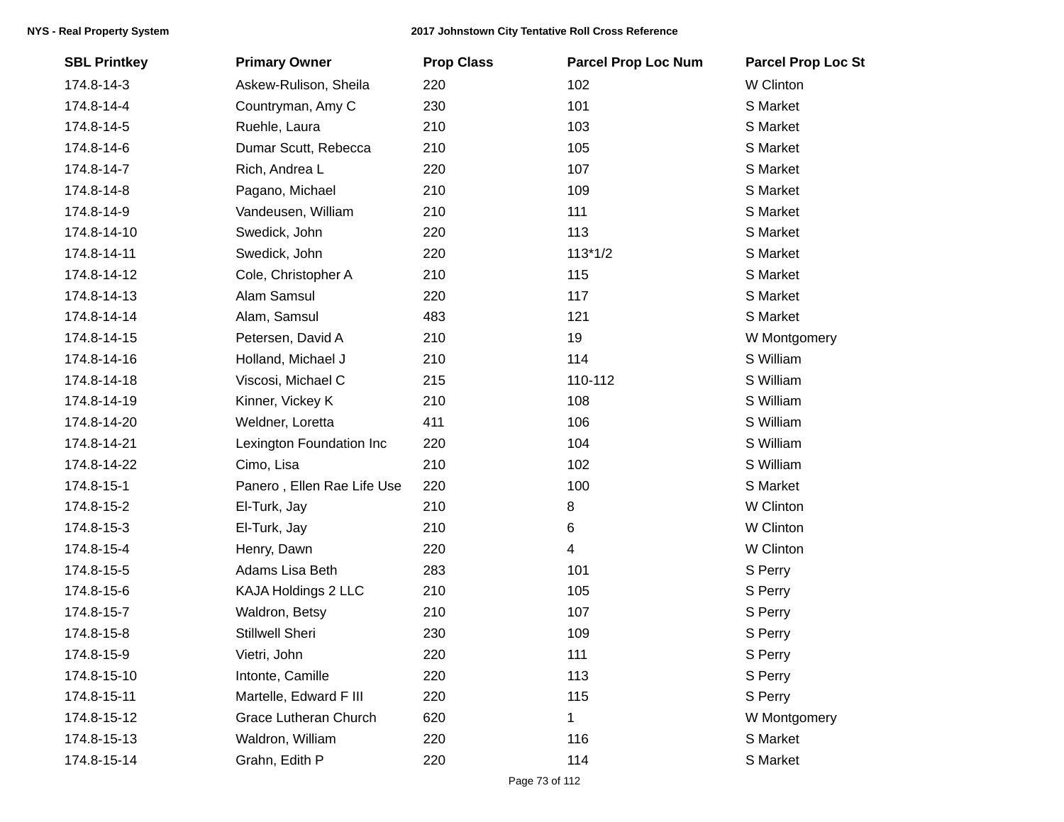| SBL Printkey | Primary Owner | Prop Class | Parcel Prop Loc Num | Parcel Prop Loc St |
|---|---|---|---|---|
| 174.8-14-3 | Askew-Rulison, Sheila | 220 | 102 | W Clinton |
| 174.8-14-4 | Countryman, Amy C | 230 | 101 | S Market |
| 174.8-14-5 | Ruehle, Laura | 210 | 103 | S Market |
| 174.8-14-6 | Dumar Scutt, Rebecca | 210 | 105 | S Market |
| 174.8-14-7 | Rich, Andrea L | 220 | 107 | S Market |
| 174.8-14-8 | Pagano, Michael | 210 | 109 | S Market |
| 174.8-14-9 | Vandeusen, William | 210 | 111 | S Market |
| 174.8-14-10 | Swedick, John | 220 | 113 | S Market |
| 174.8-14-11 | Swedick, John | 220 | 113*1/2 | S Market |
| 174.8-14-12 | Cole, Christopher A | 210 | 115 | S Market |
| 174.8-14-13 | Alam Samsul | 220 | 117 | S Market |
| 174.8-14-14 | Alam, Samsul | 483 | 121 | S Market |
| 174.8-14-15 | Petersen, David A | 210 | 19 | W Montgomery |
| 174.8-14-16 | Holland, Michael J | 210 | 114 | S William |
| 174.8-14-18 | Viscosi, Michael C | 215 | 110-112 | S William |
| 174.8-14-19 | Kinner, Vickey K | 210 | 108 | S William |
| 174.8-14-20 | Weldner, Loretta | 411 | 106 | S William |
| 174.8-14-21 | Lexington Foundation Inc | 220 | 104 | S William |
| 174.8-14-22 | Cimo, Lisa | 210 | 102 | S William |
| 174.8-15-1 | Panero , Ellen Rae Life Use | 220 | 100 | S Market |
| 174.8-15-2 | El-Turk, Jay | 210 | 8 | W Clinton |
| 174.8-15-3 | El-Turk, Jay | 210 | 6 | W Clinton |
| 174.8-15-4 | Henry, Dawn | 220 | 4 | W Clinton |
| 174.8-15-5 | Adams Lisa Beth | 283 | 101 | S Perry |
| 174.8-15-6 | KAJA Holdings 2 LLC | 210 | 105 | S Perry |
| 174.8-15-7 | Waldron, Betsy | 210 | 107 | S Perry |
| 174.8-15-8 | Stillwell Sheri | 230 | 109 | S Perry |
| 174.8-15-9 | Vietri, John | 220 | 111 | S Perry |
| 174.8-15-10 | Intonte, Camille | 220 | 113 | S Perry |
| 174.8-15-11 | Martelle, Edward F III | 220 | 115 | S Perry |
| 174.8-15-12 | Grace Lutheran Church | 620 | 1 | W Montgomery |
| 174.8-15-13 | Waldron, William | 220 | 116 | S Market |
| 174.8-15-14 | Grahn, Edith P | 220 | 114 | S Market |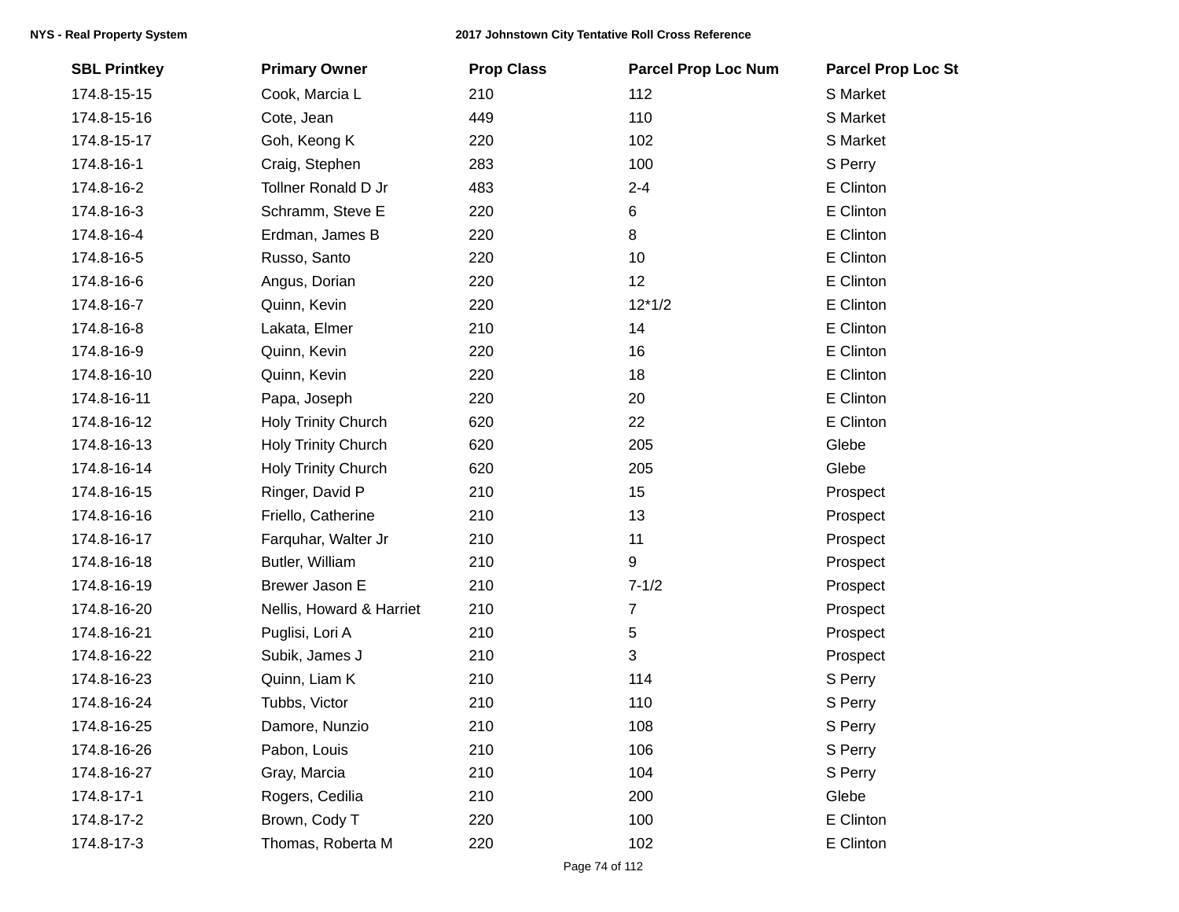| SBL Printkey | Primary Owner | Prop Class | Parcel Prop Loc Num | Parcel Prop Loc St |
|---|---|---|---|---|
| 174.8-15-15 | Cook, Marcia L | 210 | 112 | S Market |
| 174.8-15-16 | Cote, Jean | 449 | 110 | S Market |
| 174.8-15-17 | Goh, Keong K | 220 | 102 | S Market |
| 174.8-16-1 | Craig, Stephen | 283 | 100 | S Perry |
| 174.8-16-2 | Tollner Ronald D Jr | 483 | 2-4 | E Clinton |
| 174.8-16-3 | Schramm, Steve E | 220 | 6 | E Clinton |
| 174.8-16-4 | Erdman, James B | 220 | 8 | E Clinton |
| 174.8-16-5 | Russo, Santo | 220 | 10 | E Clinton |
| 174.8-16-6 | Angus, Dorian | 220 | 12 | E Clinton |
| 174.8-16-7 | Quinn, Kevin | 220 | 12*1/2 | E Clinton |
| 174.8-16-8 | Lakata, Elmer | 210 | 14 | E Clinton |
| 174.8-16-9 | Quinn, Kevin | 220 | 16 | E Clinton |
| 174.8-16-10 | Quinn, Kevin | 220 | 18 | E Clinton |
| 174.8-16-11 | Papa, Joseph | 220 | 20 | E Clinton |
| 174.8-16-12 | Holy Trinity Church | 620 | 22 | E Clinton |
| 174.8-16-13 | Holy Trinity Church | 620 | 205 | Glebe |
| 174.8-16-14 | Holy Trinity Church | 620 | 205 | Glebe |
| 174.8-16-15 | Ringer, David P | 210 | 15 | Prospect |
| 174.8-16-16 | Friello, Catherine | 210 | 13 | Prospect |
| 174.8-16-17 | Farquhar, Walter Jr | 210 | 11 | Prospect |
| 174.8-16-18 | Butler, William | 210 | 9 | Prospect |
| 174.8-16-19 | Brewer Jason E | 210 | 7-1/2 | Prospect |
| 174.8-16-20 | Nellis, Howard & Harriet | 210 | 7 | Prospect |
| 174.8-16-21 | Puglisi, Lori A | 210 | 5 | Prospect |
| 174.8-16-22 | Subik, James J | 210 | 3 | Prospect |
| 174.8-16-23 | Quinn, Liam K | 210 | 114 | S Perry |
| 174.8-16-24 | Tubbs, Victor | 210 | 110 | S Perry |
| 174.8-16-25 | Damore, Nunzio | 210 | 108 | S Perry |
| 174.8-16-26 | Pabon, Louis | 210 | 106 | S Perry |
| 174.8-16-27 | Gray, Marcia | 210 | 104 | S Perry |
| 174.8-17-1 | Rogers, Cedilia | 210 | 200 | Glebe |
| 174.8-17-2 | Brown, Cody T | 220 | 100 | E Clinton |
| 174.8-17-3 | Thomas, Roberta M | 220 | 102 | E Clinton |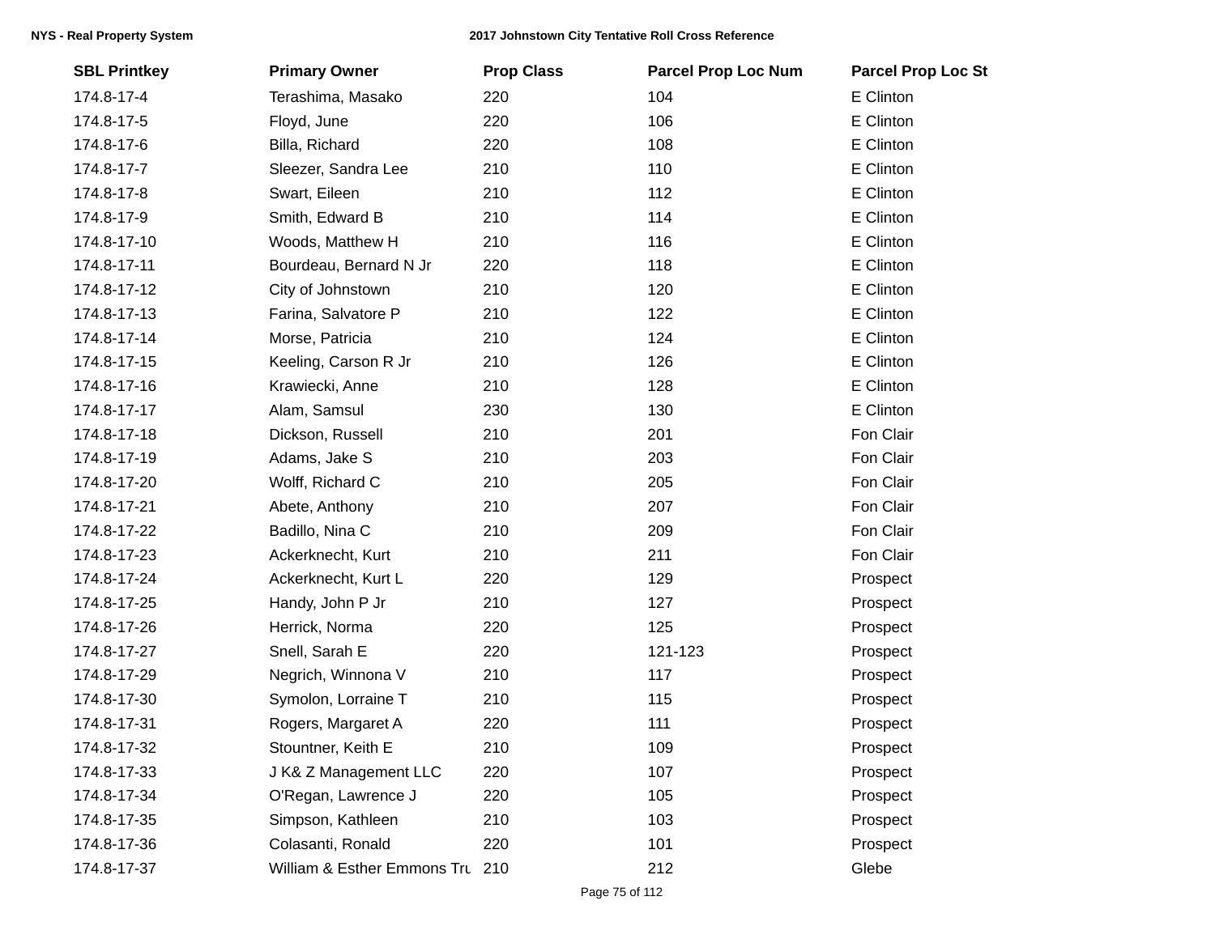| SBL Printkey | Primary Owner | Prop Class | Parcel Prop Loc Num | Parcel Prop Loc St |
|---|---|---|---|---|
| 174.8-17-4 | Terashima, Masako | 220 | 104 | E Clinton |
| 174.8-17-5 | Floyd, June | 220 | 106 | E Clinton |
| 174.8-17-6 | Billa, Richard | 220 | 108 | E Clinton |
| 174.8-17-7 | Sleezer, Sandra Lee | 210 | 110 | E Clinton |
| 174.8-17-8 | Swart, Eileen | 210 | 112 | E Clinton |
| 174.8-17-9 | Smith, Edward B | 210 | 114 | E Clinton |
| 174.8-17-10 | Woods, Matthew H | 210 | 116 | E Clinton |
| 174.8-17-11 | Bourdeau, Bernard N Jr | 220 | 118 | E Clinton |
| 174.8-17-12 | City of Johnstown | 210 | 120 | E Clinton |
| 174.8-17-13 | Farina, Salvatore P | 210 | 122 | E Clinton |
| 174.8-17-14 | Morse, Patricia | 210 | 124 | E Clinton |
| 174.8-17-15 | Keeling, Carson R Jr | 210 | 126 | E Clinton |
| 174.8-17-16 | Krawiecki, Anne | 210 | 128 | E Clinton |
| 174.8-17-17 | Alam, Samsul | 230 | 130 | E Clinton |
| 174.8-17-18 | Dickson, Russell | 210 | 201 | Fon Clair |
| 174.8-17-19 | Adams, Jake S | 210 | 203 | Fon Clair |
| 174.8-17-20 | Wolff, Richard C | 210 | 205 | Fon Clair |
| 174.8-17-21 | Abete, Anthony | 210 | 207 | Fon Clair |
| 174.8-17-22 | Badillo, Nina C | 210 | 209 | Fon Clair |
| 174.8-17-23 | Ackerknecht, Kurt | 210 | 211 | Fon Clair |
| 174.8-17-24 | Ackerknecht, Kurt L | 220 | 129 | Prospect |
| 174.8-17-25 | Handy, John P Jr | 210 | 127 | Prospect |
| 174.8-17-26 | Herrick, Norma | 220 | 125 | Prospect |
| 174.8-17-27 | Snell, Sarah E | 220 | 121-123 | Prospect |
| 174.8-17-29 | Negrich, Winnona V | 210 | 117 | Prospect |
| 174.8-17-30 | Symolon, Lorraine T | 210 | 115 | Prospect |
| 174.8-17-31 | Rogers, Margaret A | 220 | 111 | Prospect |
| 174.8-17-32 | Stountner, Keith E | 210 | 109 | Prospect |
| 174.8-17-33 | J K& Z Management LLC | 220 | 107 | Prospect |
| 174.8-17-34 | O'Regan, Lawrence J | 220 | 105 | Prospect |
| 174.8-17-35 | Simpson, Kathleen | 210 | 103 | Prospect |
| 174.8-17-36 | Colasanti, Ronald | 220 | 101 | Prospect |
| 174.8-17-37 | William & Esther Emmons Tru | 210 | 212 | Glebe |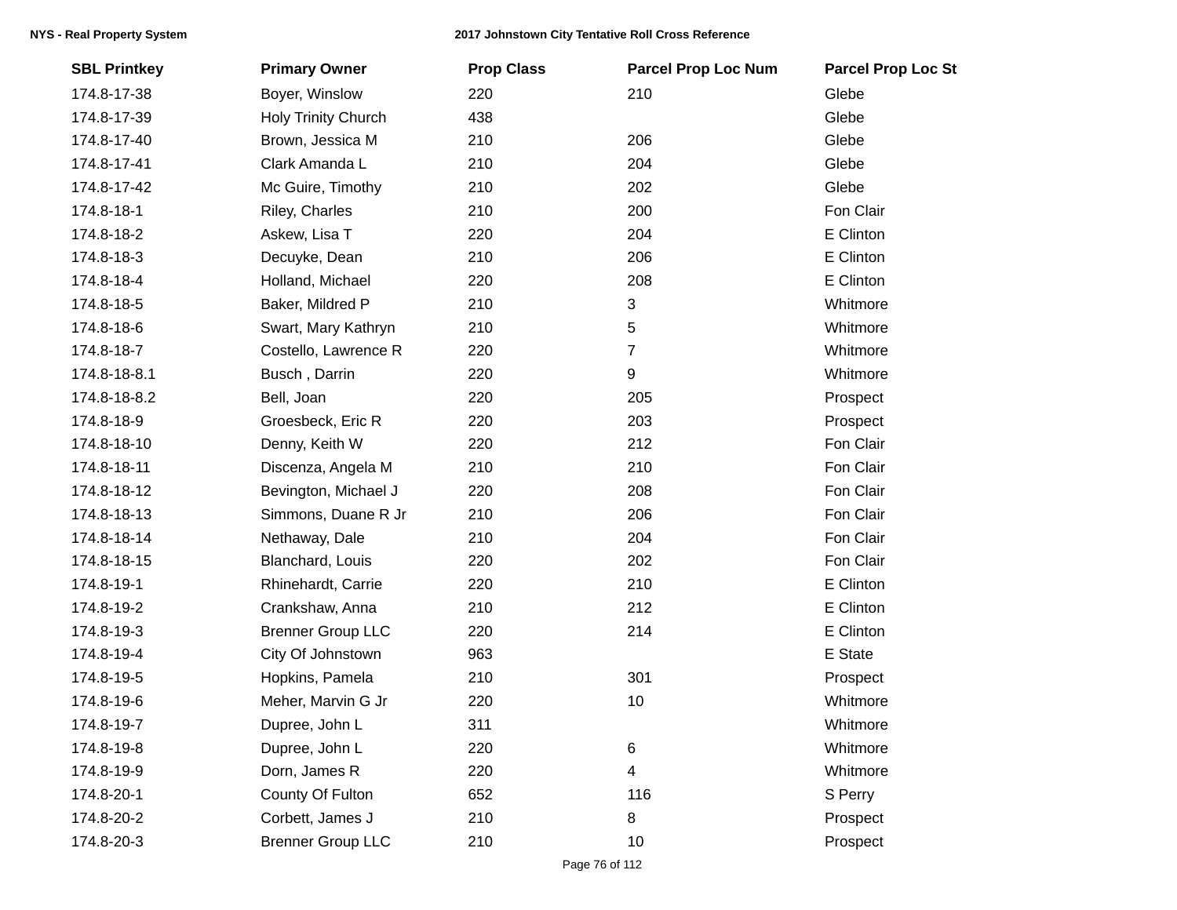| SBL Printkey | Primary Owner | Prop Class | Parcel Prop Loc Num | Parcel Prop Loc St |
|---|---|---|---|---|
| 174.8-17-38 | Boyer, Winslow | 220 | 210 | Glebe |
| 174.8-17-39 | Holy Trinity Church | 438 | | Glebe |
| 174.8-17-40 | Brown, Jessica M | 210 | 206 | Glebe |
| 174.8-17-41 | Clark Amanda L | 210 | 204 | Glebe |
| 174.8-17-42 | Mc Guire, Timothy | 210 | 202 | Glebe |
| 174.8-18-1 | Riley, Charles | 210 | 200 | Fon Clair |
| 174.8-18-2 | Askew, Lisa T | 220 | 204 | E Clinton |
| 174.8-18-3 | Decuyke, Dean | 210 | 206 | E Clinton |
| 174.8-18-4 | Holland, Michael | 220 | 208 | E Clinton |
| 174.8-18-5 | Baker, Mildred P | 210 | 3 | Whitmore |
| 174.8-18-6 | Swart, Mary Kathryn | 210 | 5 | Whitmore |
| 174.8-18-7 | Costello, Lawrence R | 220 | 7 | Whitmore |
| 174.8-18-8.1 | Busch , Darrin | 220 | 9 | Whitmore |
| 174.8-18-8.2 | Bell, Joan | 220 | 205 | Prospect |
| 174.8-18-9 | Groesbeck, Eric R | 220 | 203 | Prospect |
| 174.8-18-10 | Denny, Keith W | 220 | 212 | Fon Clair |
| 174.8-18-11 | Discenza, Angela M | 210 | 210 | Fon Clair |
| 174.8-18-12 | Bevington, Michael J | 220 | 208 | Fon Clair |
| 174.8-18-13 | Simmons, Duane R Jr | 210 | 206 | Fon Clair |
| 174.8-18-14 | Nethaway, Dale | 210 | 204 | Fon Clair |
| 174.8-18-15 | Blanchard, Louis | 220 | 202 | Fon Clair |
| 174.8-19-1 | Rhinehardt, Carrie | 220 | 210 | E Clinton |
| 174.8-19-2 | Crankshaw, Anna | 210 | 212 | E Clinton |
| 174.8-19-3 | Brenner Group LLC | 220 | 214 | E Clinton |
| 174.8-19-4 | City Of Johnstown | 963 | | E State |
| 174.8-19-5 | Hopkins, Pamela | 210 | 301 | Prospect |
| 174.8-19-6 | Meher, Marvin G Jr | 220 | 10 | Whitmore |
| 174.8-19-7 | Dupree, John L | 311 | | Whitmore |
| 174.8-19-8 | Dupree, John L | 220 | 6 | Whitmore |
| 174.8-19-9 | Dorn, James R | 220 | 4 | Whitmore |
| 174.8-20-1 | County Of Fulton | 652 | 116 | S Perry |
| 174.8-20-2 | Corbett, James J | 210 | 8 | Prospect |
| 174.8-20-3 | Brenner Group LLC | 210 | 10 | Prospect |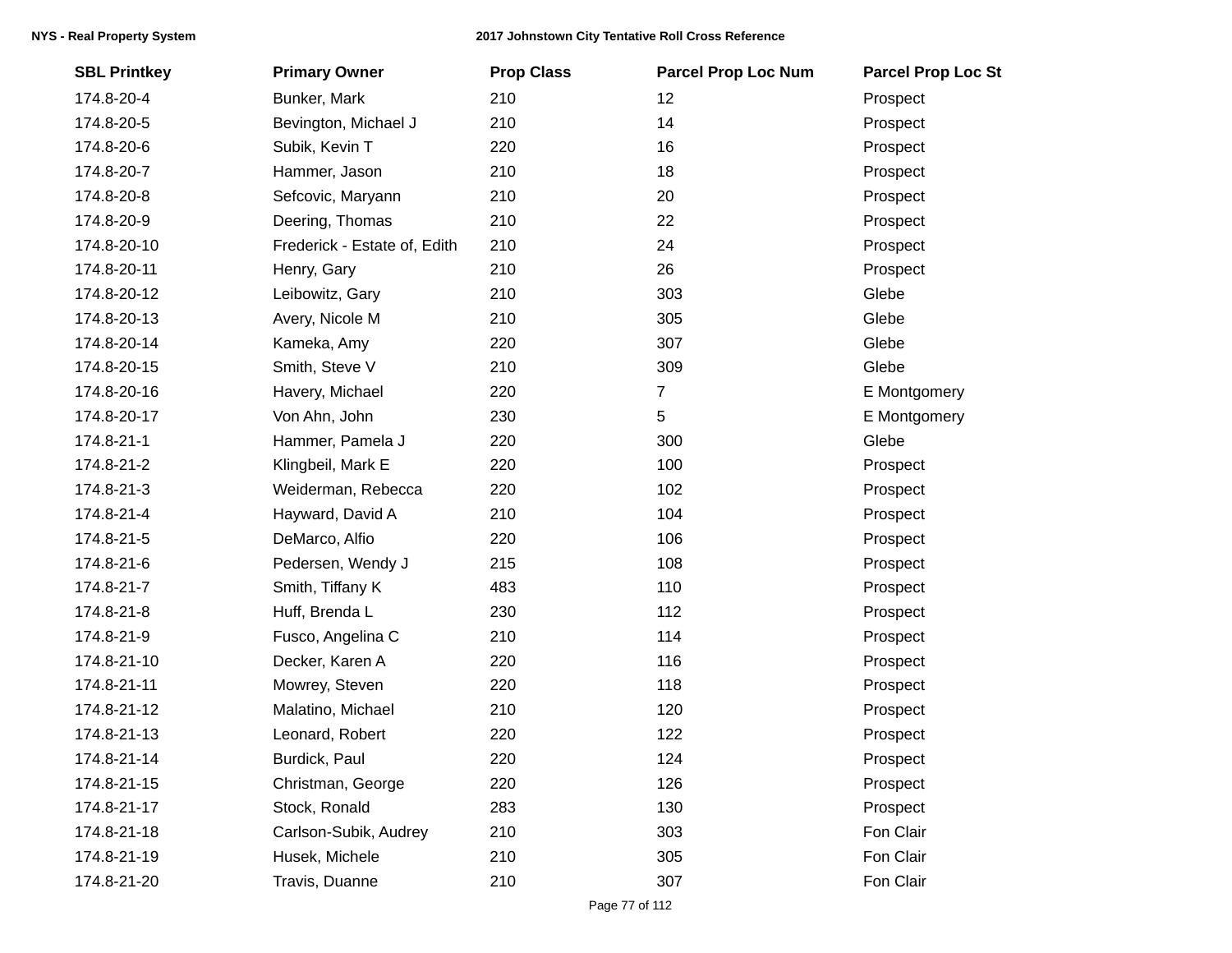| SBL Printkey | Primary Owner | Prop Class | Parcel Prop Loc Num | Parcel Prop Loc St |
|---|---|---|---|---|
| 174.8-20-4 | Bunker, Mark | 210 | 12 | Prospect |
| 174.8-20-5 | Bevington, Michael J | 210 | 14 | Prospect |
| 174.8-20-6 | Subik, Kevin T | 220 | 16 | Prospect |
| 174.8-20-7 | Hammer, Jason | 210 | 18 | Prospect |
| 174.8-20-8 | Sefcovic, Maryann | 210 | 20 | Prospect |
| 174.8-20-9 | Deering, Thomas | 210 | 22 | Prospect |
| 174.8-20-10 | Frederick - Estate of, Edith | 210 | 24 | Prospect |
| 174.8-20-11 | Henry, Gary | 210 | 26 | Prospect |
| 174.8-20-12 | Leibowitz, Gary | 210 | 303 | Glebe |
| 174.8-20-13 | Avery, Nicole M | 210 | 305 | Glebe |
| 174.8-20-14 | Kameka, Amy | 220 | 307 | Glebe |
| 174.8-20-15 | Smith, Steve V | 210 | 309 | Glebe |
| 174.8-20-16 | Havery, Michael | 220 | 7 | E Montgomery |
| 174.8-20-17 | Von Ahn, John | 230 | 5 | E Montgomery |
| 174.8-21-1 | Hammer, Pamela J | 220 | 300 | Glebe |
| 174.8-21-2 | Klingbeil, Mark E | 220 | 100 | Prospect |
| 174.8-21-3 | Weiderman, Rebecca | 220 | 102 | Prospect |
| 174.8-21-4 | Hayward, David A | 210 | 104 | Prospect |
| 174.8-21-5 | DeMarco, Alfio | 220 | 106 | Prospect |
| 174.8-21-6 | Pedersen, Wendy J | 215 | 108 | Prospect |
| 174.8-21-7 | Smith, Tiffany K | 483 | 110 | Prospect |
| 174.8-21-8 | Huff, Brenda L | 230 | 112 | Prospect |
| 174.8-21-9 | Fusco, Angelina C | 210 | 114 | Prospect |
| 174.8-21-10 | Decker, Karen A | 220 | 116 | Prospect |
| 174.8-21-11 | Mowrey, Steven | 220 | 118 | Prospect |
| 174.8-21-12 | Malatino, Michael | 210 | 120 | Prospect |
| 174.8-21-13 | Leonard, Robert | 220 | 122 | Prospect |
| 174.8-21-14 | Burdick, Paul | 220 | 124 | Prospect |
| 174.8-21-15 | Christman, George | 220 | 126 | Prospect |
| 174.8-21-17 | Stock, Ronald | 283 | 130 | Prospect |
| 174.8-21-18 | Carlson-Subik, Audrey | 210 | 303 | Fon Clair |
| 174.8-21-19 | Husek, Michele | 210 | 305 | Fon Clair |
| 174.8-21-20 | Travis, Duanne | 210 | 307 | Fon Clair |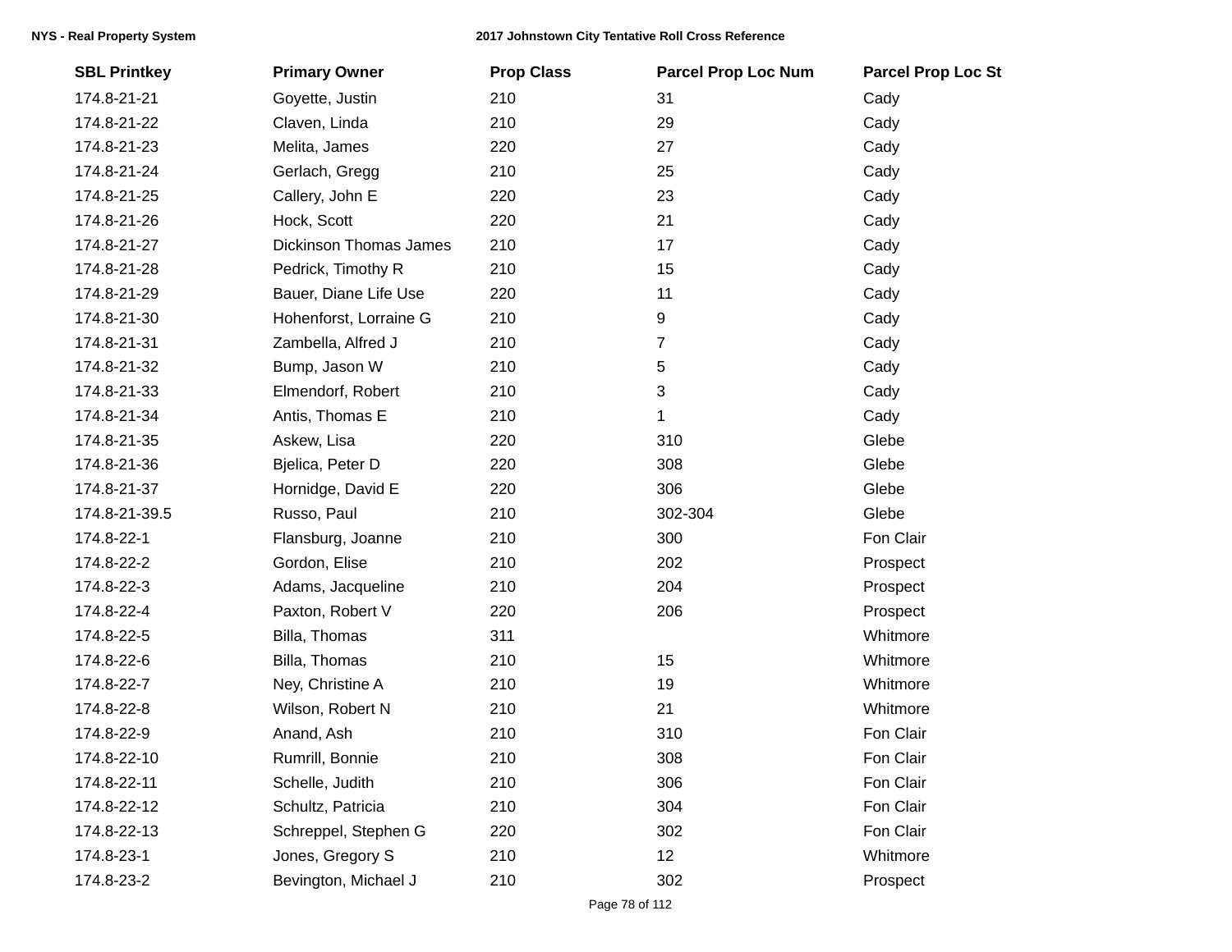| SBL Printkey | Primary Owner | Prop Class | Parcel Prop Loc Num | Parcel Prop Loc St |
|---|---|---|---|---|
| 174.8-21-21 | Goyette, Justin | 210 | 31 | Cady |
| 174.8-21-22 | Claven, Linda | 210 | 29 | Cady |
| 174.8-21-23 | Melita, James | 220 | 27 | Cady |
| 174.8-21-24 | Gerlach, Gregg | 210 | 25 | Cady |
| 174.8-21-25 | Callery, John E | 220 | 23 | Cady |
| 174.8-21-26 | Hock, Scott | 220 | 21 | Cady |
| 174.8-21-27 | Dickinson Thomas James | 210 | 17 | Cady |
| 174.8-21-28 | Pedrick, Timothy R | 210 | 15 | Cady |
| 174.8-21-29 | Bauer, Diane Life Use | 220 | 11 | Cady |
| 174.8-21-30 | Hohenforst, Lorraine G | 210 | 9 | Cady |
| 174.8-21-31 | Zambella, Alfred J | 210 | 7 | Cady |
| 174.8-21-32 | Bump, Jason W | 210 | 5 | Cady |
| 174.8-21-33 | Elmendorf, Robert | 210 | 3 | Cady |
| 174.8-21-34 | Antis, Thomas E | 210 | 1 | Cady |
| 174.8-21-35 | Askew, Lisa | 220 | 310 | Glebe |
| 174.8-21-36 | Bjelica, Peter D | 220 | 308 | Glebe |
| 174.8-21-37 | Hornidge, David E | 220 | 306 | Glebe |
| 174.8-21-39.5 | Russo, Paul | 210 | 302-304 | Glebe |
| 174.8-22-1 | Flansburg, Joanne | 210 | 300 | Fon Clair |
| 174.8-22-2 | Gordon, Elise | 210 | 202 | Prospect |
| 174.8-22-3 | Adams, Jacqueline | 210 | 204 | Prospect |
| 174.8-22-4 | Paxton, Robert V | 220 | 206 | Prospect |
| 174.8-22-5 | Billa, Thomas | 311 | | Whitmore |
| 174.8-22-6 | Billa, Thomas | 210 | 15 | Whitmore |
| 174.8-22-7 | Ney, Christine A | 210 | 19 | Whitmore |
| 174.8-22-8 | Wilson, Robert N | 210 | 21 | Whitmore |
| 174.8-22-9 | Anand, Ash | 210 | 310 | Fon Clair |
| 174.8-22-10 | Rumrill, Bonnie | 210 | 308 | Fon Clair |
| 174.8-22-11 | Schelle, Judith | 210 | 306 | Fon Clair |
| 174.8-22-12 | Schultz, Patricia | 210 | 304 | Fon Clair |
| 174.8-22-13 | Schreppel, Stephen G | 220 | 302 | Fon Clair |
| 174.8-23-1 | Jones, Gregory S | 210 | 12 | Whitmore |
| 174.8-23-2 | Bevington, Michael J | 210 | 302 | Prospect |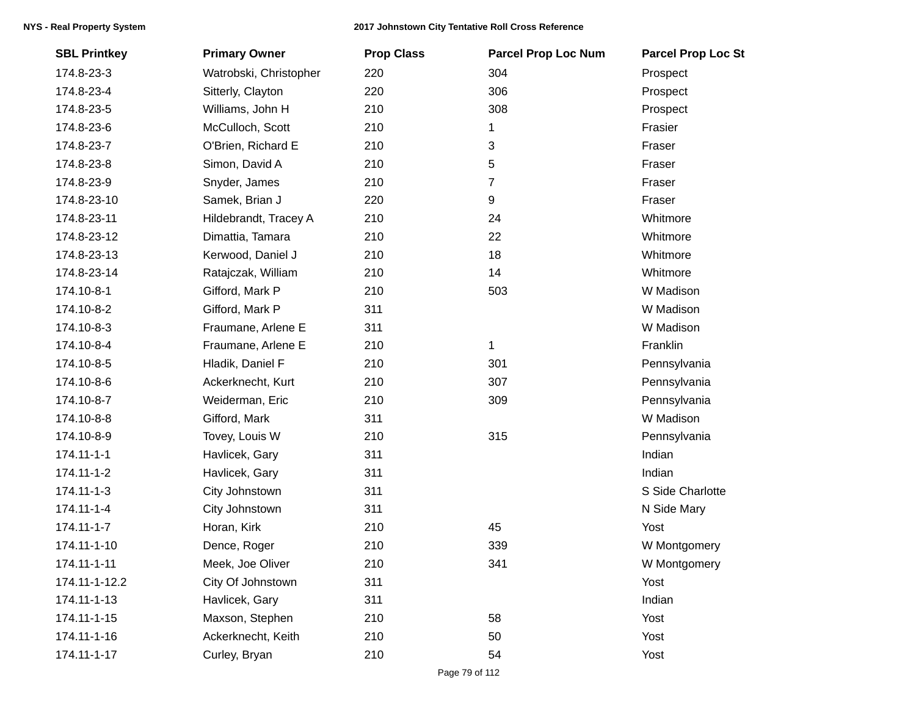| SBL Printkey | Primary Owner | Prop Class | Parcel Prop Loc Num | Parcel Prop Loc St |
|---|---|---|---|---|
| 174.8-23-3 | Watrobski, Christopher | 220 | 304 | Prospect |
| 174.8-23-4 | Sitterly, Clayton | 220 | 306 | Prospect |
| 174.8-23-5 | Williams, John H | 210 | 308 | Prospect |
| 174.8-23-6 | McCulloch, Scott | 210 | 1 | Frasier |
| 174.8-23-7 | O'Brien, Richard E | 210 | 3 | Fraser |
| 174.8-23-8 | Simon, David A | 210 | 5 | Fraser |
| 174.8-23-9 | Snyder, James | 210 | 7 | Fraser |
| 174.8-23-10 | Samek, Brian J | 220 | 9 | Fraser |
| 174.8-23-11 | Hildebrandt, Tracey A | 210 | 24 | Whitmore |
| 174.8-23-12 | Dimattia, Tamara | 210 | 22 | Whitmore |
| 174.8-23-13 | Kerwood, Daniel J | 210 | 18 | Whitmore |
| 174.8-23-14 | Ratajczak, William | 210 | 14 | Whitmore |
| 174.10-8-1 | Gifford, Mark P | 210 | 503 | W Madison |
| 174.10-8-2 | Gifford, Mark P | 311 | | W Madison |
| 174.10-8-3 | Fraumane, Arlene E | 311 | | W Madison |
| 174.10-8-4 | Fraumane, Arlene E | 210 | 1 | Franklin |
| 174.10-8-5 | Hladik, Daniel F | 210 | 301 | Pennsylvania |
| 174.10-8-6 | Ackerknecht, Kurt | 210 | 307 | Pennsylvania |
| 174.10-8-7 | Weiderman, Eric | 210 | 309 | Pennsylvania |
| 174.10-8-8 | Gifford, Mark | 311 | | W Madison |
| 174.10-8-9 | Tovey, Louis W | 210 | 315 | Pennsylvania |
| 174.11-1-1 | Havlicek, Gary | 311 | | Indian |
| 174.11-1-2 | Havlicek, Gary | 311 | | Indian |
| 174.11-1-3 | City Johnstown | 311 | | S Side Charlotte |
| 174.11-1-4 | City Johnstown | 311 | | N Side Mary |
| 174.11-1-7 | Horan, Kirk | 210 | 45 | Yost |
| 174.11-1-10 | Dence, Roger | 210 | 339 | W Montgomery |
| 174.11-1-11 | Meek, Joe Oliver | 210 | 341 | W Montgomery |
| 174.11-1-12.2 | City Of Johnstown | 311 | | Yost |
| 174.11-1-13 | Havlicek, Gary | 311 | | Indian |
| 174.11-1-15 | Maxson, Stephen | 210 | 58 | Yost |
| 174.11-1-16 | Ackerknecht, Keith | 210 | 50 | Yost |
| 174.11-1-17 | Curley, Bryan | 210 | 54 | Yost |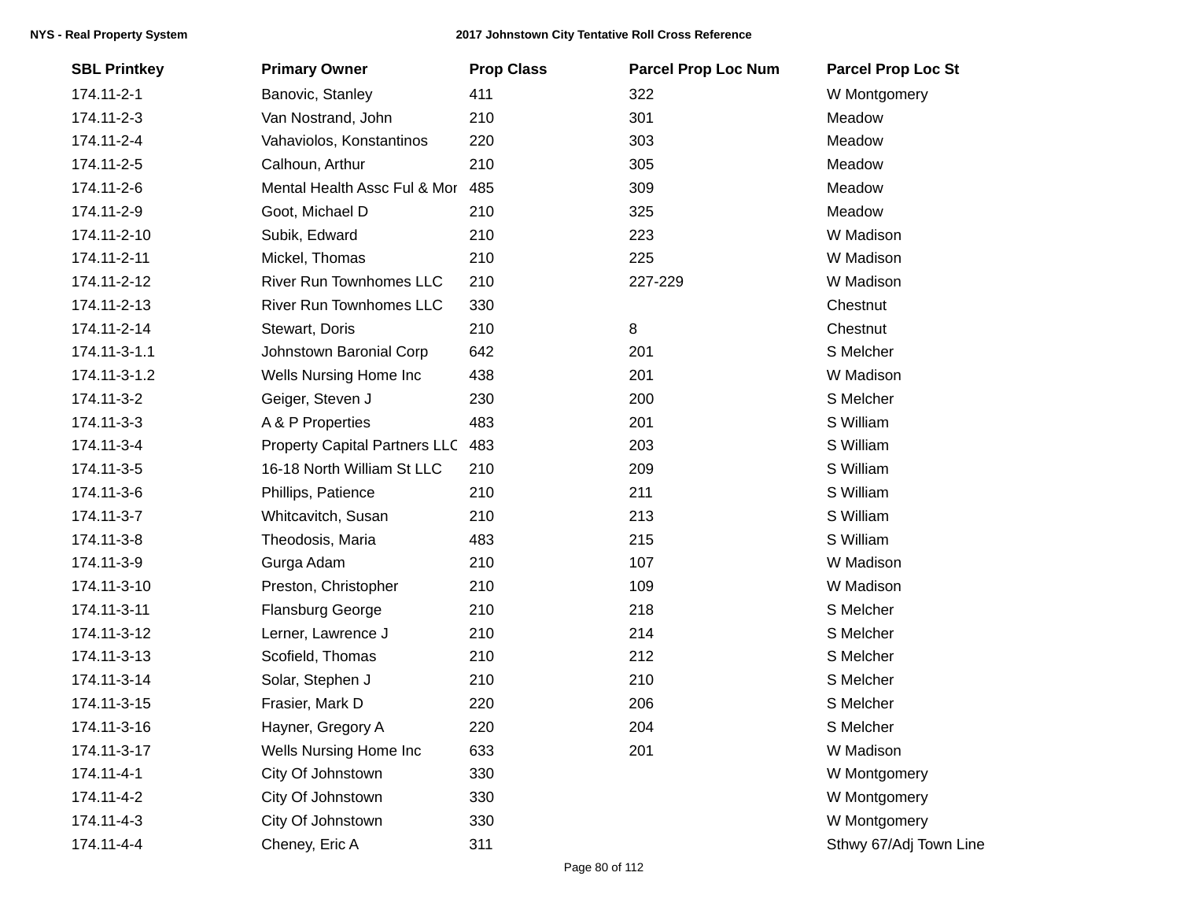| SBL Printkey | Primary Owner | Prop Class | Parcel Prop Loc Num | Parcel Prop Loc St |
|---|---|---|---|---|
| 174.11-2-1 | Banovic, Stanley | 411 | 322 | W Montgomery |
| 174.11-2-3 | Van Nostrand, John | 210 | 301 | Meadow |
| 174.11-2-4 | Vahaviolos, Konstantinos | 220 | 303 | Meadow |
| 174.11-2-5 | Calhoun, Arthur | 210 | 305 | Meadow |
| 174.11-2-6 | Mental Health Assc Ful & Mor | 485 | 309 | Meadow |
| 174.11-2-9 | Goot, Michael D | 210 | 325 | Meadow |
| 174.11-2-10 | Subik, Edward | 210 | 223 | W Madison |
| 174.11-2-11 | Mickel, Thomas | 210 | 225 | W Madison |
| 174.11-2-12 | River Run Townhomes LLC | 210 | 227-229 | W Madison |
| 174.11-2-13 | River Run Townhomes LLC | 330 | | Chestnut |
| 174.11-2-14 | Stewart, Doris | 210 | 8 | Chestnut |
| 174.11-3-1.1 | Johnstown Baronial Corp | 642 | 201 | S Melcher |
| 174.11-3-1.2 | Wells Nursing Home Inc | 438 | 201 | W Madison |
| 174.11-3-2 | Geiger, Steven J | 230 | 200 | S Melcher |
| 174.11-3-3 | A & P Properties | 483 | 201 | S William |
| 174.11-3-4 | Property Capital Partners LLC | 483 | 203 | S William |
| 174.11-3-5 | 16-18 North William St LLC | 210 | 209 | S William |
| 174.11-3-6 | Phillips, Patience | 210 | 211 | S William |
| 174.11-3-7 | Whitcavitch, Susan | 210 | 213 | S William |
| 174.11-3-8 | Theodosis, Maria | 483 | 215 | S William |
| 174.11-3-9 | Gurga Adam | 210 | 107 | W Madison |
| 174.11-3-10 | Preston, Christopher | 210 | 109 | W Madison |
| 174.11-3-11 | Flansburg George | 210 | 218 | S Melcher |
| 174.11-3-12 | Lerner, Lawrence J | 210 | 214 | S Melcher |
| 174.11-3-13 | Scofield, Thomas | 210 | 212 | S Melcher |
| 174.11-3-14 | Solar, Stephen J | 210 | 210 | S Melcher |
| 174.11-3-15 | Frasier, Mark D | 220 | 206 | S Melcher |
| 174.11-3-16 | Hayner, Gregory A | 220 | 204 | S Melcher |
| 174.11-3-17 | Wells Nursing Home Inc | 633 | 201 | W Madison |
| 174.11-4-1 | City Of Johnstown | 330 | | W Montgomery |
| 174.11-4-2 | City Of Johnstown | 330 | | W Montgomery |
| 174.11-4-3 | City Of Johnstown | 330 | | W Montgomery |
| 174.11-4-4 | Cheney, Eric A | 311 | | Sthwy 67/Adj Town Line |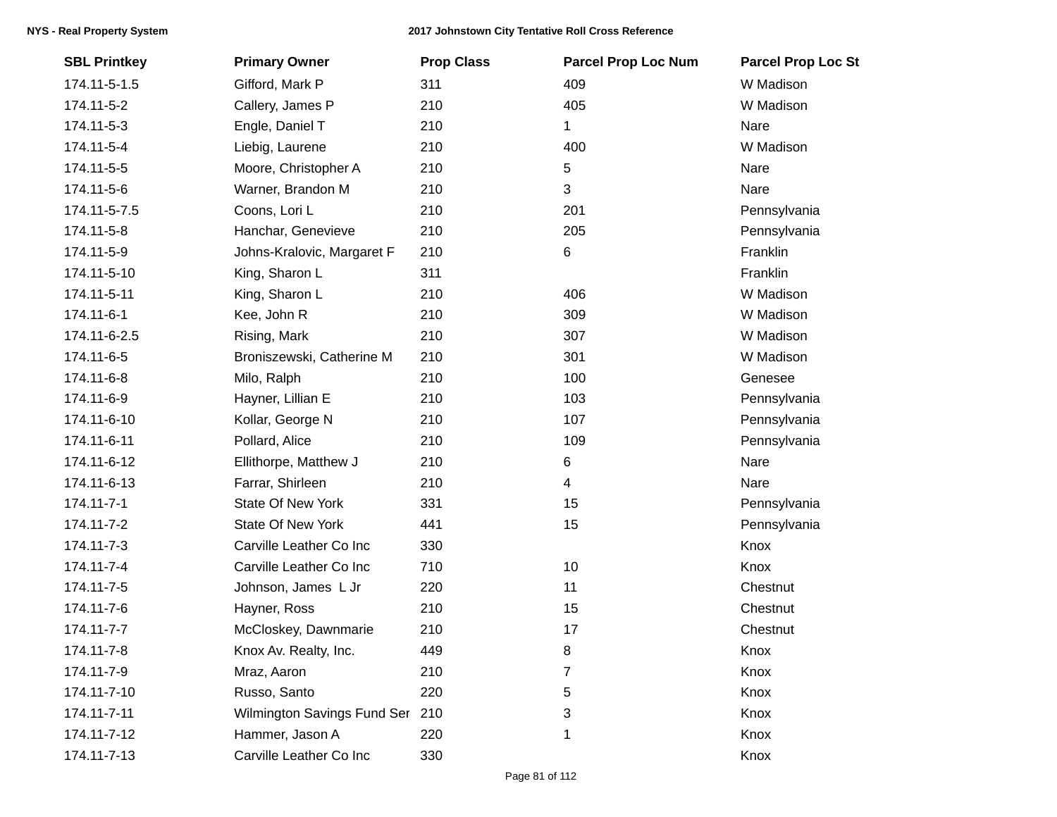| SBL Printkey | Primary Owner | Prop Class | Parcel Prop Loc Num | Parcel Prop Loc St |
|---|---|---|---|---|
| 174.11-5-1.5 | Gifford, Mark P | 311 | 409 | W Madison |
| 174.11-5-2 | Callery, James P | 210 | 405 | W Madison |
| 174.11-5-3 | Engle, Daniel T | 210 | 1 | Nare |
| 174.11-5-4 | Liebig, Laurene | 210 | 400 | W Madison |
| 174.11-5-5 | Moore, Christopher A | 210 | 5 | Nare |
| 174.11-5-6 | Warner, Brandon M | 210 | 3 | Nare |
| 174.11-5-7.5 | Coons, Lori L | 210 | 201 | Pennsylvania |
| 174.11-5-8 | Hanchar, Genevieve | 210 | 205 | Pennsylvania |
| 174.11-5-9 | Johns-Kralovic, Margaret F | 210 | 6 | Franklin |
| 174.11-5-10 | King, Sharon L | 311 | | Franklin |
| 174.11-5-11 | King, Sharon L | 210 | 406 | W Madison |
| 174.11-6-1 | Kee, John R | 210 | 309 | W Madison |
| 174.11-6-2.5 | Rising, Mark | 210 | 307 | W Madison |
| 174.11-6-5 | Broniszewski, Catherine M | 210 | 301 | W Madison |
| 174.11-6-8 | Milo, Ralph | 210 | 100 | Genesee |
| 174.11-6-9 | Hayner, Lillian E | 210 | 103 | Pennsylvania |
| 174.11-6-10 | Kollar, George N | 210 | 107 | Pennsylvania |
| 174.11-6-11 | Pollard, Alice | 210 | 109 | Pennsylvania |
| 174.11-6-12 | Ellithorpe, Matthew J | 210 | 6 | Nare |
| 174.11-6-13 | Farrar, Shirleen | 210 | 4 | Nare |
| 174.11-7-1 | State Of New York | 331 | 15 | Pennsylvania |
| 174.11-7-2 | State Of New York | 441 | 15 | Pennsylvania |
| 174.11-7-3 | Carville Leather Co Inc | 330 | | Knox |
| 174.11-7-4 | Carville Leather Co Inc | 710 | 10 | Knox |
| 174.11-7-5 | Johnson, James L Jr | 220 | 11 | Chestnut |
| 174.11-7-6 | Hayner, Ross | 210 | 15 | Chestnut |
| 174.11-7-7 | McCloskey, Dawnmarie | 210 | 17 | Chestnut |
| 174.11-7-8 | Knox Av. Realty, Inc. | 449 | 8 | Knox |
| 174.11-7-9 | Mraz, Aaron | 210 | 7 | Knox |
| 174.11-7-10 | Russo, Santo | 220 | 5 | Knox |
| 174.11-7-11 | Wilmington Savings Fund Ser | 210 | 3 | Knox |
| 174.11-7-12 | Hammer, Jason A | 220 | 1 | Knox |
| 174.11-7-13 | Carville Leather Co Inc | 330 | | Knox |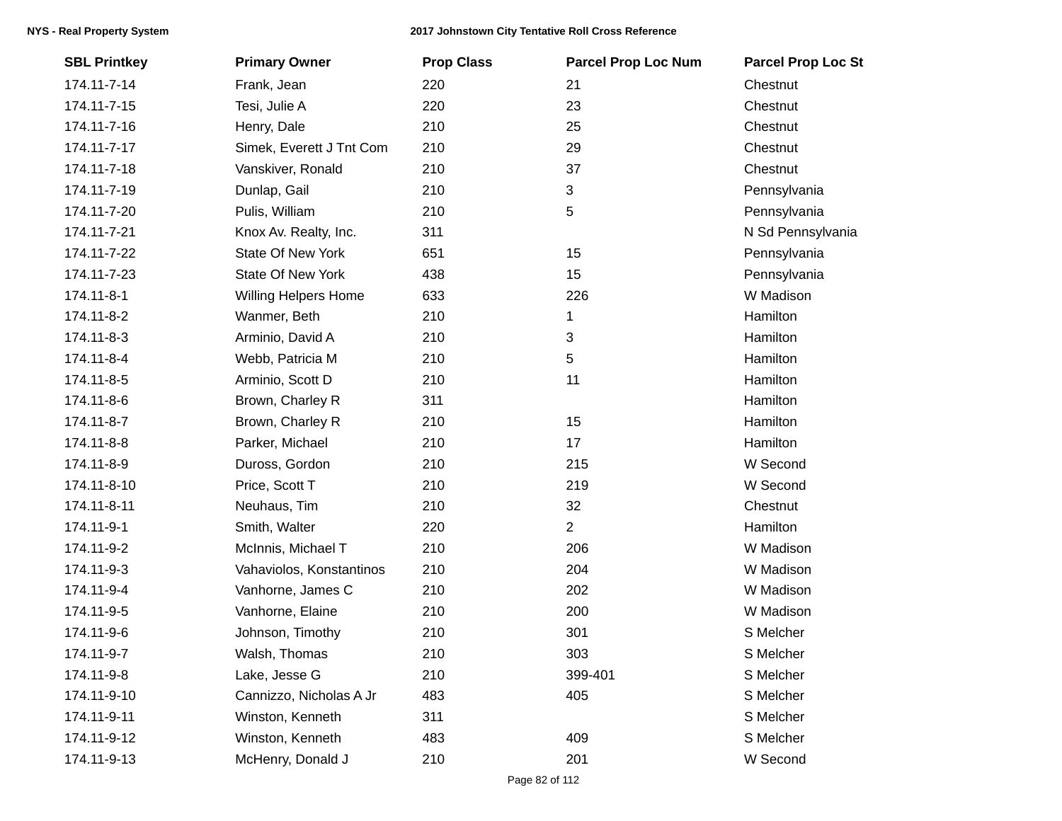| SBL Printkey | Primary Owner | Prop Class | Parcel Prop Loc Num | Parcel Prop Loc St |
|---|---|---|---|---|
| 174.11-7-14 | Frank, Jean | 220 | 21 | Chestnut |
| 174.11-7-15 | Tesi, Julie A | 220 | 23 | Chestnut |
| 174.11-7-16 | Henry, Dale | 210 | 25 | Chestnut |
| 174.11-7-17 | Simek, Everett J Tnt Com | 210 | 29 | Chestnut |
| 174.11-7-18 | Vanskiver, Ronald | 210 | 37 | Chestnut |
| 174.11-7-19 | Dunlap, Gail | 210 | 3 | Pennsylvania |
| 174.11-7-20 | Pulis, William | 210 | 5 | Pennsylvania |
| 174.11-7-21 | Knox Av. Realty, Inc. | 311 | | N Sd Pennsylvania |
| 174.11-7-22 | State Of New York | 651 | 15 | Pennsylvania |
| 174.11-7-23 | State Of New York | 438 | 15 | Pennsylvania |
| 174.11-8-1 | Willing Helpers Home | 633 | 226 | W Madison |
| 174.11-8-2 | Wanmer, Beth | 210 | 1 | Hamilton |
| 174.11-8-3 | Arminio, David A | 210 | 3 | Hamilton |
| 174.11-8-4 | Webb, Patricia M | 210 | 5 | Hamilton |
| 174.11-8-5 | Arminio, Scott D | 210 | 11 | Hamilton |
| 174.11-8-6 | Brown, Charley R | 311 | | Hamilton |
| 174.11-8-7 | Brown, Charley R | 210 | 15 | Hamilton |
| 174.11-8-8 | Parker, Michael | 210 | 17 | Hamilton |
| 174.11-8-9 | Duross, Gordon | 210 | 215 | W Second |
| 174.11-8-10 | Price, Scott T | 210 | 219 | W Second |
| 174.11-8-11 | Neuhaus, Tim | 210 | 32 | Chestnut |
| 174.11-9-1 | Smith, Walter | 220 | 2 | Hamilton |
| 174.11-9-2 | McInnis, Michael T | 210 | 206 | W Madison |
| 174.11-9-3 | Vahaviolos, Konstantinos | 210 | 204 | W Madison |
| 174.11-9-4 | Vanhorne, James C | 210 | 202 | W Madison |
| 174.11-9-5 | Vanhorne, Elaine | 210 | 200 | W Madison |
| 174.11-9-6 | Johnson, Timothy | 210 | 301 | S Melcher |
| 174.11-9-7 | Walsh, Thomas | 210 | 303 | S Melcher |
| 174.11-9-8 | Lake, Jesse G | 210 | 399-401 | S Melcher |
| 174.11-9-10 | Cannizzo, Nicholas A Jr | 483 | 405 | S Melcher |
| 174.11-9-11 | Winston, Kenneth | 311 | | S Melcher |
| 174.11-9-12 | Winston, Kenneth | 483 | 409 | S Melcher |
| 174.11-9-13 | McHenry, Donald J | 210 | 201 | W Second |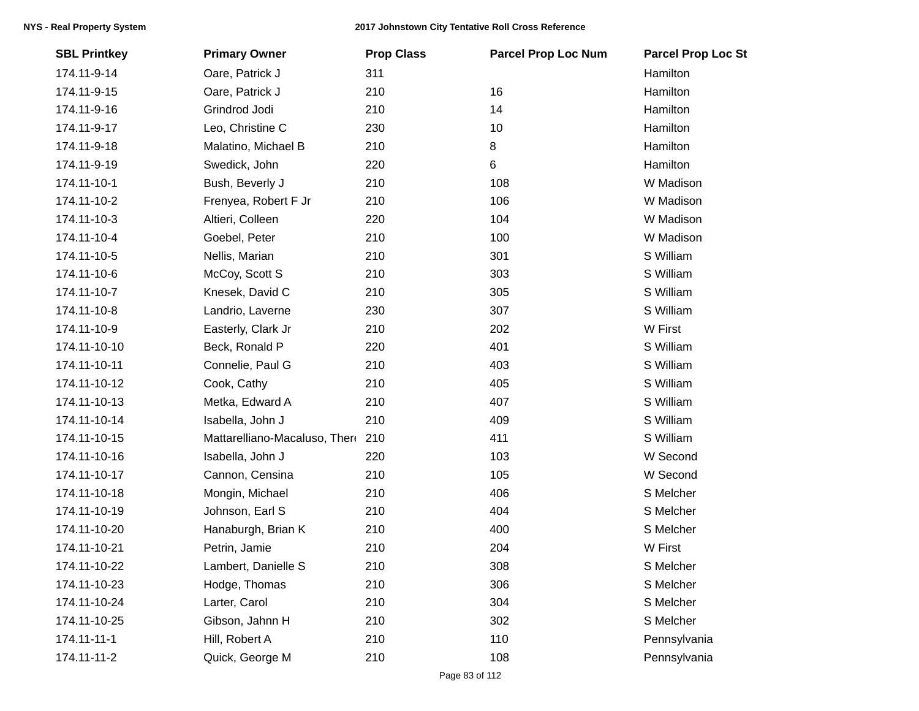| SBL Printkey | Primary Owner | Prop Class | Parcel Prop Loc Num | Parcel Prop Loc St |
|---|---|---|---|---|
| 174.11-9-14 | Oare, Patrick J | 311 | | Hamilton |
| 174.11-9-15 | Oare, Patrick J | 210 | 16 | Hamilton |
| 174.11-9-16 | Grindrod Jodi | 210 | 14 | Hamilton |
| 174.11-9-17 | Leo, Christine C | 230 | 10 | Hamilton |
| 174.11-9-18 | Malatino, Michael B | 210 | 8 | Hamilton |
| 174.11-9-19 | Swedick, John | 220 | 6 | Hamilton |
| 174.11-10-1 | Bush, Beverly J | 210 | 108 | W Madison |
| 174.11-10-2 | Frenyea, Robert F Jr | 210 | 106 | W Madison |
| 174.11-10-3 | Altieri, Colleen | 220 | 104 | W Madison |
| 174.11-10-4 | Goebel, Peter | 210 | 100 | W Madison |
| 174.11-10-5 | Nellis, Marian | 210 | 301 | S William |
| 174.11-10-6 | McCoy, Scott S | 210 | 303 | S William |
| 174.11-10-7 | Knesek, David C | 210 | 305 | S William |
| 174.11-10-8 | Landrio, Laverne | 230 | 307 | S William |
| 174.11-10-9 | Easterly, Clark Jr | 210 | 202 | W First |
| 174.11-10-10 | Beck, Ronald P | 220 | 401 | S William |
| 174.11-10-11 | Connelie, Paul G | 210 | 403 | S William |
| 174.11-10-12 | Cook, Cathy | 210 | 405 | S William |
| 174.11-10-13 | Metka, Edward A | 210 | 407 | S William |
| 174.11-10-14 | Isabella, John J | 210 | 409 | S William |
| 174.11-10-15 | Mattarelliano-Macaluso, There | 210 | 411 | S William |
| 174.11-10-16 | Isabella, John J | 220 | 103 | W Second |
| 174.11-10-17 | Cannon, Censina | 210 | 105 | W Second |
| 174.11-10-18 | Mongin, Michael | 210 | 406 | S Melcher |
| 174.11-10-19 | Johnson, Earl S | 210 | 404 | S Melcher |
| 174.11-10-20 | Hanaburgh, Brian K | 210 | 400 | S Melcher |
| 174.11-10-21 | Petrin, Jamie | 210 | 204 | W First |
| 174.11-10-22 | Lambert, Danielle S | 210 | 308 | S Melcher |
| 174.11-10-23 | Hodge, Thomas | 210 | 306 | S Melcher |
| 174.11-10-24 | Larter, Carol | 210 | 304 | S Melcher |
| 174.11-10-25 | Gibson, Jahnn H | 210 | 302 | S Melcher |
| 174.11-11-1 | Hill, Robert A | 210 | 110 | Pennsylvania |
| 174.11-11-2 | Quick, George M | 210 | 108 | Pennsylvania |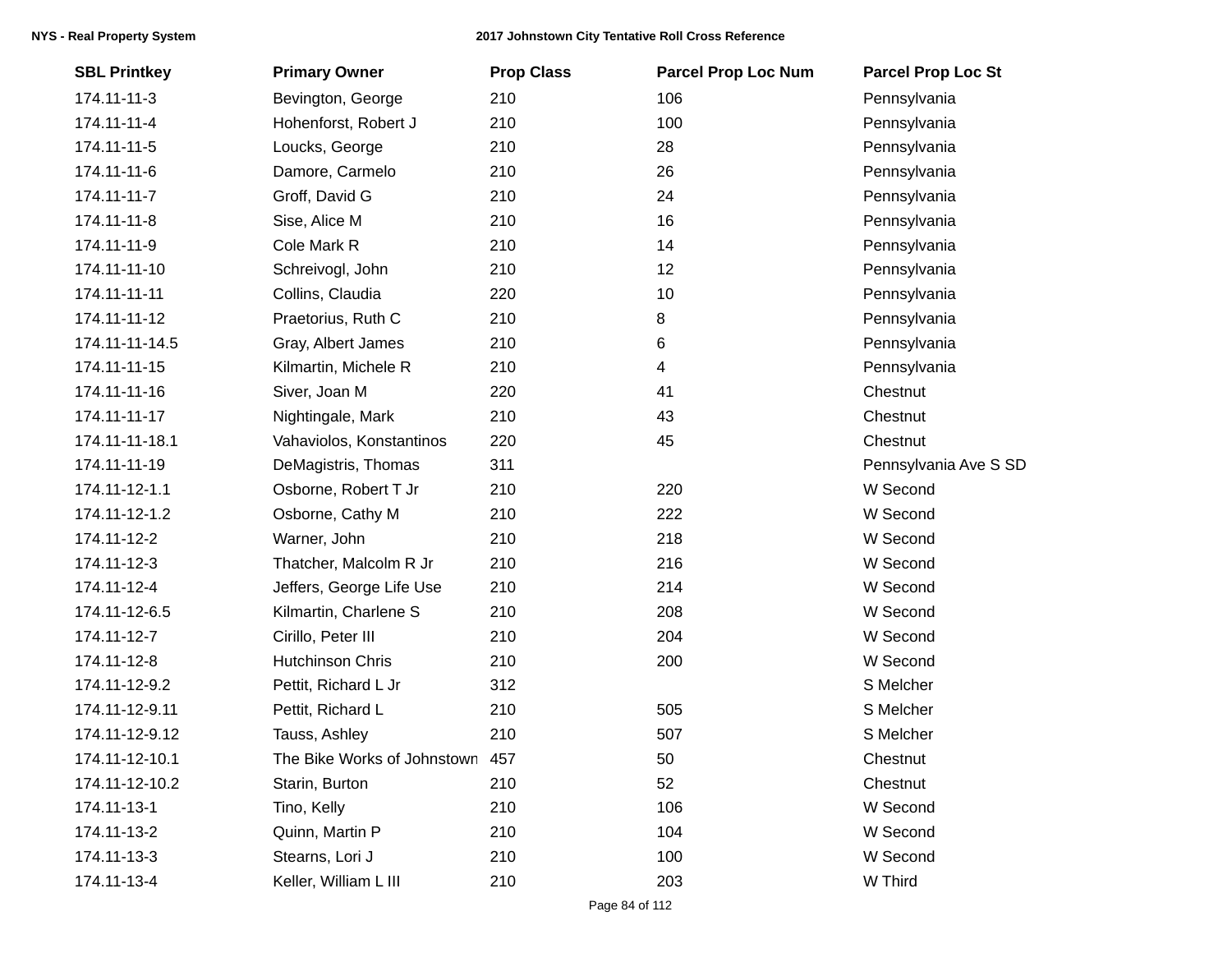| SBL Printkey | Primary Owner | Prop Class | Parcel Prop Loc Num | Parcel Prop Loc St |
|---|---|---|---|---|
| 174.11-11-3 | Bevington, George | 210 | 106 | Pennsylvania |
| 174.11-11-4 | Hohenforst, Robert J | 210 | 100 | Pennsylvania |
| 174.11-11-5 | Loucks, George | 210 | 28 | Pennsylvania |
| 174.11-11-6 | Damore, Carmelo | 210 | 26 | Pennsylvania |
| 174.11-11-7 | Groff, David G | 210 | 24 | Pennsylvania |
| 174.11-11-8 | Sise, Alice M | 210 | 16 | Pennsylvania |
| 174.11-11-9 | Cole Mark R | 210 | 14 | Pennsylvania |
| 174.11-11-10 | Schreivogl, John | 210 | 12 | Pennsylvania |
| 174.11-11-11 | Collins, Claudia | 220 | 10 | Pennsylvania |
| 174.11-11-12 | Praetorius, Ruth C | 210 | 8 | Pennsylvania |
| 174.11-11-14.5 | Gray, Albert James | 210 | 6 | Pennsylvania |
| 174.11-11-15 | Kilmartin, Michele R | 210 | 4 | Pennsylvania |
| 174.11-11-16 | Siver, Joan M | 220 | 41 | Chestnut |
| 174.11-11-17 | Nightingale, Mark | 210 | 43 | Chestnut |
| 174.11-11-18.1 | Vahaviolos, Konstantinos | 220 | 45 | Chestnut |
| 174.11-11-19 | DeMagistris, Thomas | 311 | | Pennsylvania Ave S SD |
| 174.11-12-1.1 | Osborne, Robert T Jr | 210 | 220 | W Second |
| 174.11-12-1.2 | Osborne, Cathy M | 210 | 222 | W Second |
| 174.11-12-2 | Warner, John | 210 | 218 | W Second |
| 174.11-12-3 | Thatcher, Malcolm R Jr | 210 | 216 | W Second |
| 174.11-12-4 | Jeffers, George Life Use | 210 | 214 | W Second |
| 174.11-12-6.5 | Kilmartin, Charlene S | 210 | 208 | W Second |
| 174.11-12-7 | Cirillo, Peter III | 210 | 204 | W Second |
| 174.11-12-8 | Hutchinson Chris | 210 | 200 | W Second |
| 174.11-12-9.2 | Pettit, Richard L Jr | 312 | | S Melcher |
| 174.11-12-9.11 | Pettit, Richard L | 210 | 505 | S Melcher |
| 174.11-12-9.12 | Tauss, Ashley | 210 | 507 | S Melcher |
| 174.11-12-10.1 | The Bike Works of Johnstown | 457 | 50 | Chestnut |
| 174.11-12-10.2 | Starin, Burton | 210 | 52 | Chestnut |
| 174.11-13-1 | Tino, Kelly | 210 | 106 | W Second |
| 174.11-13-2 | Quinn, Martin P | 210 | 104 | W Second |
| 174.11-13-3 | Stearns, Lori J | 210 | 100 | W Second |
| 174.11-13-4 | Keller, William L III | 210 | 203 | W Third |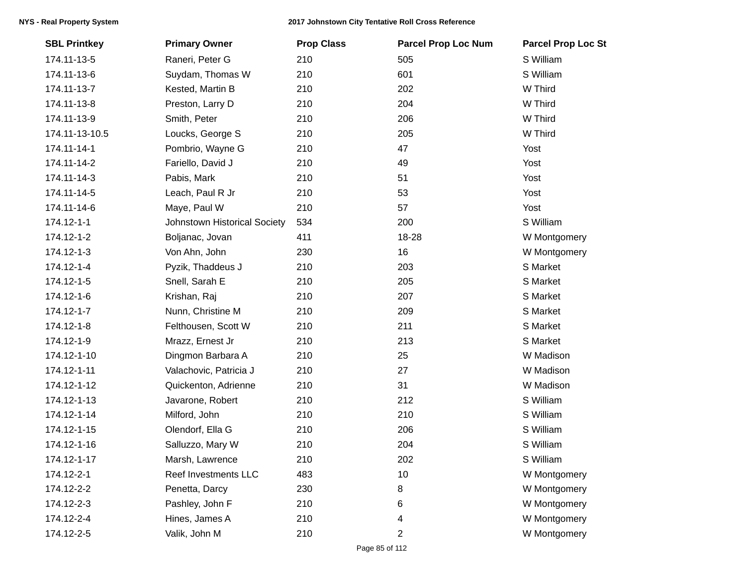| SBL Printkey | Primary Owner | Prop Class | Parcel Prop Loc Num | Parcel Prop Loc St |
|---|---|---|---|---|
| 174.11-13-5 | Raneri, Peter G | 210 | 505 | S William |
| 174.11-13-6 | Suydam, Thomas W | 210 | 601 | S William |
| 174.11-13-7 | Kested, Martin B | 210 | 202 | W Third |
| 174.11-13-8 | Preston, Larry D | 210 | 204 | W Third |
| 174.11-13-9 | Smith, Peter | 210 | 206 | W Third |
| 174.11-13-10.5 | Loucks, George S | 210 | 205 | W Third |
| 174.11-14-1 | Pombrio, Wayne G | 210 | 47 | Yost |
| 174.11-14-2 | Fariello, David J | 210 | 49 | Yost |
| 174.11-14-3 | Pabis, Mark | 210 | 51 | Yost |
| 174.11-14-5 | Leach, Paul R Jr | 210 | 53 | Yost |
| 174.11-14-6 | Maye, Paul W | 210 | 57 | Yost |
| 174.12-1-1 | Johnstown Historical Society | 534 | 200 | S William |
| 174.12-1-2 | Boljanac, Jovan | 411 | 18-28 | W Montgomery |
| 174.12-1-3 | Von Ahn, John | 230 | 16 | W Montgomery |
| 174.12-1-4 | Pyzik, Thaddeus J | 210 | 203 | S Market |
| 174.12-1-5 | Snell, Sarah E | 210 | 205 | S Market |
| 174.12-1-6 | Krishan, Raj | 210 | 207 | S Market |
| 174.12-1-7 | Nunn, Christine M | 210 | 209 | S Market |
| 174.12-1-8 | Felthousen, Scott W | 210 | 211 | S Market |
| 174.12-1-9 | Mrazz, Ernest Jr | 210 | 213 | S Market |
| 174.12-1-10 | Dingmon Barbara A | 210 | 25 | W Madison |
| 174.12-1-11 | Valachovic, Patricia J | 210 | 27 | W Madison |
| 174.12-1-12 | Quickenton, Adrienne | 210 | 31 | W Madison |
| 174.12-1-13 | Javarone, Robert | 210 | 212 | S William |
| 174.12-1-14 | Milford, John | 210 | 210 | S William |
| 174.12-1-15 | Olendorf, Ella G | 210 | 206 | S William |
| 174.12-1-16 | Salluzzo, Mary W | 210 | 204 | S William |
| 174.12-1-17 | Marsh, Lawrence | 210 | 202 | S William |
| 174.12-2-1 | Reef Investments LLC | 483 | 10 | W Montgomery |
| 174.12-2-2 | Penetta, Darcy | 230 | 8 | W Montgomery |
| 174.12-2-3 | Pashley, John F | 210 | 6 | W Montgomery |
| 174.12-2-4 | Hines, James A | 210 | 4 | W Montgomery |
| 174.12-2-5 | Valik, John M | 210 | 2 | W Montgomery |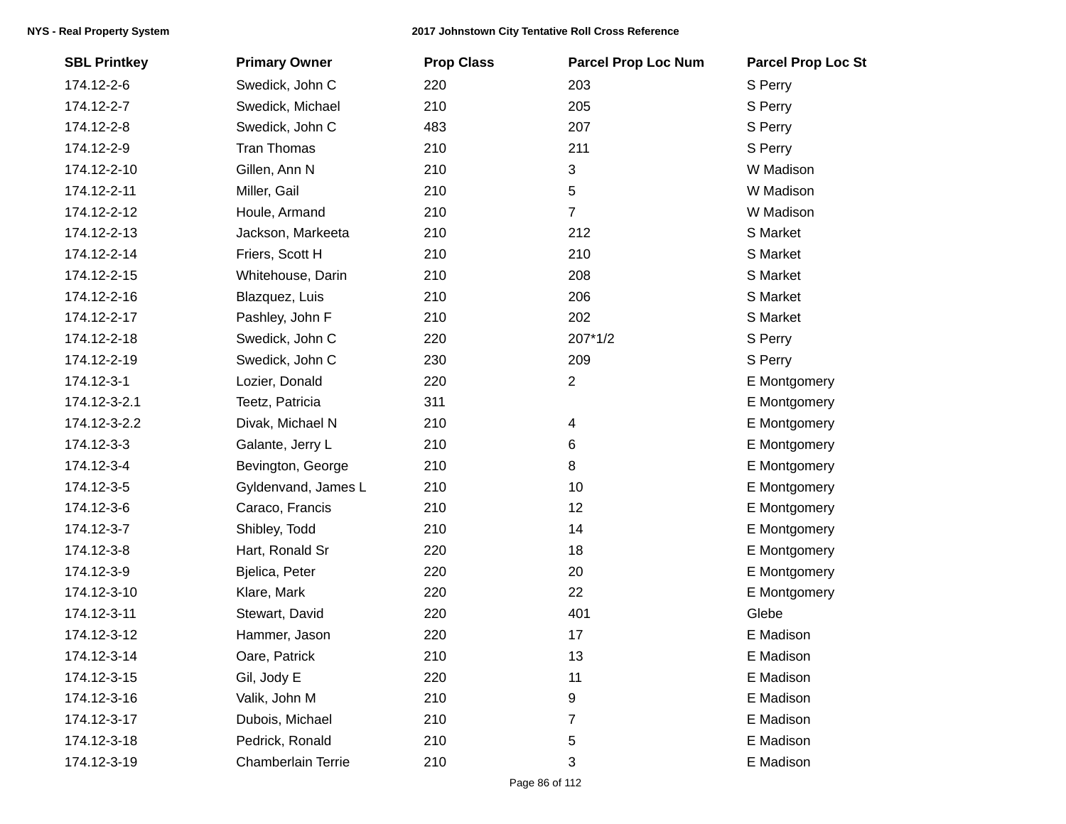| SBL Printkey | Primary Owner | Prop Class | Parcel Prop Loc Num | Parcel Prop Loc St |
|---|---|---|---|---|
| 174.12-2-6 | Swedick, John C | 220 | 203 | S Perry |
| 174.12-2-7 | Swedick, Michael | 210 | 205 | S Perry |
| 174.12-2-8 | Swedick, John C | 483 | 207 | S Perry |
| 174.12-2-9 | Tran Thomas | 210 | 211 | S Perry |
| 174.12-2-10 | Gillen, Ann N | 210 | 3 | W Madison |
| 174.12-2-11 | Miller, Gail | 210 | 5 | W Madison |
| 174.12-2-12 | Houle, Armand | 210 | 7 | W Madison |
| 174.12-2-13 | Jackson, Markeeta | 210 | 212 | S Market |
| 174.12-2-14 | Friers, Scott H | 210 | 210 | S Market |
| 174.12-2-15 | Whitehouse, Darin | 210 | 208 | S Market |
| 174.12-2-16 | Blazquez, Luis | 210 | 206 | S Market |
| 174.12-2-17 | Pashley, John F | 210 | 202 | S Market |
| 174.12-2-18 | Swedick, John C | 220 | 207*1/2 | S Perry |
| 174.12-2-19 | Swedick, John C | 230 | 209 | S Perry |
| 174.12-3-1 | Lozier, Donald | 220 | 2 | E Montgomery |
| 174.12-3-2.1 | Teetz, Patricia | 311 | | E Montgomery |
| 174.12-3-2.2 | Divak, Michael N | 210 | 4 | E Montgomery |
| 174.12-3-3 | Galante, Jerry L | 210 | 6 | E Montgomery |
| 174.12-3-4 | Bevington, George | 210 | 8 | E Montgomery |
| 174.12-3-5 | Gyldenvand, James L | 210 | 10 | E Montgomery |
| 174.12-3-6 | Caraco, Francis | 210 | 12 | E Montgomery |
| 174.12-3-7 | Shibley, Todd | 210 | 14 | E Montgomery |
| 174.12-3-8 | Hart, Ronald Sr | 220 | 18 | E Montgomery |
| 174.12-3-9 | Bjelica, Peter | 220 | 20 | E Montgomery |
| 174.12-3-10 | Klare, Mark | 220 | 22 | E Montgomery |
| 174.12-3-11 | Stewart, David | 220 | 401 | Glebe |
| 174.12-3-12 | Hammer, Jason | 220 | 17 | E Madison |
| 174.12-3-14 | Oare, Patrick | 210 | 13 | E Madison |
| 174.12-3-15 | Gil, Jody E | 220 | 11 | E Madison |
| 174.12-3-16 | Valik, John M | 210 | 9 | E Madison |
| 174.12-3-17 | Dubois, Michael | 210 | 7 | E Madison |
| 174.12-3-18 | Pedrick, Ronald | 210 | 5 | E Madison |
| 174.12-3-19 | Chamberlain Terrie | 210 | 3 | E Madison |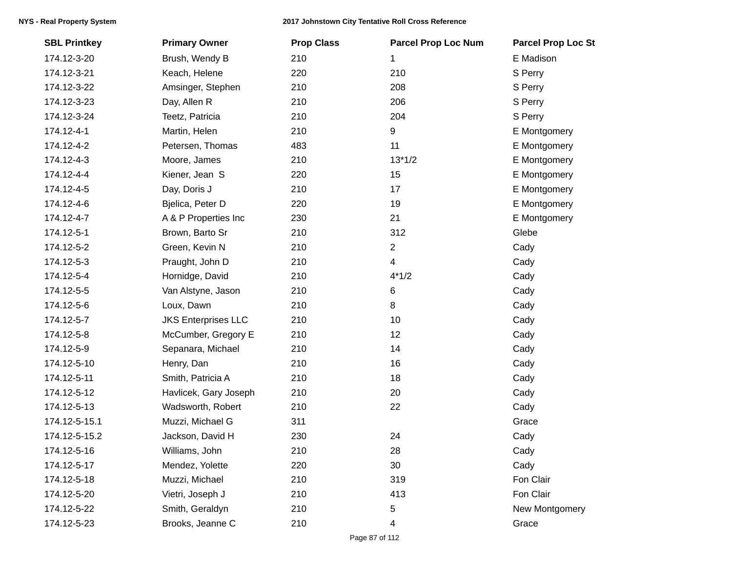| SBL Printkey | Primary Owner | Prop Class | Parcel Prop Loc Num | Parcel Prop Loc St |
|---|---|---|---|---|
| 174.12-3-20 | Brush, Wendy B | 210 | 1 | E Madison |
| 174.12-3-21 | Keach, Helene | 220 | 210 | S Perry |
| 174.12-3-22 | Amsinger, Stephen | 210 | 208 | S Perry |
| 174.12-3-23 | Day, Allen R | 210 | 206 | S Perry |
| 174.12-3-24 | Teetz, Patricia | 210 | 204 | S Perry |
| 174.12-4-1 | Martin, Helen | 210 | 9 | E Montgomery |
| 174.12-4-2 | Petersen, Thomas | 483 | 11 | E Montgomery |
| 174.12-4-3 | Moore, James | 210 | 13*1/2 | E Montgomery |
| 174.12-4-4 | Kiener, Jean S | 220 | 15 | E Montgomery |
| 174.12-4-5 | Day, Doris J | 210 | 17 | E Montgomery |
| 174.12-4-6 | Bjelica, Peter D | 220 | 19 | E Montgomery |
| 174.12-4-7 | A & P Properties Inc | 230 | 21 | E Montgomery |
| 174.12-5-1 | Brown, Barto Sr | 210 | 312 | Glebe |
| 174.12-5-2 | Green, Kevin N | 210 | 2 | Cady |
| 174.12-5-3 | Praught, John D | 210 | 4 | Cady |
| 174.12-5-4 | Hornidge, David | 210 | 4*1/2 | Cady |
| 174.12-5-5 | Van Alstyne, Jason | 210 | 6 | Cady |
| 174.12-5-6 | Loux, Dawn | 210 | 8 | Cady |
| 174.12-5-7 | JKS Enterprises LLC | 210 | 10 | Cady |
| 174.12-5-8 | McCumber, Gregory E | 210 | 12 | Cady |
| 174.12-5-9 | Sepanara, Michael | 210 | 14 | Cady |
| 174.12-5-10 | Henry, Dan | 210 | 16 | Cady |
| 174.12-5-11 | Smith, Patricia A | 210 | 18 | Cady |
| 174.12-5-12 | Havlicek, Gary Joseph | 210 | 20 | Cady |
| 174.12-5-13 | Wadsworth, Robert | 210 | 22 | Cady |
| 174.12-5-15.1 | Muzzi, Michael G | 311 | | Grace |
| 174.12-5-15.2 | Jackson, David H | 230 | 24 | Cady |
| 174.12-5-16 | Williams, John | 210 | 28 | Cady |
| 174.12-5-17 | Mendez, Yolette | 220 | 30 | Cady |
| 174.12-5-18 | Muzzi, Michael | 210 | 319 | Fon Clair |
| 174.12-5-20 | Vietri, Joseph J | 210 | 413 | Fon Clair |
| 174.12-5-22 | Smith, Geraldyn | 210 | 5 | New Montgomery |
| 174.12-5-23 | Brooks, Jeanne C | 210 | 4 | Grace |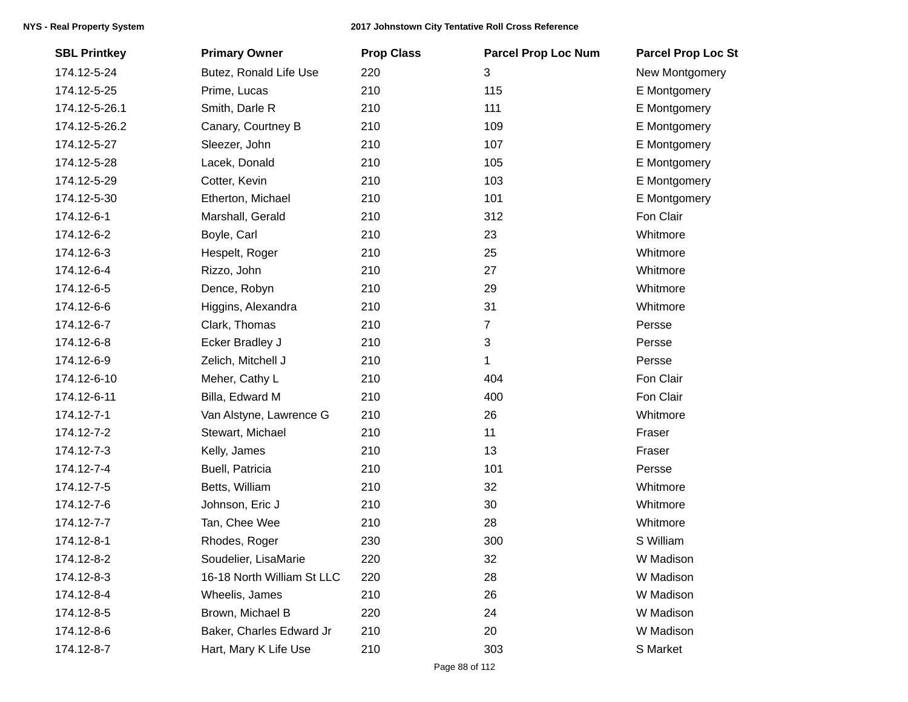| SBL Printkey | Primary Owner | Prop Class | Parcel Prop Loc Num | Parcel Prop Loc St |
|---|---|---|---|---|
| 174.12-5-24 | Butez, Ronald Life Use | 220 | 3 | New Montgomery |
| 174.12-5-25 | Prime, Lucas | 210 | 115 | E Montgomery |
| 174.12-5-26.1 | Smith, Darle R | 210 | 111 | E Montgomery |
| 174.12-5-26.2 | Canary, Courtney B | 210 | 109 | E Montgomery |
| 174.12-5-27 | Sleezer, John | 210 | 107 | E Montgomery |
| 174.12-5-28 | Lacek, Donald | 210 | 105 | E Montgomery |
| 174.12-5-29 | Cotter, Kevin | 210 | 103 | E Montgomery |
| 174.12-5-30 | Etherton, Michael | 210 | 101 | E Montgomery |
| 174.12-6-1 | Marshall, Gerald | 210 | 312 | Fon Clair |
| 174.12-6-2 | Boyle, Carl | 210 | 23 | Whitmore |
| 174.12-6-3 | Hespelt, Roger | 210 | 25 | Whitmore |
| 174.12-6-4 | Rizzo, John | 210 | 27 | Whitmore |
| 174.12-6-5 | Dence, Robyn | 210 | 29 | Whitmore |
| 174.12-6-6 | Higgins, Alexandra | 210 | 31 | Whitmore |
| 174.12-6-7 | Clark, Thomas | 210 | 7 | Persse |
| 174.12-6-8 | Ecker Bradley J | 210 | 3 | Persse |
| 174.12-6-9 | Zelich, Mitchell J | 210 | 1 | Persse |
| 174.12-6-10 | Meher, Cathy L | 210 | 404 | Fon Clair |
| 174.12-6-11 | Billa, Edward M | 210 | 400 | Fon Clair |
| 174.12-7-1 | Van Alstyne, Lawrence G | 210 | 26 | Whitmore |
| 174.12-7-2 | Stewart, Michael | 210 | 11 | Fraser |
| 174.12-7-3 | Kelly, James | 210 | 13 | Fraser |
| 174.12-7-4 | Buell, Patricia | 210 | 101 | Persse |
| 174.12-7-5 | Betts, William | 210 | 32 | Whitmore |
| 174.12-7-6 | Johnson, Eric J | 210 | 30 | Whitmore |
| 174.12-7-7 | Tan, Chee Wee | 210 | 28 | Whitmore |
| 174.12-8-1 | Rhodes, Roger | 230 | 300 | S William |
| 174.12-8-2 | Soudelier, LisaMarie | 220 | 32 | W Madison |
| 174.12-8-3 | 16-18 North William St LLC | 220 | 28 | W Madison |
| 174.12-8-4 | Wheelis, James | 210 | 26 | W Madison |
| 174.12-8-5 | Brown, Michael B | 220 | 24 | W Madison |
| 174.12-8-6 | Baker, Charles Edward Jr | 210 | 20 | W Madison |
| 174.12-8-7 | Hart, Mary K Life Use | 210 | 303 | S Market |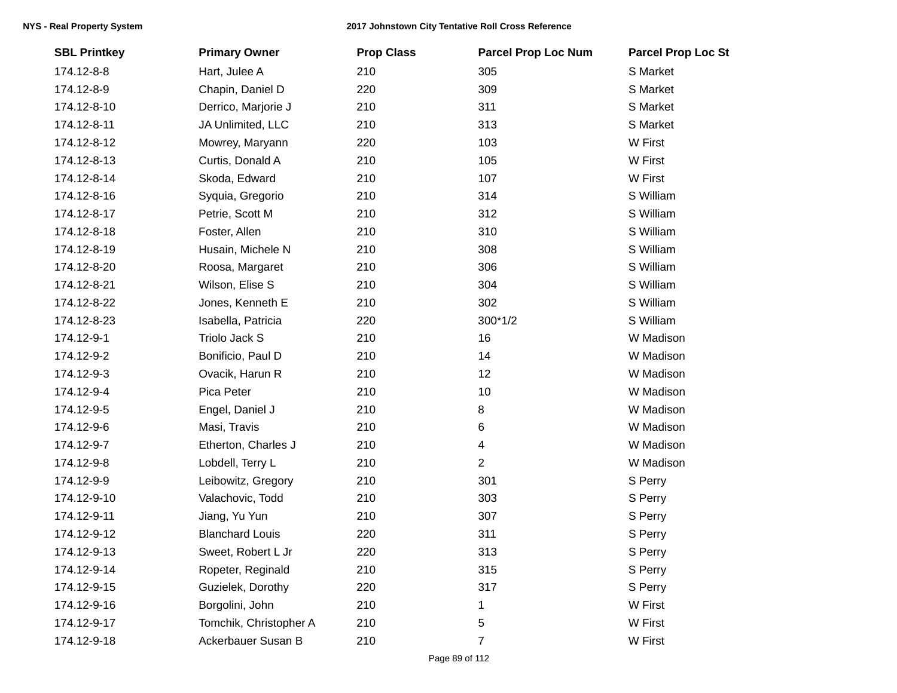| SBL Printkey | Primary Owner | Prop Class | Parcel Prop Loc Num | Parcel Prop Loc St |
|---|---|---|---|---|
| 174.12-8-8 | Hart, Julee A | 210 | 305 | S Market |
| 174.12-8-9 | Chapin, Daniel D | 220 | 309 | S Market |
| 174.12-8-10 | Derrico, Marjorie J | 210 | 311 | S Market |
| 174.12-8-11 | JA Unlimited, LLC | 210 | 313 | S Market |
| 174.12-8-12 | Mowrey, Maryann | 220 | 103 | W First |
| 174.12-8-13 | Curtis, Donald A | 210 | 105 | W First |
| 174.12-8-14 | Skoda, Edward | 210 | 107 | W First |
| 174.12-8-16 | Syquia, Gregorio | 210 | 314 | S William |
| 174.12-8-17 | Petrie, Scott M | 210 | 312 | S William |
| 174.12-8-18 | Foster, Allen | 210 | 310 | S William |
| 174.12-8-19 | Husain, Michele N | 210 | 308 | S William |
| 174.12-8-20 | Roosa, Margaret | 210 | 306 | S William |
| 174.12-8-21 | Wilson, Elise S | 210 | 304 | S William |
| 174.12-8-22 | Jones, Kenneth E | 210 | 302 | S William |
| 174.12-8-23 | Isabella, Patricia | 220 | 300*1/2 | S William |
| 174.12-9-1 | Triolo Jack S | 210 | 16 | W Madison |
| 174.12-9-2 | Bonificio, Paul D | 210 | 14 | W Madison |
| 174.12-9-3 | Ovacik, Harun R | 210 | 12 | W Madison |
| 174.12-9-4 | Pica Peter | 210 | 10 | W Madison |
| 174.12-9-5 | Engel, Daniel J | 210 | 8 | W Madison |
| 174.12-9-6 | Masi, Travis | 210 | 6 | W Madison |
| 174.12-9-7 | Etherton, Charles J | 210 | 4 | W Madison |
| 174.12-9-8 | Lobdell, Terry L | 210 | 2 | W Madison |
| 174.12-9-9 | Leibowitz, Gregory | 210 | 301 | S Perry |
| 174.12-9-10 | Valachovic, Todd | 210 | 303 | S Perry |
| 174.12-9-11 | Jiang, Yu Yun | 210 | 307 | S Perry |
| 174.12-9-12 | Blanchard Louis | 220 | 311 | S Perry |
| 174.12-9-13 | Sweet, Robert L Jr | 220 | 313 | S Perry |
| 174.12-9-14 | Ropeter, Reginald | 210 | 315 | S Perry |
| 174.12-9-15 | Guzielek, Dorothy | 220 | 317 | S Perry |
| 174.12-9-16 | Borgolini, John | 210 | 1 | W First |
| 174.12-9-17 | Tomchik, Christopher A | 210 | 5 | W First |
| 174.12-9-18 | Ackerbauer Susan B | 210 | 7 | W First |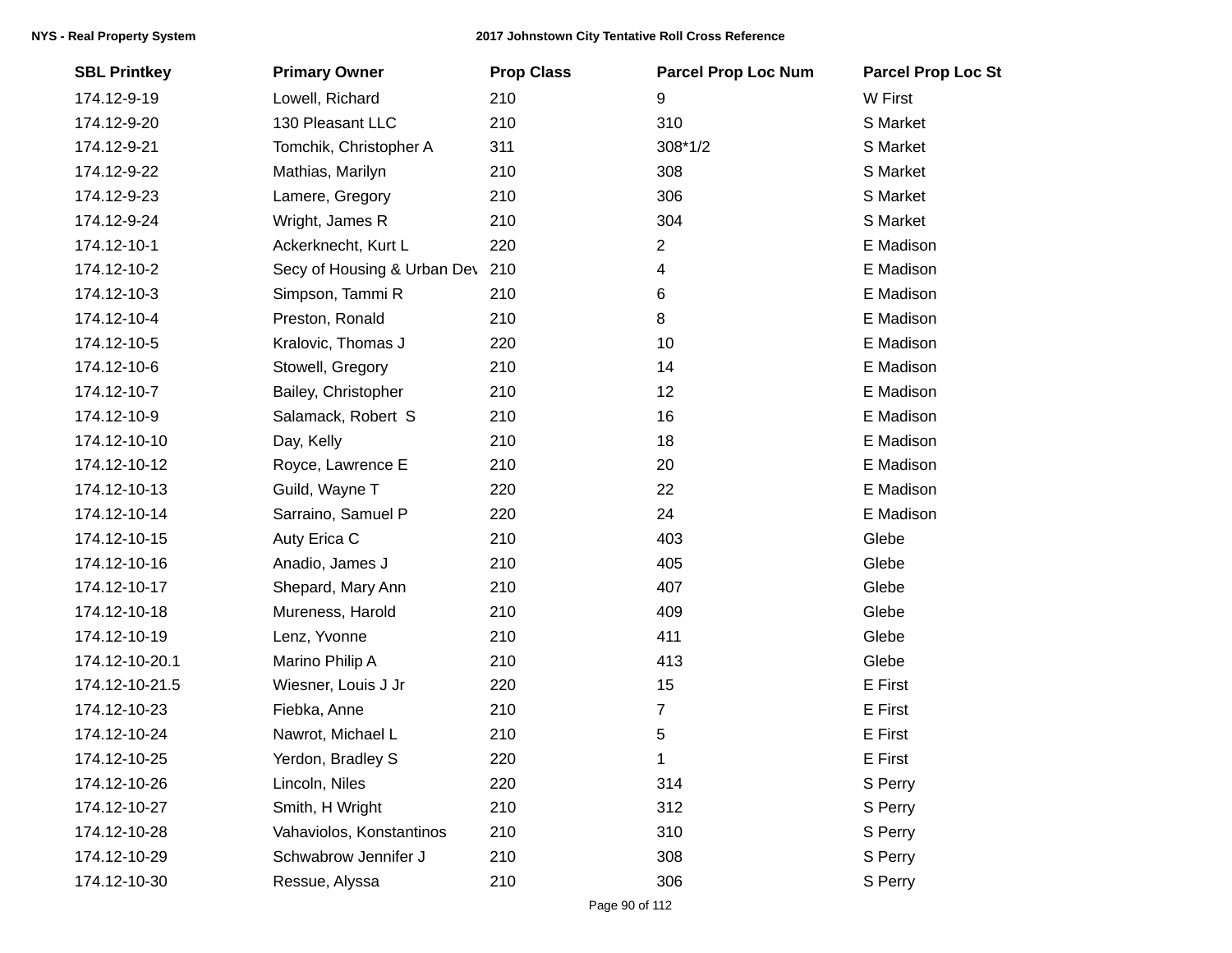| SBL Printkey | Primary Owner | Prop Class | Parcel Prop Loc Num | Parcel Prop Loc St |
|---|---|---|---|---|
| 174.12-9-19 | Lowell, Richard | 210 | 9 | W First |
| 174.12-9-20 | 130 Pleasant LLC | 210 | 310 | S Market |
| 174.12-9-21 | Tomchik, Christopher A | 311 | 308*1/2 | S Market |
| 174.12-9-22 | Mathias, Marilyn | 210 | 308 | S Market |
| 174.12-9-23 | Lamere, Gregory | 210 | 306 | S Market |
| 174.12-9-24 | Wright, James R | 210 | 304 | S Market |
| 174.12-10-1 | Ackerknecht, Kurt L | 220 | 2 | E Madison |
| 174.12-10-2 | Secy of Housing & Urban Dev | 210 | 4 | E Madison |
| 174.12-10-3 | Simpson, Tammi R | 210 | 6 | E Madison |
| 174.12-10-4 | Preston, Ronald | 210 | 8 | E Madison |
| 174.12-10-5 | Kralovic, Thomas J | 220 | 10 | E Madison |
| 174.12-10-6 | Stowell, Gregory | 210 | 14 | E Madison |
| 174.12-10-7 | Bailey, Christopher | 210 | 12 | E Madison |
| 174.12-10-9 | Salamack, Robert S | 210 | 16 | E Madison |
| 174.12-10-10 | Day, Kelly | 210 | 18 | E Madison |
| 174.12-10-12 | Royce, Lawrence E | 210 | 20 | E Madison |
| 174.12-10-13 | Guild, Wayne T | 220 | 22 | E Madison |
| 174.12-10-14 | Sarraino, Samuel P | 220 | 24 | E Madison |
| 174.12-10-15 | Auty Erica C | 210 | 403 | Glebe |
| 174.12-10-16 | Anadio, James J | 210 | 405 | Glebe |
| 174.12-10-17 | Shepard, Mary Ann | 210 | 407 | Glebe |
| 174.12-10-18 | Mureness, Harold | 210 | 409 | Glebe |
| 174.12-10-19 | Lenz, Yvonne | 210 | 411 | Glebe |
| 174.12-10-20.1 | Marino Philip A | 210 | 413 | Glebe |
| 174.12-10-21.5 | Wiesner, Louis J Jr | 220 | 15 | E First |
| 174.12-10-23 | Fiebka, Anne | 210 | 7 | E First |
| 174.12-10-24 | Nawrot, Michael L | 210 | 5 | E First |
| 174.12-10-25 | Yerdon, Bradley S | 220 | 1 | E First |
| 174.12-10-26 | Lincoln, Niles | 220 | 314 | S Perry |
| 174.12-10-27 | Smith, H Wright | 210 | 312 | S Perry |
| 174.12-10-28 | Vahaviolos, Konstantinos | 210 | 310 | S Perry |
| 174.12-10-29 | Schwabrow Jennifer J | 210 | 308 | S Perry |
| 174.12-10-30 | Ressue, Alyssa | 210 | 306 | S Perry |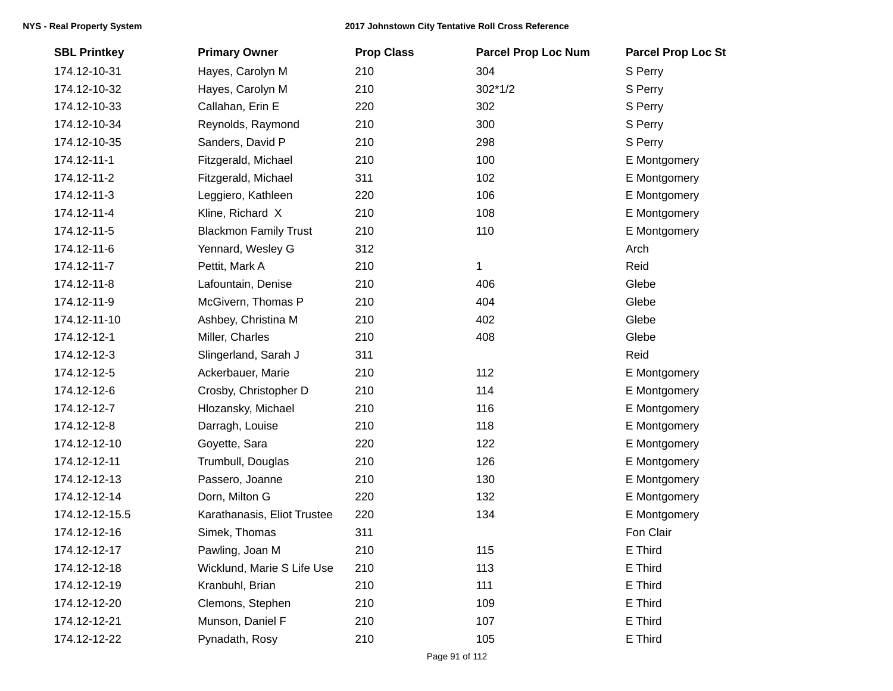| SBL Printkey | Primary Owner | Prop Class | Parcel Prop Loc Num | Parcel Prop Loc St |
|---|---|---|---|---|
| 174.12-10-31 | Hayes, Carolyn M | 210 | 304 | S Perry |
| 174.12-10-32 | Hayes, Carolyn M | 210 | 302*1/2 | S Perry |
| 174.12-10-33 | Callahan, Erin E | 220 | 302 | S Perry |
| 174.12-10-34 | Reynolds, Raymond | 210 | 300 | S Perry |
| 174.12-10-35 | Sanders, David P | 210 | 298 | S Perry |
| 174.12-11-1 | Fitzgerald, Michael | 210 | 100 | E Montgomery |
| 174.12-11-2 | Fitzgerald, Michael | 311 | 102 | E Montgomery |
| 174.12-11-3 | Leggiero, Kathleen | 220 | 106 | E Montgomery |
| 174.12-11-4 | Kline, Richard X | 210 | 108 | E Montgomery |
| 174.12-11-5 | Blackmon Family Trust | 210 | 110 | E Montgomery |
| 174.12-11-6 | Yennard, Wesley G | 312 | | Arch |
| 174.12-11-7 | Pettit, Mark A | 210 | 1 | Reid |
| 174.12-11-8 | Lafountain, Denise | 210 | 406 | Glebe |
| 174.12-11-9 | McGivern, Thomas P | 210 | 404 | Glebe |
| 174.12-11-10 | Ashbey, Christina M | 210 | 402 | Glebe |
| 174.12-12-1 | Miller, Charles | 210 | 408 | Glebe |
| 174.12-12-3 | Slingerland, Sarah J | 311 | | Reid |
| 174.12-12-5 | Ackerbauer, Marie | 210 | 112 | E Montgomery |
| 174.12-12-6 | Crosby, Christopher D | 210 | 114 | E Montgomery |
| 174.12-12-7 | Hlozansky, Michael | 210 | 116 | E Montgomery |
| 174.12-12-8 | Darragh, Louise | 210 | 118 | E Montgomery |
| 174.12-12-10 | Goyette, Sara | 220 | 122 | E Montgomery |
| 174.12-12-11 | Trumbull, Douglas | 210 | 126 | E Montgomery |
| 174.12-12-13 | Passero, Joanne | 210 | 130 | E Montgomery |
| 174.12-12-14 | Dorn, Milton G | 220 | 132 | E Montgomery |
| 174.12-12-15.5 | Karathanasis, Eliot Trustee | 220 | 134 | E Montgomery |
| 174.12-12-16 | Simek, Thomas | 311 | | Fon Clair |
| 174.12-12-17 | Pawling, Joan M | 210 | 115 | E Third |
| 174.12-12-18 | Wicklund, Marie S Life Use | 210 | 113 | E Third |
| 174.12-12-19 | Kranbuhl, Brian | 210 | 111 | E Third |
| 174.12-12-20 | Clemons, Stephen | 210 | 109 | E Third |
| 174.12-12-21 | Munson, Daniel F | 210 | 107 | E Third |
| 174.12-12-22 | Pynadath, Rosy | 210 | 105 | E Third |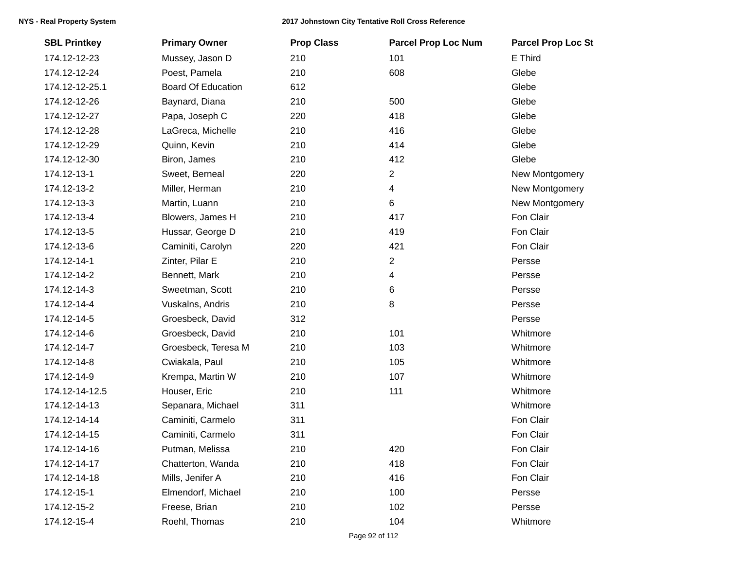| SBL Printkey | Primary Owner | Prop Class | Parcel Prop Loc Num | Parcel Prop Loc St |
|---|---|---|---|---|
| 174.12-12-23 | Mussey, Jason D | 210 | 101 | E Third |
| 174.12-12-24 | Poest, Pamela | 210 | 608 | Glebe |
| 174.12-12-25.1 | Board Of Education | 612 | | Glebe |
| 174.12-12-26 | Baynard, Diana | 210 | 500 | Glebe |
| 174.12-12-27 | Papa, Joseph C | 220 | 418 | Glebe |
| 174.12-12-28 | LaGreca, Michelle | 210 | 416 | Glebe |
| 174.12-12-29 | Quinn, Kevin | 210 | 414 | Glebe |
| 174.12-12-30 | Biron, James | 210 | 412 | Glebe |
| 174.12-13-1 | Sweet, Berneal | 220 | 2 | New Montgomery |
| 174.12-13-2 | Miller, Herman | 210 | 4 | New Montgomery |
| 174.12-13-3 | Martin, Luann | 210 | 6 | New Montgomery |
| 174.12-13-4 | Blowers, James H | 210 | 417 | Fon Clair |
| 174.12-13-5 | Hussar, George D | 210 | 419 | Fon Clair |
| 174.12-13-6 | Caminiti, Carolyn | 220 | 421 | Fon Clair |
| 174.12-14-1 | Zinter, Pilar E | 210 | 2 | Persse |
| 174.12-14-2 | Bennett, Mark | 210 | 4 | Persse |
| 174.12-14-3 | Sweetman, Scott | 210 | 6 | Persse |
| 174.12-14-4 | Vuskalns, Andris | 210 | 8 | Persse |
| 174.12-14-5 | Groesbeck, David | 312 | | Persse |
| 174.12-14-6 | Groesbeck, David | 210 | 101 | Whitmore |
| 174.12-14-7 | Groesbeck, Teresa M | 210 | 103 | Whitmore |
| 174.12-14-8 | Cwiakala, Paul | 210 | 105 | Whitmore |
| 174.12-14-9 | Krempa, Martin W | 210 | 107 | Whitmore |
| 174.12-14-12.5 | Houser, Eric | 210 | 111 | Whitmore |
| 174.12-14-13 | Sepanara, Michael | 311 | | Whitmore |
| 174.12-14-14 | Caminiti, Carmelo | 311 | | Fon Clair |
| 174.12-14-15 | Caminiti, Carmelo | 311 | | Fon Clair |
| 174.12-14-16 | Putman, Melissa | 210 | 420 | Fon Clair |
| 174.12-14-17 | Chatterton, Wanda | 210 | 418 | Fon Clair |
| 174.12-14-18 | Mills, Jenifer A | 210 | 416 | Fon Clair |
| 174.12-15-1 | Elmendorf, Michael | 210 | 100 | Persse |
| 174.12-15-2 | Freese, Brian | 210 | 102 | Persse |
| 174.12-15-4 | Roehl, Thomas | 210 | 104 | Whitmore |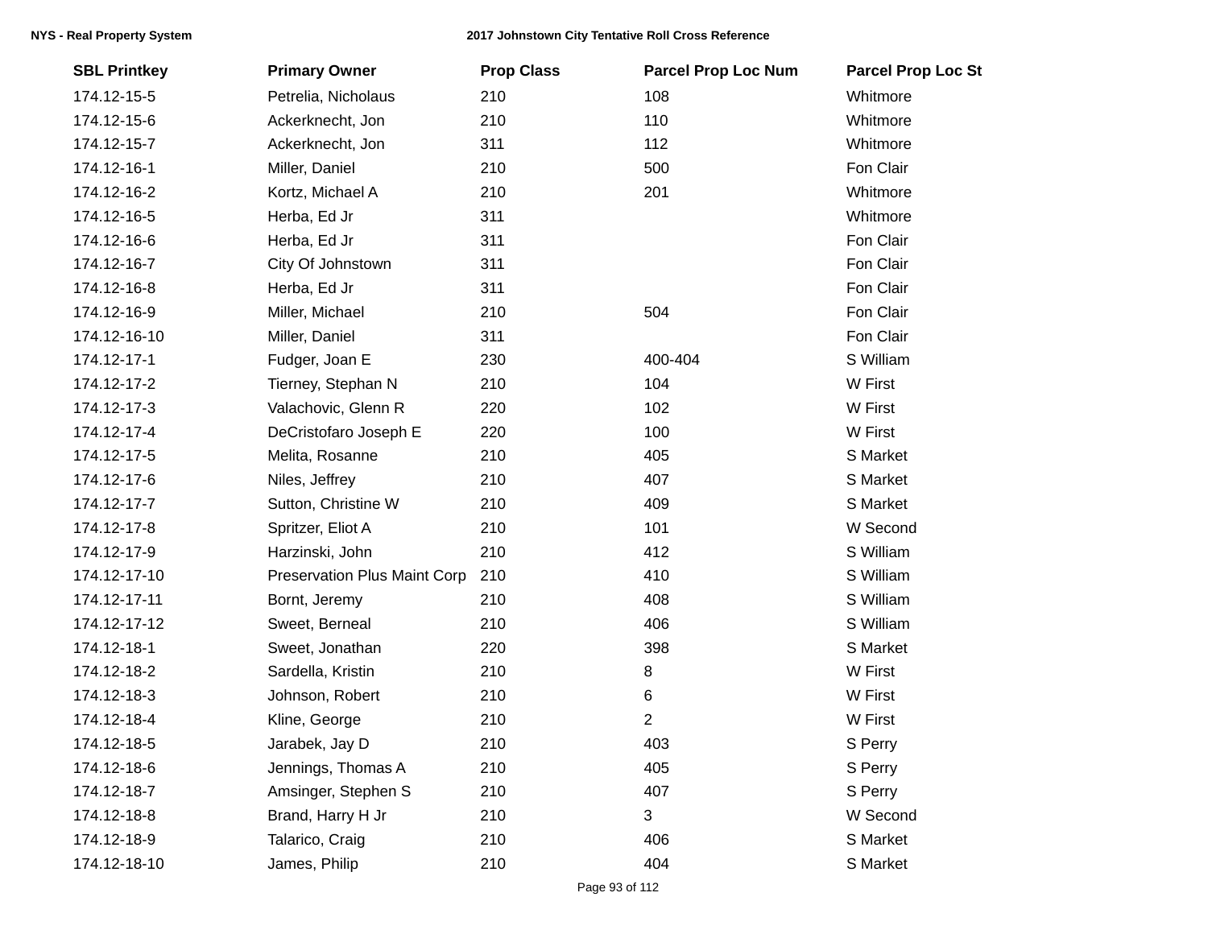| SBL Printkey | Primary Owner | Prop Class | Parcel Prop Loc Num | Parcel Prop Loc St |
|---|---|---|---|---|
| 174.12-15-5 | Petrelia, Nicholaus | 210 | 108 | Whitmore |
| 174.12-15-6 | Ackerknecht, Jon | 210 | 110 | Whitmore |
| 174.12-15-7 | Ackerknecht, Jon | 311 | 112 | Whitmore |
| 174.12-16-1 | Miller, Daniel | 210 | 500 | Fon Clair |
| 174.12-16-2 | Kortz, Michael A | 210 | 201 | Whitmore |
| 174.12-16-5 | Herba, Ed Jr | 311 | | Whitmore |
| 174.12-16-6 | Herba, Ed Jr | 311 | | Fon Clair |
| 174.12-16-7 | City Of Johnstown | 311 | | Fon Clair |
| 174.12-16-8 | Herba, Ed Jr | 311 | | Fon Clair |
| 174.12-16-9 | Miller, Michael | 210 | 504 | Fon Clair |
| 174.12-16-10 | Miller, Daniel | 311 | | Fon Clair |
| 174.12-17-1 | Fudger, Joan E | 230 | 400-404 | S William |
| 174.12-17-2 | Tierney, Stephan N | 210 | 104 | W First |
| 174.12-17-3 | Valachovic, Glenn R | 220 | 102 | W First |
| 174.12-17-4 | DeCristofaro Joseph E | 220 | 100 | W First |
| 174.12-17-5 | Melita, Rosanne | 210 | 405 | S Market |
| 174.12-17-6 | Niles, Jeffrey | 210 | 407 | S Market |
| 174.12-17-7 | Sutton, Christine W | 210 | 409 | S Market |
| 174.12-17-8 | Spritzer, Eliot A | 210 | 101 | W Second |
| 174.12-17-9 | Harzinski, John | 210 | 412 | S William |
| 174.12-17-10 | Preservation Plus Maint Corp | 210 | 410 | S William |
| 174.12-17-11 | Bornt, Jeremy | 210 | 408 | S William |
| 174.12-17-12 | Sweet, Berneal | 210 | 406 | S William |
| 174.12-18-1 | Sweet, Jonathan | 220 | 398 | S Market |
| 174.12-18-2 | Sardella, Kristin | 210 | 8 | W First |
| 174.12-18-3 | Johnson, Robert | 210 | 6 | W First |
| 174.12-18-4 | Kline, George | 210 | 2 | W First |
| 174.12-18-5 | Jarabek, Jay D | 210 | 403 | S Perry |
| 174.12-18-6 | Jennings, Thomas A | 210 | 405 | S Perry |
| 174.12-18-7 | Amsinger, Stephen S | 210 | 407 | S Perry |
| 174.12-18-8 | Brand, Harry H Jr | 210 | 3 | W Second |
| 174.12-18-9 | Talarico, Craig | 210 | 406 | S Market |
| 174.12-18-10 | James, Philip | 210 | 404 | S Market |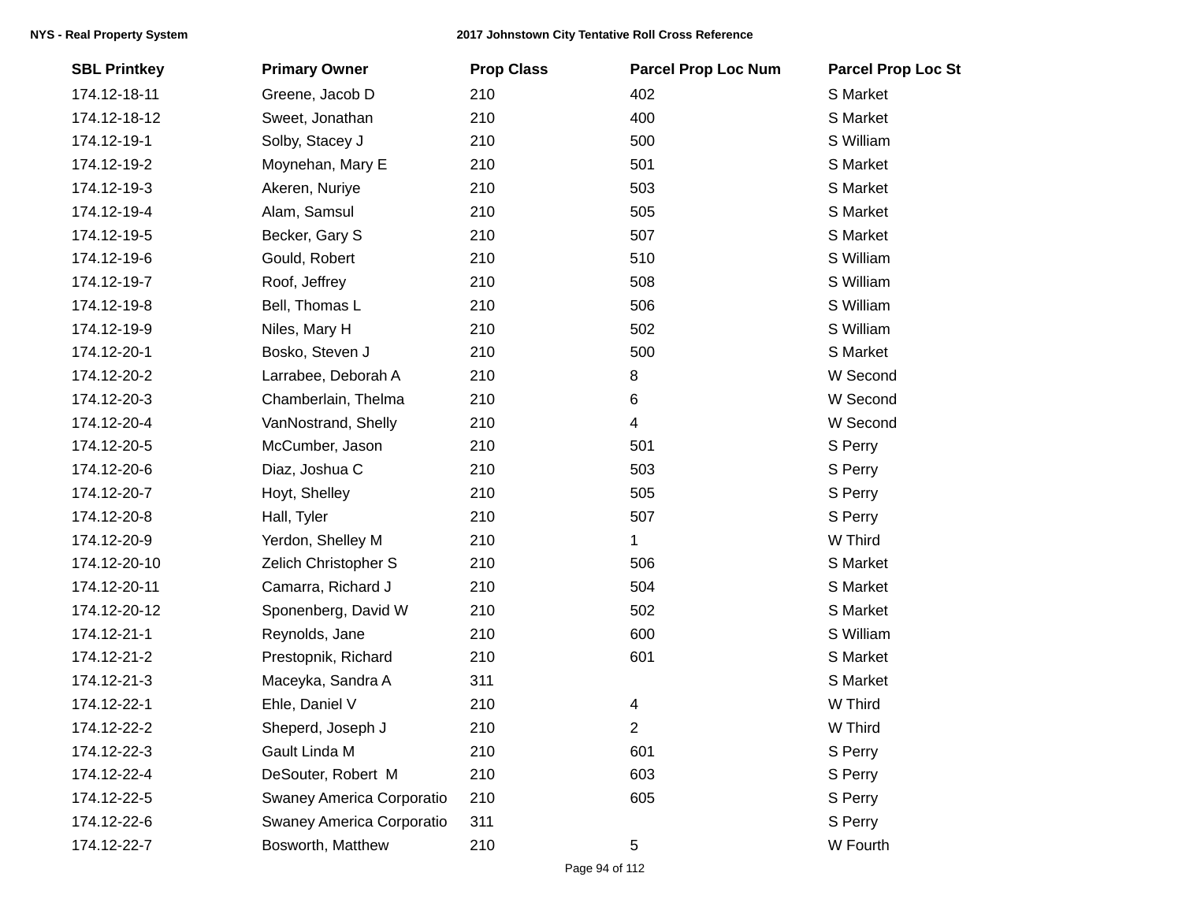| SBL Printkey | Primary Owner | Prop Class | Parcel Prop Loc Num | Parcel Prop Loc St |
|---|---|---|---|---|
| 174.12-18-11 | Greene, Jacob D | 210 | 402 | S Market |
| 174.12-18-12 | Sweet, Jonathan | 210 | 400 | S Market |
| 174.12-19-1 | Solby, Stacey J | 210 | 500 | S William |
| 174.12-19-2 | Moynehan, Mary E | 210 | 501 | S Market |
| 174.12-19-3 | Akeren, Nuriye | 210 | 503 | S Market |
| 174.12-19-4 | Alam, Samsul | 210 | 505 | S Market |
| 174.12-19-5 | Becker, Gary S | 210 | 507 | S Market |
| 174.12-19-6 | Gould, Robert | 210 | 510 | S William |
| 174.12-19-7 | Roof, Jeffrey | 210 | 508 | S William |
| 174.12-19-8 | Bell, Thomas L | 210 | 506 | S William |
| 174.12-19-9 | Niles, Mary H | 210 | 502 | S William |
| 174.12-20-1 | Bosko, Steven J | 210 | 500 | S Market |
| 174.12-20-2 | Larrabee, Deborah A | 210 | 8 | W Second |
| 174.12-20-3 | Chamberlain, Thelma | 210 | 6 | W Second |
| 174.12-20-4 | VanNostrand, Shelly | 210 | 4 | W Second |
| 174.12-20-5 | McCumber, Jason | 210 | 501 | S Perry |
| 174.12-20-6 | Diaz, Joshua C | 210 | 503 | S Perry |
| 174.12-20-7 | Hoyt, Shelley | 210 | 505 | S Perry |
| 174.12-20-8 | Hall, Tyler | 210 | 507 | S Perry |
| 174.12-20-9 | Yerdon, Shelley M | 210 | 1 | W Third |
| 174.12-20-10 | Zelich Christopher S | 210 | 506 | S Market |
| 174.12-20-11 | Camarra, Richard J | 210 | 504 | S Market |
| 174.12-20-12 | Sponenberg, David W | 210 | 502 | S Market |
| 174.12-21-1 | Reynolds, Jane | 210 | 600 | S William |
| 174.12-21-2 | Prestopnik, Richard | 210 | 601 | S Market |
| 174.12-21-3 | Maceyka, Sandra A | 311 | | S Market |
| 174.12-22-1 | Ehle, Daniel V | 210 | 4 | W Third |
| 174.12-22-2 | Sheperd, Joseph J | 210 | 2 | W Third |
| 174.12-22-3 | Gault Linda M | 210 | 601 | S Perry |
| 174.12-22-4 | DeSouter, Robert M | 210 | 603 | S Perry |
| 174.12-22-5 | Swaney America Corporatio | 210 | 605 | S Perry |
| 174.12-22-6 | Swaney America Corporatio | 311 | | S Perry |
| 174.12-22-7 | Bosworth, Matthew | 210 | 5 | W Fourth |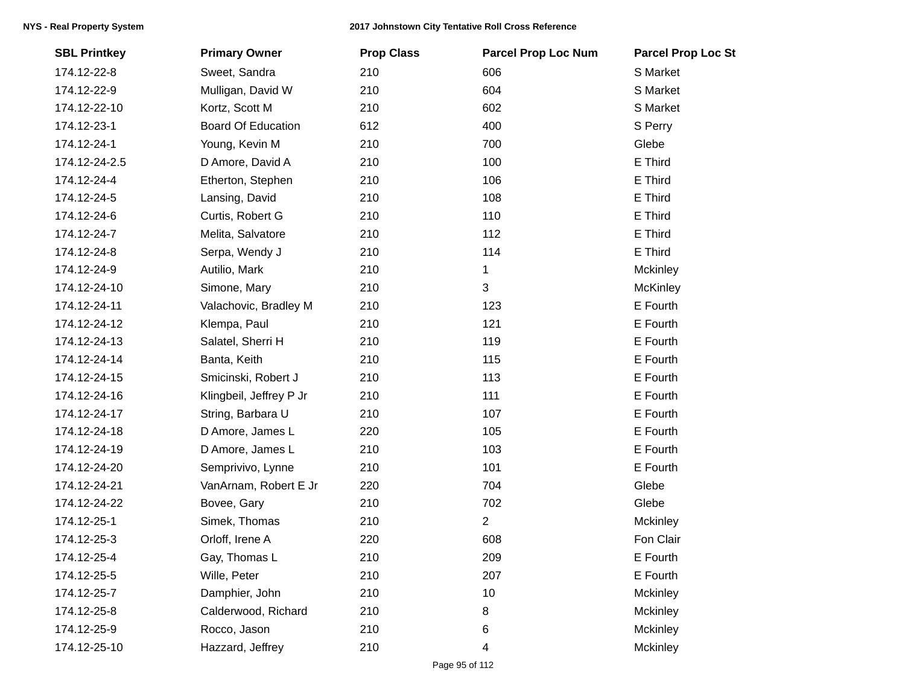| SBL Printkey | Primary Owner | Prop Class | Parcel Prop Loc Num | Parcel Prop Loc St |
|---|---|---|---|---|
| 174.12-22-8 | Sweet, Sandra | 210 | 606 | S Market |
| 174.12-22-9 | Mulligan, David W | 210 | 604 | S Market |
| 174.12-22-10 | Kortz, Scott M | 210 | 602 | S Market |
| 174.12-23-1 | Board Of Education | 612 | 400 | S Perry |
| 174.12-24-1 | Young, Kevin M | 210 | 700 | Glebe |
| 174.12-24-2.5 | D Amore, David A | 210 | 100 | E Third |
| 174.12-24-4 | Etherton, Stephen | 210 | 106 | E Third |
| 174.12-24-5 | Lansing, David | 210 | 108 | E Third |
| 174.12-24-6 | Curtis, Robert G | 210 | 110 | E Third |
| 174.12-24-7 | Melita, Salvatore | 210 | 112 | E Third |
| 174.12-24-8 | Serpa, Wendy J | 210 | 114 | E Third |
| 174.12-24-9 | Autilio, Mark | 210 | 1 | Mckinley |
| 174.12-24-10 | Simone, Mary | 210 | 3 | McKinley |
| 174.12-24-11 | Valachovic, Bradley M | 210 | 123 | E Fourth |
| 174.12-24-12 | Klempa, Paul | 210 | 121 | E Fourth |
| 174.12-24-13 | Salatel, Sherri H | 210 | 119 | E Fourth |
| 174.12-24-14 | Banta, Keith | 210 | 115 | E Fourth |
| 174.12-24-15 | Smicinski, Robert J | 210 | 113 | E Fourth |
| 174.12-24-16 | Klingbeil, Jeffrey P Jr | 210 | 111 | E Fourth |
| 174.12-24-17 | String, Barbara U | 210 | 107 | E Fourth |
| 174.12-24-18 | D Amore, James L | 220 | 105 | E Fourth |
| 174.12-24-19 | D Amore, James L | 210 | 103 | E Fourth |
| 174.12-24-20 | Semprivivo, Lynne | 210 | 101 | E Fourth |
| 174.12-24-21 | VanArnam, Robert E Jr | 220 | 704 | Glebe |
| 174.12-24-22 | Bovee, Gary | 210 | 702 | Glebe |
| 174.12-25-1 | Simek, Thomas | 210 | 2 | Mckinley |
| 174.12-25-3 | Orloff, Irene A | 220 | 608 | Fon Clair |
| 174.12-25-4 | Gay, Thomas L | 210 | 209 | E Fourth |
| 174.12-25-5 | Wille, Peter | 210 | 207 | E Fourth |
| 174.12-25-7 | Damphier, John | 210 | 10 | Mckinley |
| 174.12-25-8 | Calderwood, Richard | 210 | 8 | Mckinley |
| 174.12-25-9 | Rocco, Jason | 210 | 6 | Mckinley |
| 174.12-25-10 | Hazzard, Jeffrey | 210 | 4 | Mckinley |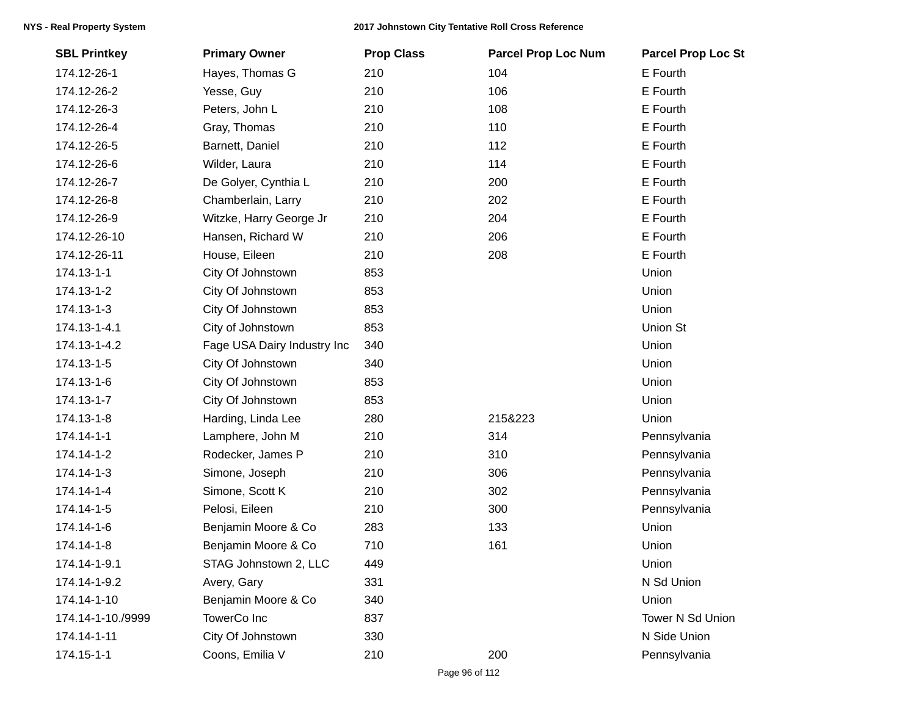| SBL Printkey | Primary Owner | Prop Class | Parcel Prop Loc Num | Parcel Prop Loc St |
|---|---|---|---|---|
| 174.12-26-1 | Hayes, Thomas G | 210 | 104 | E Fourth |
| 174.12-26-2 | Yesse, Guy | 210 | 106 | E Fourth |
| 174.12-26-3 | Peters, John L | 210 | 108 | E Fourth |
| 174.12-26-4 | Gray, Thomas | 210 | 110 | E Fourth |
| 174.12-26-5 | Barnett, Daniel | 210 | 112 | E Fourth |
| 174.12-26-6 | Wilder, Laura | 210 | 114 | E Fourth |
| 174.12-26-7 | De Golyer, Cynthia L | 210 | 200 | E Fourth |
| 174.12-26-8 | Chamberlain, Larry | 210 | 202 | E Fourth |
| 174.12-26-9 | Witzke, Harry George Jr | 210 | 204 | E Fourth |
| 174.12-26-10 | Hansen, Richard W | 210 | 206 | E Fourth |
| 174.12-26-11 | House, Eileen | 210 | 208 | E Fourth |
| 174.13-1-1 | City Of Johnstown | 853 | | Union |
| 174.13-1-2 | City Of Johnstown | 853 | | Union |
| 174.13-1-3 | City Of Johnstown | 853 | | Union |
| 174.13-1-4.1 | City of Johnstown | 853 | | Union St |
| 174.13-1-4.2 | Fage USA Dairy Industry Inc | 340 | | Union |
| 174.13-1-5 | City Of Johnstown | 340 | | Union |
| 174.13-1-6 | City Of Johnstown | 853 | | Union |
| 174.13-1-7 | City Of Johnstown | 853 | | Union |
| 174.13-1-8 | Harding, Linda Lee | 280 | 215&223 | Union |
| 174.14-1-1 | Lamphere, John M | 210 | 314 | Pennsylvania |
| 174.14-1-2 | Rodecker, James P | 210 | 310 | Pennsylvania |
| 174.14-1-3 | Simone, Joseph | 210 | 306 | Pennsylvania |
| 174.14-1-4 | Simone, Scott K | 210 | 302 | Pennsylvania |
| 174.14-1-5 | Pelosi, Eileen | 210 | 300 | Pennsylvania |
| 174.14-1-6 | Benjamin Moore & Co | 283 | 133 | Union |
| 174.14-1-8 | Benjamin Moore & Co | 710 | 161 | Union |
| 174.14-1-9.1 | STAG Johnstown 2, LLC | 449 | | Union |
| 174.14-1-9.2 | Avery, Gary | 331 | | N Sd Union |
| 174.14-1-10 | Benjamin Moore & Co | 340 | | Union |
| 174.14-1-10./9999 | TowerCo Inc | 837 | | Tower N Sd Union |
| 174.14-1-11 | City Of Johnstown | 330 | | N Side Union |
| 174.15-1-1 | Coons, Emilia V | 210 | 200 | Pennsylvania |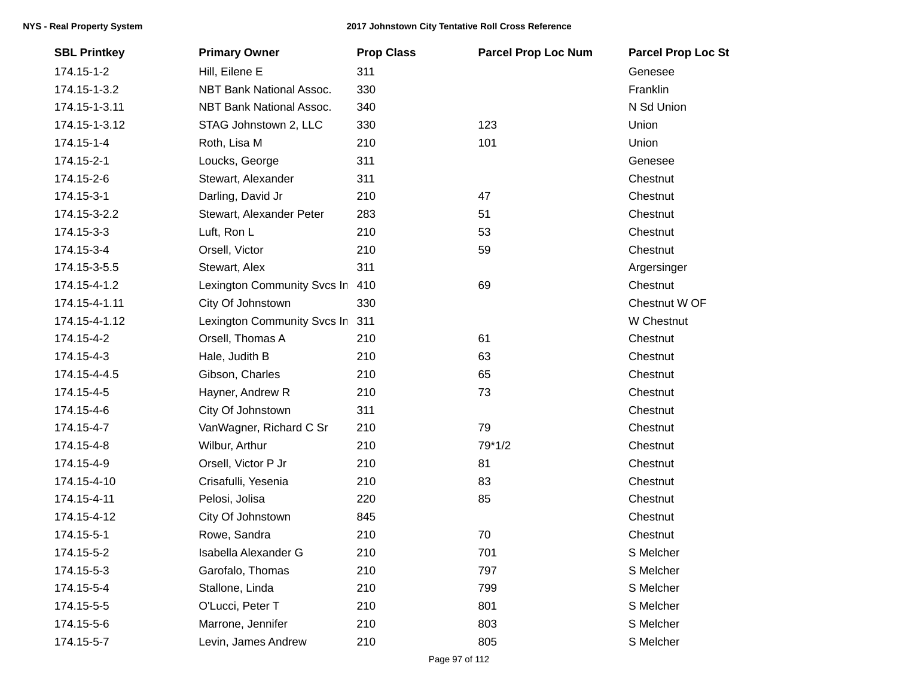| SBL Printkey | Primary Owner | Prop Class | Parcel Prop Loc Num | Parcel Prop Loc St |
|---|---|---|---|---|
| 174.15-1-2 | Hill, Eilene E | 311 | | Genesee |
| 174.15-1-3.2 | NBT Bank National Assoc. | 330 | | Franklin |
| 174.15-1-3.11 | NBT Bank National Assoc. | 340 | | N Sd Union |
| 174.15-1-3.12 | STAG Johnstown 2, LLC | 330 | 123 | Union |
| 174.15-1-4 | Roth, Lisa M | 210 | 101 | Union |
| 174.15-2-1 | Loucks, George | 311 | | Genesee |
| 174.15-2-6 | Stewart, Alexander | 311 | | Chestnut |
| 174.15-3-1 | Darling, David Jr | 210 | 47 | Chestnut |
| 174.15-3-2.2 | Stewart, Alexander Peter | 283 | 51 | Chestnut |
| 174.15-3-3 | Luft, Ron L | 210 | 53 | Chestnut |
| 174.15-3-4 | Orsell, Victor | 210 | 59 | Chestnut |
| 174.15-3-5.5 | Stewart, Alex | 311 | | Argersinger |
| 174.15-4-1.2 | Lexington Community Svcs In | 410 | 69 | Chestnut |
| 174.15-4-1.11 | City Of Johnstown | 330 | | Chestnut W OF |
| 174.15-4-1.12 | Lexington Community Svcs In | 311 | | W Chestnut |
| 174.15-4-2 | Orsell, Thomas A | 210 | 61 | Chestnut |
| 174.15-4-3 | Hale, Judith B | 210 | 63 | Chestnut |
| 174.15-4-4.5 | Gibson, Charles | 210 | 65 | Chestnut |
| 174.15-4-5 | Hayner, Andrew R | 210 | 73 | Chestnut |
| 174.15-4-6 | City Of Johnstown | 311 | | Chestnut |
| 174.15-4-7 | VanWagner, Richard C Sr | 210 | 79 | Chestnut |
| 174.15-4-8 | Wilbur, Arthur | 210 | 79*1/2 | Chestnut |
| 174.15-4-9 | Orsell, Victor P Jr | 210 | 81 | Chestnut |
| 174.15-4-10 | Crisafulli, Yesenia | 210 | 83 | Chestnut |
| 174.15-4-11 | Pelosi, Jolisa | 220 | 85 | Chestnut |
| 174.15-4-12 | City Of Johnstown | 845 | | Chestnut |
| 174.15-5-1 | Rowe, Sandra | 210 | 70 | Chestnut |
| 174.15-5-2 | Isabella Alexander G | 210 | 701 | S Melcher |
| 174.15-5-3 | Garofalo, Thomas | 210 | 797 | S Melcher |
| 174.15-5-4 | Stallone, Linda | 210 | 799 | S Melcher |
| 174.15-5-5 | O'Lucci, Peter T | 210 | 801 | S Melcher |
| 174.15-5-6 | Marrone, Jennifer | 210 | 803 | S Melcher |
| 174.15-5-7 | Levin, James Andrew | 210 | 805 | S Melcher |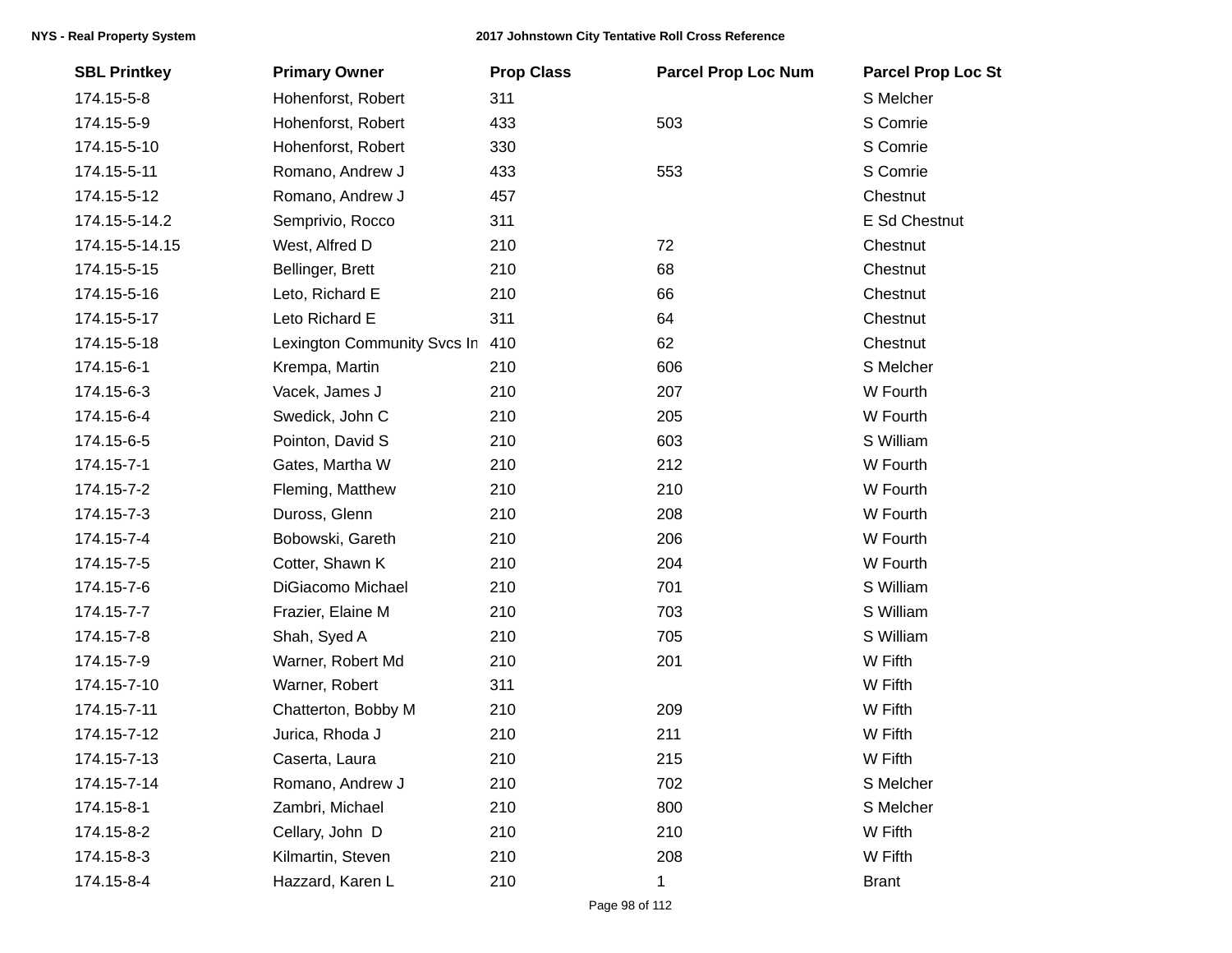| SBL Printkey | Primary Owner | Prop Class | Parcel Prop Loc Num | Parcel Prop Loc St |
| --- | --- | --- | --- | --- |
| 174.15-5-8 | Hohenforst, Robert | 311 | | S Melcher |
| 174.15-5-9 | Hohenforst, Robert | 433 | 503 | S Comrie |
| 174.15-5-10 | Hohenforst, Robert | 330 | | S Comrie |
| 174.15-5-11 | Romano, Andrew J | 433 | 553 | S Comrie |
| 174.15-5-12 | Romano, Andrew J | 457 | | Chestnut |
| 174.15-5-14.2 | Semprivio, Rocco | 311 | | E Sd Chestnut |
| 174.15-5-14.15 | West, Alfred D | 210 | 72 | Chestnut |
| 174.15-5-15 | Bellinger, Brett | 210 | 68 | Chestnut |
| 174.15-5-16 | Leto, Richard E | 210 | 66 | Chestnut |
| 174.15-5-17 | Leto Richard E | 311 | 64 | Chestnut |
| 174.15-5-18 | Lexington Community Svcs In | 410 | 62 | Chestnut |
| 174.15-6-1 | Krempa, Martin | 210 | 606 | S Melcher |
| 174.15-6-3 | Vacek, James J | 210 | 207 | W Fourth |
| 174.15-6-4 | Swedick, John C | 210 | 205 | W Fourth |
| 174.15-6-5 | Pointon, David S | 210 | 603 | S William |
| 174.15-7-1 | Gates, Martha W | 210 | 212 | W Fourth |
| 174.15-7-2 | Fleming, Matthew | 210 | 210 | W Fourth |
| 174.15-7-3 | Duross, Glenn | 210 | 208 | W Fourth |
| 174.15-7-4 | Bobowski, Gareth | 210 | 206 | W Fourth |
| 174.15-7-5 | Cotter, Shawn K | 210 | 204 | W Fourth |
| 174.15-7-6 | DiGiacomo Michael | 210 | 701 | S William |
| 174.15-7-7 | Frazier, Elaine M | 210 | 703 | S William |
| 174.15-7-8 | Shah, Syed A | 210 | 705 | S William |
| 174.15-7-9 | Warner, Robert Md | 210 | 201 | W Fifth |
| 174.15-7-10 | Warner, Robert | 311 | | W Fifth |
| 174.15-7-11 | Chatterton, Bobby M | 210 | 209 | W Fifth |
| 174.15-7-12 | Jurica, Rhoda J | 210 | 211 | W Fifth |
| 174.15-7-13 | Caserta, Laura | 210 | 215 | W Fifth |
| 174.15-7-14 | Romano, Andrew J | 210 | 702 | S Melcher |
| 174.15-8-1 | Zambri, Michael | 210 | 800 | S Melcher |
| 174.15-8-2 | Cellary, John D | 210 | 210 | W Fifth |
| 174.15-8-3 | Kilmartin, Steven | 210 | 208 | W Fifth |
| 174.15-8-4 | Hazzard, Karen L | 210 | 1 | Brant |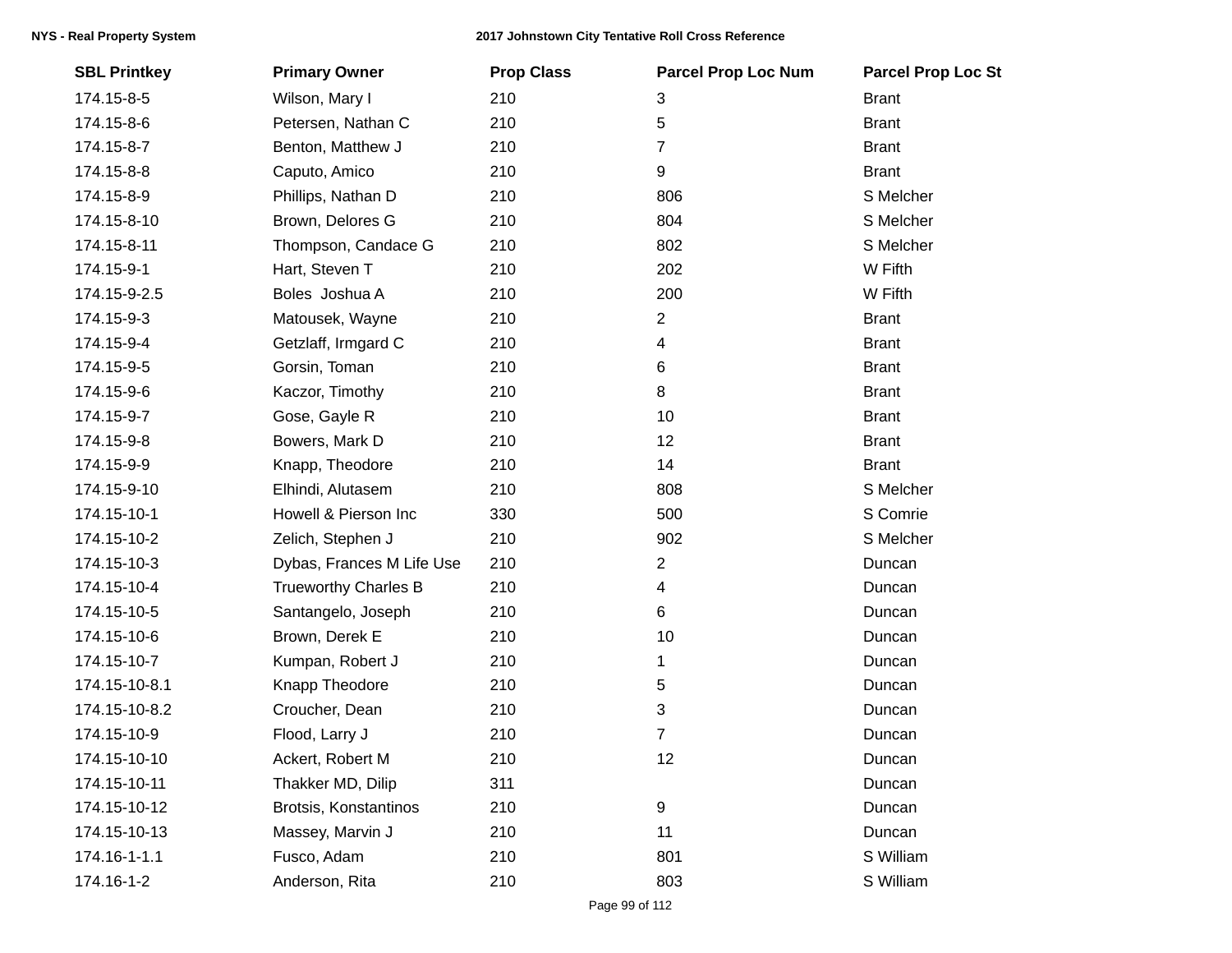| SBL Printkey | Primary Owner | Prop Class | Parcel Prop Loc Num | Parcel Prop Loc St |
|---|---|---|---|---|
| 174.15-8-5 | Wilson, Mary I | 210 | 3 | Brant |
| 174.15-8-6 | Petersen, Nathan C | 210 | 5 | Brant |
| 174.15-8-7 | Benton, Matthew J | 210 | 7 | Brant |
| 174.15-8-8 | Caputo, Amico | 210 | 9 | Brant |
| 174.15-8-9 | Phillips, Nathan D | 210 | 806 | S Melcher |
| 174.15-8-10 | Brown, Delores G | 210 | 804 | S Melcher |
| 174.15-8-11 | Thompson, Candace G | 210 | 802 | S Melcher |
| 174.15-9-1 | Hart, Steven T | 210 | 202 | W Fifth |
| 174.15-9-2.5 | Boles  Joshua A | 210 | 200 | W Fifth |
| 174.15-9-3 | Matousek, Wayne | 210 | 2 | Brant |
| 174.15-9-4 | Getzlaff, Irmgard C | 210 | 4 | Brant |
| 174.15-9-5 | Gorsin, Toman | 210 | 6 | Brant |
| 174.15-9-6 | Kaczor, Timothy | 210 | 8 | Brant |
| 174.15-9-7 | Gose, Gayle R | 210 | 10 | Brant |
| 174.15-9-8 | Bowers, Mark D | 210 | 12 | Brant |
| 174.15-9-9 | Knapp, Theodore | 210 | 14 | Brant |
| 174.15-9-10 | Elhindi, Alutasem | 210 | 808 | S Melcher |
| 174.15-10-1 | Howell & Pierson Inc | 330 | 500 | S Comrie |
| 174.15-10-2 | Zelich, Stephen J | 210 | 902 | S Melcher |
| 174.15-10-3 | Dybas, Frances M Life Use | 210 | 2 | Duncan |
| 174.15-10-4 | Trueworthy Charles B | 210 | 4 | Duncan |
| 174.15-10-5 | Santangelo, Joseph | 210 | 6 | Duncan |
| 174.15-10-6 | Brown, Derek E | 210 | 10 | Duncan |
| 174.15-10-7 | Kumpan, Robert J | 210 | 1 | Duncan |
| 174.15-10-8.1 | Knapp Theodore | 210 | 5 | Duncan |
| 174.15-10-8.2 | Croucher, Dean | 210 | 3 | Duncan |
| 174.15-10-9 | Flood, Larry J | 210 | 7 | Duncan |
| 174.15-10-10 | Ackert, Robert M | 210 | 12 | Duncan |
| 174.15-10-11 | Thakker MD, Dilip | 311 | | Duncan |
| 174.15-10-12 | Brotsis, Konstantinos | 210 | 9 | Duncan |
| 174.15-10-13 | Massey, Marvin J | 210 | 11 | Duncan |
| 174.16-1-1.1 | Fusco, Adam | 210 | 801 | S William |
| 174.16-1-2 | Anderson, Rita | 210 | 803 | S William |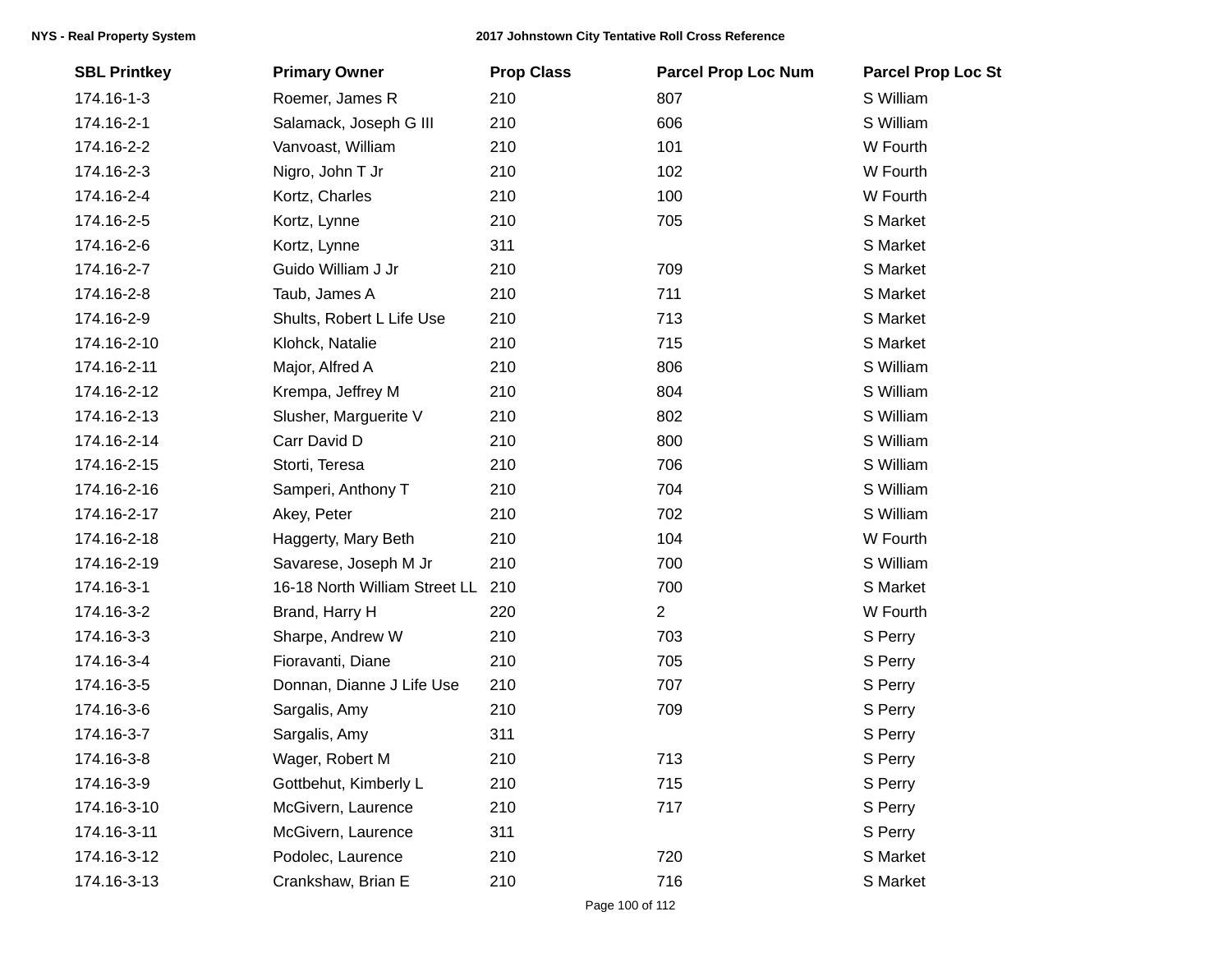| SBL Printkey | Primary Owner | Prop Class | Parcel Prop Loc Num | Parcel Prop Loc St |
|---|---|---|---|---|
| 174.16-1-3 | Roemer, James R | 210 | 807 | S William |
| 174.16-2-1 | Salamack, Joseph G III | 210 | 606 | S William |
| 174.16-2-2 | Vanvoast, William | 210 | 101 | W Fourth |
| 174.16-2-3 | Nigro, John T Jr | 210 | 102 | W Fourth |
| 174.16-2-4 | Kortz, Charles | 210 | 100 | W Fourth |
| 174.16-2-5 | Kortz, Lynne | 210 | 705 | S Market |
| 174.16-2-6 | Kortz, Lynne | 311 | | S Market |
| 174.16-2-7 | Guido William J Jr | 210 | 709 | S Market |
| 174.16-2-8 | Taub, James A | 210 | 711 | S Market |
| 174.16-2-9 | Shults, Robert L Life Use | 210 | 713 | S Market |
| 174.16-2-10 | Klohck, Natalie | 210 | 715 | S Market |
| 174.16-2-11 | Major, Alfred A | 210 | 806 | S William |
| 174.16-2-12 | Krempa, Jeffrey M | 210 | 804 | S William |
| 174.16-2-13 | Slusher, Marguerite V | 210 | 802 | S William |
| 174.16-2-14 | Carr David D | 210 | 800 | S William |
| 174.16-2-15 | Storti, Teresa | 210 | 706 | S William |
| 174.16-2-16 | Samperi, Anthony T | 210 | 704 | S William |
| 174.16-2-17 | Akey, Peter | 210 | 702 | S William |
| 174.16-2-18 | Haggerty, Mary Beth | 210 | 104 | W Fourth |
| 174.16-2-19 | Savarese, Joseph M Jr | 210 | 700 | S William |
| 174.16-3-1 | 16-18 North William Street LL | 210 | 700 | S Market |
| 174.16-3-2 | Brand, Harry H | 220 | 2 | W Fourth |
| 174.16-3-3 | Sharpe, Andrew W | 210 | 703 | S Perry |
| 174.16-3-4 | Fioravanti, Diane | 210 | 705 | S Perry |
| 174.16-3-5 | Donnan, Dianne J Life Use | 210 | 707 | S Perry |
| 174.16-3-6 | Sargalis, Amy | 210 | 709 | S Perry |
| 174.16-3-7 | Sargalis, Amy | 311 | | S Perry |
| 174.16-3-8 | Wager, Robert M | 210 | 713 | S Perry |
| 174.16-3-9 | Gottbehut, Kimberly L | 210 | 715 | S Perry |
| 174.16-3-10 | McGivern, Laurence | 210 | 717 | S Perry |
| 174.16-3-11 | McGivern, Laurence | 311 | | S Perry |
| 174.16-3-12 | Podolec, Laurence | 210 | 720 | S Market |
| 174.16-3-13 | Crankshaw, Brian E | 210 | 716 | S Market |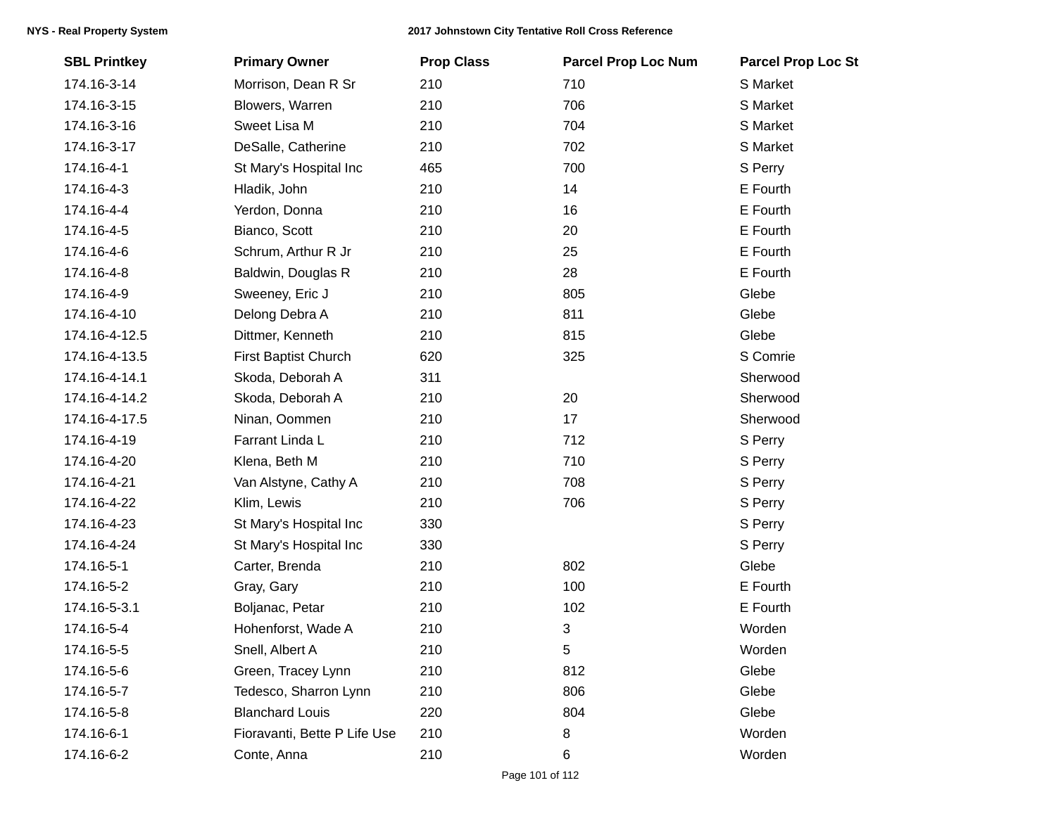| SBL Printkey | Primary Owner | Prop Class | Parcel Prop Loc Num | Parcel Prop Loc St |
|---|---|---|---|---|
| 174.16-3-14 | Morrison, Dean R Sr | 210 | 710 | S Market |
| 174.16-3-15 | Blowers, Warren | 210 | 706 | S Market |
| 174.16-3-16 | Sweet Lisa M | 210 | 704 | S Market |
| 174.16-3-17 | DeSalle, Catherine | 210 | 702 | S Market |
| 174.16-4-1 | St Mary's Hospital Inc | 465 | 700 | S Perry |
| 174.16-4-3 | Hladik, John | 210 | 14 | E Fourth |
| 174.16-4-4 | Yerdon, Donna | 210 | 16 | E Fourth |
| 174.16-4-5 | Bianco, Scott | 210 | 20 | E Fourth |
| 174.16-4-6 | Schrum, Arthur R Jr | 210 | 25 | E Fourth |
| 174.16-4-8 | Baldwin, Douglas R | 210 | 28 | E Fourth |
| 174.16-4-9 | Sweeney, Eric J | 210 | 805 | Glebe |
| 174.16-4-10 | Delong Debra A | 210 | 811 | Glebe |
| 174.16-4-12.5 | Dittmer, Kenneth | 210 | 815 | Glebe |
| 174.16-4-13.5 | First Baptist Church | 620 | 325 | S Comrie |
| 174.16-4-14.1 | Skoda, Deborah A | 311 | | Sherwood |
| 174.16-4-14.2 | Skoda, Deborah A | 210 | 20 | Sherwood |
| 174.16-4-17.5 | Ninan, Oommen | 210 | 17 | Sherwood |
| 174.16-4-19 | Farrant Linda L | 210 | 712 | S Perry |
| 174.16-4-20 | Klena, Beth M | 210 | 710 | S Perry |
| 174.16-4-21 | Van Alstyne, Cathy A | 210 | 708 | S Perry |
| 174.16-4-22 | Klim, Lewis | 210 | 706 | S Perry |
| 174.16-4-23 | St Mary's Hospital Inc | 330 | | S Perry |
| 174.16-4-24 | St Mary's Hospital Inc | 330 | | S Perry |
| 174.16-5-1 | Carter, Brenda | 210 | 802 | Glebe |
| 174.16-5-2 | Gray, Gary | 210 | 100 | E Fourth |
| 174.16-5-3.1 | Boljanac, Petar | 210 | 102 | E Fourth |
| 174.16-5-4 | Hohenforst, Wade A | 210 | 3 | Worden |
| 174.16-5-5 | Snell, Albert A | 210 | 5 | Worden |
| 174.16-5-6 | Green, Tracey Lynn | 210 | 812 | Glebe |
| 174.16-5-7 | Tedesco, Sharron Lynn | 210 | 806 | Glebe |
| 174.16-5-8 | Blanchard Louis | 220 | 804 | Glebe |
| 174.16-6-1 | Fioravanti, Bette P Life Use | 210 | 8 | Worden |
| 174.16-6-2 | Conte, Anna | 210 | 6 | Worden |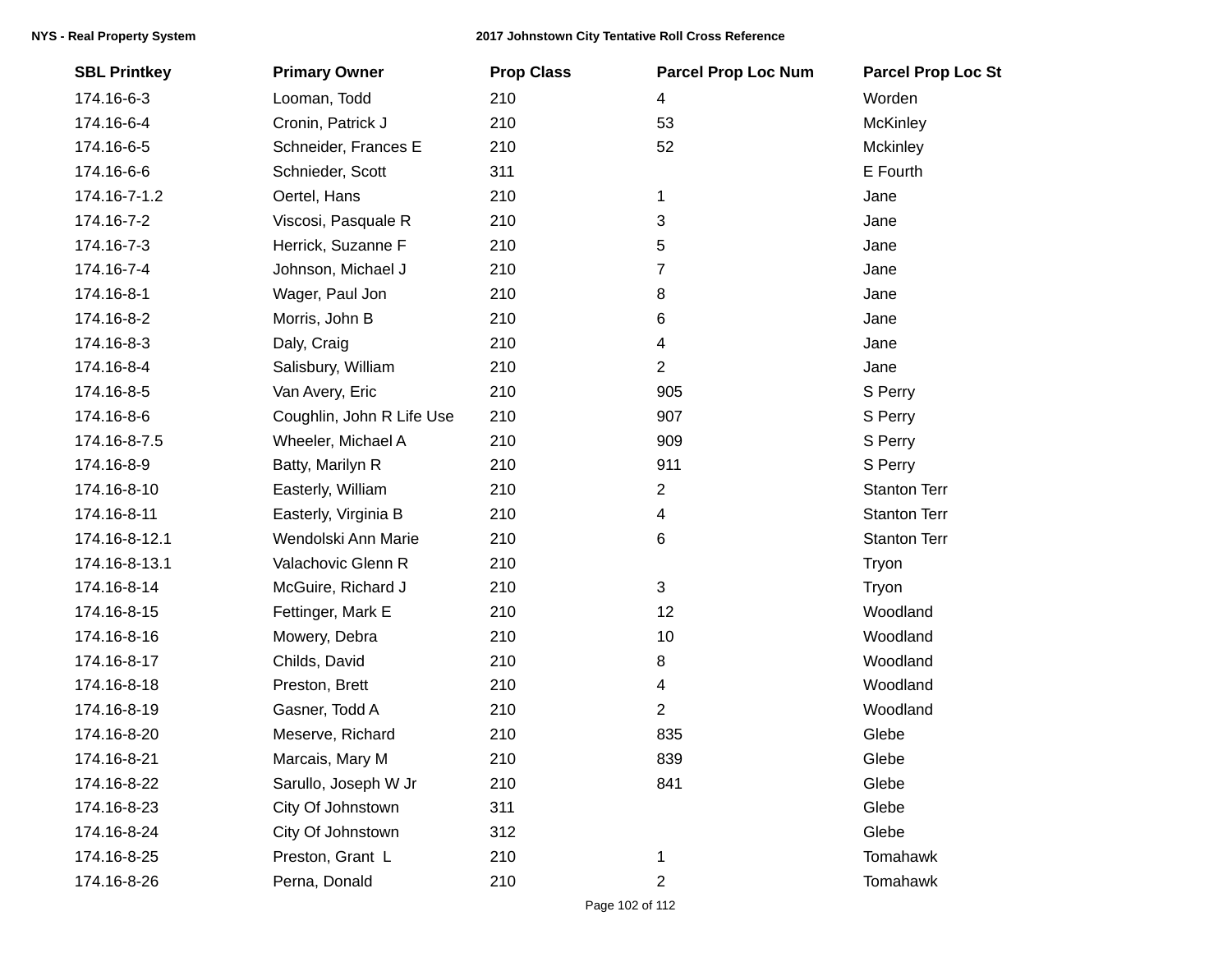| SBL Printkey | Primary Owner | Prop Class | Parcel Prop Loc Num | Parcel Prop Loc St |
|---|---|---|---|---|
| 174.16-6-3 | Looman, Todd | 210 | 4 | Worden |
| 174.16-6-4 | Cronin, Patrick J | 210 | 53 | McKinley |
| 174.16-6-5 | Schneider, Frances E | 210 | 52 | Mckinley |
| 174.16-6-6 | Schnieder, Scott | 311 | | E Fourth |
| 174.16-7-1.2 | Oertel, Hans | 210 | 1 | Jane |
| 174.16-7-2 | Viscosi, Pasquale R | 210 | 3 | Jane |
| 174.16-7-3 | Herrick, Suzanne F | 210 | 5 | Jane |
| 174.16-7-4 | Johnson, Michael J | 210 | 7 | Jane |
| 174.16-8-1 | Wager, Paul Jon | 210 | 8 | Jane |
| 174.16-8-2 | Morris, John B | 210 | 6 | Jane |
| 174.16-8-3 | Daly, Craig | 210 | 4 | Jane |
| 174.16-8-4 | Salisbury, William | 210 | 2 | Jane |
| 174.16-8-5 | Van Avery, Eric | 210 | 905 | S Perry |
| 174.16-8-6 | Coughlin, John R Life Use | 210 | 907 | S Perry |
| 174.16-8-7.5 | Wheeler, Michael A | 210 | 909 | S Perry |
| 174.16-8-9 | Batty, Marilyn R | 210 | 911 | S Perry |
| 174.16-8-10 | Easterly, William | 210 | 2 | Stanton Terr |
| 174.16-8-11 | Easterly, Virginia B | 210 | 4 | Stanton Terr |
| 174.16-8-12.1 | Wendolski Ann Marie | 210 | 6 | Stanton Terr |
| 174.16-8-13.1 | Valachovic Glenn R | 210 | | Tryon |
| 174.16-8-14 | McGuire, Richard J | 210 | 3 | Tryon |
| 174.16-8-15 | Fettinger, Mark E | 210 | 12 | Woodland |
| 174.16-8-16 | Mowery, Debra | 210 | 10 | Woodland |
| 174.16-8-17 | Childs, David | 210 | 8 | Woodland |
| 174.16-8-18 | Preston, Brett | 210 | 4 | Woodland |
| 174.16-8-19 | Gasner, Todd A | 210 | 2 | Woodland |
| 174.16-8-20 | Meserve, Richard | 210 | 835 | Glebe |
| 174.16-8-21 | Marcais, Mary M | 210 | 839 | Glebe |
| 174.16-8-22 | Sarullo, Joseph W Jr | 210 | 841 | Glebe |
| 174.16-8-23 | City Of Johnstown | 311 | | Glebe |
| 174.16-8-24 | City Of Johnstown | 312 | | Glebe |
| 174.16-8-25 | Preston, Grant L | 210 | 1 | Tomahawk |
| 174.16-8-26 | Perna, Donald | 210 | 2 | Tomahawk |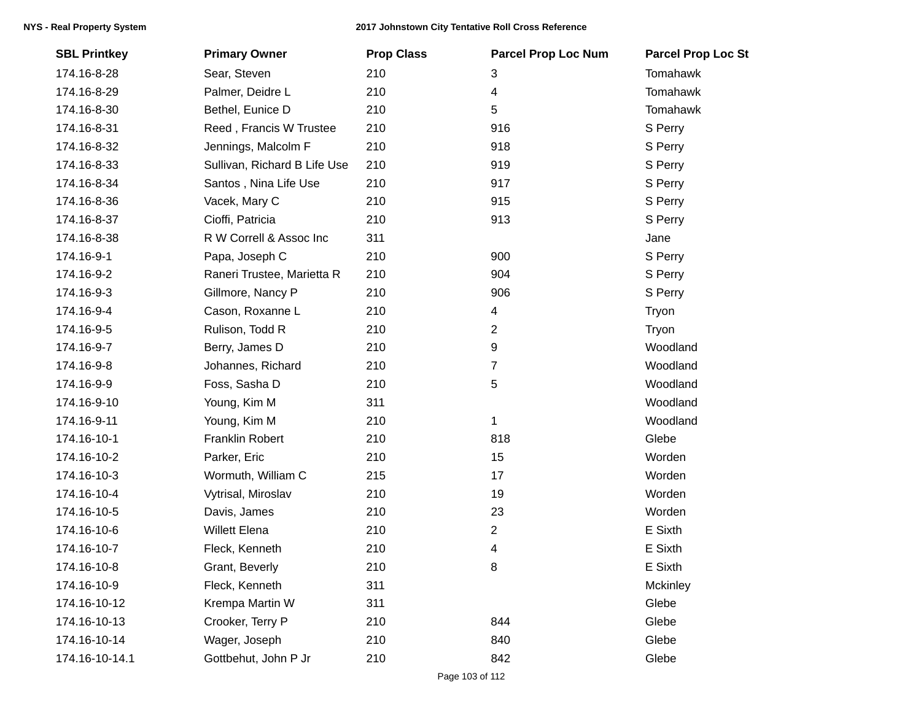| SBL Printkey | Primary Owner | Prop Class | Parcel Prop Loc Num | Parcel Prop Loc St |
|---|---|---|---|---|
| 174.16-8-28 | Sear, Steven | 210 | 3 | Tomahawk |
| 174.16-8-29 | Palmer, Deidre L | 210 | 4 | Tomahawk |
| 174.16-8-30 | Bethel, Eunice D | 210 | 5 | Tomahawk |
| 174.16-8-31 | Reed , Francis W Trustee | 210 | 916 | S Perry |
| 174.16-8-32 | Jennings, Malcolm F | 210 | 918 | S Perry |
| 174.16-8-33 | Sullivan, Richard B Life Use | 210 | 919 | S Perry |
| 174.16-8-34 | Santos , Nina Life Use | 210 | 917 | S Perry |
| 174.16-8-36 | Vacek, Mary C | 210 | 915 | S Perry |
| 174.16-8-37 | Cioffi, Patricia | 210 | 913 | S Perry |
| 174.16-8-38 | R W Correll & Assoc Inc | 311 | | Jane |
| 174.16-9-1 | Papa, Joseph C | 210 | 900 | S Perry |
| 174.16-9-2 | Raneri Trustee, Marietta R | 210 | 904 | S Perry |
| 174.16-9-3 | Gillmore, Nancy P | 210 | 906 | S Perry |
| 174.16-9-4 | Cason, Roxanne L | 210 | 4 | Tryon |
| 174.16-9-5 | Rulison, Todd R | 210 | 2 | Tryon |
| 174.16-9-7 | Berry, James D | 210 | 9 | Woodland |
| 174.16-9-8 | Johannes, Richard | 210 | 7 | Woodland |
| 174.16-9-9 | Foss, Sasha D | 210 | 5 | Woodland |
| 174.16-9-10 | Young, Kim M | 311 | | Woodland |
| 174.16-9-11 | Young, Kim M | 210 | 1 | Woodland |
| 174.16-10-1 | Franklin Robert | 210 | 818 | Glebe |
| 174.16-10-2 | Parker, Eric | 210 | 15 | Worden |
| 174.16-10-3 | Wormuth, William C | 215 | 17 | Worden |
| 174.16-10-4 | Vytrisal, Miroslav | 210 | 19 | Worden |
| 174.16-10-5 | Davis, James | 210 | 23 | Worden |
| 174.16-10-6 | Willett Elena | 210 | 2 | E Sixth |
| 174.16-10-7 | Fleck, Kenneth | 210 | 4 | E Sixth |
| 174.16-10-8 | Grant, Beverly | 210 | 8 | E Sixth |
| 174.16-10-9 | Fleck, Kenneth | 311 | | Mckinley |
| 174.16-10-12 | Krempa Martin W | 311 | | Glebe |
| 174.16-10-13 | Crooker, Terry P | 210 | 844 | Glebe |
| 174.16-10-14 | Wager, Joseph | 210 | 840 | Glebe |
| 174.16-10-14.1 | Gottbehut, John P Jr | 210 | 842 | Glebe |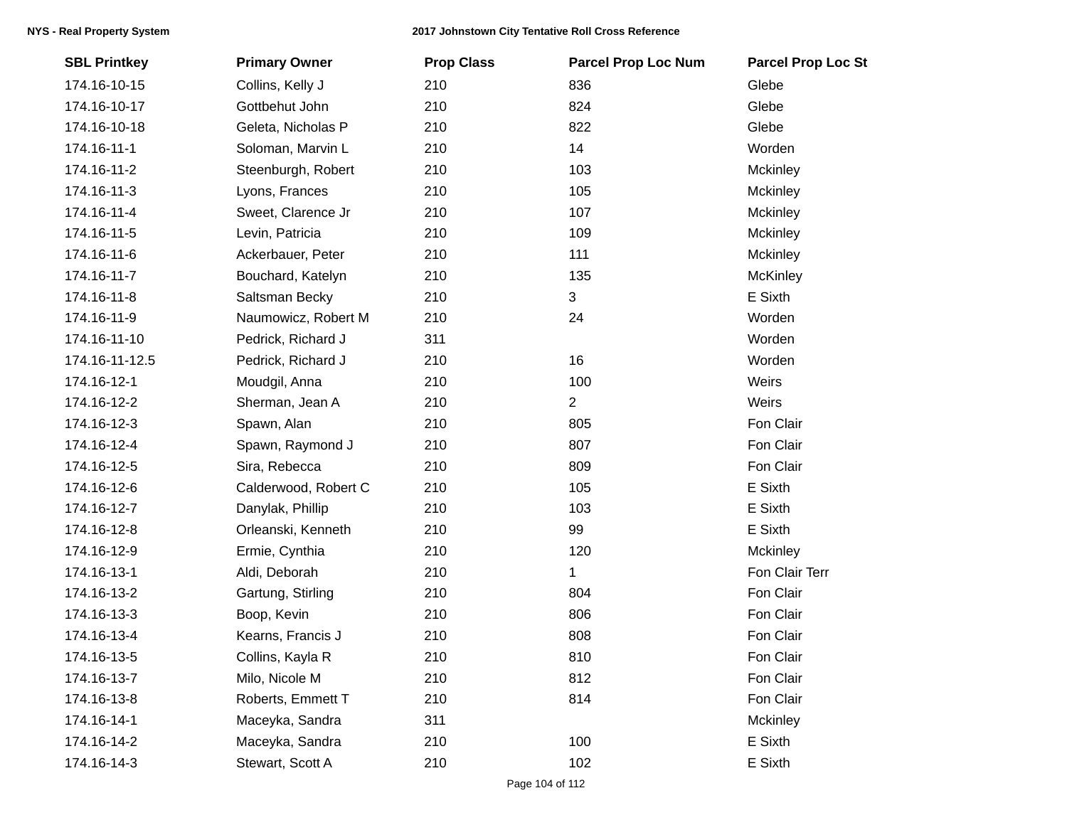| SBL Printkey | Primary Owner | Prop Class | Parcel Prop Loc Num | Parcel Prop Loc St |
|---|---|---|---|---|
| 174.16-10-15 | Collins, Kelly J | 210 | 836 | Glebe |
| 174.16-10-17 | Gottbehut John | 210 | 824 | Glebe |
| 174.16-10-18 | Geleta, Nicholas P | 210 | 822 | Glebe |
| 174.16-11-1 | Soloman, Marvin L | 210 | 14 | Worden |
| 174.16-11-2 | Steenburgh, Robert | 210 | 103 | Mckinley |
| 174.16-11-3 | Lyons, Frances | 210 | 105 | Mckinley |
| 174.16-11-4 | Sweet, Clarence Jr | 210 | 107 | Mckinley |
| 174.16-11-5 | Levin, Patricia | 210 | 109 | Mckinley |
| 174.16-11-6 | Ackerbauer, Peter | 210 | 111 | Mckinley |
| 174.16-11-7 | Bouchard, Katelyn | 210 | 135 | McKinley |
| 174.16-11-8 | Saltsman Becky | 210 | 3 | E Sixth |
| 174.16-11-9 | Naumowicz, Robert M | 210 | 24 | Worden |
| 174.16-11-10 | Pedrick, Richard J | 311 | | Worden |
| 174.16-11-12.5 | Pedrick, Richard J | 210 | 16 | Worden |
| 174.16-12-1 | Moudgil, Anna | 210 | 100 | Weirs |
| 174.16-12-2 | Sherman, Jean A | 210 | 2 | Weirs |
| 174.16-12-3 | Spawn, Alan | 210 | 805 | Fon Clair |
| 174.16-12-4 | Spawn, Raymond J | 210 | 807 | Fon Clair |
| 174.16-12-5 | Sira, Rebecca | 210 | 809 | Fon Clair |
| 174.16-12-6 | Calderwood, Robert C | 210 | 105 | E Sixth |
| 174.16-12-7 | Danylak, Phillip | 210 | 103 | E Sixth |
| 174.16-12-8 | Orleanski, Kenneth | 210 | 99 | E Sixth |
| 174.16-12-9 | Ermie, Cynthia | 210 | 120 | Mckinley |
| 174.16-13-1 | Aldi, Deborah | 210 | 1 | Fon Clair Terr |
| 174.16-13-2 | Gartung, Stirling | 210 | 804 | Fon Clair |
| 174.16-13-3 | Boop, Kevin | 210 | 806 | Fon Clair |
| 174.16-13-4 | Kearns, Francis J | 210 | 808 | Fon Clair |
| 174.16-13-5 | Collins, Kayla R | 210 | 810 | Fon Clair |
| 174.16-13-7 | Milo, Nicole M | 210 | 812 | Fon Clair |
| 174.16-13-8 | Roberts, Emmett T | 210 | 814 | Fon Clair |
| 174.16-14-1 | Maceyka, Sandra | 311 | | Mckinley |
| 174.16-14-2 | Maceyka, Sandra | 210 | 100 | E Sixth |
| 174.16-14-3 | Stewart, Scott A | 210 | 102 | E Sixth |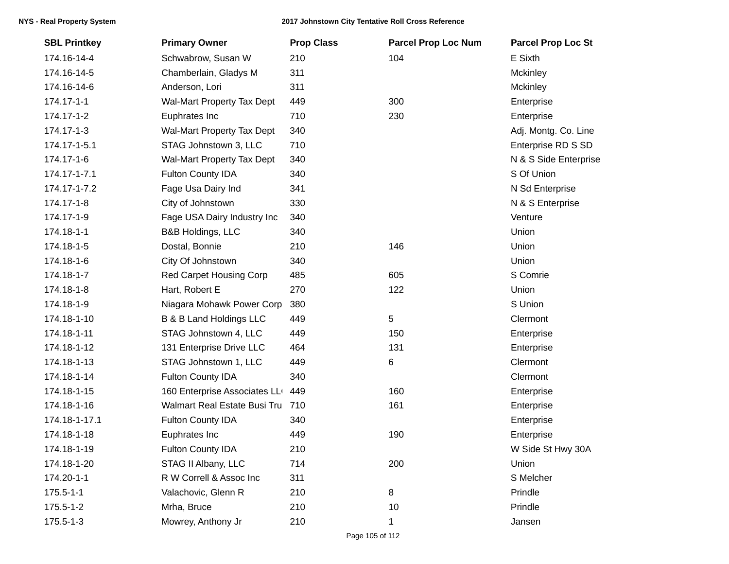| SBL Printkey | Primary Owner | Prop Class | Parcel Prop Loc Num | Parcel Prop Loc St |
|---|---|---|---|---|
| 174.16-14-4 | Schwabrow, Susan W | 210 | 104 | E Sixth |
| 174.16-14-5 | Chamberlain, Gladys M | 311 | | Mckinley |
| 174.16-14-6 | Anderson, Lori | 311 | | Mckinley |
| 174.17-1-1 | Wal-Mart Property Tax Dept | 449 | 300 | Enterprise |
| 174.17-1-2 | Euphrates Inc | 710 | 230 | Enterprise |
| 174.17-1-3 | Wal-Mart Property Tax Dept | 340 | | Adj. Montg. Co. Line |
| 174.17-1-5.1 | STAG Johnstown 3, LLC | 710 | | Enterprise RD S SD |
| 174.17-1-6 | Wal-Mart Property Tax Dept | 340 | | N & S Side Enterprise |
| 174.17-1-7.1 | Fulton County IDA | 340 | | S Of Union |
| 174.17-1-7.2 | Fage Usa Dairy Ind | 341 | | N Sd Enterprise |
| 174.17-1-8 | City of Johnstown | 330 | | N & S Enterprise |
| 174.17-1-9 | Fage USA Dairy Industry Inc | 340 | | Venture |
| 174.18-1-1 | B&B Holdings, LLC | 340 | | Union |
| 174.18-1-5 | Dostal, Bonnie | 210 | 146 | Union |
| 174.18-1-6 | City Of Johnstown | 340 | | Union |
| 174.18-1-7 | Red Carpet Housing Corp | 485 | 605 | S Comrie |
| 174.18-1-8 | Hart, Robert E | 270 | 122 | Union |
| 174.18-1-9 | Niagara Mohawk Power Corp | 380 | | S Union |
| 174.18-1-10 | B & B Land Holdings LLC | 449 | 5 | Clermont |
| 174.18-1-11 | STAG Johnstown 4, LLC | 449 | 150 | Enterprise |
| 174.18-1-12 | 131 Enterprise Drive LLC | 464 | 131 | Enterprise |
| 174.18-1-13 | STAG Johnstown 1, LLC | 449 | 6 | Clermont |
| 174.18-1-14 | Fulton County IDA | 340 | | Clermont |
| 174.18-1-15 | 160 Enterprise Associates LL( | 449 | 160 | Enterprise |
| 174.18-1-16 | Walmart Real Estate Busi Tru | 710 | 161 | Enterprise |
| 174.18-1-17.1 | Fulton County IDA | 340 | | Enterprise |
| 174.18-1-18 | Euphrates Inc | 449 | 190 | Enterprise |
| 174.18-1-19 | Fulton County IDA | 210 | | W Side St Hwy 30A |
| 174.18-1-20 | STAG II Albany, LLC | 714 | 200 | Union |
| 174.20-1-1 | R W Correll & Assoc Inc | 311 | | S Melcher |
| 175.5-1-1 | Valachovic, Glenn R | 210 | 8 | Prindle |
| 175.5-1-2 | Mrha, Bruce | 210 | 10 | Prindle |
| 175.5-1-3 | Mowrey, Anthony Jr | 210 | 1 | Jansen |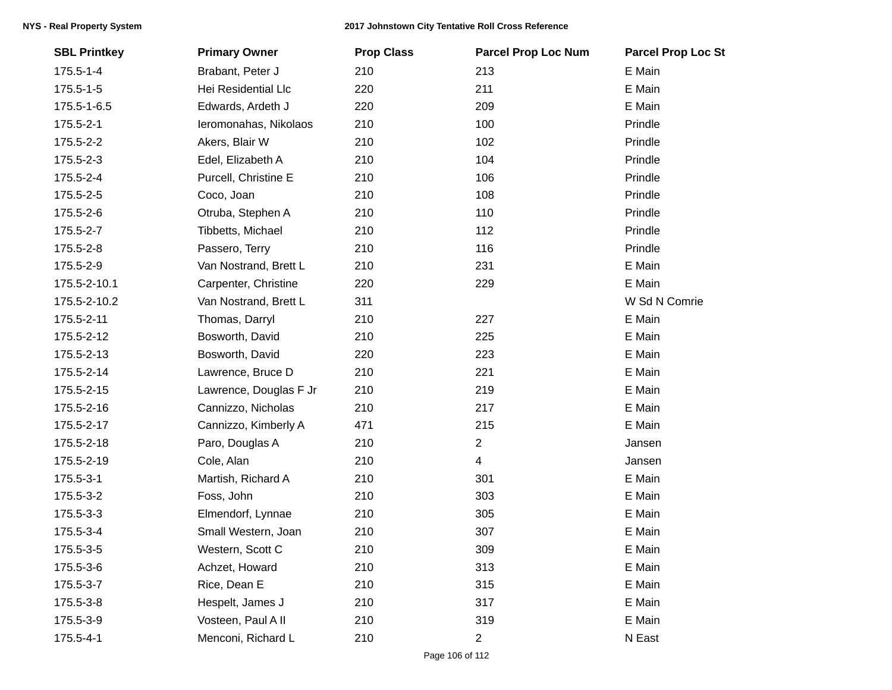| SBL Printkey | Primary Owner | Prop Class | Parcel Prop Loc Num | Parcel Prop Loc St |
|---|---|---|---|---|
| 175.5-1-4 | Brabant, Peter J | 210 | 213 | E Main |
| 175.5-1-5 | Hei Residential Llc | 220 | 211 | E Main |
| 175.5-1-6.5 | Edwards, Ardeth J | 220 | 209 | E Main |
| 175.5-2-1 | Ieromonahas, Nikolaos | 210 | 100 | Prindle |
| 175.5-2-2 | Akers, Blair W | 210 | 102 | Prindle |
| 175.5-2-3 | Edel, Elizabeth A | 210 | 104 | Prindle |
| 175.5-2-4 | Purcell, Christine E | 210 | 106 | Prindle |
| 175.5-2-5 | Coco, Joan | 210 | 108 | Prindle |
| 175.5-2-6 | Otruba, Stephen A | 210 | 110 | Prindle |
| 175.5-2-7 | Tibbetts, Michael | 210 | 112 | Prindle |
| 175.5-2-8 | Passero, Terry | 210 | 116 | Prindle |
| 175.5-2-9 | Van Nostrand, Brett L | 210 | 231 | E Main |
| 175.5-2-10.1 | Carpenter, Christine | 220 | 229 | E Main |
| 175.5-2-10.2 | Van Nostrand, Brett L | 311 | | W Sd N Comrie |
| 175.5-2-11 | Thomas, Darryl | 210 | 227 | E Main |
| 175.5-2-12 | Bosworth, David | 210 | 225 | E Main |
| 175.5-2-13 | Bosworth, David | 220 | 223 | E Main |
| 175.5-2-14 | Lawrence, Bruce D | 210 | 221 | E Main |
| 175.5-2-15 | Lawrence, Douglas F Jr | 210 | 219 | E Main |
| 175.5-2-16 | Cannizzo, Nicholas | 210 | 217 | E Main |
| 175.5-2-17 | Cannizzo, Kimberly A | 471 | 215 | E Main |
| 175.5-2-18 | Paro, Douglas A | 210 | 2 | Jansen |
| 175.5-2-19 | Cole, Alan | 210 | 4 | Jansen |
| 175.5-3-1 | Martish, Richard A | 210 | 301 | E Main |
| 175.5-3-2 | Foss, John | 210 | 303 | E Main |
| 175.5-3-3 | Elmendorf, Lynnae | 210 | 305 | E Main |
| 175.5-3-4 | Small Western, Joan | 210 | 307 | E Main |
| 175.5-3-5 | Western, Scott C | 210 | 309 | E Main |
| 175.5-3-6 | Achzet, Howard | 210 | 313 | E Main |
| 175.5-3-7 | Rice, Dean E | 210 | 315 | E Main |
| 175.5-3-8 | Hespelt, James J | 210 | 317 | E Main |
| 175.5-3-9 | Vosteen, Paul A II | 210 | 319 | E Main |
| 175.5-4-1 | Menconi, Richard L | 210 | 2 | N East |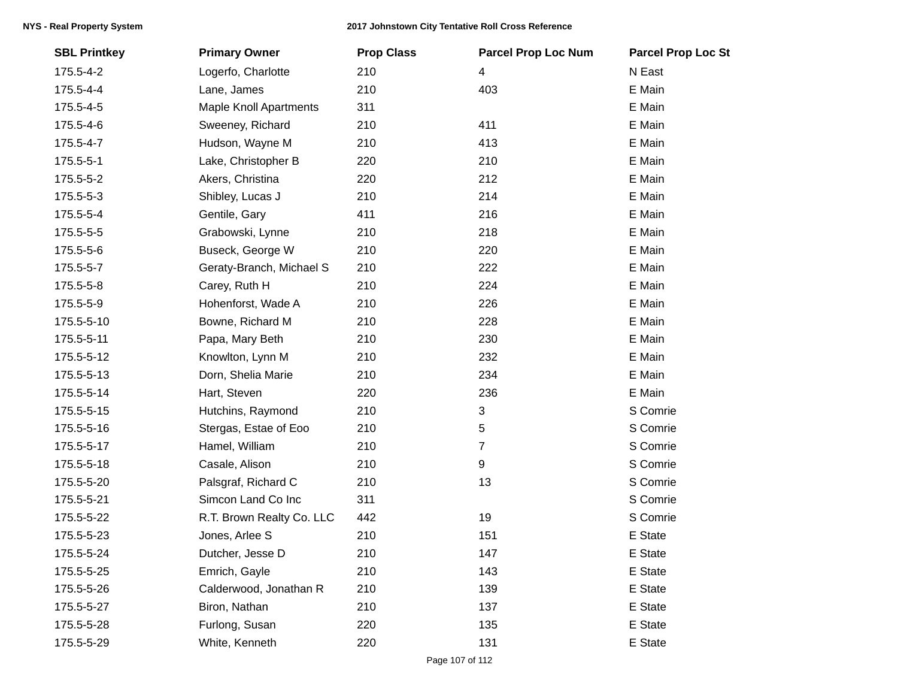| SBL Printkey | Primary Owner | Prop Class | Parcel Prop Loc Num | Parcel Prop Loc St |
| --- | --- | --- | --- | --- |
| 175.5-4-2 | Logerfo, Charlotte | 210 | 4 | N East |
| 175.5-4-4 | Lane, James | 210 | 403 | E Main |
| 175.5-4-5 | Maple Knoll Apartments | 311 | | E Main |
| 175.5-4-6 | Sweeney, Richard | 210 | 411 | E Main |
| 175.5-4-7 | Hudson, Wayne M | 210 | 413 | E Main |
| 175.5-5-1 | Lake, Christopher B | 220 | 210 | E Main |
| 175.5-5-2 | Akers, Christina | 220 | 212 | E Main |
| 175.5-5-3 | Shibley, Lucas J | 210 | 214 | E Main |
| 175.5-5-4 | Gentile, Gary | 411 | 216 | E Main |
| 175.5-5-5 | Grabowski, Lynne | 210 | 218 | E Main |
| 175.5-5-6 | Buseck, George W | 210 | 220 | E Main |
| 175.5-5-7 | Geraty-Branch, Michael S | 210 | 222 | E Main |
| 175.5-5-8 | Carey, Ruth H | 210 | 224 | E Main |
| 175.5-5-9 | Hohenforst, Wade A | 210 | 226 | E Main |
| 175.5-5-10 | Bowne, Richard M | 210 | 228 | E Main |
| 175.5-5-11 | Papa, Mary Beth | 210 | 230 | E Main |
| 175.5-5-12 | Knowlton, Lynn M | 210 | 232 | E Main |
| 175.5-5-13 | Dorn, Shelia Marie | 210 | 234 | E Main |
| 175.5-5-14 | Hart, Steven | 220 | 236 | E Main |
| 175.5-5-15 | Hutchins, Raymond | 210 | 3 | S Comrie |
| 175.5-5-16 | Stergas, Estae of Eoo | 210 | 5 | S Comrie |
| 175.5-5-17 | Hamel, William | 210 | 7 | S Comrie |
| 175.5-5-18 | Casale, Alison | 210 | 9 | S Comrie |
| 175.5-5-20 | Palsgraf, Richard C | 210 | 13 | S Comrie |
| 175.5-5-21 | Simcon Land Co Inc | 311 | | S Comrie |
| 175.5-5-22 | R.T. Brown Realty Co. LLC | 442 | 19 | S Comrie |
| 175.5-5-23 | Jones, Arlee S | 210 | 151 | E State |
| 175.5-5-24 | Dutcher, Jesse D | 210 | 147 | E State |
| 175.5-5-25 | Emrich, Gayle | 210 | 143 | E State |
| 175.5-5-26 | Calderwood, Jonathan R | 210 | 139 | E State |
| 175.5-5-27 | Biron, Nathan | 210 | 137 | E State |
| 175.5-5-28 | Furlong, Susan | 220 | 135 | E State |
| 175.5-5-29 | White, Kenneth | 220 | 131 | E State |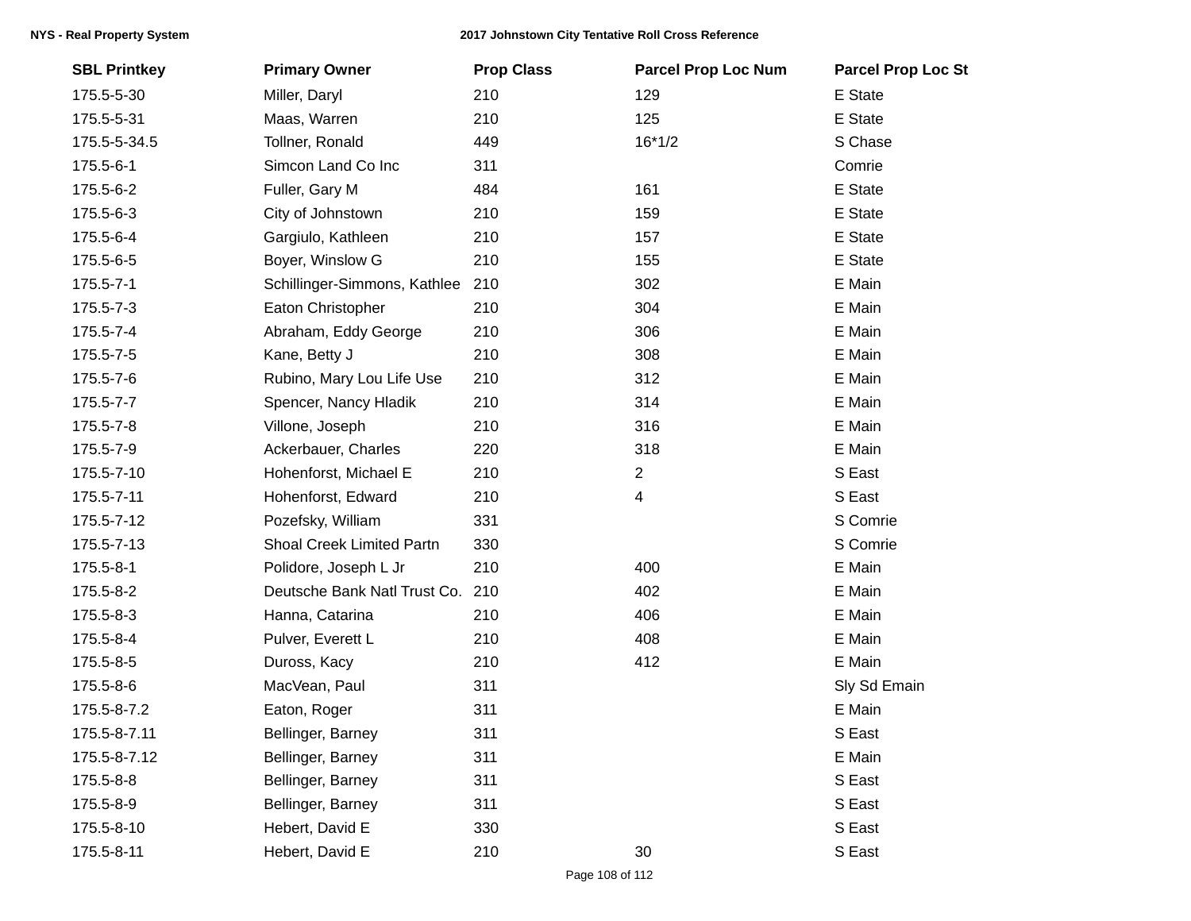| SBL Printkey | Primary Owner | Prop Class | Parcel Prop Loc Num | Parcel Prop Loc St |
|---|---|---|---|---|
| 175.5-5-30 | Miller, Daryl | 210 | 129 | E State |
| 175.5-5-31 | Maas, Warren | 210 | 125 | E State |
| 175.5-5-34.5 | Tollner, Ronald | 449 | 16*1/2 | S Chase |
| 175.5-6-1 | Simcon Land Co Inc | 311 | | Comrie |
| 175.5-6-2 | Fuller, Gary M | 484 | 161 | E State |
| 175.5-6-3 | City of Johnstown | 210 | 159 | E State |
| 175.5-6-4 | Gargiulo, Kathleen | 210 | 157 | E State |
| 175.5-6-5 | Boyer, Winslow G | 210 | 155 | E State |
| 175.5-7-1 | Schillinger-Simmons, Kathlee | 210 | 302 | E Main |
| 175.5-7-3 | Eaton Christopher | 210 | 304 | E Main |
| 175.5-7-4 | Abraham, Eddy George | 210 | 306 | E Main |
| 175.5-7-5 | Kane, Betty J | 210 | 308 | E Main |
| 175.5-7-6 | Rubino, Mary Lou Life Use | 210 | 312 | E Main |
| 175.5-7-7 | Spencer, Nancy Hladik | 210 | 314 | E Main |
| 175.5-7-8 | Villone, Joseph | 210 | 316 | E Main |
| 175.5-7-9 | Ackerbauer, Charles | 220 | 318 | E Main |
| 175.5-7-10 | Hohenforst, Michael E | 210 | 2 | S East |
| 175.5-7-11 | Hohenforst, Edward | 210 | 4 | S East |
| 175.5-7-12 | Pozefsky, William | 331 | | S Comrie |
| 175.5-7-13 | Shoal Creek Limited Partn | 330 | | S Comrie |
| 175.5-8-1 | Polidore, Joseph L Jr | 210 | 400 | E Main |
| 175.5-8-2 | Deutsche Bank Natl Trust Co. | 210 | 402 | E Main |
| 175.5-8-3 | Hanna, Catarina | 210 | 406 | E Main |
| 175.5-8-4 | Pulver, Everett L | 210 | 408 | E Main |
| 175.5-8-5 | Duross, Kacy | 210 | 412 | E Main |
| 175.5-8-6 | MacVean, Paul | 311 | | Sly Sd Emain |
| 175.5-8-7.2 | Eaton, Roger | 311 | | E Main |
| 175.5-8-7.11 | Bellinger, Barney | 311 | | S East |
| 175.5-8-7.12 | Bellinger, Barney | 311 | | E Main |
| 175.5-8-8 | Bellinger, Barney | 311 | | S East |
| 175.5-8-9 | Bellinger, Barney | 311 | | S East |
| 175.5-8-10 | Hebert, David E | 330 | | S East |
| 175.5-8-11 | Hebert, David E | 210 | 30 | S East |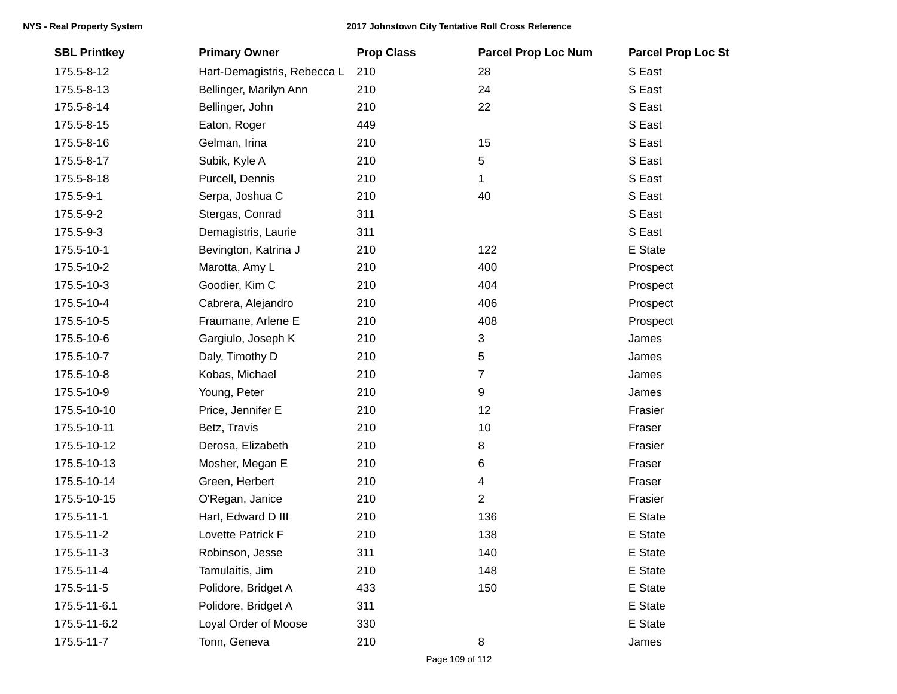| SBL Printkey | Primary Owner | Prop Class | Parcel Prop Loc Num | Parcel Prop Loc St |
|---|---|---|---|---|
| 175.5-8-12 | Hart-Demagistris, Rebecca L | 210 | 28 | S East |
| 175.5-8-13 | Bellinger, Marilyn Ann | 210 | 24 | S East |
| 175.5-8-14 | Bellinger, John | 210 | 22 | S East |
| 175.5-8-15 | Eaton, Roger | 449 | | S East |
| 175.5-8-16 | Gelman, Irina | 210 | 15 | S East |
| 175.5-8-17 | Subik, Kyle A | 210 | 5 | S East |
| 175.5-8-18 | Purcell, Dennis | 210 | 1 | S East |
| 175.5-9-1 | Serpa, Joshua C | 210 | 40 | S East |
| 175.5-9-2 | Stergas, Conrad | 311 | | S East |
| 175.5-9-3 | Demagistris, Laurie | 311 | | S East |
| 175.5-10-1 | Bevington, Katrina J | 210 | 122 | E State |
| 175.5-10-2 | Marotta, Amy L | 210 | 400 | Prospect |
| 175.5-10-3 | Goodier, Kim C | 210 | 404 | Prospect |
| 175.5-10-4 | Cabrera, Alejandro | 210 | 406 | Prospect |
| 175.5-10-5 | Fraumane, Arlene E | 210 | 408 | Prospect |
| 175.5-10-6 | Gargiulo, Joseph K | 210 | 3 | James |
| 175.5-10-7 | Daly, Timothy D | 210 | 5 | James |
| 175.5-10-8 | Kobas, Michael | 210 | 7 | James |
| 175.5-10-9 | Young, Peter | 210 | 9 | James |
| 175.5-10-10 | Price, Jennifer E | 210 | 12 | Frasier |
| 175.5-10-11 | Betz, Travis | 210 | 10 | Fraser |
| 175.5-10-12 | Derosa, Elizabeth | 210 | 8 | Frasier |
| 175.5-10-13 | Mosher, Megan E | 210 | 6 | Fraser |
| 175.5-10-14 | Green, Herbert | 210 | 4 | Fraser |
| 175.5-10-15 | O'Regan, Janice | 210 | 2 | Frasier |
| 175.5-11-1 | Hart, Edward D III | 210 | 136 | E State |
| 175.5-11-2 | Lovette Patrick F | 210 | 138 | E State |
| 175.5-11-3 | Robinson, Jesse | 311 | 140 | E State |
| 175.5-11-4 | Tamulaitis, Jim | 210 | 148 | E State |
| 175.5-11-5 | Polidore, Bridget A | 433 | 150 | E State |
| 175.5-11-6.1 | Polidore, Bridget A | 311 | | E State |
| 175.5-11-6.2 | Loyal Order of Moose | 330 | | E State |
| 175.5-11-7 | Tonn, Geneva | 210 | 8 | James |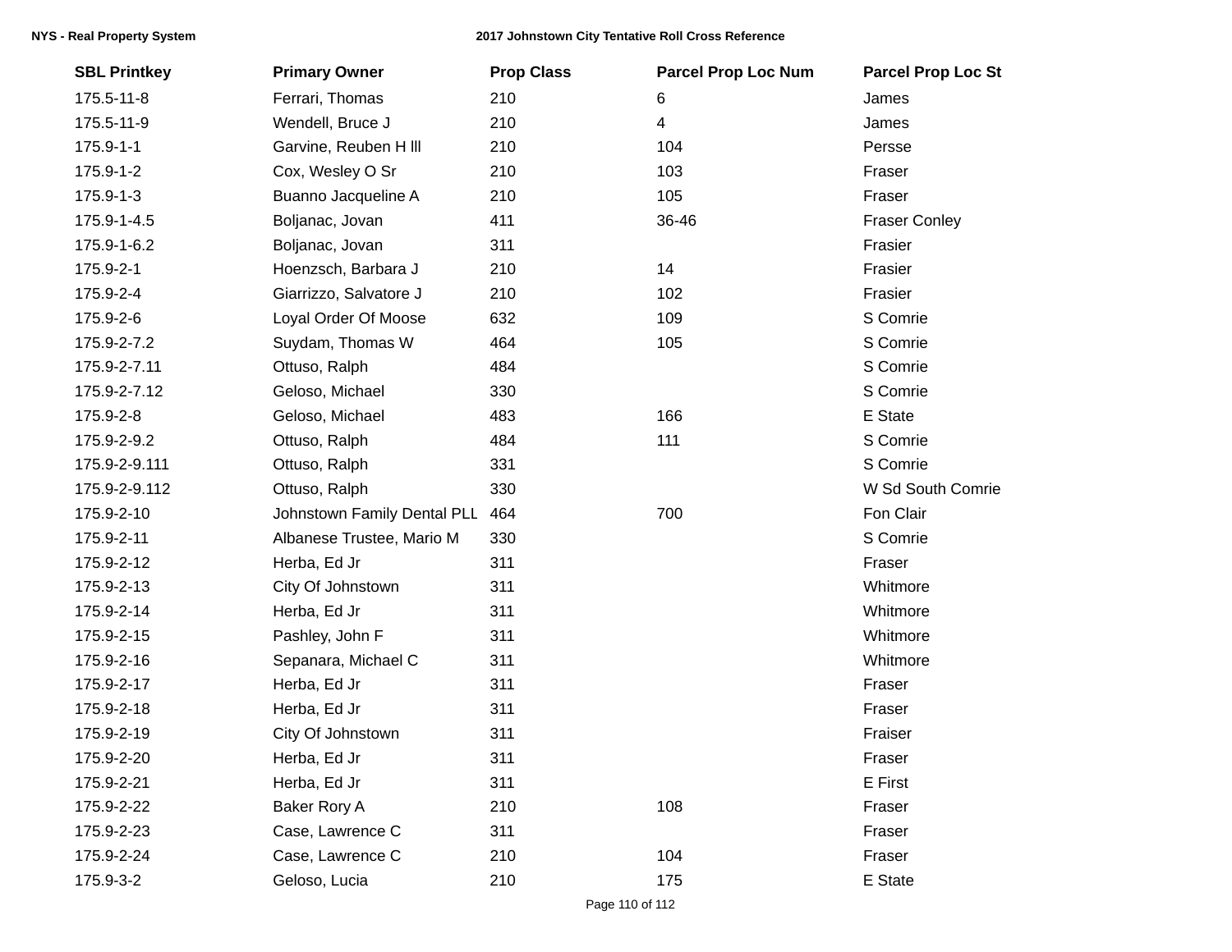| SBL Printkey | Primary Owner | Prop Class | Parcel Prop Loc Num | Parcel Prop Loc St |
|---|---|---|---|---|
| 175.5-11-8 | Ferrari, Thomas | 210 | 6 | James |
| 175.5-11-9 | Wendell, Bruce J | 210 | 4 | James |
| 175.9-1-1 | Garvine, Reuben H lll | 210 | 104 | Persse |
| 175.9-1-2 | Cox, Wesley O Sr | 210 | 103 | Fraser |
| 175.9-1-3 | Buanno Jacqueline A | 210 | 105 | Fraser |
| 175.9-1-4.5 | Boljanac, Jovan | 411 | 36-46 | Fraser Conley |
| 175.9-1-6.2 | Boljanac, Jovan | 311 | | Frasier |
| 175.9-2-1 | Hoenzsch, Barbara J | 210 | 14 | Frasier |
| 175.9-2-4 | Giarrizzo, Salvatore J | 210 | 102 | Frasier |
| 175.9-2-6 | Loyal Order Of Moose | 632 | 109 | S Comrie |
| 175.9-2-7.2 | Suydam, Thomas W | 464 | 105 | S Comrie |
| 175.9-2-7.11 | Ottuso, Ralph | 484 | | S Comrie |
| 175.9-2-7.12 | Geloso, Michael | 330 | | S Comrie |
| 175.9-2-8 | Geloso, Michael | 483 | 166 | E State |
| 175.9-2-9.2 | Ottuso, Ralph | 484 | 111 | S Comrie |
| 175.9-2-9.111 | Ottuso, Ralph | 331 | | S Comrie |
| 175.9-2-9.112 | Ottuso, Ralph | 330 | | W Sd South Comrie |
| 175.9-2-10 | Johnstown Family Dental PLL | 464 | 700 | Fon Clair |
| 175.9-2-11 | Albanese Trustee, Mario M | 330 | | S Comrie |
| 175.9-2-12 | Herba, Ed Jr | 311 | | Fraser |
| 175.9-2-13 | City Of Johnstown | 311 | | Whitmore |
| 175.9-2-14 | Herba, Ed Jr | 311 | | Whitmore |
| 175.9-2-15 | Pashley, John F | 311 | | Whitmore |
| 175.9-2-16 | Sepanara, Michael C | 311 | | Whitmore |
| 175.9-2-17 | Herba, Ed Jr | 311 | | Fraser |
| 175.9-2-18 | Herba, Ed Jr | 311 | | Fraser |
| 175.9-2-19 | City Of Johnstown | 311 | | Fraiser |
| 175.9-2-20 | Herba, Ed Jr | 311 | | Fraser |
| 175.9-2-21 | Herba, Ed Jr | 311 | | E First |
| 175.9-2-22 | Baker Rory A | 210 | 108 | Fraser |
| 175.9-2-23 | Case, Lawrence C | 311 | | Fraser |
| 175.9-2-24 | Case, Lawrence C | 210 | 104 | Fraser |
| 175.9-3-2 | Geloso, Lucia | 210 | 175 | E State |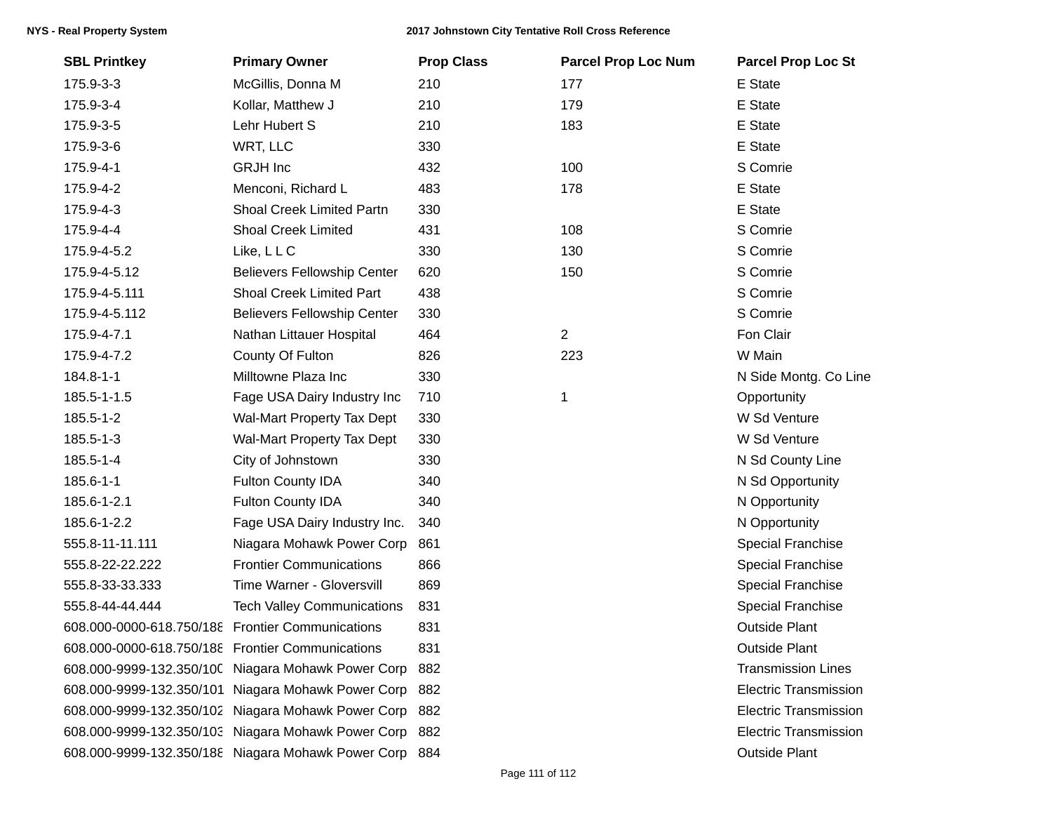| SBL Printkey | Primary Owner | Prop Class | Parcel Prop Loc Num | Parcel Prop Loc St |
|---|---|---|---|---|
| 175.9-3-3 | McGillis, Donna M | 210 | 177 | E State |
| 175.9-3-4 | Kollar, Matthew J | 210 | 179 | E State |
| 175.9-3-5 | Lehr Hubert S | 210 | 183 | E State |
| 175.9-3-6 | WRT, LLC | 330 | | E State |
| 175.9-4-1 | GRJH Inc | 432 | 100 | S Comrie |
| 175.9-4-2 | Menconi, Richard L | 483 | 178 | E State |
| 175.9-4-3 | Shoal Creek Limited Partn | 330 | | E State |
| 175.9-4-4 | Shoal Creek Limited | 431 | 108 | S Comrie |
| 175.9-4-5.2 | Like, L L C | 330 | 130 | S Comrie |
| 175.9-4-5.12 | Believers Fellowship Center | 620 | 150 | S Comrie |
| 175.9-4-5.111 | Shoal Creek Limited Part | 438 | | S Comrie |
| 175.9-4-5.112 | Believers Fellowship Center | 330 | | S Comrie |
| 175.9-4-7.1 | Nathan Littauer Hospital | 464 | 2 | Fon Clair |
| 175.9-4-7.2 | County Of Fulton | 826 | 223 | W Main |
| 184.8-1-1 | Milltowne Plaza Inc | 330 | | N Side Montg. Co Line |
| 185.5-1-1.5 | Fage USA Dairy Industry Inc | 710 | 1 | Opportunity |
| 185.5-1-2 | Wal-Mart Property Tax Dept | 330 | | W Sd Venture |
| 185.5-1-3 | Wal-Mart Property Tax Dept | 330 | | W Sd Venture |
| 185.5-1-4 | City of Johnstown | 330 | | N Sd County Line |
| 185.6-1-1 | Fulton County IDA | 340 | | N Sd Opportunity |
| 185.6-1-2.1 | Fulton County IDA | 340 | | N Opportunity |
| 185.6-1-2.2 | Fage USA Dairy Industry Inc. | 340 | | N Opportunity |
| 555.8-11-11.111 | Niagara Mohawk Power Corp | 861 | | Special Franchise |
| 555.8-22-22.222 | Frontier Communications | 866 | | Special Franchise |
| 555.8-33-33.333 | Time Warner - Gloversvill | 869 | | Special Franchise |
| 555.8-44-44.444 | Tech Valley Communications | 831 | | Special Franchise |
| 608.000-0000-618.750/188 | Frontier Communications | 831 | | Outside Plant |
| 608.000-0000-618.750/188 | Frontier Communications | 831 | | Outside Plant |
| 608.000-9999-132.350/100 | Niagara Mohawk Power Corp | 882 | | Transmission Lines |
| 608.000-9999-132.350/101 | Niagara Mohawk Power Corp | 882 | | Electric Transmission |
| 608.000-9999-132.350/102 | Niagara Mohawk Power Corp | 882 | | Electric Transmission |
| 608.000-9999-132.350/103 | Niagara Mohawk Power Corp | 882 | | Electric Transmission |
| 608.000-9999-132.350/188 | Niagara Mohawk Power Corp | 884 | | Outside Plant |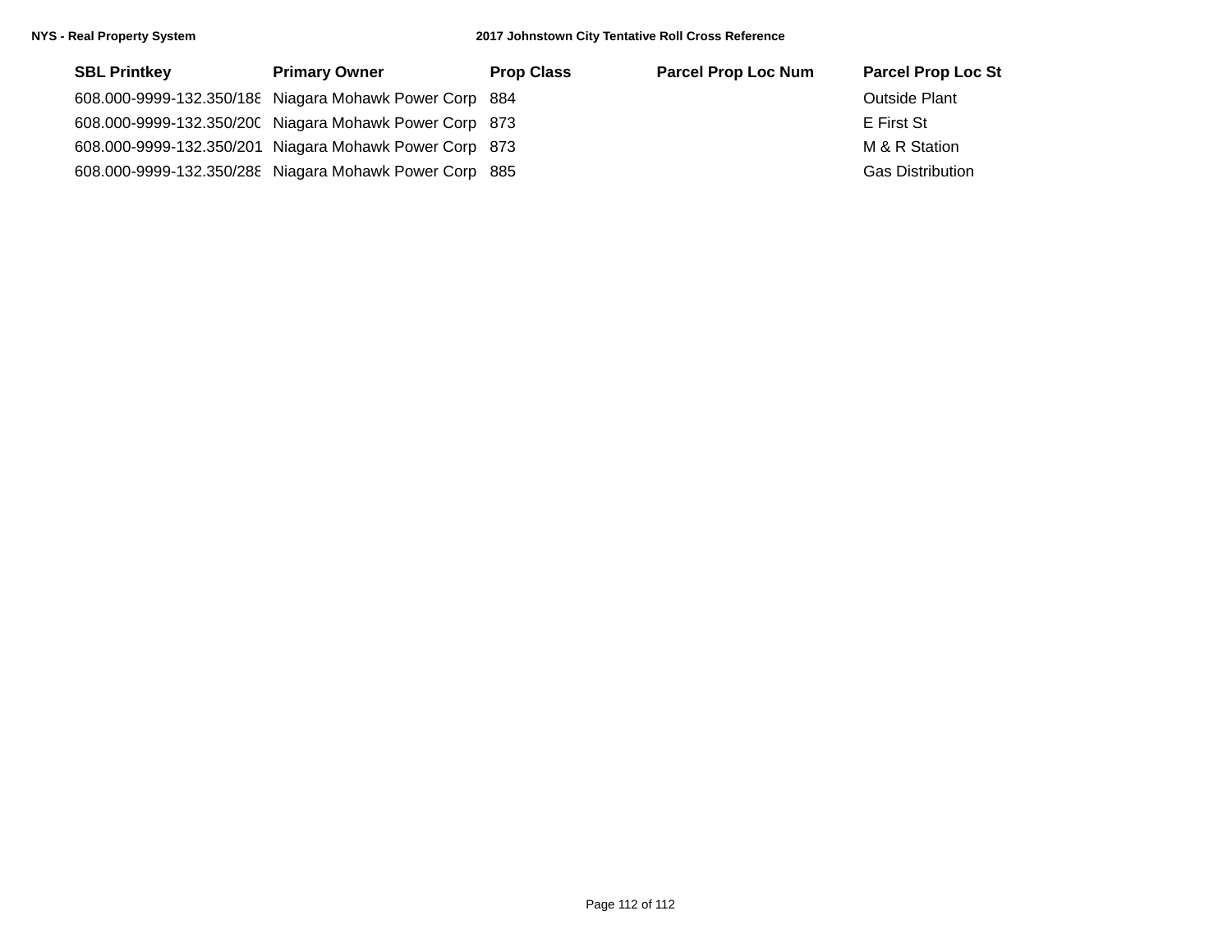| SBL Printkey | Primary Owner | Prop Class | Parcel Prop Loc Num | Parcel Prop Loc St |
|---|---|---|---|---|
| 608.000-9999-132.350/188 | Niagara Mohawk Power Corp | 884 | | Outside Plant |
| 608.000-9999-132.350/200 | Niagara Mohawk Power Corp | 873 | | E First St |
| 608.000-9999-132.350/201 | Niagara Mohawk Power Corp | 873 | | M & R Station |
| 608.000-9999-132.350/288 | Niagara Mohawk Power Corp | 885 | | Gas Distribution |